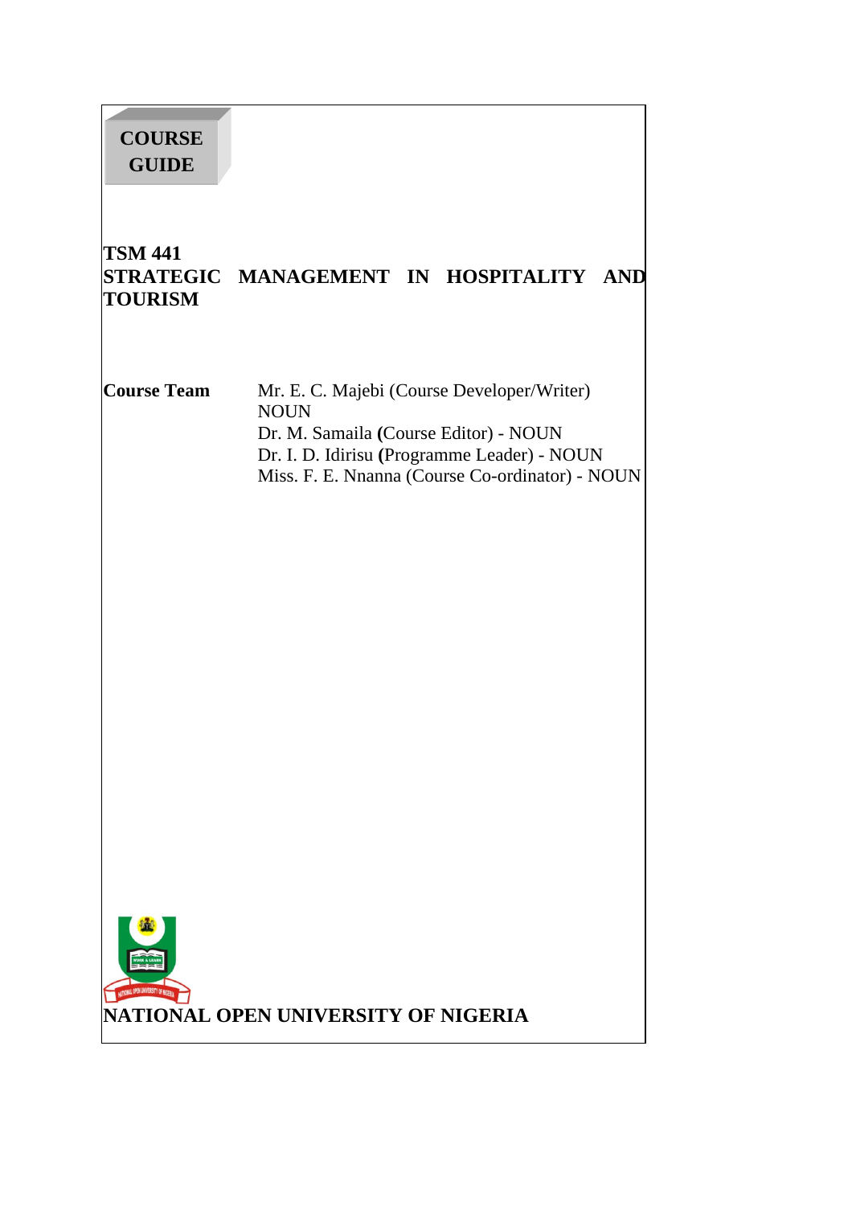**COURSE GUIDE**

# TSM 441
# STRATEGIC MANAGEMENT IN HOSPITALITY AND TOURISM

**Course Team**

Mr. E. C. Majebi (Course Developer/Writer) NOUN
Dr. M. Samaila **(**Course Editor) - NOUN
Dr. I. D. Idirisu **(**Programme Leader) - NOUN
Miss. F. E. Nnanna (Course Co-ordinator) - NOUN

**NATIONAL OPEN UNIVERSITY OF NIGERIA**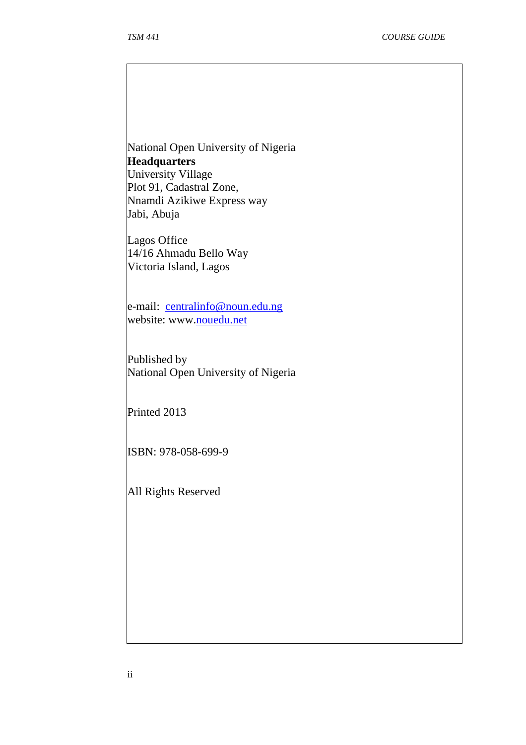National Open University of Nigeria
**Headquarters**
University Village
Plot 91, Cadastral Zone,
Nnamdi Azikiwe Express way
Jabi, Abuja

Lagos Office
14/16 Ahmadu Bello Way
Victoria Island, Lagos

e-mail: centralinfo@noun.edu.ng
website: www.nouedu.net

Published by
National Open University of Nigeria

Printed 2013

ISBN: 978-058-699-9

All Rights Reserved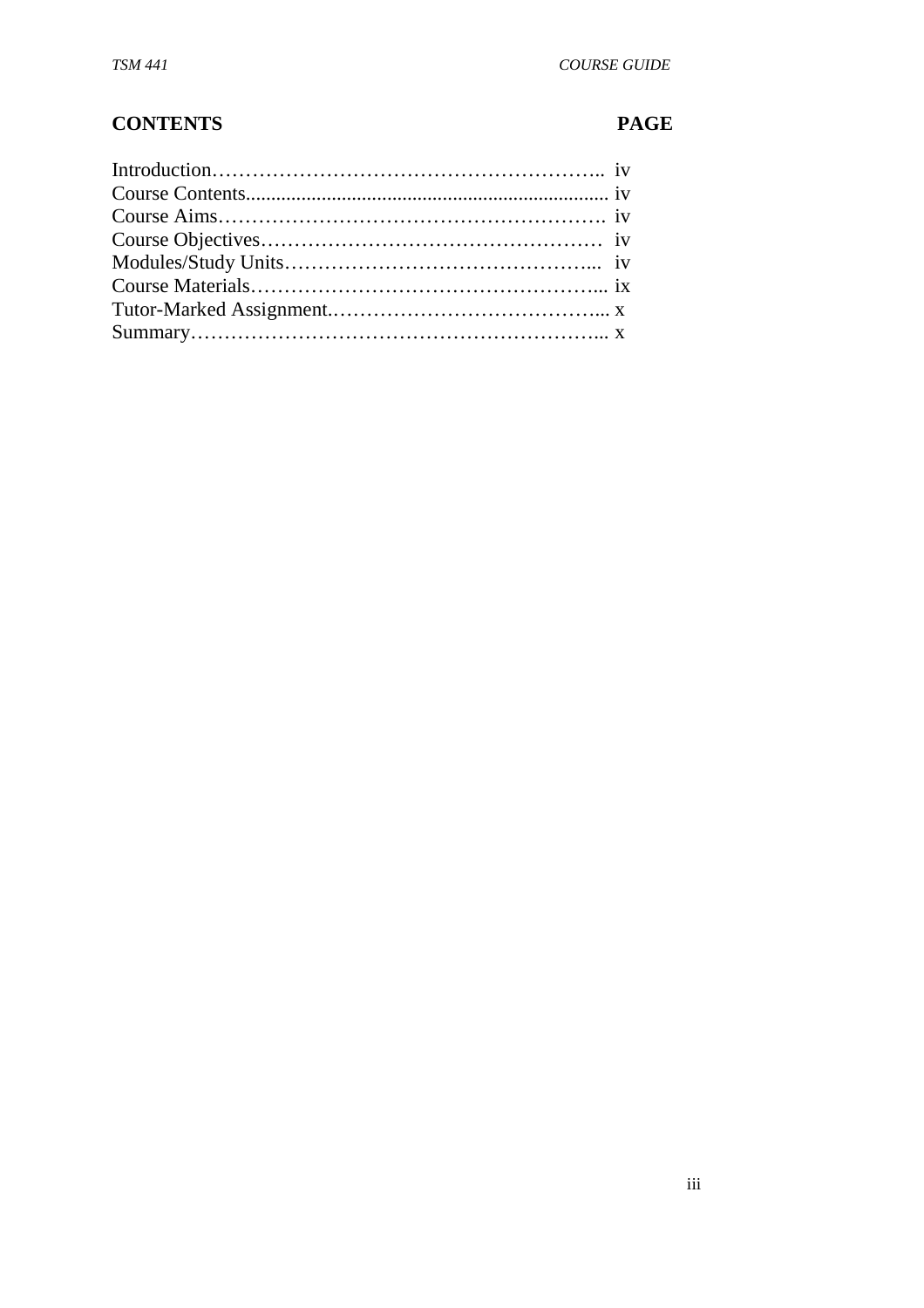| CONTENTS | PAGE |
|---|---|
| Introduction | iv |
| Course Contents | iv |
| Course Aims | iv |
| Course Objectives | iv |
| Modules/Study Units | iv |
| Course Materials | ix |
| Tutor-Marked Assignment | x |
| Summary | x |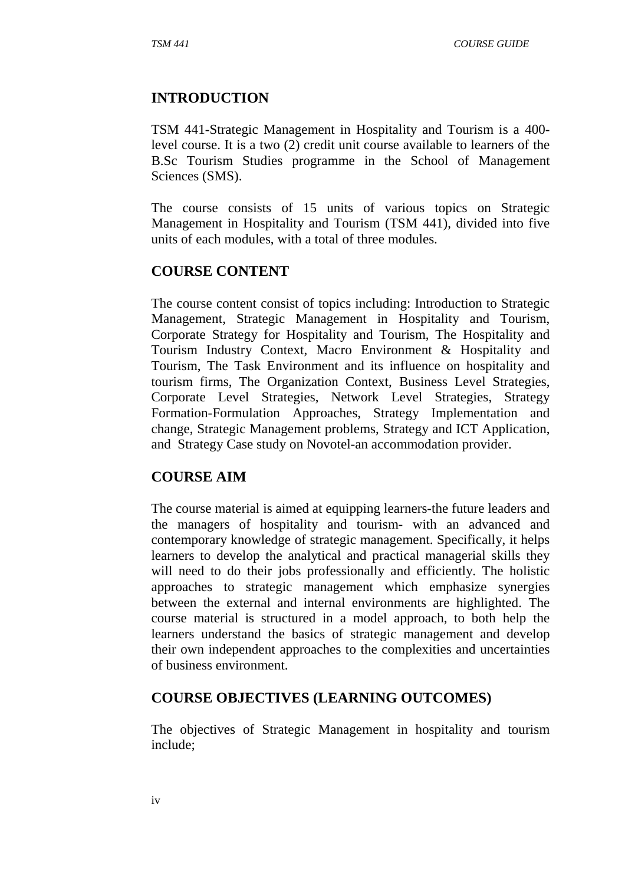## INTRODUCTION

TSM 441-Strategic Management in Hospitality and Tourism is a 400-level course. It is a two (2) credit unit course available to learners of the B.Sc Tourism Studies programme in the School of Management Sciences (SMS).

The course consists of 15 units of various topics on Strategic Management in Hospitality and Tourism (TSM 441), divided into five units of each modules, with a total of three modules.

## COURSE CONTENT

The course content consist of topics including: Introduction to Strategic Management, Strategic Management in Hospitality and Tourism, Corporate Strategy for Hospitality and Tourism, The Hospitality and Tourism Industry Context, Macro Environment & Hospitality and Tourism, The Task Environment and its influence on hospitality and tourism firms, The Organization Context, Business Level Strategies, Corporate Level Strategies, Network Level Strategies, Strategy Formation-Formulation Approaches, Strategy Implementation and change, Strategic Management problems, Strategy and ICT Application, and Strategy Case study on Novotel-an accommodation provider.

## COURSE AIM

The course material is aimed at equipping learners-the future leaders and the managers of hospitality and tourism- with an advanced and contemporary knowledge of strategic management. Specifically, it helps learners to develop the analytical and practical managerial skills they will need to do their jobs professionally and efficiently. The holistic approaches to strategic management which emphasize synergies between the external and internal environments are highlighted. The course material is structured in a model approach, to both help the learners understand the basics of strategic management and develop their own independent approaches to the complexities and uncertainties of business environment.

## COURSE OBJECTIVES (LEARNING OUTCOMES)

The objectives of Strategic Management in hospitality and tourism include;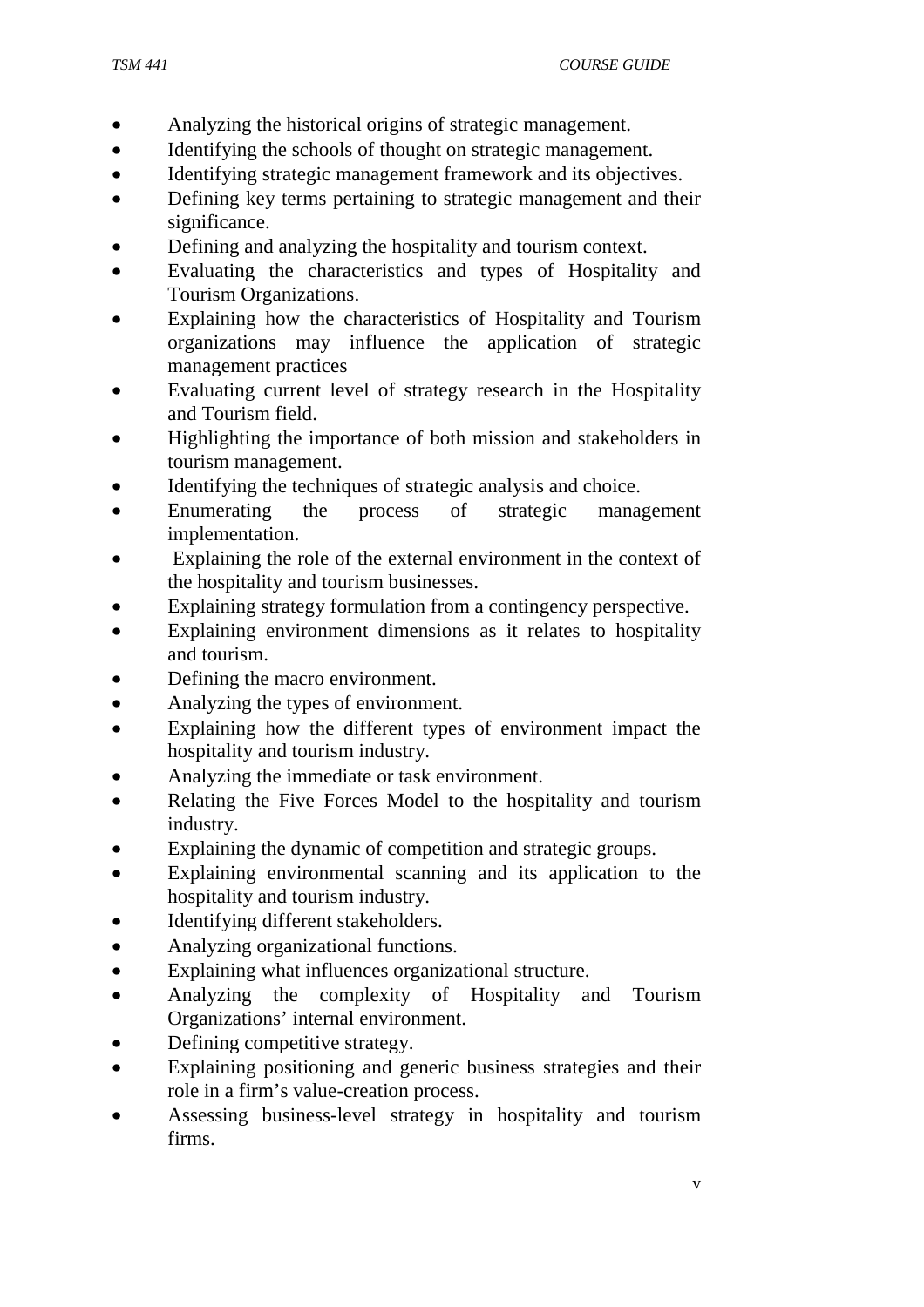- Analyzing the historical origins of strategic management.
- Identifying the schools of thought on strategic management.
- Identifying strategic management framework and its objectives.
- Defining key terms pertaining to strategic management and their significance.
- Defining and analyzing the hospitality and tourism context.
- Evaluating the characteristics and types of Hospitality and Tourism Organizations.
- Explaining how the characteristics of Hospitality and Tourism organizations may influence the application of strategic management practices
- Evaluating current level of strategy research in the Hospitality and Tourism field.
- Highlighting the importance of both mission and stakeholders in tourism management.
- Identifying the techniques of strategic analysis and choice.
- Enumerating the process of strategic management implementation.
- Explaining the role of the external environment in the context of the hospitality and tourism businesses.
- Explaining strategy formulation from a contingency perspective.
- Explaining environment dimensions as it relates to hospitality and tourism.
- Defining the macro environment.
- Analyzing the types of environment.
- Explaining how the different types of environment impact the hospitality and tourism industry.
- Analyzing the immediate or task environment.
- Relating the Five Forces Model to the hospitality and tourism industry.
- Explaining the dynamic of competition and strategic groups.
- Explaining environmental scanning and its application to the hospitality and tourism industry.
- Identifying different stakeholders.
- Analyzing organizational functions.
- Explaining what influences organizational structure.
- Analyzing the complexity of Hospitality and Tourism Organizations' internal environment.
- Defining competitive strategy.
- Explaining positioning and generic business strategies and their role in a firm's value-creation process.
- Assessing business-level strategy in hospitality and tourism firms.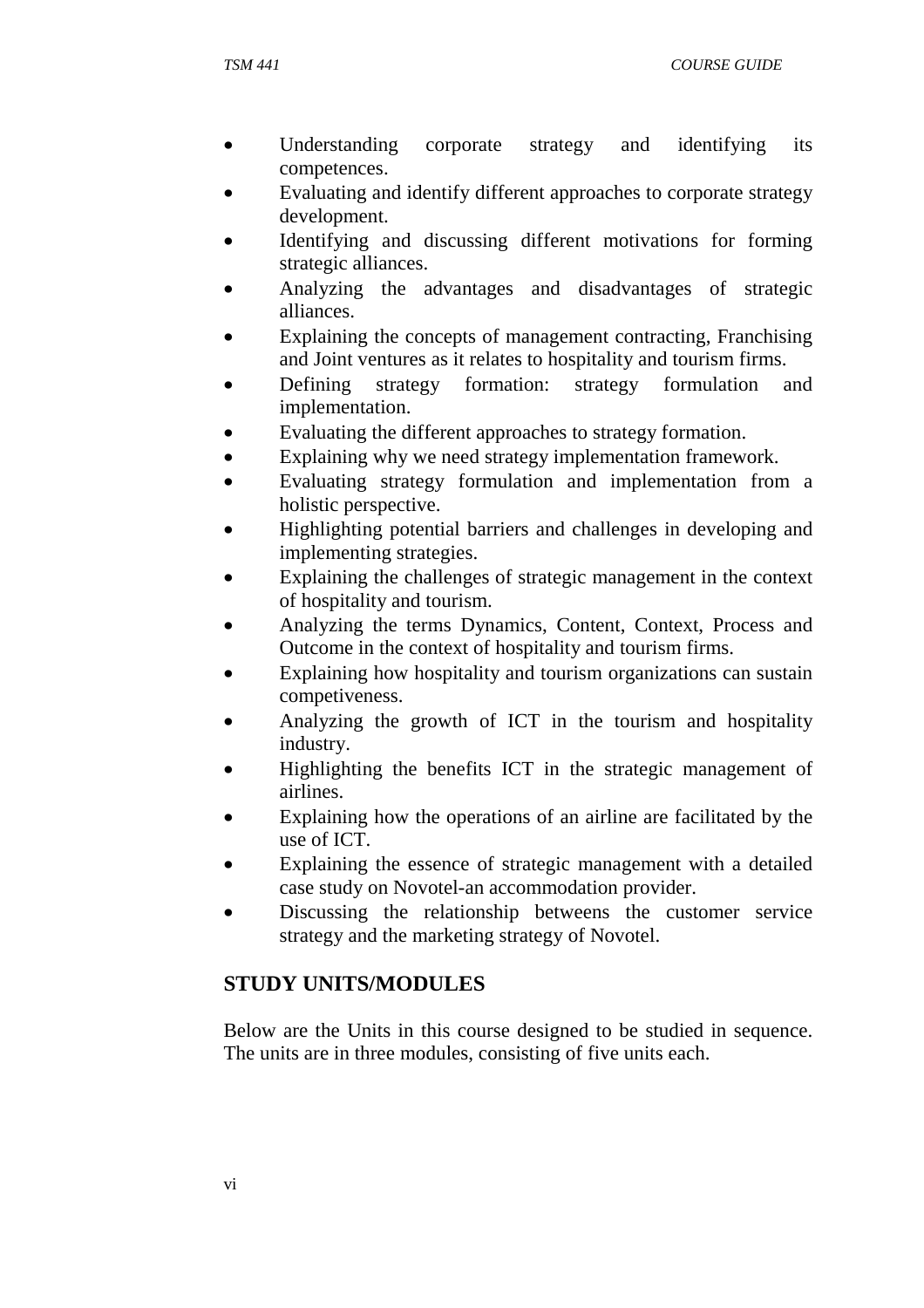- Understanding corporate strategy and identifying its competences.
- Evaluating and identify different approaches to corporate strategy development.
- Identifying and discussing different motivations for forming strategic alliances.
- Analyzing the advantages and disadvantages of strategic alliances.
- Explaining the concepts of management contracting, Franchising and Joint ventures as it relates to hospitality and tourism firms.
- Defining strategy formation: strategy formulation and implementation.
- Evaluating the different approaches to strategy formation.
- Explaining why we need strategy implementation framework.
- Evaluating strategy formulation and implementation from a holistic perspective.
- Highlighting potential barriers and challenges in developing and implementing strategies.
- Explaining the challenges of strategic management in the context of hospitality and tourism.
- Analyzing the terms Dynamics, Content, Context, Process and Outcome in the context of hospitality and tourism firms.
- Explaining how hospitality and tourism organizations can sustain competiveness.
- Analyzing the growth of ICT in the tourism and hospitality industry.
- Highlighting the benefits ICT in the strategic management of airlines.
- Explaining how the operations of an airline are facilitated by the use of ICT.
- Explaining the essence of strategic management with a detailed case study on Novotel-an accommodation provider.
- Discussing the relationship betweens the customer service strategy and the marketing strategy of Novotel.

## STUDY UNITS/MODULES

Below are the Units in this course designed to be studied in sequence. The units are in three modules, consisting of five units each.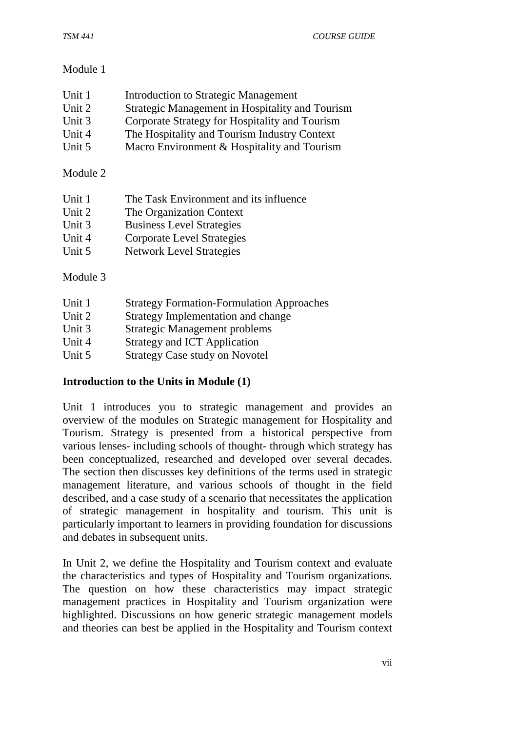Module 1

| | |
|---|---|
| Unit 1 | Introduction to Strategic Management |
| Unit 2 | Strategic Management in Hospitality and Tourism |
| Unit 3 | Corporate Strategy for Hospitality and Tourism |
| Unit 4 | The Hospitality and Tourism Industry Context |
| Unit 5 | Macro Environment & Hospitality and Tourism |

Module 2

| | |
|---|---|
| Unit 1 | The Task Environment and its influence |
| Unit 2 | The Organization Context |
| Unit 3 | Business Level Strategies |
| Unit 4 | Corporate Level Strategies |
| Unit 5 | Network Level Strategies |

Module 3

| | |
|---|---|
| Unit 1 | Strategy Formation-Formulation Approaches |
| Unit 2 | Strategy Implementation and change |
| Unit 3 | Strategic Management problems |
| Unit 4 | Strategy and ICT Application |
| Unit 5 | Strategy Case study on Novotel |

**Introduction to the Units in Module (1)**

Unit 1 introduces you to strategic management and provides an overview of the modules on Strategic management for Hospitality and Tourism. Strategy is presented from a historical perspective from various lenses- including schools of thought- through which strategy has been conceptualized, researched and developed over several decades. The section then discusses key definitions of the terms used in strategic management literature, and various schools of thought in the field described, and a case study of a scenario that necessitates the application of strategic management in hospitality and tourism. This unit is particularly important to learners in providing foundation for discussions and debates in subsequent units.

In Unit 2, we define the Hospitality and Tourism context and evaluate the characteristics and types of Hospitality and Tourism organizations. The question on how these characteristics may impact strategic management practices in Hospitality and Tourism organization were highlighted. Discussions on how generic strategic management models and theories can best be applied in the Hospitality and Tourism context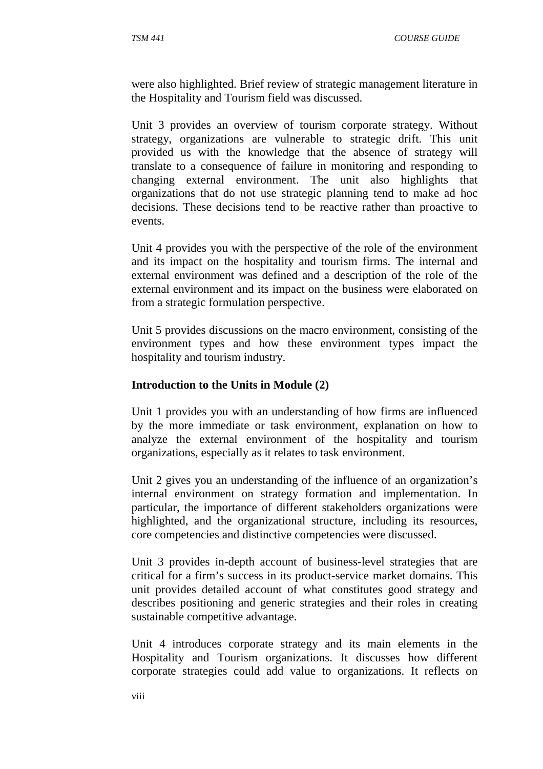were also highlighted. Brief review of strategic management literature in the Hospitality and Tourism field was discussed.

Unit 3 provides an overview of tourism corporate strategy. Without strategy, organizations are vulnerable to strategic drift. This unit provided us with the knowledge that the absence of strategy will translate to a consequence of failure in monitoring and responding to changing external environment. The unit also highlights that organizations that do not use strategic planning tend to make ad hoc decisions. These decisions tend to be reactive rather than proactive to events.

Unit 4 provides you with the perspective of the role of the environment and its impact on the hospitality and tourism firms. The internal and external environment was defined and a description of the role of the external environment and its impact on the business were elaborated on from a strategic formulation perspective.

Unit 5 provides discussions on the macro environment, consisting of the environment types and how these environment types impact the hospitality and tourism industry.

**Introduction to the Units in Module (2)**

Unit 1 provides you with an understanding of how firms are influenced by the more immediate or task environment, explanation on how to analyze the external environment of the hospitality and tourism organizations, especially as it relates to task environment.

Unit 2 gives you an understanding of the influence of an organization's internal environment on strategy formation and implementation. In particular, the importance of different stakeholders organizations were highlighted, and the organizational structure, including its resources, core competencies and distinctive competencies were discussed.

Unit 3 provides in-depth account of business-level strategies that are critical for a firm's success in its product-service market domains. This unit provides detailed account of what constitutes good strategy and describes positioning and generic strategies and their roles in creating sustainable competitive advantage.

Unit 4 introduces corporate strategy and its main elements in the Hospitality and Tourism organizations. It discusses how different corporate strategies could add value to organizations. It reflects on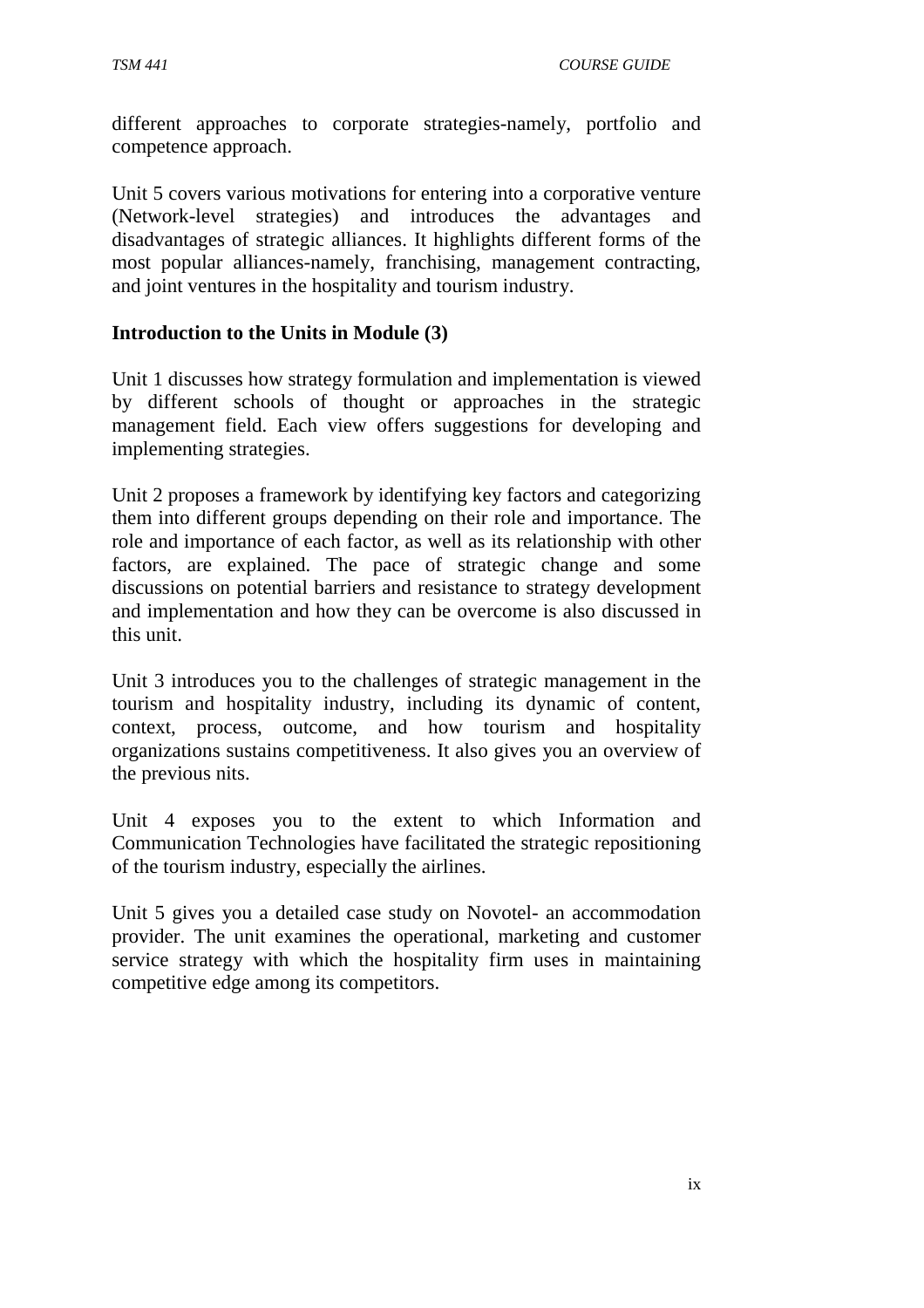different approaches to corporate strategies-namely, portfolio and competence approach.

Unit 5 covers various motivations for entering into a corporative venture (Network-level strategies) and introduces the advantages and disadvantages of strategic alliances. It highlights different forms of the most popular alliances-namely, franchising, management contracting, and joint ventures in the hospitality and tourism industry.

**Introduction to the Units in Module (3)**

Unit 1 discusses how strategy formulation and implementation is viewed by different schools of thought or approaches in the strategic management field. Each view offers suggestions for developing and implementing strategies.

Unit 2 proposes a framework by identifying key factors and categorizing them into different groups depending on their role and importance. The role and importance of each factor, as well as its relationship with other factors, are explained. The pace of strategic change and some discussions on potential barriers and resistance to strategy development and implementation and how they can be overcome is also discussed in this unit.

Unit 3 introduces you to the challenges of strategic management in the tourism and hospitality industry, including its dynamic of content, context, process, outcome, and how tourism and hospitality organizations sustains competitiveness. It also gives you an overview of the previous nits.

Unit 4 exposes you to the extent to which Information and Communication Technologies have facilitated the strategic repositioning of the tourism industry, especially the airlines.

Unit 5 gives you a detailed case study on Novotel- an accommodation provider. The unit examines the operational, marketing and customer service strategy with which the hospitality firm uses in maintaining competitive edge among its competitors.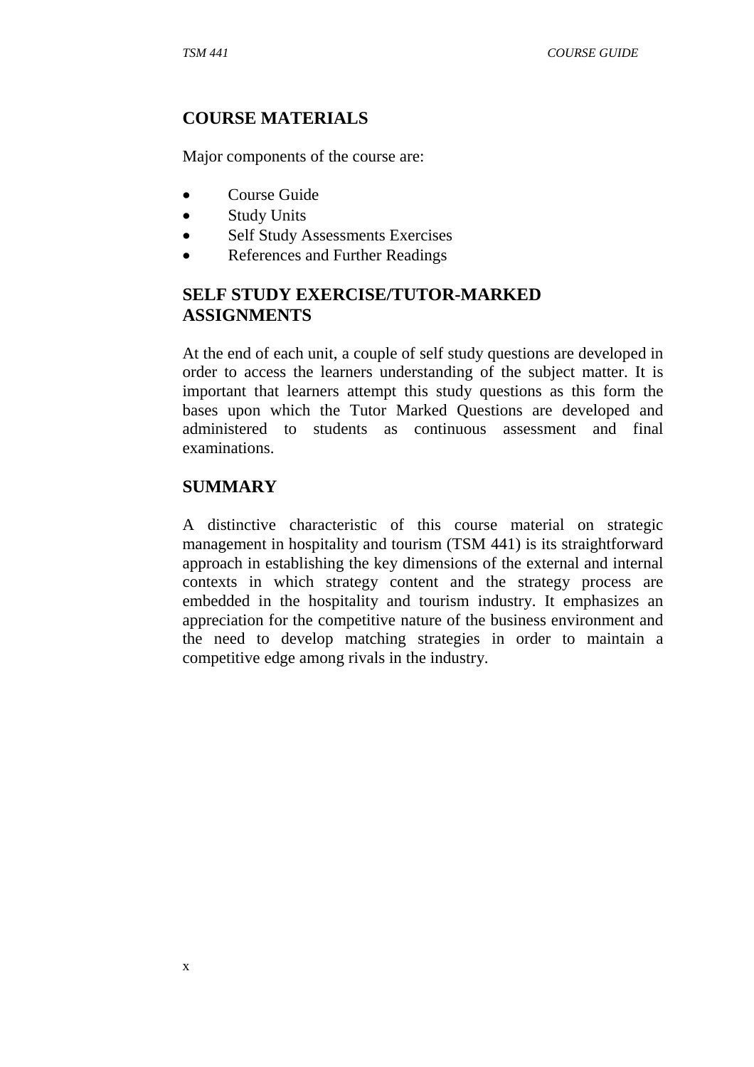## COURSE MATERIALS

Major components of the course are:

- Course Guide
- Study Units
- Self Study Assessments Exercises
- References and Further Readings

## SELF STUDY EXERCISE/TUTOR-MARKED ASSIGNMENTS

At the end of each unit, a couple of self study questions are developed in order to access the learners understanding of the subject matter. It is important that learners attempt this study questions as this form the bases upon which the Tutor Marked Questions are developed and administered to students as continuous assessment and final examinations.

## SUMMARY

A distinctive characteristic of this course material on strategic management in hospitality and tourism (TSM 441) is its straightforward approach in establishing the key dimensions of the external and internal contexts in which strategy content and the strategy process are embedded in the hospitality and tourism industry. It emphasizes an appreciation for the competitive nature of the business environment and the need to develop matching strategies in order to maintain a competitive edge among rivals in the industry.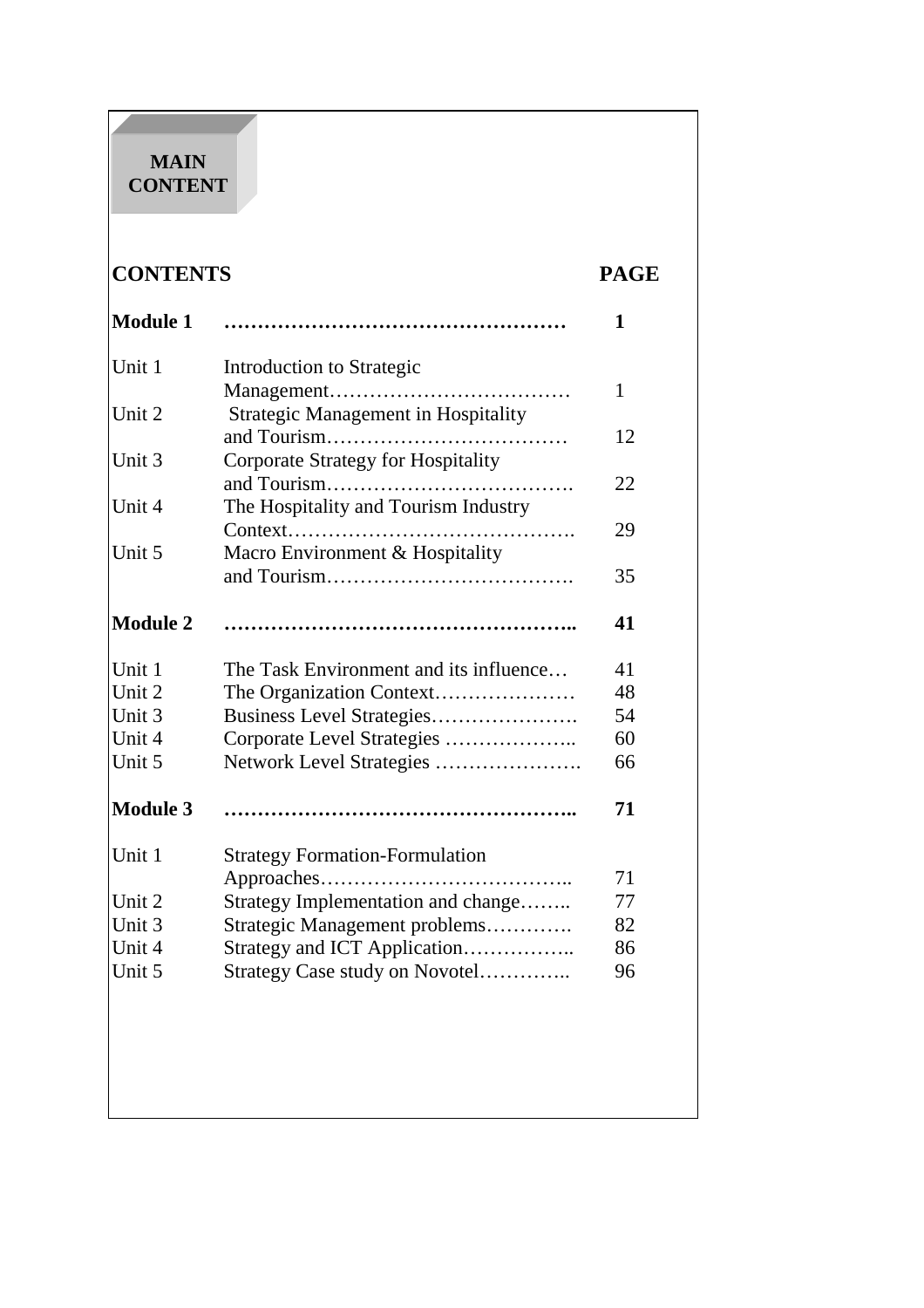**MAIN CONTENT**

| CONTENTS | | PAGE |
|---|---|---|
| **Module 1** | **…………………………………………** | **1** |
| Unit 1 | Introduction to Strategic Management……………………………… | 1 |
| Unit 2 | Strategic Management in Hospitality and Tourism……………………………… | 12 |
| Unit 3 | Corporate Strategy for Hospitality and Tourism………………………………. | 22 |
| Unit 4 | The Hospitality and Tourism Industry Context……………………………………. | 29 |
| Unit 5 | Macro Environment & Hospitality and Tourism………………………………. | 35 |
| **Module 2** | **…………………………………………..** | **41** |
| Unit 1 | The Task Environment and its influence… | 41 |
| Unit 2 | The Organization Context………………… | 48 |
| Unit 3 | Business Level Strategies…………………. | 54 |
| Unit 4 | Corporate Level Strategies ……………….. | 60 |
| Unit 5 | Network Level Strategies …………………. | 66 |
| **Module 3** | **…………………………………………..** | **71** |
| Unit 1 | Strategy Formation-Formulation Approaches……………………………….. | 71 |
| Unit 2 | Strategy Implementation and change…….. | 77 |
| Unit 3 | Strategic Management problems…………. | 82 |
| Unit 4 | Strategy and ICT Application…………….. | 86 |
| Unit 5 | Strategy Case study on Novotel………….. | 96 |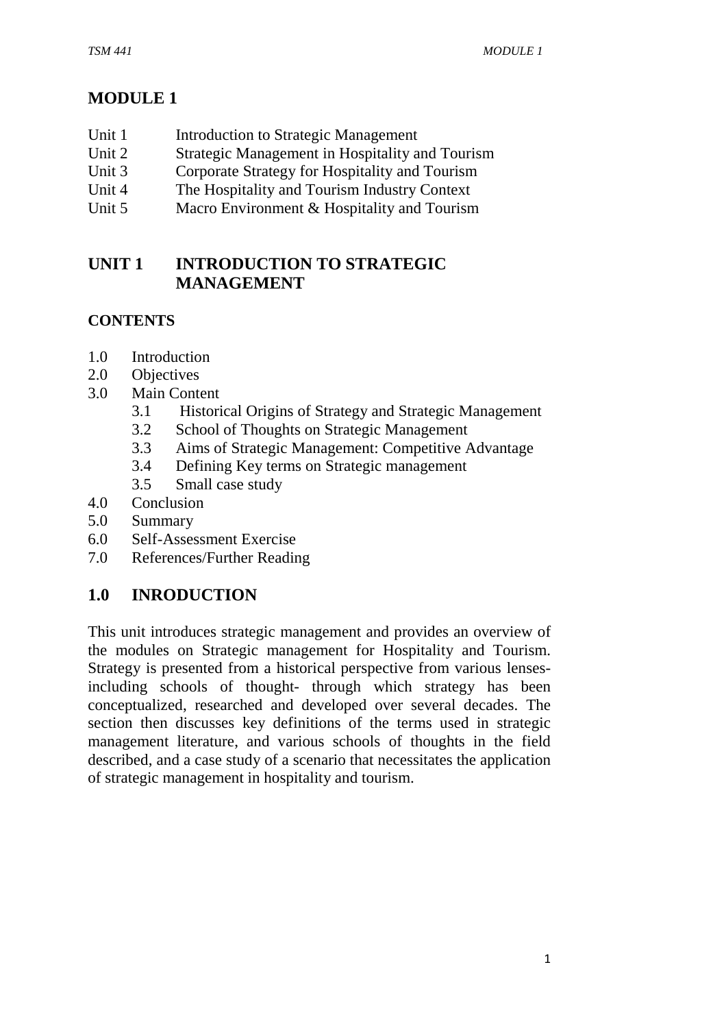# MODULE 1

| | |
|---|---|
| Unit 1 | Introduction to Strategic Management |
| Unit 2 | Strategic Management in Hospitality and Tourism |
| Unit 3 | Corporate Strategy for Hospitality and Tourism |
| Unit 4 | The Hospitality and Tourism Industry Context |
| Unit 5 | Macro Environment & Hospitality and Tourism |

## UNIT 1 INTRODUCTION TO STRATEGIC MANAGEMENT

**CONTENTS**

1.0 Introduction
2.0 Objectives
3.0 Main Content
    3.1 Historical Origins of Strategy and Strategic Management
    3.2 School of Thoughts on Strategic Management
    3.3 Aims of Strategic Management: Competitive Advantage
    3.4 Defining Key terms on Strategic management
    3.5 Small case study
4.0 Conclusion
5.0 Summary
6.0 Self-Assessment Exercise
7.0 References/Further Reading

## 1.0 INRODUCTION

This unit introduces strategic management and provides an overview of the modules on Strategic management for Hospitality and Tourism. Strategy is presented from a historical perspective from various lenses- including schools of thought- through which strategy has been conceptualized, researched and developed over several decades. The section then discusses key definitions of the terms used in strategic management literature, and various schools of thoughts in the field described, and a case study of a scenario that necessitates the application of strategic management in hospitality and tourism.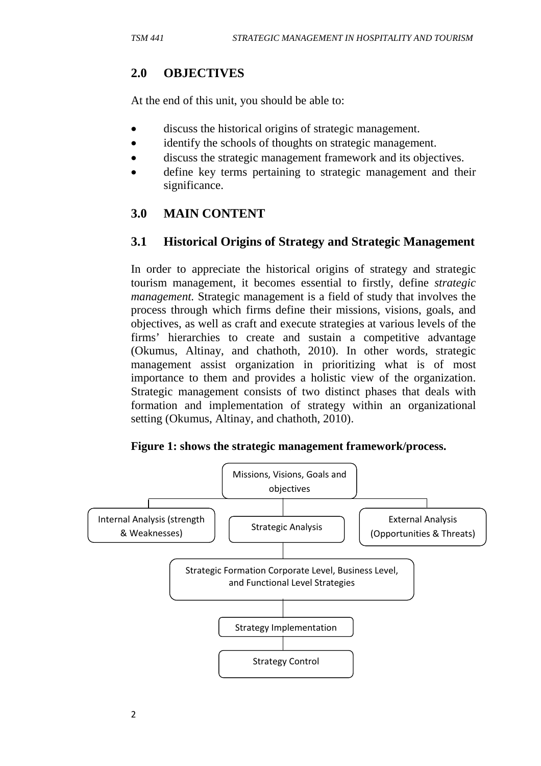## 2.0 OBJECTIVES

At the end of this unit, you should be able to:

- discuss the historical origins of strategic management.
- identify the schools of thoughts on strategic management.
- discuss the strategic management framework and its objectives.
- define key terms pertaining to strategic management and their significance.

## 3.0 MAIN CONTENT

### 3.1 Historical Origins of Strategy and Strategic Management

In order to appreciate the historical origins of strategy and strategic tourism management, it becomes essential to firstly, define *strategic management.* Strategic management is a field of study that involves the process through which firms define their missions, visions, goals, and objectives, as well as craft and execute strategies at various levels of the firms' hierarchies to create and sustain a competitive advantage (Okumus, Altinay, and chathoth, 2010). In other words, strategic management assist organization in prioritizing what is of most importance to them and provides a holistic view of the organization. Strategic management consists of two distinct phases that deals with formation and implementation of strategy within an organizational setting (Okumus, Altinay, and chathoth, 2010).

**Figure 1: shows the strategic management framework/process.**

Missions, Visions, Goals and objectives

Internal Analysis (strength & Weaknesses) | Strategic Analysis | External Analysis (Opportunities & Threats)

Strategic Formation Corporate Level, Business Level, and Functional Level Strategies

Strategy Implementation

Strategy Control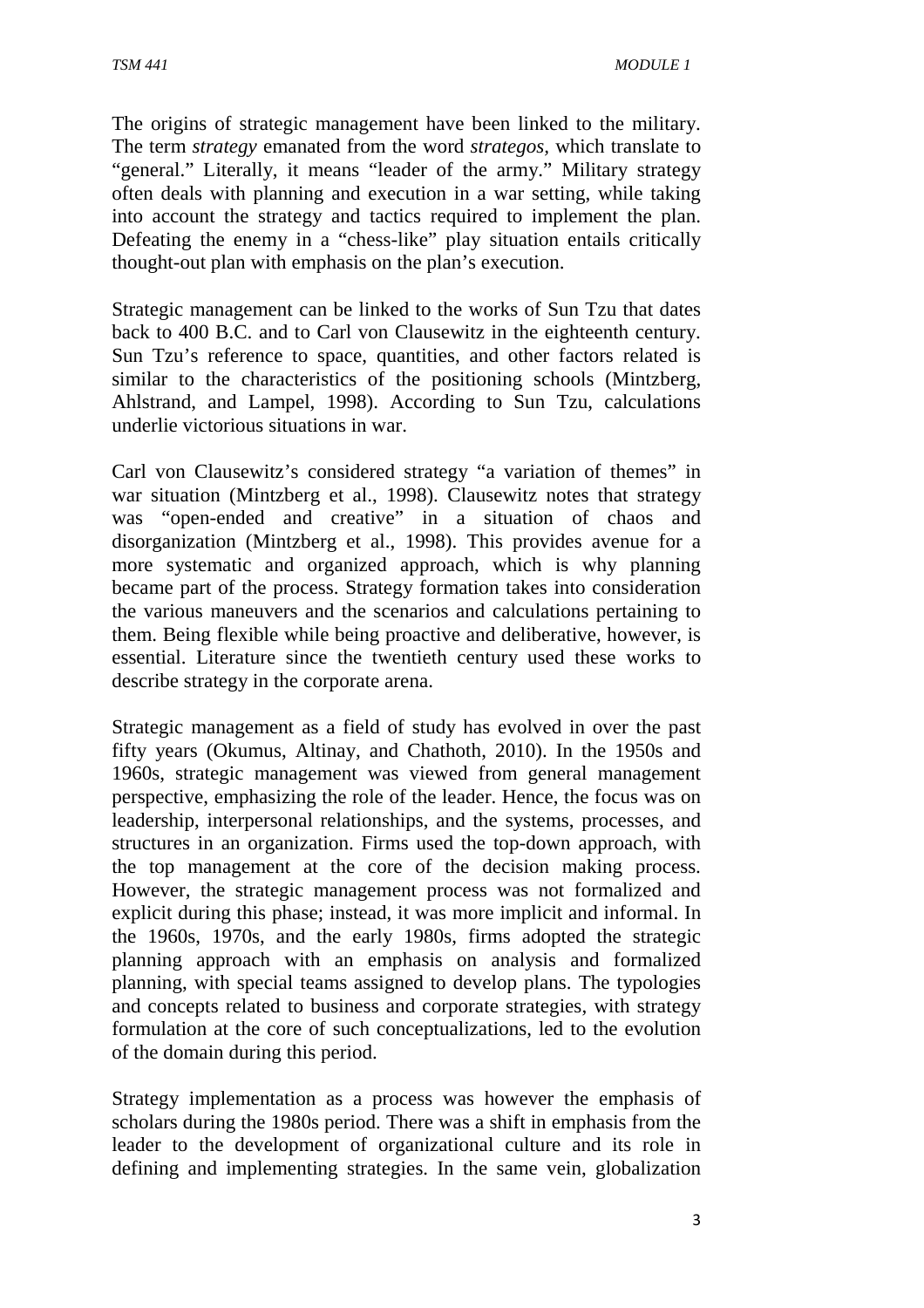The origins of strategic management have been linked to the military. The term *strategy* emanated from the word *strategos*, which translate to "general." Literally, it means "leader of the army." Military strategy often deals with planning and execution in a war setting, while taking into account the strategy and tactics required to implement the plan. Defeating the enemy in a "chess-like" play situation entails critically thought-out plan with emphasis on the plan's execution.

Strategic management can be linked to the works of Sun Tzu that dates back to 400 B.C. and to Carl von Clausewitz in the eighteenth century. Sun Tzu's reference to space, quantities, and other factors related is similar to the characteristics of the positioning schools (Mintzberg, Ahlstrand, and Lampel, 1998). According to Sun Tzu, calculations underlie victorious situations in war.

Carl von Clausewitz's considered strategy "a variation of themes" in war situation (Mintzberg et al., 1998). Clausewitz notes that strategy was "open-ended and creative" in a situation of chaos and disorganization (Mintzberg et al., 1998). This provides avenue for a more systematic and organized approach, which is why planning became part of the process. Strategy formation takes into consideration the various maneuvers and the scenarios and calculations pertaining to them. Being flexible while being proactive and deliberative, however, is essential. Literature since the twentieth century used these works to describe strategy in the corporate arena.

Strategic management as a field of study has evolved in over the past fifty years (Okumus, Altinay, and Chathoth, 2010). In the 1950s and 1960s, strategic management was viewed from general management perspective, emphasizing the role of the leader. Hence, the focus was on leadership, interpersonal relationships, and the systems, processes, and structures in an organization. Firms used the top-down approach, with the top management at the core of the decision making process. However, the strategic management process was not formalized and explicit during this phase; instead, it was more implicit and informal. In the 1960s, 1970s, and the early 1980s, firms adopted the strategic planning approach with an emphasis on analysis and formalized planning, with special teams assigned to develop plans. The typologies and concepts related to business and corporate strategies, with strategy formulation at the core of such conceptualizations, led to the evolution of the domain during this period.

Strategy implementation as a process was however the emphasis of scholars during the 1980s period. There was a shift in emphasis from the leader to the development of organizational culture and its role in defining and implementing strategies. In the same vein, globalization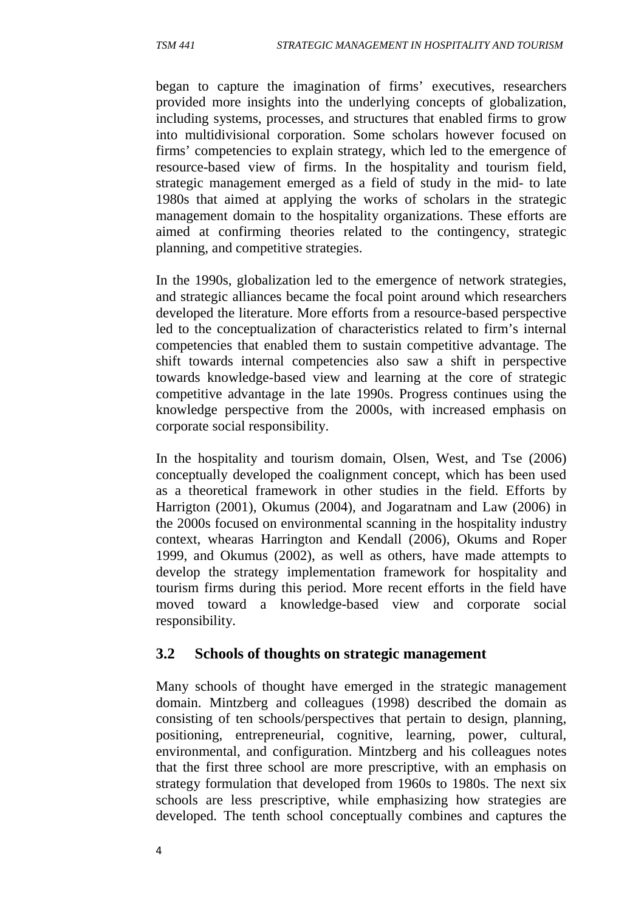began to capture the imagination of firms' executives, researchers provided more insights into the underlying concepts of globalization, including systems, processes, and structures that enabled firms to grow into multidivisional corporation. Some scholars however focused on firms' competencies to explain strategy, which led to the emergence of resource-based view of firms. In the hospitality and tourism field, strategic management emerged as a field of study in the mid- to late 1980s that aimed at applying the works of scholars in the strategic management domain to the hospitality organizations. These efforts are aimed at confirming theories related to the contingency, strategic planning, and competitive strategies.

In the 1990s, globalization led to the emergence of network strategies, and strategic alliances became the focal point around which researchers developed the literature. More efforts from a resource-based perspective led to the conceptualization of characteristics related to firm's internal competencies that enabled them to sustain competitive advantage. The shift towards internal competencies also saw a shift in perspective towards knowledge-based view and learning at the core of strategic competitive advantage in the late 1990s. Progress continues using the knowledge perspective from the 2000s, with increased emphasis on corporate social responsibility.

In the hospitality and tourism domain, Olsen, West, and Tse (2006) conceptually developed the coalignment concept, which has been used as a theoretical framework in other studies in the field. Efforts by Harrigton (2001), Okumus (2004), and Jogaratnam and Law (2006) in the 2000s focused on environmental scanning in the hospitality industry context, whearas Harrington and Kendall (2006), Okums and Roper 1999, and Okumus (2002), as well as others, have made attempts to develop the strategy implementation framework for hospitality and tourism firms during this period. More recent efforts in the field have moved toward a knowledge-based view and corporate social responsibility.

## 3.2 Schools of thoughts on strategic management

Many schools of thought have emerged in the strategic management domain. Mintzberg and colleagues (1998) described the domain as consisting of ten schools/perspectives that pertain to design, planning, positioning, entrepreneurial, cognitive, learning, power, cultural, environmental, and configuration. Mintzberg and his colleagues notes that the first three school are more prescriptive, with an emphasis on strategy formulation that developed from 1960s to 1980s. The next six schools are less prescriptive, while emphasizing how strategies are developed. The tenth school conceptually combines and captures the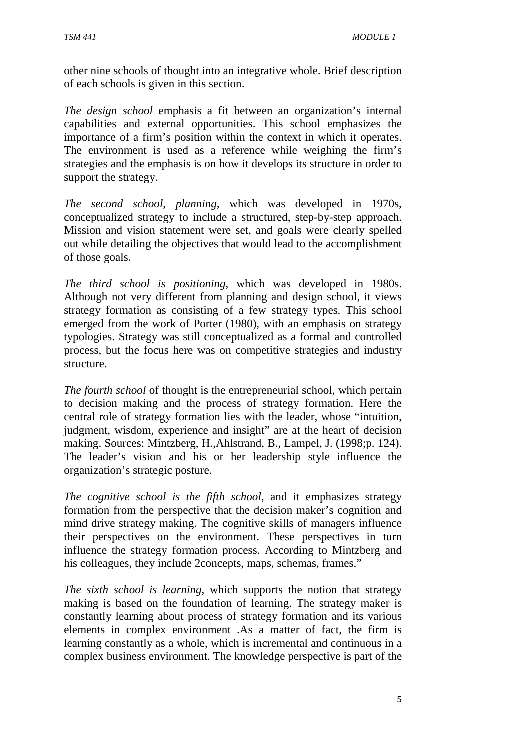other nine schools of thought into an integrative whole. Brief description of each schools is given in this section.

*The design school* emphasis a fit between an organization's internal capabilities and external opportunities. This school emphasizes the importance of a firm's position within the context in which it operates. The environment is used as a reference while weighing the firm's strategies and the emphasis is on how it develops its structure in order to support the strategy.

*The second school, planning*, which was developed in 1970s, conceptualized strategy to include a structured, step-by-step approach. Mission and vision statement were set, and goals were clearly spelled out while detailing the objectives that would lead to the accomplishment of those goals.

*The third school is positioning*, which was developed in 1980s. Although not very different from planning and design school, it views strategy formation as consisting of a few strategy types. This school emerged from the work of Porter (1980), with an emphasis on strategy typologies. Strategy was still conceptualized as a formal and controlled process, but the focus here was on competitive strategies and industry structure.

*The fourth school* of thought is the entrepreneurial school, which pertain to decision making and the process of strategy formation. Here the central role of strategy formation lies with the leader, whose "intuition, judgment, wisdom, experience and insight" are at the heart of decision making. Sources: Mintzberg, H.,Ahlstrand, B., Lampel, J. (1998;p. 124). The leader's vision and his or her leadership style influence the organization's strategic posture.

*The cognitive school is the fifth school*, and it emphasizes strategy formation from the perspective that the decision maker's cognition and mind drive strategy making. The cognitive skills of managers influence their perspectives on the environment. These perspectives in turn influence the strategy formation process. According to Mintzberg and his colleagues, they include 2concepts, maps, schemas, frames."

*The sixth school is learning*, which supports the notion that strategy making is based on the foundation of learning. The strategy maker is constantly learning about process of strategy formation and its various elements in complex environment .As a matter of fact, the firm is learning constantly as a whole, which is incremental and continuous in a complex business environment. The knowledge perspective is part of the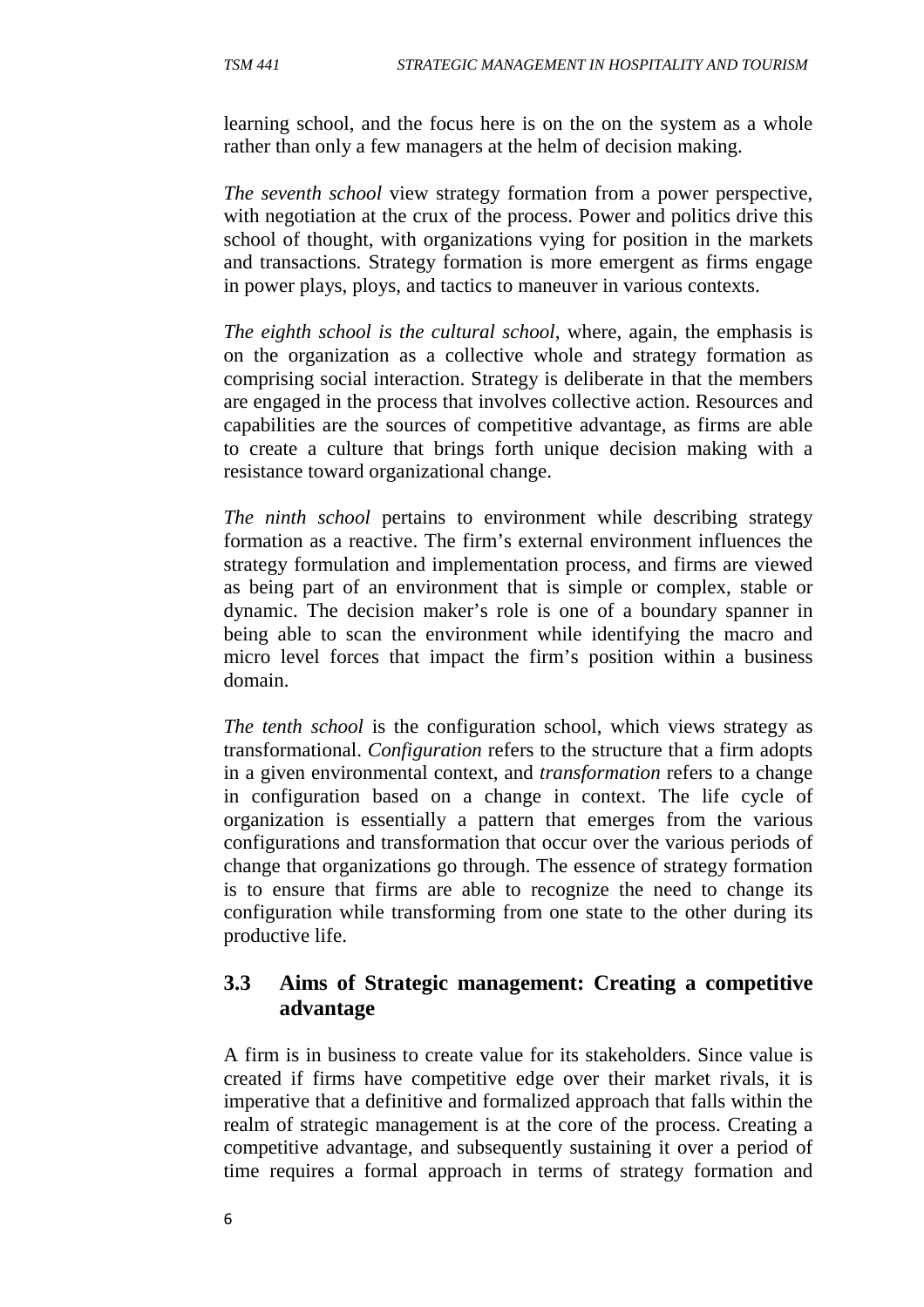learning school, and the focus here is on the on the system as a whole rather than only a few managers at the helm of decision making.

*The seventh school* view strategy formation from a power perspective, with negotiation at the crux of the process. Power and politics drive this school of thought, with organizations vying for position in the markets and transactions. Strategy formation is more emergent as firms engage in power plays, ploys, and tactics to maneuver in various contexts.

*The eighth school is the cultural school*, where, again, the emphasis is on the organization as a collective whole and strategy formation as comprising social interaction. Strategy is deliberate in that the members are engaged in the process that involves collective action. Resources and capabilities are the sources of competitive advantage, as firms are able to create a culture that brings forth unique decision making with a resistance toward organizational change.

*The ninth school* pertains to environment while describing strategy formation as a reactive. The firm's external environment influences the strategy formulation and implementation process, and firms are viewed as being part of an environment that is simple or complex, stable or dynamic. The decision maker's role is one of a boundary spanner in being able to scan the environment while identifying the macro and micro level forces that impact the firm's position within a business domain.

*The tenth school* is the configuration school, which views strategy as transformational. *Configuration* refers to the structure that a firm adopts in a given environmental context, and *transformation* refers to a change in configuration based on a change in context. The life cycle of organization is essentially a pattern that emerges from the various configurations and transformation that occur over the various periods of change that organizations go through. The essence of strategy formation is to ensure that firms are able to recognize the need to change its configuration while transforming from one state to the other during its productive life.

## 3.3 Aims of Strategic management: Creating a competitive advantage

A firm is in business to create value for its stakeholders. Since value is created if firms have competitive edge over their market rivals, it is imperative that a definitive and formalized approach that falls within the realm of strategic management is at the core of the process. Creating a competitive advantage, and subsequently sustaining it over a period of time requires a formal approach in terms of strategy formation and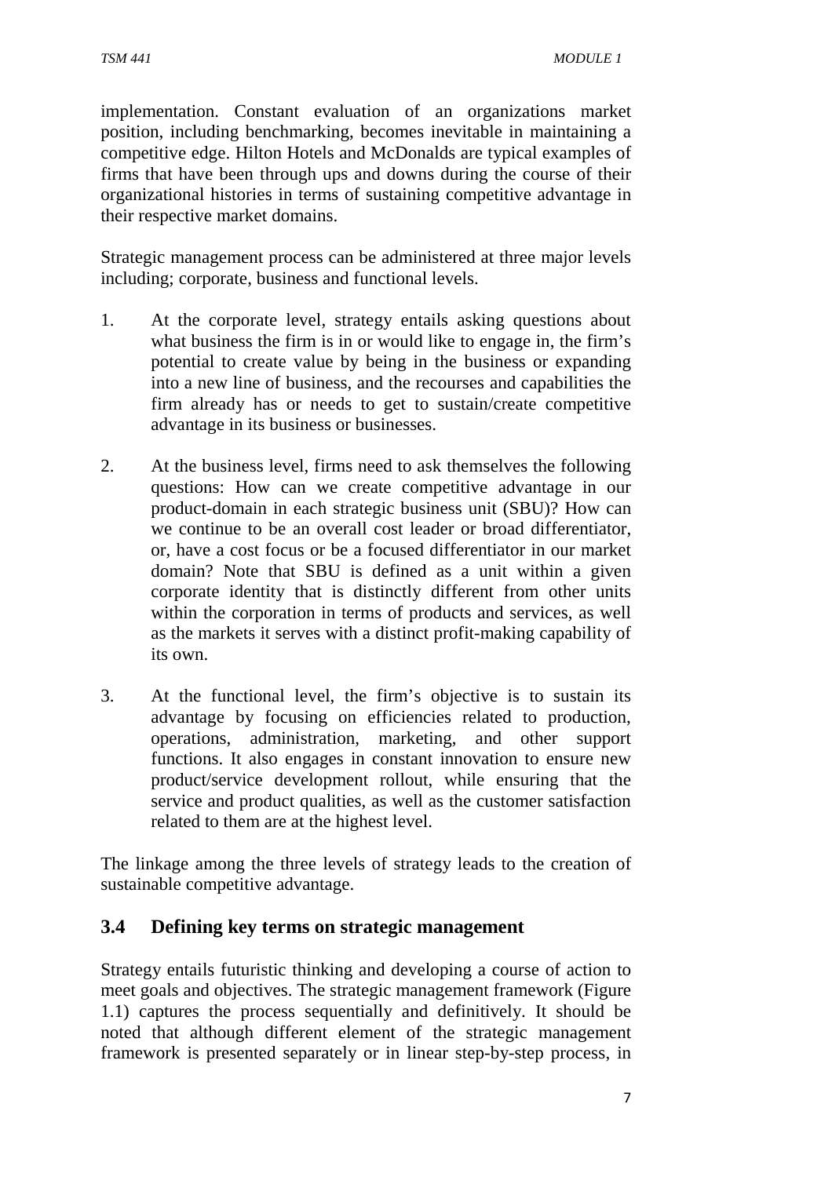implementation. Constant evaluation of an organizations market position, including benchmarking, becomes inevitable in maintaining a competitive edge. Hilton Hotels and McDonalds are typical examples of firms that have been through ups and downs during the course of their organizational histories in terms of sustaining competitive advantage in their respective market domains.

Strategic management process can be administered at three major levels including; corporate, business and functional levels.

1. At the corporate level, strategy entails asking questions about what business the firm is in or would like to engage in, the firm's potential to create value by being in the business or expanding into a new line of business, and the recourses and capabilities the firm already has or needs to get to sustain/create competitive advantage in its business or businesses.

2. At the business level, firms need to ask themselves the following questions: How can we create competitive advantage in our product-domain in each strategic business unit (SBU)? How can we continue to be an overall cost leader or broad differentiator, or, have a cost focus or be a focused differentiator in our market domain? Note that SBU is defined as a unit within a given corporate identity that is distinctly different from other units within the corporation in terms of products and services, as well as the markets it serves with a distinct profit-making capability of its own.

3. At the functional level, the firm's objective is to sustain its advantage by focusing on efficiencies related to production, operations, administration, marketing, and other support functions. It also engages in constant innovation to ensure new product/service development rollout, while ensuring that the service and product qualities, as well as the customer satisfaction related to them are at the highest level.

The linkage among the three levels of strategy leads to the creation of sustainable competitive advantage.

### 3.4 Defining key terms on strategic management

Strategy entails futuristic thinking and developing a course of action to meet goals and objectives. The strategic management framework (Figure 1.1) captures the process sequentially and definitively. It should be noted that although different element of the strategic management framework is presented separately or in linear step-by-step process, in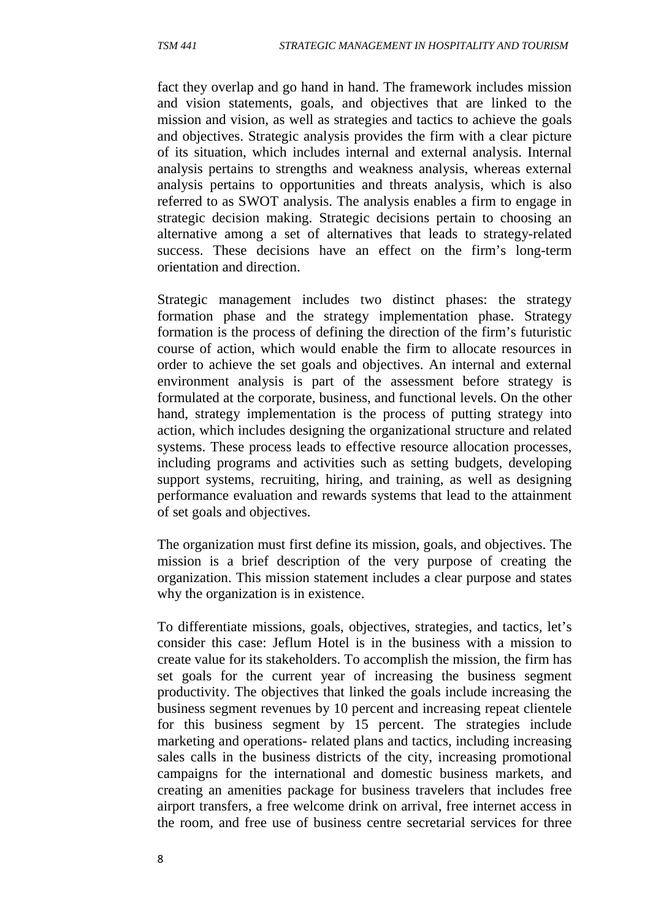fact they overlap and go hand in hand. The framework includes mission and vision statements, goals, and objectives that are linked to the mission and vision, as well as strategies and tactics to achieve the goals and objectives. Strategic analysis provides the firm with a clear picture of its situation, which includes internal and external analysis. Internal analysis pertains to strengths and weakness analysis, whereas external analysis pertains to opportunities and threats analysis, which is also referred to as SWOT analysis. The analysis enables a firm to engage in strategic decision making. Strategic decisions pertain to choosing an alternative among a set of alternatives that leads to strategy-related success. These decisions have an effect on the firm's long-term orientation and direction.

Strategic management includes two distinct phases: the strategy formation phase and the strategy implementation phase. Strategy formation is the process of defining the direction of the firm's futuristic course of action, which would enable the firm to allocate resources in order to achieve the set goals and objectives. An internal and external environment analysis is part of the assessment before strategy is formulated at the corporate, business, and functional levels. On the other hand, strategy implementation is the process of putting strategy into action, which includes designing the organizational structure and related systems. These process leads to effective resource allocation processes, including programs and activities such as setting budgets, developing support systems, recruiting, hiring, and training, as well as designing performance evaluation and rewards systems that lead to the attainment of set goals and objectives.

The organization must first define its mission, goals, and objectives. The mission is a brief description of the very purpose of creating the organization. This mission statement includes a clear purpose and states why the organization is in existence.

To differentiate missions, goals, objectives, strategies, and tactics, let's consider this case: Jeflum Hotel is in the business with a mission to create value for its stakeholders. To accomplish the mission, the firm has set goals for the current year of increasing the business segment productivity. The objectives that linked the goals include increasing the business segment revenues by 10 percent and increasing repeat clientele for this business segment by 15 percent. The strategies include marketing and operations- related plans and tactics, including increasing sales calls in the business districts of the city, increasing promotional campaigns for the international and domestic business markets, and creating an amenities package for business travelers that includes free airport transfers, a free welcome drink on arrival, free internet access in the room, and free use of business centre secretarial services for three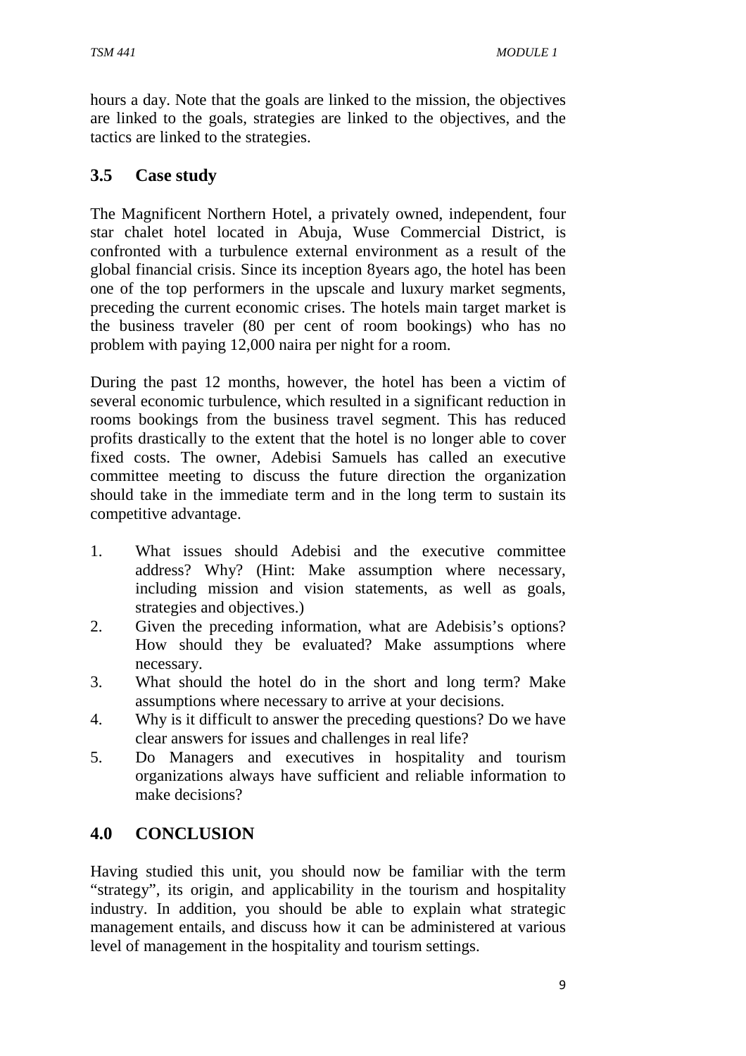hours a day. Note that the goals are linked to the mission, the objectives are linked to the goals, strategies are linked to the objectives, and the tactics are linked to the strategies.

## 3.5 Case study

The Magnificent Northern Hotel, a privately owned, independent, four star chalet hotel located in Abuja, Wuse Commercial District, is confronted with a turbulence external environment as a result of the global financial crisis. Since its inception 8years ago, the hotel has been one of the top performers in the upscale and luxury market segments, preceding the current economic crises. The hotels main target market is the business traveler (80 per cent of room bookings) who has no problem with paying 12,000 naira per night for a room.

During the past 12 months, however, the hotel has been a victim of several economic turbulence, which resulted in a significant reduction in rooms bookings from the business travel segment. This has reduced profits drastically to the extent that the hotel is no longer able to cover fixed costs. The owner, Adebisi Samuels has called an executive committee meeting to discuss the future direction the organization should take in the immediate term and in the long term to sustain its competitive advantage.

1. What issues should Adebisi and the executive committee address? Why? (Hint: Make assumption where necessary, including mission and vision statements, as well as goals, strategies and objectives.)
2. Given the preceding information, what are Adebisis's options? How should they be evaluated? Make assumptions where necessary.
3. What should the hotel do in the short and long term? Make assumptions where necessary to arrive at your decisions.
4. Why is it difficult to answer the preceding questions? Do we have clear answers for issues and challenges in real life?
5. Do Managers and executives in hospitality and tourism organizations always have sufficient and reliable information to make decisions?

## 4.0 CONCLUSION

Having studied this unit, you should now be familiar with the term "strategy", its origin, and applicability in the tourism and hospitality industry. In addition, you should be able to explain what strategic management entails, and discuss how it can be administered at various level of management in the hospitality and tourism settings.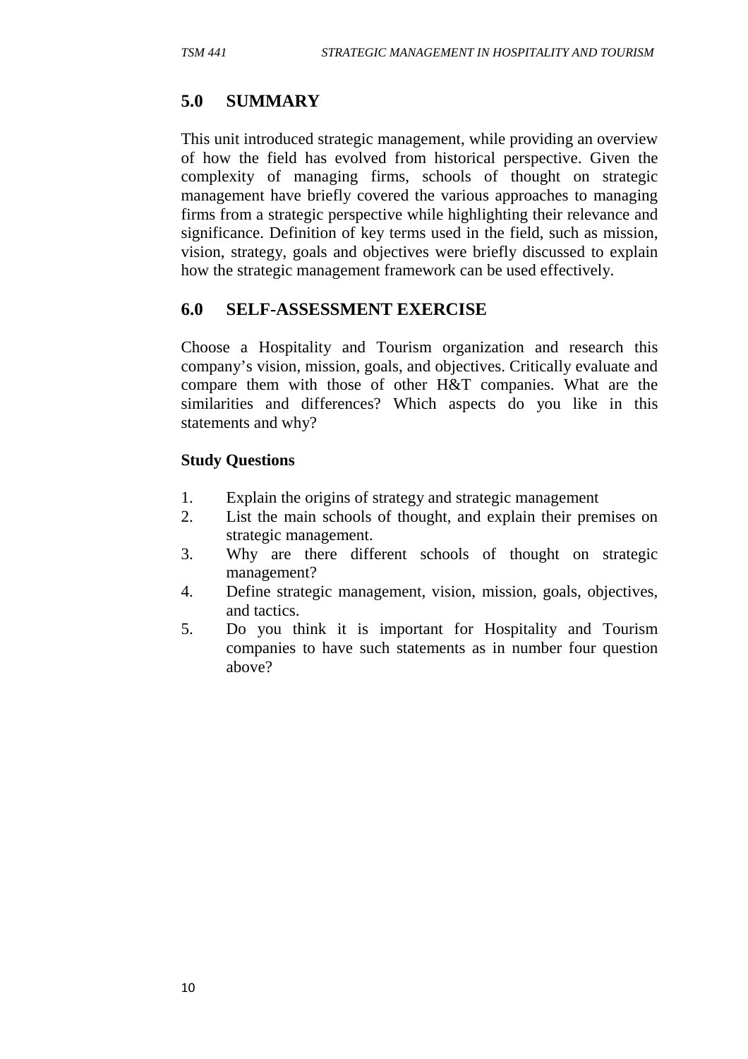## 5.0 SUMMARY

This unit introduced strategic management, while providing an overview of how the field has evolved from historical perspective. Given the complexity of managing firms, schools of thought on strategic management have briefly covered the various approaches to managing firms from a strategic perspective while highlighting their relevance and significance. Definition of key terms used in the field, such as mission, vision, strategy, goals and objectives were briefly discussed to explain how the strategic management framework can be used effectively.

## 6.0 SELF-ASSESSMENT EXERCISE

Choose a Hospitality and Tourism organization and research this company's vision, mission, goals, and objectives. Critically evaluate and compare them with those of other H&T companies. What are the similarities and differences? Which aspects do you like in this statements and why?

**Study Questions**

1. Explain the origins of strategy and strategic management
2. List the main schools of thought, and explain their premises on strategic management.
3. Why are there different schools of thought on strategic management?
4. Define strategic management, vision, mission, goals, objectives, and tactics.
5. Do you think it is important for Hospitality and Tourism companies to have such statements as in number four question above?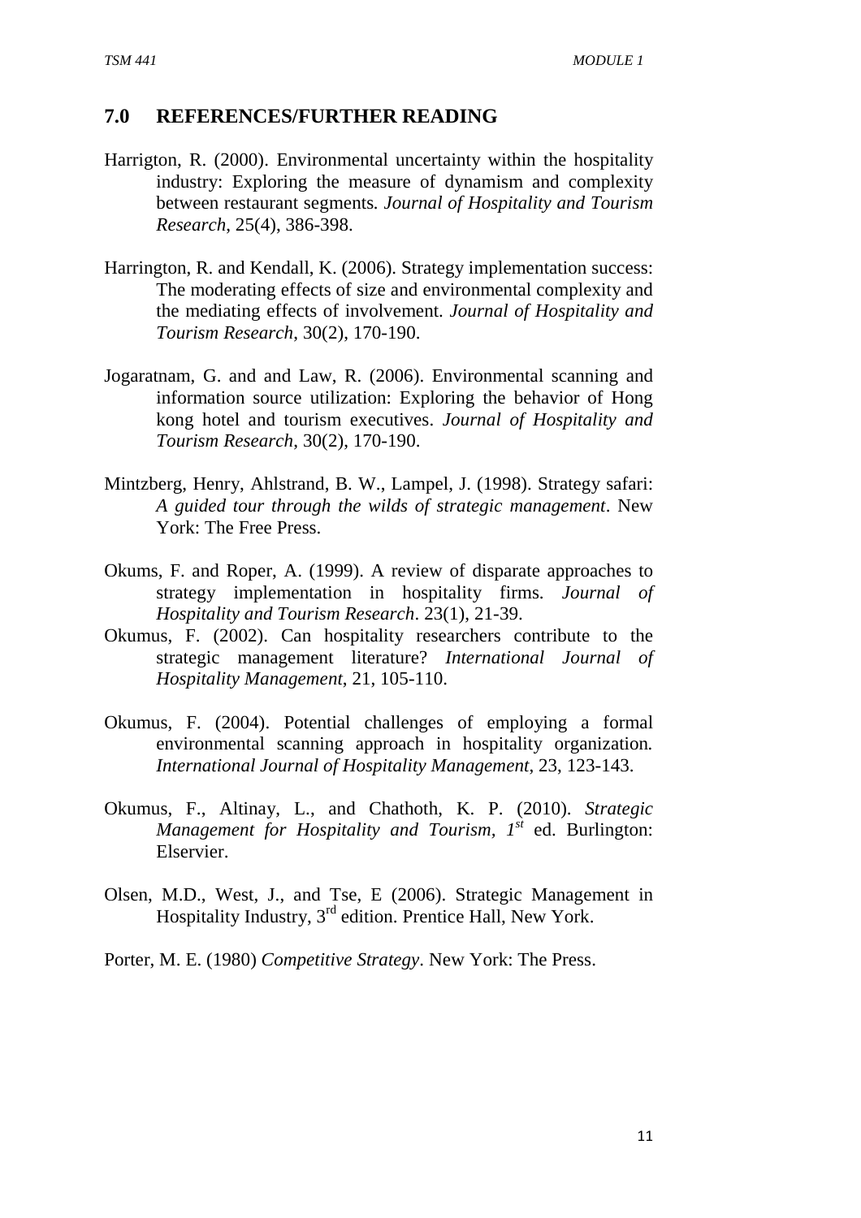## 7.0 REFERENCES/FURTHER READING

Harrigton, R. (2000). Environmental uncertainty within the hospitality industry: Exploring the measure of dynamism and complexity between restaurant segments. *Journal of Hospitality and Tourism Research*, 25(4), 386-398.

Harrington, R. and Kendall, K. (2006). Strategy implementation success: The moderating effects of size and environmental complexity and the mediating effects of involvement. *Journal of Hospitality and Tourism Research*, 30(2), 170-190.

Jogaratnam, G. and and Law, R. (2006). Environmental scanning and information source utilization: Exploring the behavior of Hong kong hotel and tourism executives. *Journal of Hospitality and Tourism Research*, 30(2), 170-190.

Mintzberg, Henry, Ahlstrand, B. W., Lampel, J. (1998). Strategy safari: *A guided tour through the wilds of strategic management*. New York: The Free Press.

Okums, F. and Roper, A. (1999). A review of disparate approaches to strategy implementation in hospitality firms. *Journal of Hospitality and Tourism Research*. 23(1), 21-39.

Okumus, F. (2002). Can hospitality researchers contribute to the strategic management literature? *International Journal of Hospitality Management*, 21, 105-110.

Okumus, F. (2004). Potential challenges of employing a formal environmental scanning approach in hospitality organization. *International Journal of Hospitality Management*, 23, 123-143.

Okumus, F., Altinay, L., and Chathoth, K. P. (2010). *Strategic Management for Hospitality and Tourism, 1st* ed. Burlington: Elservier.

Olsen, M.D., West, J., and Tse, E (2006). Strategic Management in Hospitality Industry, 3rd edition. Prentice Hall, New York.

Porter, M. E. (1980) *Competitive Strategy*. New York: The Press.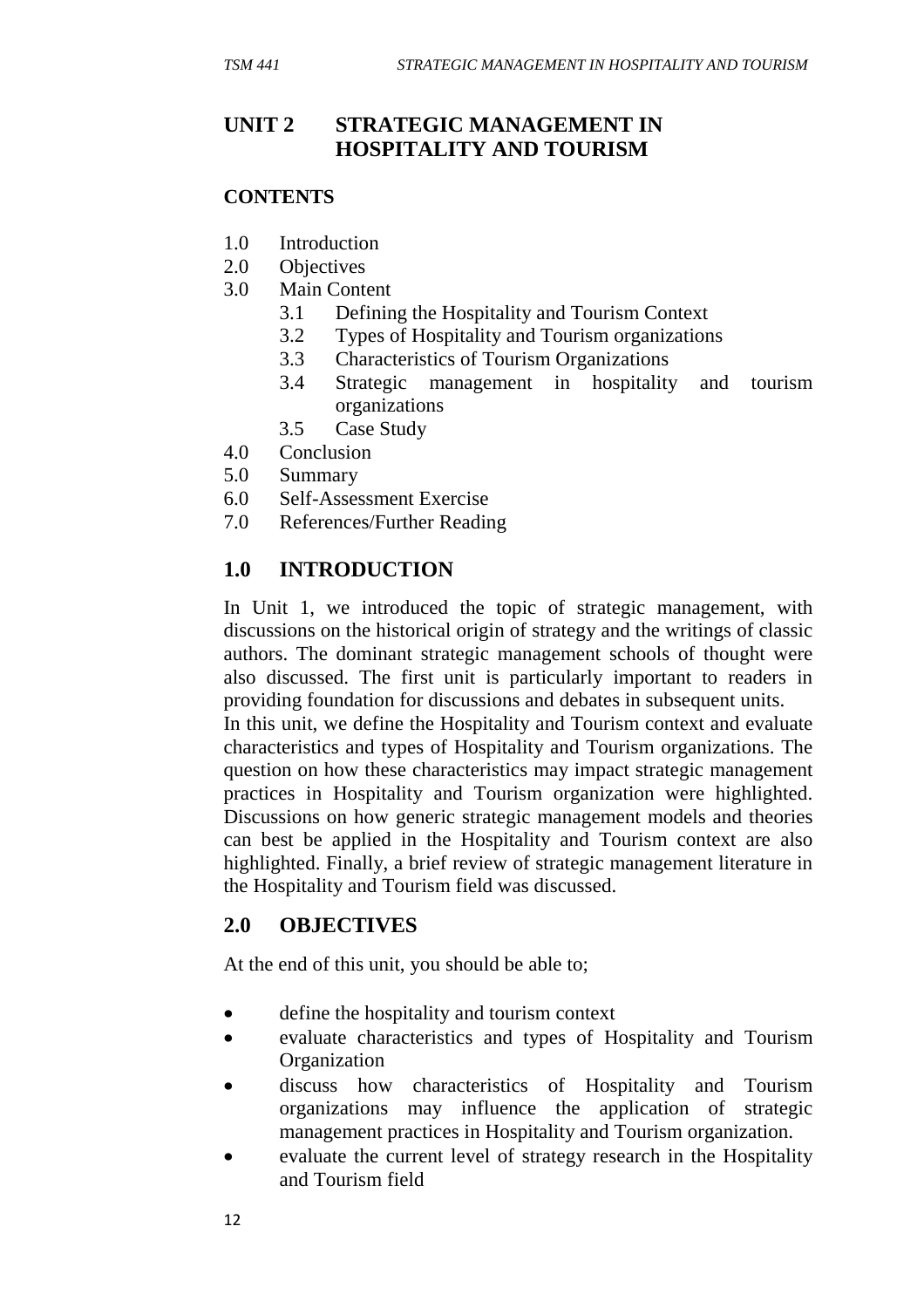## UNIT 2 STRATEGIC MANAGEMENT IN HOSPITALITY AND TOURISM

**CONTENTS**

- 1.0 Introduction
- 2.0 Objectives
- 3.0 Main Content
  - 3.1 Defining the Hospitality and Tourism Context
  - 3.2 Types of Hospitality and Tourism organizations
  - 3.3 Characteristics of Tourism Organizations
  - 3.4 Strategic management in hospitality and tourism organizations
  - 3.5 Case Study
- 4.0 Conclusion
- 5.0 Summary
- 6.0 Self-Assessment Exercise
- 7.0 References/Further Reading

## 1.0 INTRODUCTION

In Unit 1, we introduced the topic of strategic management, with discussions on the historical origin of strategy and the writings of classic authors. The dominant strategic management schools of thought were also discussed. The first unit is particularly important to readers in providing foundation for discussions and debates in subsequent units.

In this unit, we define the Hospitality and Tourism context and evaluate characteristics and types of Hospitality and Tourism organizations. The question on how these characteristics may impact strategic management practices in Hospitality and Tourism organization were highlighted. Discussions on how generic strategic management models and theories can best be applied in the Hospitality and Tourism context are also highlighted. Finally, a brief review of strategic management literature in the Hospitality and Tourism field was discussed.

## 2.0 OBJECTIVES

At the end of this unit, you should be able to;

- define the hospitality and tourism context
- evaluate characteristics and types of Hospitality and Tourism Organization
- discuss how characteristics of Hospitality and Tourism organizations may influence the application of strategic management practices in Hospitality and Tourism organization.
- evaluate the current level of strategy research in the Hospitality and Tourism field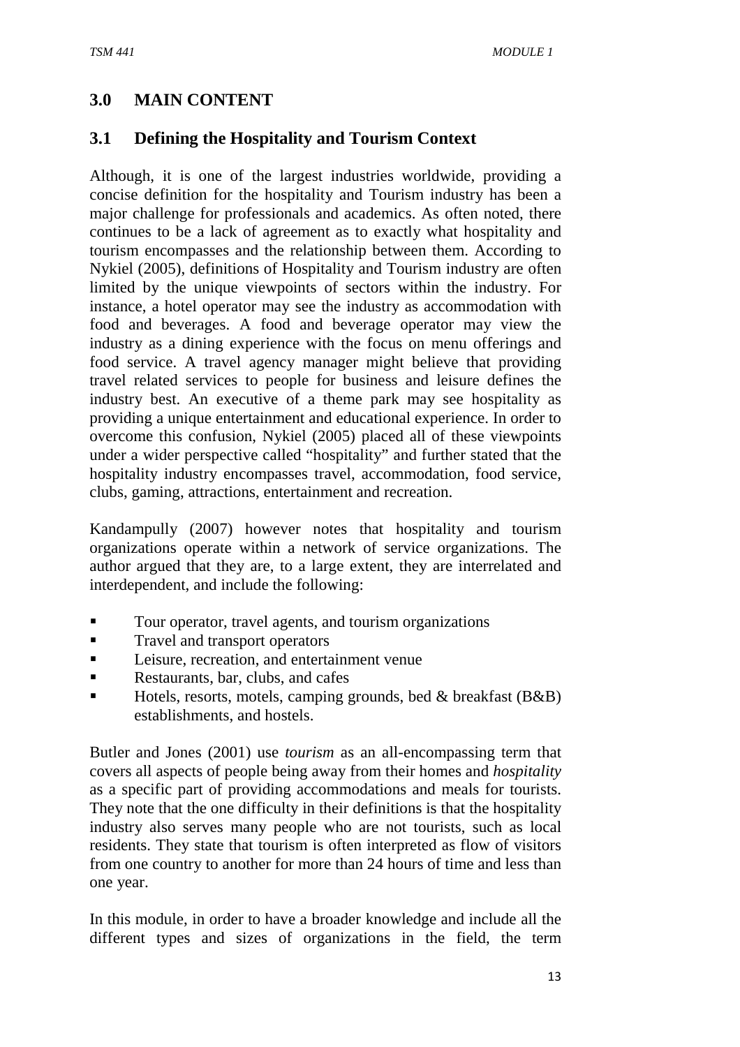## 3.0 MAIN CONTENT

### 3.1 Defining the Hospitality and Tourism Context

Although, it is one of the largest industries worldwide, providing a concise definition for the hospitality and Tourism industry has been a major challenge for professionals and academics. As often noted, there continues to be a lack of agreement as to exactly what hospitality and tourism encompasses and the relationship between them. According to Nykiel (2005), definitions of Hospitality and Tourism industry are often limited by the unique viewpoints of sectors within the industry. For instance, a hotel operator may see the industry as accommodation with food and beverages. A food and beverage operator may view the industry as a dining experience with the focus on menu offerings and food service. A travel agency manager might believe that providing travel related services to people for business and leisure defines the industry best. An executive of a theme park may see hospitality as providing a unique entertainment and educational experience. In order to overcome this confusion, Nykiel (2005) placed all of these viewpoints under a wider perspective called "hospitality" and further stated that the hospitality industry encompasses travel, accommodation, food service, clubs, gaming, attractions, entertainment and recreation.

Kandampully (2007) however notes that hospitality and tourism organizations operate within a network of service organizations. The author argued that they are, to a large extent, they are interrelated and interdependent, and include the following:

- Tour operator, travel agents, and tourism organizations
- Travel and transport operators
- Leisure, recreation, and entertainment venue
- Restaurants, bar, clubs, and cafes
- Hotels, resorts, motels, camping grounds, bed & breakfast (B&B) establishments, and hostels.

Butler and Jones (2001) use *tourism* as an all-encompassing term that covers all aspects of people being away from their homes and *hospitality* as a specific part of providing accommodations and meals for tourists. They note that the one difficulty in their definitions is that the hospitality industry also serves many people who are not tourists, such as local residents. They state that tourism is often interpreted as flow of visitors from one country to another for more than 24 hours of time and less than one year.

In this module, in order to have a broader knowledge and include all the different types and sizes of organizations in the field, the term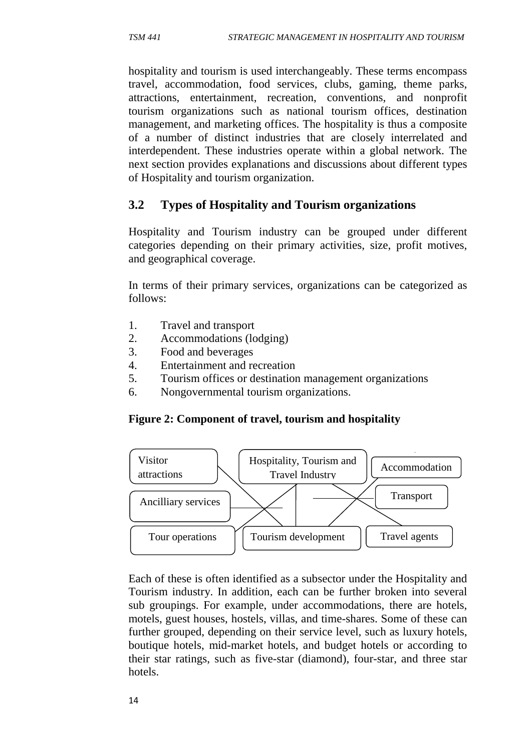hospitality and tourism is used interchangeably. These terms encompass travel, accommodation, food services, clubs, gaming, theme parks, attractions, entertainment, recreation, conventions, and nonprofit tourism organizations such as national tourism offices, destination management, and marketing offices. The hospitality is thus a composite of a number of distinct industries that are closely interrelated and interdependent. These industries operate within a global network. The next section provides explanations and discussions about different types of Hospitality and tourism organization.

## 3.2 Types of Hospitality and Tourism organizations

Hospitality and Tourism industry can be grouped under different categories depending on their primary activities, size, profit motives, and geographical coverage.

In terms of their primary services, organizations can be categorized as follows:

1. Travel and transport
2. Accommodations (lodging)
3. Food and beverages
4. Entertainment and recreation
5. Tourism offices or destination management organizations
6. Nongovernmental tourism organizations.

**Figure 2: Component of travel, tourism and hospitality**

Visitor attractions | Hospitality, Tourism and Travel Industry | Accommodation | Ancilliary services | Transport | Tour operations | Tourism development | Travel agents

Each of these is often identified as a subsector under the Hospitality and Tourism industry. In addition, each can be further broken into several sub groupings. For example, under accommodations, there are hotels, motels, guest houses, hostels, villas, and time-shares. Some of these can further grouped, depending on their service level, such as luxury hotels, boutique hotels, mid-market hotels, and budget hotels or according to their star ratings, such as five-star (diamond), four-star, and three star hotels.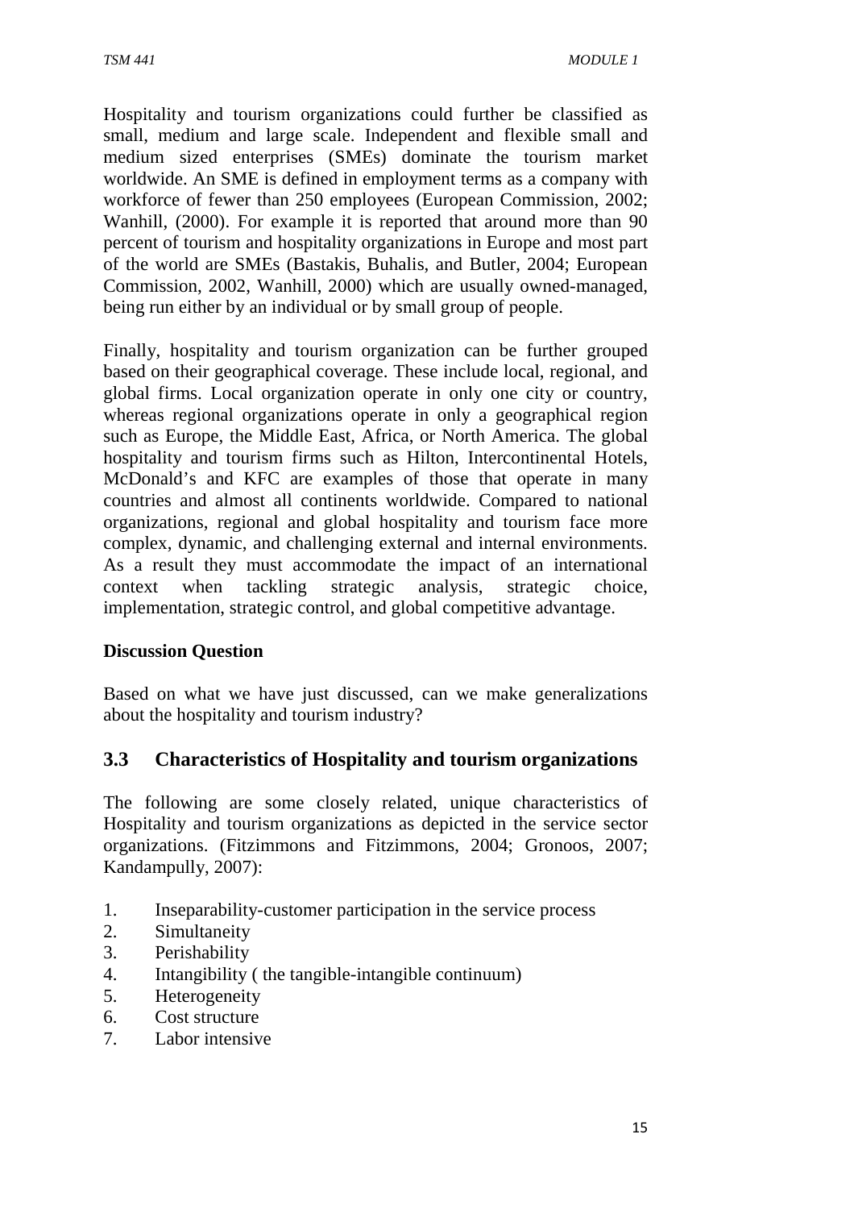Hospitality and tourism organizations could further be classified as small, medium and large scale. Independent and flexible small and medium sized enterprises (SMEs) dominate the tourism market worldwide. An SME is defined in employment terms as a company with workforce of fewer than 250 employees (European Commission, 2002; Wanhill, (2000). For example it is reported that around more than 90 percent of tourism and hospitality organizations in Europe and most part of the world are SMEs (Bastakis, Buhalis, and Butler, 2004; European Commission, 2002, Wanhill, 2000) which are usually owned-managed, being run either by an individual or by small group of people.

Finally, hospitality and tourism organization can be further grouped based on their geographical coverage. These include local, regional, and global firms. Local organization operate in only one city or country, whereas regional organizations operate in only a geographical region such as Europe, the Middle East, Africa, or North America. The global hospitality and tourism firms such as Hilton, Intercontinental Hotels, McDonald's and KFC are examples of those that operate in many countries and almost all continents worldwide. Compared to national organizations, regional and global hospitality and tourism face more complex, dynamic, and challenging external and internal environments. As a result they must accommodate the impact of an international context when tackling strategic analysis, strategic choice, implementation, strategic control, and global competitive advantage.

**Discussion Question**

Based on what we have just discussed, can we make generalizations about the hospitality and tourism industry?

## 3.3 Characteristics of Hospitality and tourism organizations

The following are some closely related, unique characteristics of Hospitality and tourism organizations as depicted in the service sector organizations. (Fitzimmons and Fitzimmons, 2004; Gronoos, 2007; Kandampully, 2007):

1. Inseparability-customer participation in the service process
2. Simultaneity
3. Perishability
4. Intangibility ( the tangible-intangible continuum)
5. Heterogeneity
6. Cost structure
7. Labor intensive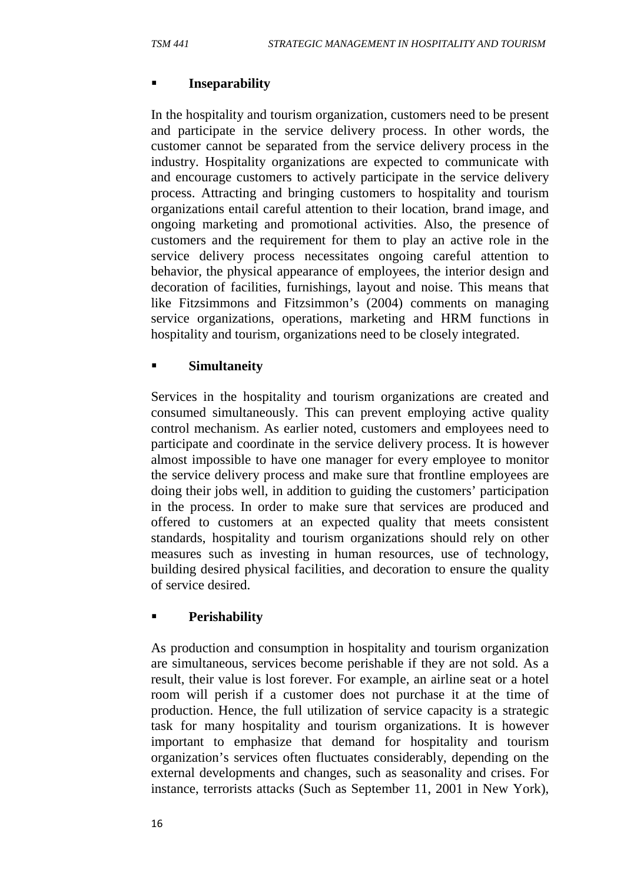- **Inseparability**

In the hospitality and tourism organization, customers need to be present and participate in the service delivery process. In other words, the customer cannot be separated from the service delivery process in the industry. Hospitality organizations are expected to communicate with and encourage customers to actively participate in the service delivery process. Attracting and bringing customers to hospitality and tourism organizations entail careful attention to their location, brand image, and ongoing marketing and promotional activities. Also, the presence of customers and the requirement for them to play an active role in the service delivery process necessitates ongoing careful attention to behavior, the physical appearance of employees, the interior design and decoration of facilities, furnishings, layout and noise. This means that like Fitzsimmons and Fitzsimmon's (2004) comments on managing service organizations, operations, marketing and HRM functions in hospitality and tourism, organizations need to be closely integrated.

- **Simultaneity**

Services in the hospitality and tourism organizations are created and consumed simultaneously. This can prevent employing active quality control mechanism. As earlier noted, customers and employees need to participate and coordinate in the service delivery process. It is however almost impossible to have one manager for every employee to monitor the service delivery process and make sure that frontline employees are doing their jobs well, in addition to guiding the customers' participation in the process. In order to make sure that services are produced and offered to customers at an expected quality that meets consistent standards, hospitality and tourism organizations should rely on other measures such as investing in human resources, use of technology, building desired physical facilities, and decoration to ensure the quality of service desired.

- **Perishability**

As production and consumption in hospitality and tourism organization are simultaneous, services become perishable if they are not sold. As a result, their value is lost forever. For example, an airline seat or a hotel room will perish if a customer does not purchase it at the time of production. Hence, the full utilization of service capacity is a strategic task for many hospitality and tourism organizations. It is however important to emphasize that demand for hospitality and tourism organization's services often fluctuates considerably, depending on the external developments and changes, such as seasonality and crises. For instance, terrorists attacks (Such as September 11, 2001 in New York),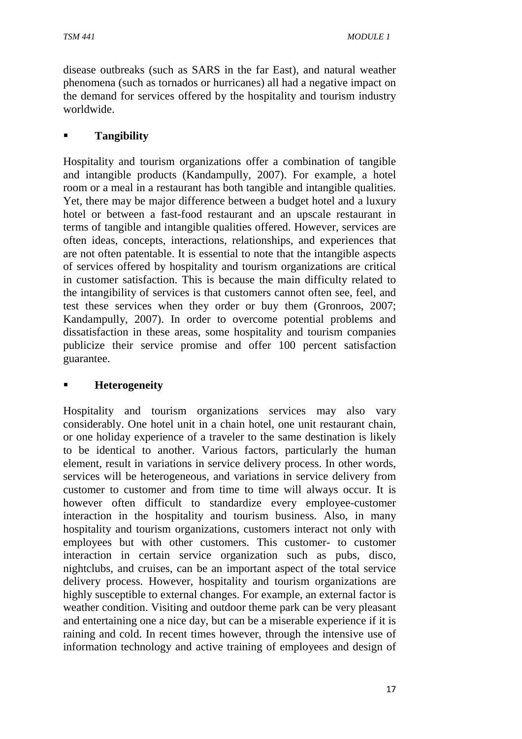disease outbreaks (such as SARS in the far East), and natural weather phenomena (such as tornados or hurricanes) all had a negative impact on the demand for services offered by the hospitality and tourism industry worldwide.

- **Tangibility**

Hospitality and tourism organizations offer a combination of tangible and intangible products (Kandampully, 2007). For example, a hotel room or a meal in a restaurant has both tangible and intangible qualities. Yet, there may be major difference between a budget hotel and a luxury hotel or between a fast-food restaurant and an upscale restaurant in terms of tangible and intangible qualities offered. However, services are often ideas, concepts, interactions, relationships, and experiences that are not often patentable. It is essential to note that the intangible aspects of services offered by hospitality and tourism organizations are critical in customer satisfaction. This is because the main difficulty related to the intangibility of services is that customers cannot often see, feel, and test these services when they order or buy them (Gronroos, 2007; Kandampully, 2007). In order to overcome potential problems and dissatisfaction in these areas, some hospitality and tourism companies publicize their service promise and offer 100 percent satisfaction guarantee.

- **Heterogeneity**

Hospitality and tourism organizations services may also vary considerably. One hotel unit in a chain hotel, one unit restaurant chain, or one holiday experience of a traveler to the same destination is likely to be identical to another. Various factors, particularly the human element, result in variations in service delivery process. In other words, services will be heterogeneous, and variations in service delivery from customer to customer and from time to time will always occur. It is however often difficult to standardize every employee-customer interaction in the hospitality and tourism business. Also, in many hospitality and tourism organizations, customers interact not only with employees but with other customers. This customer- to customer interaction in certain service organization such as pubs, disco, nightclubs, and cruises, can be an important aspect of the total service delivery process. However, hospitality and tourism organizations are highly susceptible to external changes. For example, an external factor is weather condition. Visiting and outdoor theme park can be very pleasant and entertaining one a nice day, but can be a miserable experience if it is raining and cold. In recent times however, through the intensive use of information technology and active training of employees and design of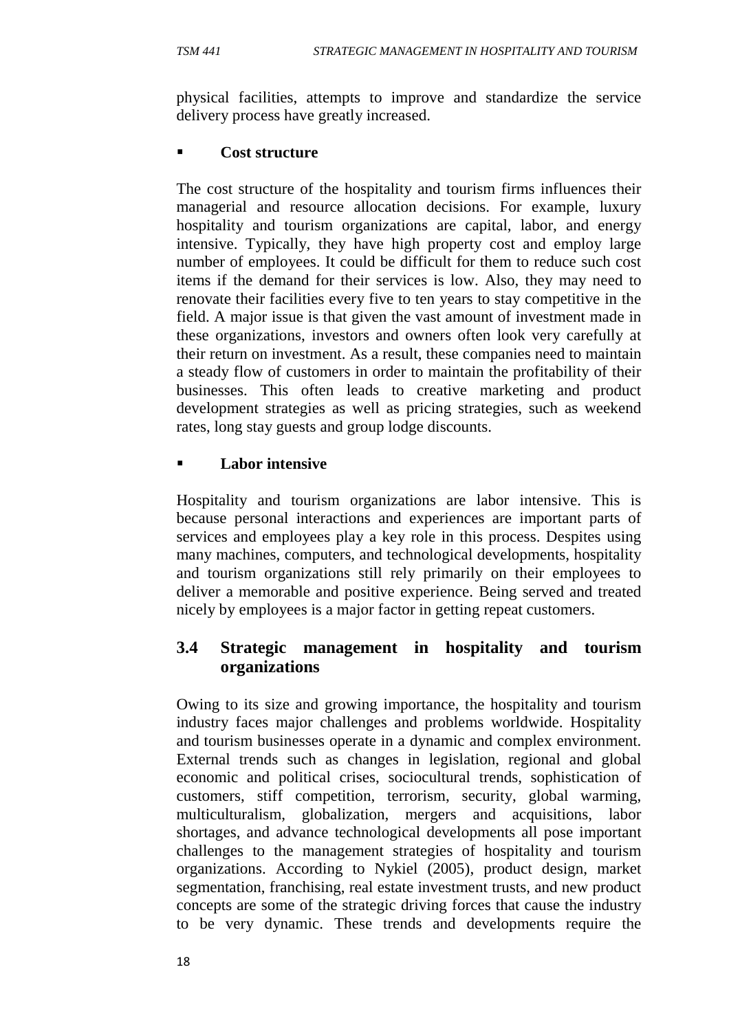physical facilities, attempts to improve and standardize the service delivery process have greatly increased.

- **Cost structure**

The cost structure of the hospitality and tourism firms influences their managerial and resource allocation decisions. For example, luxury hospitality and tourism organizations are capital, labor, and energy intensive. Typically, they have high property cost and employ large number of employees. It could be difficult for them to reduce such cost items if the demand for their services is low. Also, they may need to renovate their facilities every five to ten years to stay competitive in the field. A major issue is that given the vast amount of investment made in these organizations, investors and owners often look very carefully at their return on investment. As a result, these companies need to maintain a steady flow of customers in order to maintain the profitability of their businesses. This often leads to creative marketing and product development strategies as well as pricing strategies, such as weekend rates, long stay guests and group lodge discounts.

- **Labor intensive**

Hospitality and tourism organizations are labor intensive. This is because personal interactions and experiences are important parts of services and employees play a key role in this process. Despites using many machines, computers, and technological developments, hospitality and tourism organizations still rely primarily on their employees to deliver a memorable and positive experience. Being served and treated nicely by employees is a major factor in getting repeat customers.

## 3.4 Strategic management in hospitality and tourism organizations

Owing to its size and growing importance, the hospitality and tourism industry faces major challenges and problems worldwide. Hospitality and tourism businesses operate in a dynamic and complex environment. External trends such as changes in legislation, regional and global economic and political crises, sociocultural trends, sophistication of customers, stiff competition, terrorism, security, global warming, multiculturalism, globalization, mergers and acquisitions, labor shortages, and advance technological developments all pose important challenges to the management strategies of hospitality and tourism organizations. According to Nykiel (2005), product design, market segmentation, franchising, real estate investment trusts, and new product concepts are some of the strategic driving forces that cause the industry to be very dynamic. These trends and developments require the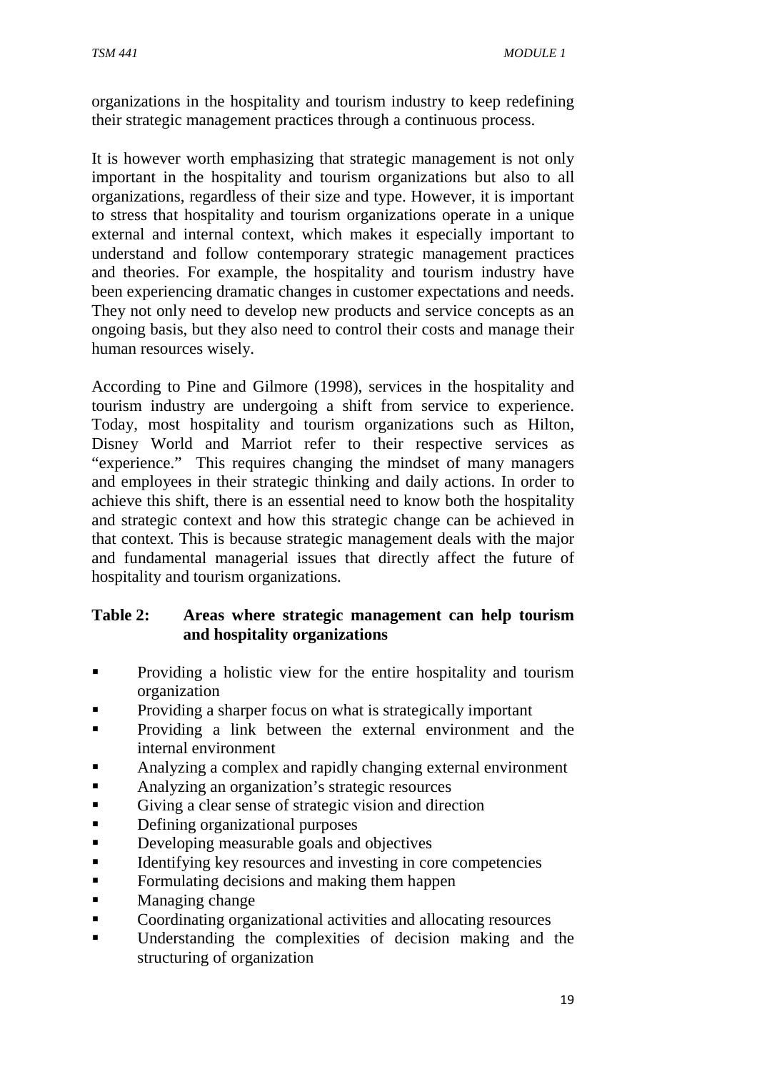organizations in the hospitality and tourism industry to keep redefining their strategic management practices through a continuous process.

It is however worth emphasizing that strategic management is not only important in the hospitality and tourism organizations but also to all organizations, regardless of their size and type. However, it is important to stress that hospitality and tourism organizations operate in a unique external and internal context, which makes it especially important to understand and follow contemporary strategic management practices and theories. For example, the hospitality and tourism industry have been experiencing dramatic changes in customer expectations and needs. They not only need to develop new products and service concepts as an ongoing basis, but they also need to control their costs and manage their human resources wisely.

According to Pine and Gilmore (1998), services in the hospitality and tourism industry are undergoing a shift from service to experience. Today, most hospitality and tourism organizations such as Hilton, Disney World and Marriot refer to their respective services as "experience." This requires changing the mindset of many managers and employees in their strategic thinking and daily actions. In order to achieve this shift, there is an essential need to know both the hospitality and strategic context and how this strategic change can be achieved in that context. This is because strategic management deals with the major and fundamental managerial issues that directly affect the future of hospitality and tourism organizations.

**Table 2: Areas where strategic management can help tourism and hospitality organizations**

- Providing a holistic view for the entire hospitality and tourism organization
- Providing a sharper focus on what is strategically important
- Providing a link between the external environment and the internal environment
- Analyzing a complex and rapidly changing external environment
- Analyzing an organization's strategic resources
- Giving a clear sense of strategic vision and direction
- Defining organizational purposes
- Developing measurable goals and objectives
- Identifying key resources and investing in core competencies
- Formulating decisions and making them happen
- Managing change
- Coordinating organizational activities and allocating resources
- Understanding the complexities of decision making and the structuring of organization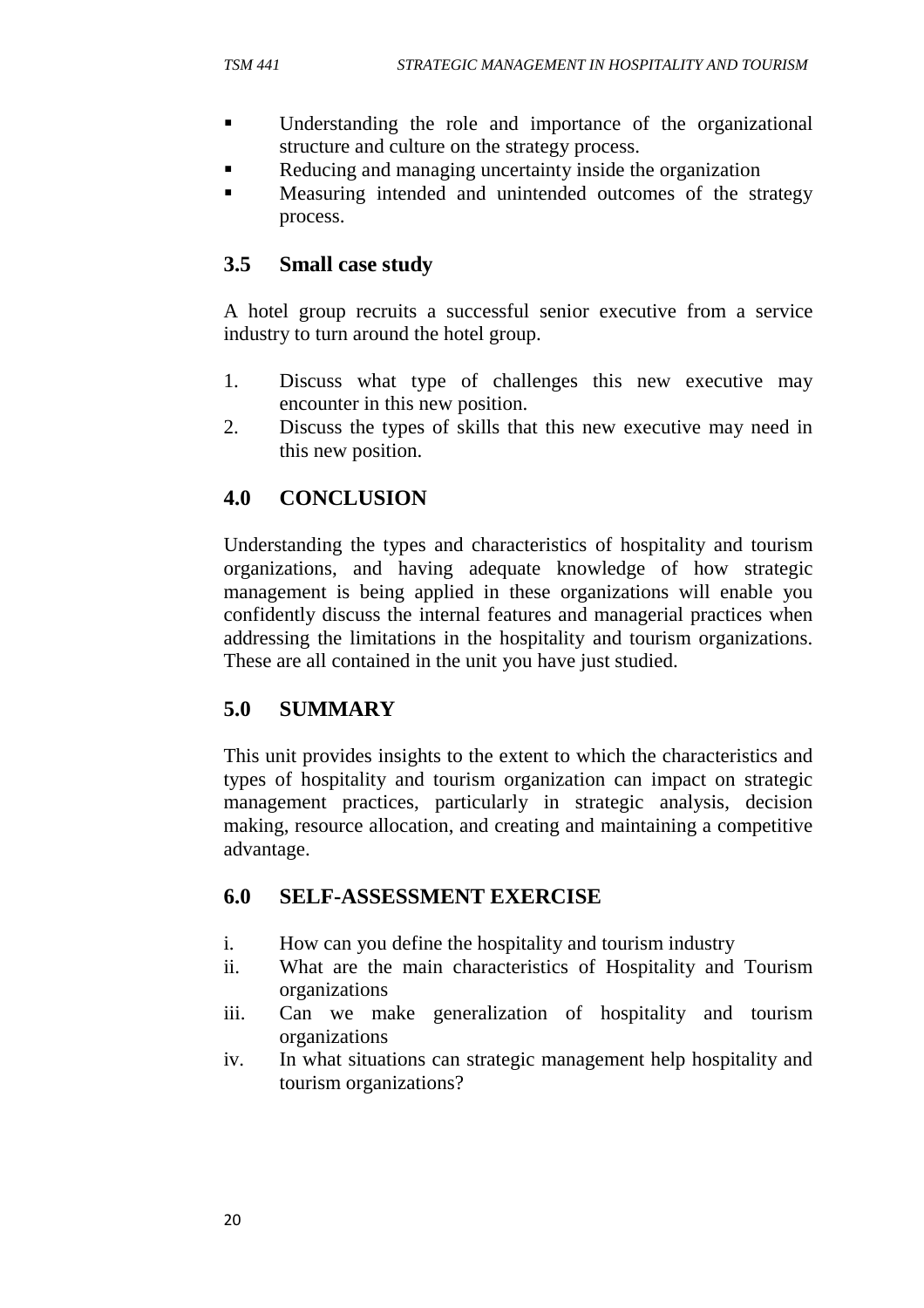- Understanding the role and importance of the organizational structure and culture on the strategy process.
- Reducing and managing uncertainty inside the organization
- Measuring intended and unintended outcomes of the strategy process.

### 3.5 Small case study

A hotel group recruits a successful senior executive from a service industry to turn around the hotel group.

1. Discuss what type of challenges this new executive may encounter in this new position.
2. Discuss the types of skills that this new executive may need in this new position.

## 4.0 CONCLUSION

Understanding the types and characteristics of hospitality and tourism organizations, and having adequate knowledge of how strategic management is being applied in these organizations will enable you confidently discuss the internal features and managerial practices when addressing the limitations in the hospitality and tourism organizations. These are all contained in the unit you have just studied.

## 5.0 SUMMARY

This unit provides insights to the extent to which the characteristics and types of hospitality and tourism organization can impact on strategic management practices, particularly in strategic analysis, decision making, resource allocation, and creating and maintaining a competitive advantage.

## 6.0 SELF-ASSESSMENT EXERCISE

i. How can you define the hospitality and tourism industry
ii. What are the main characteristics of Hospitality and Tourism organizations
iii. Can we make generalization of hospitality and tourism organizations
iv. In what situations can strategic management help hospitality and tourism organizations?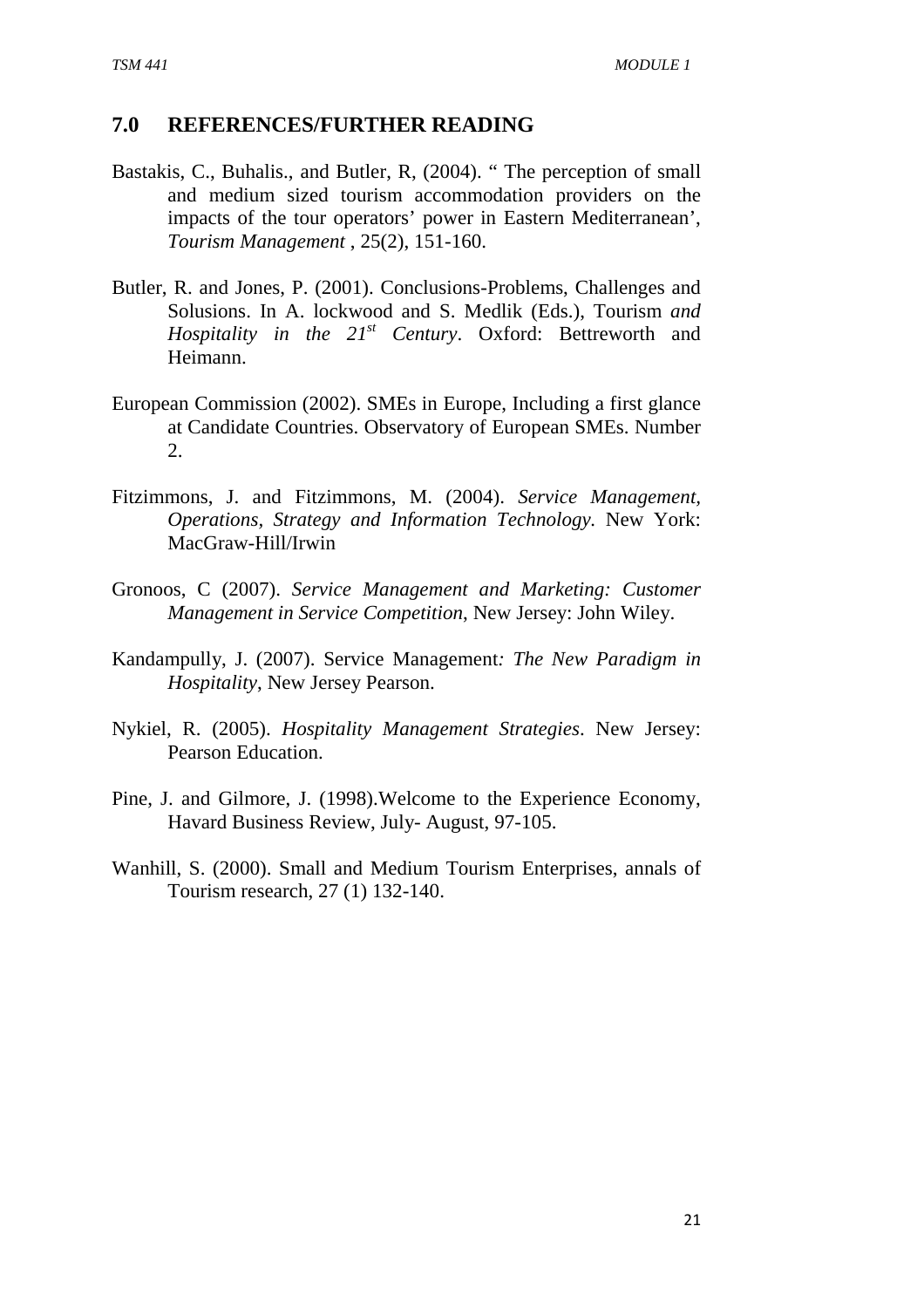## 7.0 REFERENCES/FURTHER READING

Bastakis, C., Buhalis., and Butler, R, (2004). " The perception of small and medium sized tourism accommodation providers on the impacts of the tour operators' power in Eastern Mediterranean', *Tourism Management* , 25(2), 151-160.

Butler, R. and Jones, P. (2001). Conclusions-Problems, Challenges and Solusions. In A. lockwood and S. Medlik (Eds.), Tourism *and Hospitality in the 21st Century*. Oxford: Bettreworth and Heimann.

European Commission (2002). SMEs in Europe, Including a first glance at Candidate Countries. Observatory of European SMEs. Number 2.

Fitzimmons, J. and Fitzimmons, M. (2004). *Service Management, Operations, Strategy and Information Technology.* New York: MacGraw-Hill/Irwin

Gronoos, C (2007). *Service Management and Marketing: Customer Management in Service Competition*, New Jersey: John Wiley.

Kandampully, J. (2007). Service Management*: The New Paradigm in Hospitality*, New Jersey Pearson.

Nykiel, R. (2005). *Hospitality Management Strategies*. New Jersey: Pearson Education.

Pine, J. and Gilmore, J. (1998).Welcome to the Experience Economy, Havard Business Review, July- August, 97-105.

Wanhill, S. (2000). Small and Medium Tourism Enterprises, annals of Tourism research, 27 (1) 132-140.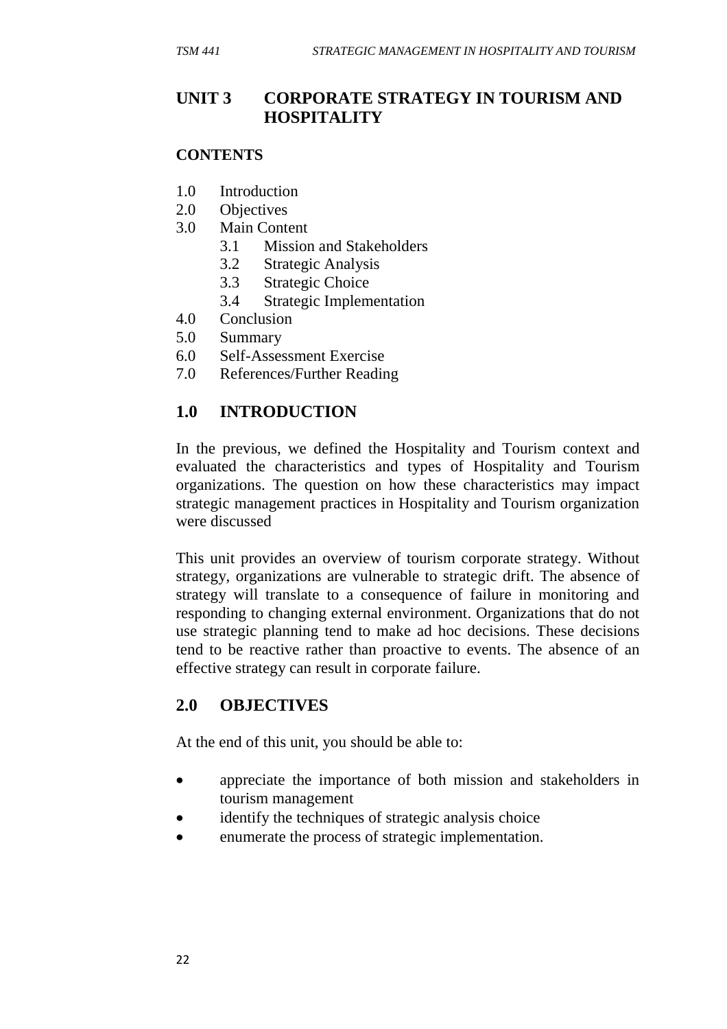## UNIT 3 CORPORATE STRATEGY IN TOURISM AND HOSPITALITY

### CONTENTS

1.0 Introduction
2.0 Objectives
3.0 Main Content
 3.1 Mission and Stakeholders
 3.2 Strategic Analysis
 3.3 Strategic Choice
 3.4 Strategic Implementation
4.0 Conclusion
5.0 Summary
6.0 Self-Assessment Exercise
7.0 References/Further Reading

### 1.0 INTRODUCTION

In the previous, we defined the Hospitality and Tourism context and evaluated the characteristics and types of Hospitality and Tourism organizations. The question on how these characteristics may impact strategic management practices in Hospitality and Tourism organization were discussed

This unit provides an overview of tourism corporate strategy. Without strategy, organizations are vulnerable to strategic drift. The absence of strategy will translate to a consequence of failure in monitoring and responding to changing external environment. Organizations that do not use strategic planning tend to make ad hoc decisions. These decisions tend to be reactive rather than proactive to events. The absence of an effective strategy can result in corporate failure.

### 2.0 OBJECTIVES

At the end of this unit, you should be able to:

- appreciate the importance of both mission and stakeholders in tourism management
- identify the techniques of strategic analysis choice
- enumerate the process of strategic implementation.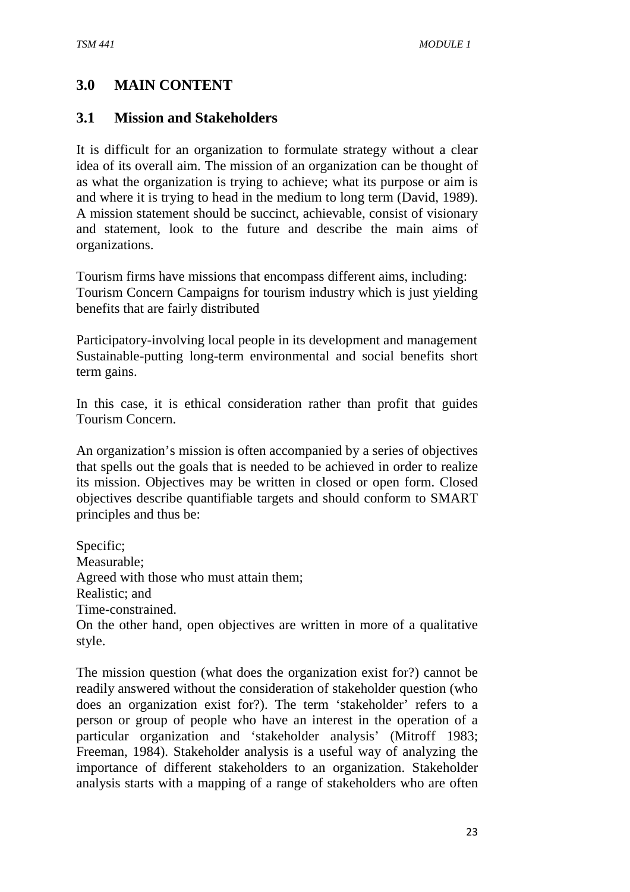## 3.0 MAIN CONTENT

### 3.1 Mission and Stakeholders

It is difficult for an organization to formulate strategy without a clear idea of its overall aim. The mission of an organization can be thought of as what the organization is trying to achieve; what its purpose or aim is and where it is trying to head in the medium to long term (David, 1989). A mission statement should be succinct, achievable, consist of visionary and statement, look to the future and describe the main aims of organizations.

Tourism firms have missions that encompass different aims, including:
Tourism Concern Campaigns for tourism industry which is just yielding benefits that are fairly distributed

Participatory-involving local people in its development and management
Sustainable-putting long-term environmental and social benefits short term gains.

In this case, it is ethical consideration rather than profit that guides Tourism Concern.

An organization's mission is often accompanied by a series of objectives that spells out the goals that is needed to be achieved in order to realize its mission. Objectives may be written in closed or open form. Closed objectives describe quantifiable targets and should conform to SMART principles and thus be:

Specific;
Measurable;
Agreed with those who must attain them;
Realistic; and
Time-constrained.
On the other hand, open objectives are written in more of a qualitative style.

The mission question (what does the organization exist for?) cannot be readily answered without the consideration of stakeholder question (who does an organization exist for?). The term 'stakeholder' refers to a person or group of people who have an interest in the operation of a particular organization and 'stakeholder analysis' (Mitroff 1983; Freeman, 1984). Stakeholder analysis is a useful way of analyzing the importance of different stakeholders to an organization. Stakeholder analysis starts with a mapping of a range of stakeholders who are often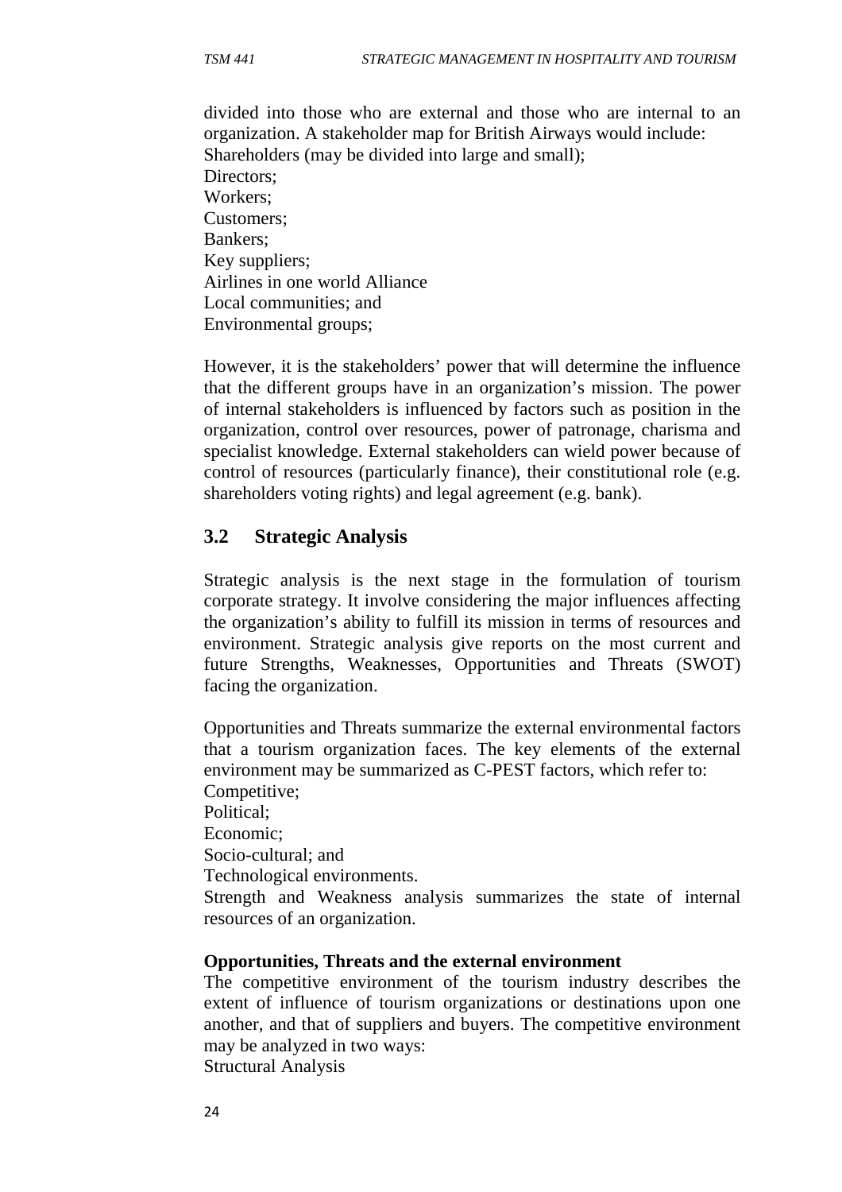divided into those who are external and those who are internal to an organization. A stakeholder map for British Airways would include:

Shareholders (may be divided into large and small);
Directors;
Workers;
Customers;
Bankers;
Key suppliers;
Airlines in one world Alliance
Local communities; and
Environmental groups;

However, it is the stakeholders' power that will determine the influence that the different groups have in an organization's mission. The power of internal stakeholders is influenced by factors such as position in the organization, control over resources, power of patronage, charisma and specialist knowledge. External stakeholders can wield power because of control of resources (particularly finance), their constitutional role (e.g. shareholders voting rights) and legal agreement (e.g. bank).

## 3.2 Strategic Analysis

Strategic analysis is the next stage in the formulation of tourism corporate strategy. It involve considering the major influences affecting the organization's ability to fulfill its mission in terms of resources and environment. Strategic analysis give reports on the most current and future Strengths, Weaknesses, Opportunities and Threats (SWOT) facing the organization.

Opportunities and Threats summarize the external environmental factors that a tourism organization faces. The key elements of the external environment may be summarized as C-PEST factors, which refer to:

Competitive;
Political;
Economic;
Socio-cultural; and
Technological environments.

Strength and Weakness analysis summarizes the state of internal resources of an organization.

**Opportunities, Threats and the external environment**

The competitive environment of the tourism industry describes the extent of influence of tourism organizations or destinations upon one another, and that of suppliers and buyers. The competitive environment may be analyzed in two ways:

Structural Analysis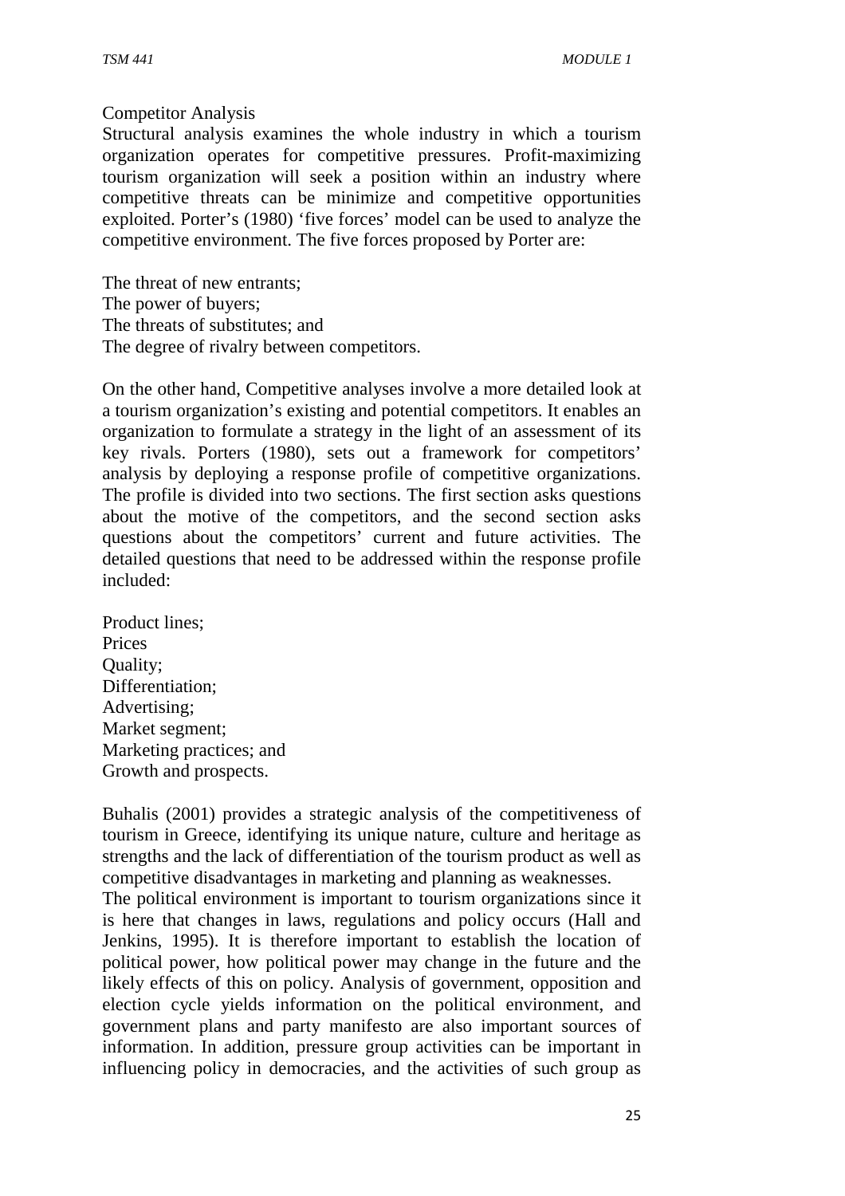Competitor Analysis

Structural analysis examines the whole industry in which a tourism organization operates for competitive pressures. Profit-maximizing tourism organization will seek a position within an industry where competitive threats can be minimize and competitive opportunities exploited. Porter's (1980) 'five forces' model can be used to analyze the competitive environment. The five forces proposed by Porter are:

The threat of new entrants;
The power of buyers;
The threats of substitutes; and
The degree of rivalry between competitors.

On the other hand, Competitive analyses involve a more detailed look at a tourism organization's existing and potential competitors. It enables an organization to formulate a strategy in the light of an assessment of its key rivals. Porters (1980), sets out a framework for competitors' analysis by deploying a response profile of competitive organizations. The profile is divided into two sections. The first section asks questions about the motive of the competitors, and the second section asks questions about the competitors' current and future activities. The detailed questions that need to be addressed within the response profile included:

Product lines;
Prices
Quality;
Differentiation;
Advertising;
Market segment;
Marketing practices; and
Growth and prospects.

Buhalis (2001) provides a strategic analysis of the competitiveness of tourism in Greece, identifying its unique nature, culture and heritage as strengths and the lack of differentiation of the tourism product as well as competitive disadvantages in marketing and planning as weaknesses.

The political environment is important to tourism organizations since it is here that changes in laws, regulations and policy occurs (Hall and Jenkins, 1995). It is therefore important to establish the location of political power, how political power may change in the future and the likely effects of this on policy. Analysis of government, opposition and election cycle yields information on the political environment, and government plans and party manifesto are also important sources of information. In addition, pressure group activities can be important in influencing policy in democracies, and the activities of such group as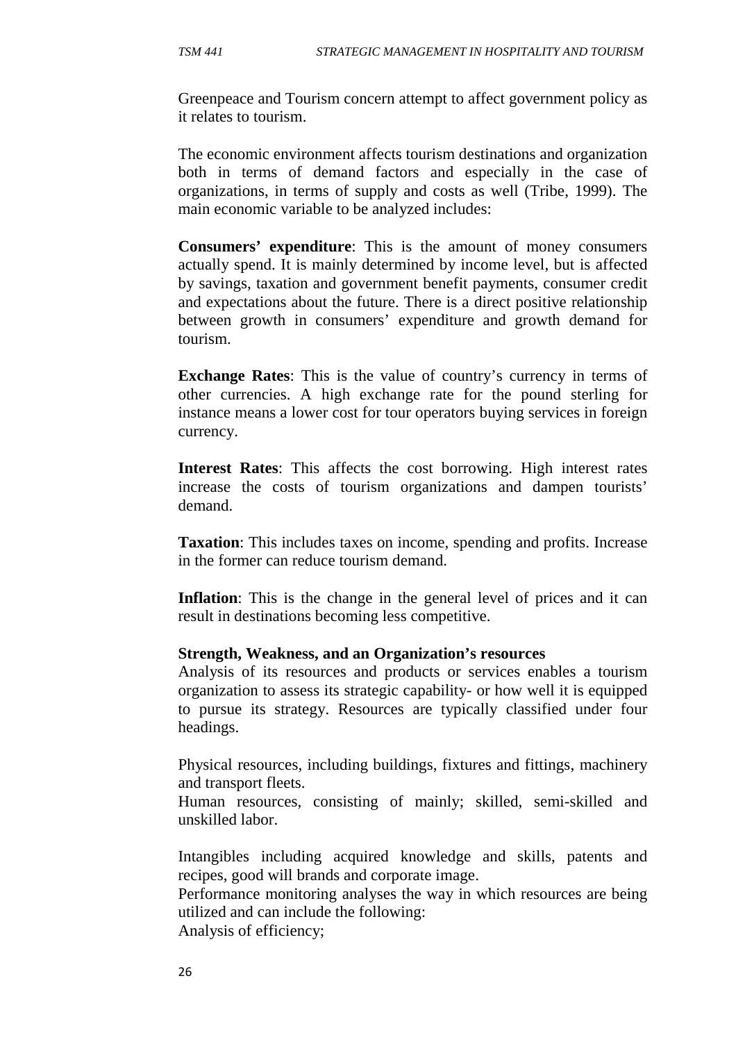Greenpeace and Tourism concern attempt to affect government policy as it relates to tourism.

The economic environment affects tourism destinations and organization both in terms of demand factors and especially in the case of organizations, in terms of supply and costs as well (Tribe, 1999). The main economic variable to be analyzed includes:

**Consumers' expenditure**: This is the amount of money consumers actually spend. It is mainly determined by income level, but is affected by savings, taxation and government benefit payments, consumer credit and expectations about the future. There is a direct positive relationship between growth in consumers' expenditure and growth demand for tourism.

**Exchange Rates**: This is the value of country's currency in terms of other currencies. A high exchange rate for the pound sterling for instance means a lower cost for tour operators buying services in foreign currency.

**Interest Rates**: This affects the cost borrowing. High interest rates increase the costs of tourism organizations and dampen tourists' demand.

**Taxation**: This includes taxes on income, spending and profits. Increase in the former can reduce tourism demand.

**Inflation**: This is the change in the general level of prices and it can result in destinations becoming less competitive.

**Strength, Weakness, and an Organization's resources**

Analysis of its resources and products or services enables a tourism organization to assess its strategic capability- or how well it is equipped to pursue its strategy. Resources are typically classified under four headings.

Physical resources, including buildings, fixtures and fittings, machinery and transport fleets.

Human resources, consisting of mainly; skilled, semi-skilled and unskilled labor.

Intangibles including acquired knowledge and skills, patents and recipes, good will brands and corporate image.

Performance monitoring analyses the way in which resources are being utilized and can include the following:

Analysis of efficiency;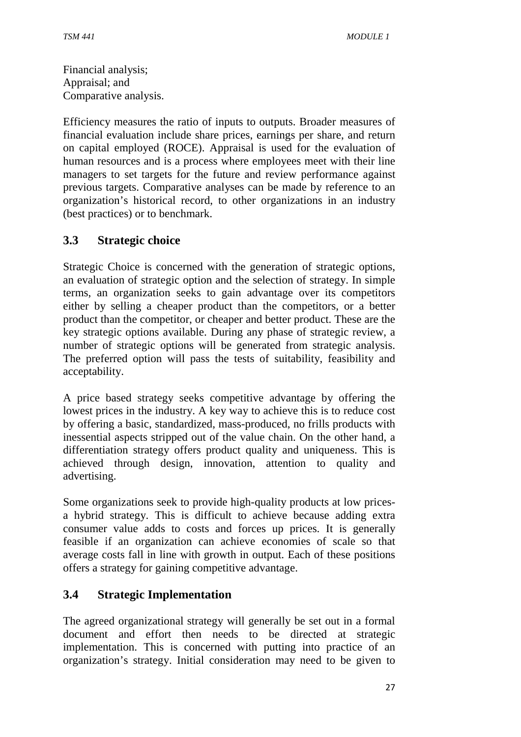Financial analysis;
Appraisal; and
Comparative analysis.

Efficiency measures the ratio of inputs to outputs. Broader measures of financial evaluation include share prices, earnings per share, and return on capital employed (ROCE). Appraisal is used for the evaluation of human resources and is a process where employees meet with their line managers to set targets for the future and review performance against previous targets. Comparative analyses can be made by reference to an organization's historical record, to other organizations in an industry (best practices) or to benchmark.

## 3.3 Strategic choice

Strategic Choice is concerned with the generation of strategic options, an evaluation of strategic option and the selection of strategy. In simple terms, an organization seeks to gain advantage over its competitors either by selling a cheaper product than the competitors, or a better product than the competitor, or cheaper and better product. These are the key strategic options available. During any phase of strategic review, a number of strategic options will be generated from strategic analysis. The preferred option will pass the tests of suitability, feasibility and acceptability.

A price based strategy seeks competitive advantage by offering the lowest prices in the industry. A key way to achieve this is to reduce cost by offering a basic, standardized, mass-produced, no frills products with inessential aspects stripped out of the value chain. On the other hand, a differentiation strategy offers product quality and uniqueness. This is achieved through design, innovation, attention to quality and advertising.

Some organizations seek to provide high-quality products at low prices- a hybrid strategy. This is difficult to achieve because adding extra consumer value adds to costs and forces up prices. It is generally feasible if an organization can achieve economies of scale so that average costs fall in line with growth in output. Each of these positions offers a strategy for gaining competitive advantage.

## 3.4 Strategic Implementation

The agreed organizational strategy will generally be set out in a formal document and effort then needs to be directed at strategic implementation. This is concerned with putting into practice of an organization's strategy. Initial consideration may need to be given to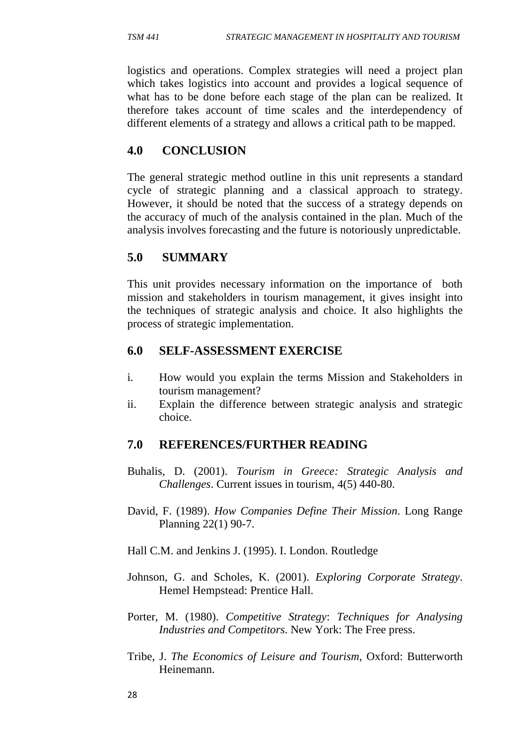logistics and operations. Complex strategies will need a project plan which takes logistics into account and provides a logical sequence of what has to be done before each stage of the plan can be realized. It therefore takes account of time scales and the interdependency of different elements of a strategy and allows a critical path to be mapped.

## 4.0 CONCLUSION

The general strategic method outline in this unit represents a standard cycle of strategic planning and a classical approach to strategy. However, it should be noted that the success of a strategy depends on the accuracy of much of the analysis contained in the plan. Much of the analysis involves forecasting and the future is notoriously unpredictable.

## 5.0 SUMMARY

This unit provides necessary information on the importance of both mission and stakeholders in tourism management, it gives insight into the techniques of strategic analysis and choice. It also highlights the process of strategic implementation.

## 6.0 SELF-ASSESSMENT EXERCISE

i. How would you explain the terms Mission and Stakeholders in tourism management?
ii. Explain the difference between strategic analysis and strategic choice.

## 7.0 REFERENCES/FURTHER READING

Buhalis, D. (2001). *Tourism in Greece: Strategic Analysis and Challenges*. Current issues in tourism, 4(5) 440-80.

David, F. (1989). *How Companies Define Their Mission*. Long Range Planning 22(1) 90-7.

Hall C.M. and Jenkins J. (1995). I. London. Routledge

Johnson, G. and Scholes, K. (2001). *Exploring Corporate Strategy*. Hemel Hempstead: Prentice Hall.

Porter, M. (1980). *Competitive Strategy*: *Techniques for Analysing Industries and Competitors*. New York: The Free press.

Tribe, J. *The Economics of Leisure and Tourism*, Oxford: Butterworth Heinemann.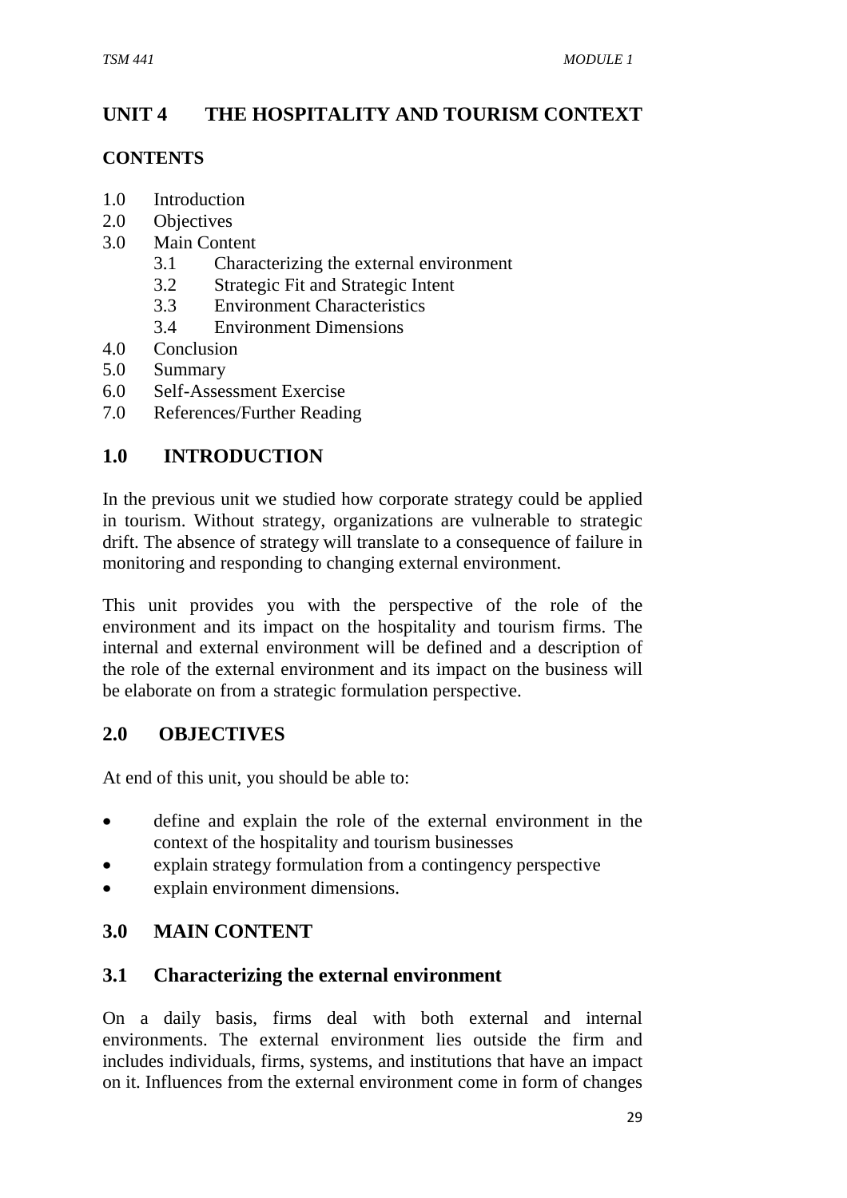# UNIT 4 THE HOSPITALITY AND TOURISM CONTEXT

## CONTENTS

1.0 Introduction
2.0 Objectives
3.0 Main Content
  3.1 Characterizing the external environment
  3.2 Strategic Fit and Strategic Intent
  3.3 Environment Characteristics
  3.4 Environment Dimensions
4.0 Conclusion
5.0 Summary
6.0 Self-Assessment Exercise
7.0 References/Further Reading

## 1.0 INTRODUCTION

In the previous unit we studied how corporate strategy could be applied in tourism. Without strategy, organizations are vulnerable to strategic drift. The absence of strategy will translate to a consequence of failure in monitoring and responding to changing external environment.

This unit provides you with the perspective of the role of the environment and its impact on the hospitality and tourism firms. The internal and external environment will be defined and a description of the role of the external environment and its impact on the business will be elaborate on from a strategic formulation perspective.

## 2.0 OBJECTIVES

At end of this unit, you should be able to:

- define and explain the role of the external environment in the context of the hospitality and tourism businesses
- explain strategy formulation from a contingency perspective
- explain environment dimensions.

## 3.0 MAIN CONTENT

### 3.1 Characterizing the external environment

On a daily basis, firms deal with both external and internal environments. The external environment lies outside the firm and includes individuals, firms, systems, and institutions that have an impact on it. Influences from the external environment come in form of changes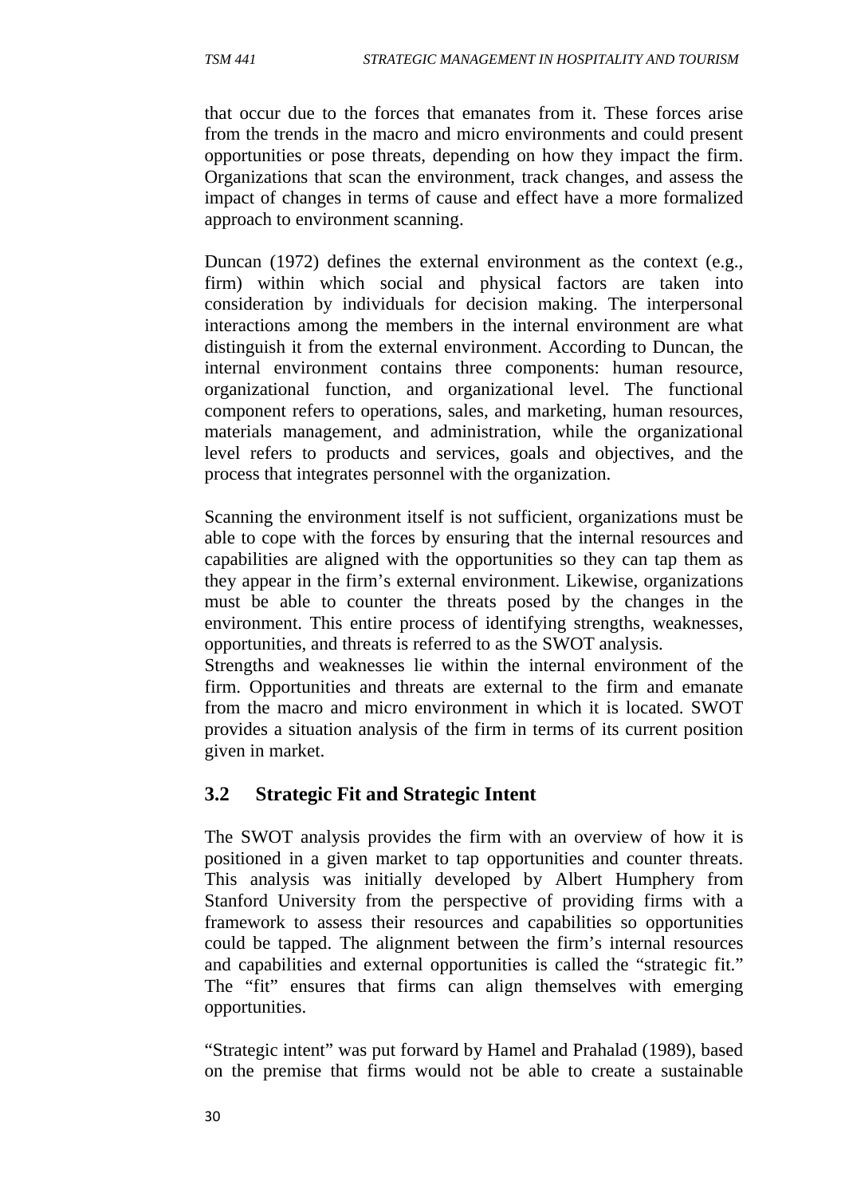that occur due to the forces that emanates from it. These forces arise from the trends in the macro and micro environments and could present opportunities or pose threats, depending on how they impact the firm. Organizations that scan the environment, track changes, and assess the impact of changes in terms of cause and effect have a more formalized approach to environment scanning.

Duncan (1972) defines the external environment as the context (e.g., firm) within which social and physical factors are taken into consideration by individuals for decision making. The interpersonal interactions among the members in the internal environment are what distinguish it from the external environment. According to Duncan, the internal environment contains three components: human resource, organizational function, and organizational level. The functional component refers to operations, sales, and marketing, human resources, materials management, and administration, while the organizational level refers to products and services, goals and objectives, and the process that integrates personnel with the organization.

Scanning the environment itself is not sufficient, organizations must be able to cope with the forces by ensuring that the internal resources and capabilities are aligned with the opportunities so they can tap them as they appear in the firm's external environment. Likewise, organizations must be able to counter the threats posed by the changes in the environment. This entire process of identifying strengths, weaknesses, opportunities, and threats is referred to as the SWOT analysis.
Strengths and weaknesses lie within the internal environment of the firm. Opportunities and threats are external to the firm and emanate from the macro and micro environment in which it is located. SWOT provides a situation analysis of the firm in terms of its current position given in market.

## 3.2 Strategic Fit and Strategic Intent

The SWOT analysis provides the firm with an overview of how it is positioned in a given market to tap opportunities and counter threats. This analysis was initially developed by Albert Humphery from Stanford University from the perspective of providing firms with a framework to assess their resources and capabilities so opportunities could be tapped. The alignment between the firm's internal resources and capabilities and external opportunities is called the "strategic fit." The "fit" ensures that firms can align themselves with emerging opportunities.

"Strategic intent" was put forward by Hamel and Prahalad (1989), based on the premise that firms would not be able to create a sustainable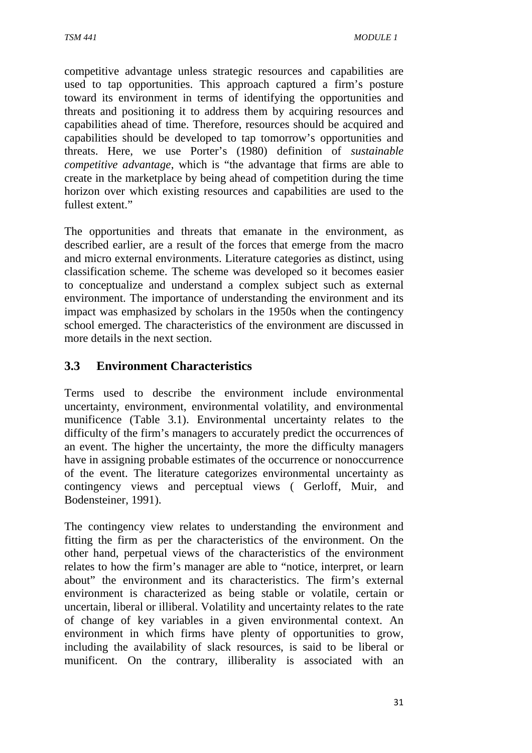competitive advantage unless strategic resources and capabilities are used to tap opportunities. This approach captured a firm's posture toward its environment in terms of identifying the opportunities and threats and positioning it to address them by acquiring resources and capabilities ahead of time. Therefore, resources should be acquired and capabilities should be developed to tap tomorrow's opportunities and threats. Here, we use Porter's (1980) definition of *sustainable competitive advantage*, which is "the advantage that firms are able to create in the marketplace by being ahead of competition during the time horizon over which existing resources and capabilities are used to the fullest extent."

The opportunities and threats that emanate in the environment, as described earlier, are a result of the forces that emerge from the macro and micro external environments. Literature categories as distinct, using classification scheme. The scheme was developed so it becomes easier to conceptualize and understand a complex subject such as external environment. The importance of understanding the environment and its impact was emphasized by scholars in the 1950s when the contingency school emerged. The characteristics of the environment are discussed in more details in the next section.

## 3.3 Environment Characteristics

Terms used to describe the environment include environmental uncertainty, environment, environmental volatility, and environmental munificence (Table 3.1). Environmental uncertainty relates to the difficulty of the firm's managers to accurately predict the occurrences of an event. The higher the uncertainty, the more the difficulty managers have in assigning probable estimates of the occurrence or nonoccurrence of the event. The literature categorizes environmental uncertainty as contingency views and perceptual views ( Gerloff, Muir, and Bodensteiner, 1991).

The contingency view relates to understanding the environment and fitting the firm as per the characteristics of the environment. On the other hand, perpetual views of the characteristics of the environment relates to how the firm's manager are able to "notice, interpret, or learn about" the environment and its characteristics. The firm's external environment is characterized as being stable or volatile, certain or uncertain, liberal or illiberal. Volatility and uncertainty relates to the rate of change of key variables in a given environmental context. An environment in which firms have plenty of opportunities to grow, including the availability of slack resources, is said to be liberal or munificent. On the contrary, illiberality is associated with an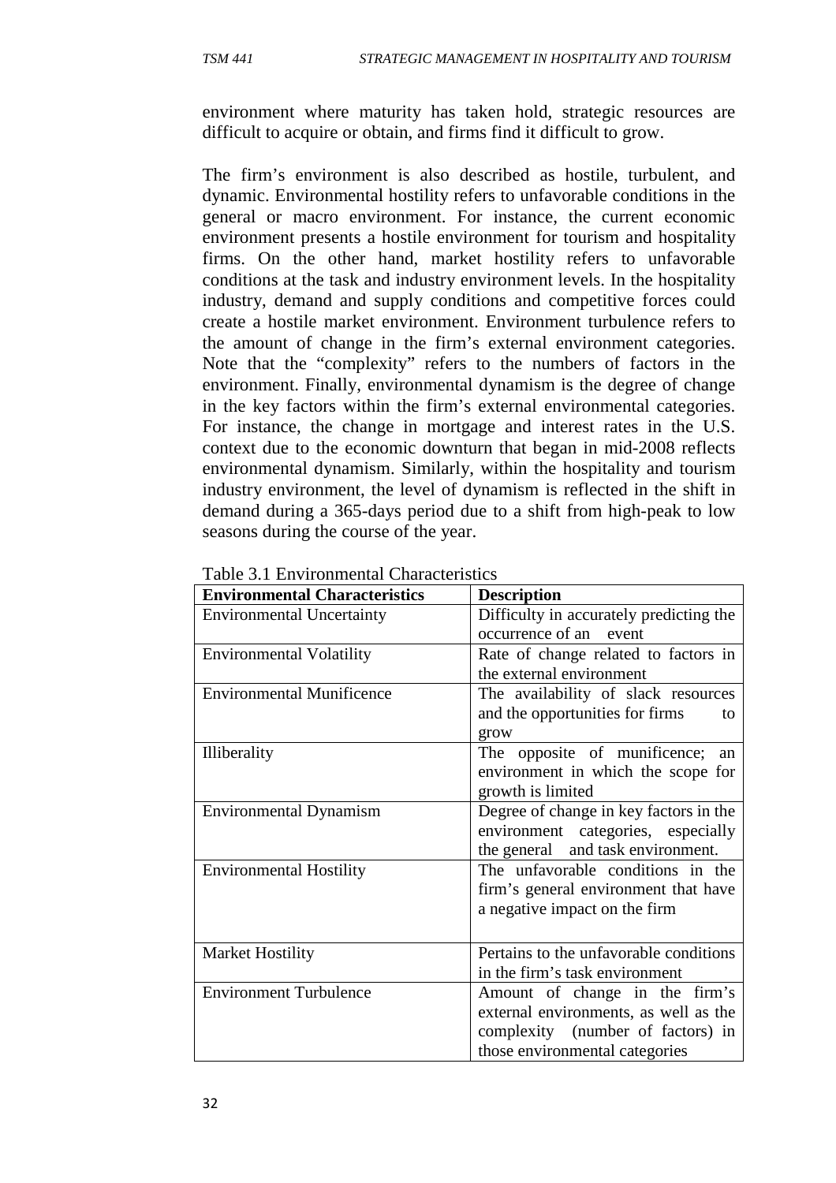environment where maturity has taken hold, strategic resources are difficult to acquire or obtain, and firms find it difficult to grow.

The firm's environment is also described as hostile, turbulent, and dynamic. Environmental hostility refers to unfavorable conditions in the general or macro environment. For instance, the current economic environment presents a hostile environment for tourism and hospitality firms. On the other hand, market hostility refers to unfavorable conditions at the task and industry environment levels. In the hospitality industry, demand and supply conditions and competitive forces could create a hostile market environment. Environment turbulence refers to the amount of change in the firm's external environment categories. Note that the "complexity" refers to the numbers of factors in the environment. Finally, environmental dynamism is the degree of change in the key factors within the firm's external environmental categories. For instance, the change in mortgage and interest rates in the U.S. context due to the economic downturn that began in mid-2008 reflects environmental dynamism. Similarly, within the hospitality and tourism industry environment, the level of dynamism is reflected in the shift in demand during a 365-days period due to a shift from high-peak to low seasons during the course of the year.

Table 3.1 Environmental Characteristics

| Environmental Characteristics | Description |
|---|---|
| Environmental Uncertainty | Difficulty in accurately predicting the occurrence of an event |
| Environmental Volatility | Rate of change related to factors in the external environment |
| Environmental Munificence | The availability of slack resources and the opportunities for firms to grow |
| Illiberality | The opposite of munificence; an environment in which the scope for growth is limited |
| Environmental Dynamism | Degree of change in key factors in the environment categories, especially the general and task environment. |
| Environmental Hostility | The unfavorable conditions in the firm's general environment that have a negative impact on the firm |
| Market Hostility | Pertains to the unfavorable conditions in the firm's task environment |
| Environment Turbulence | Amount of change in the firm's external environments, as well as the complexity (number of factors) in those environmental categories |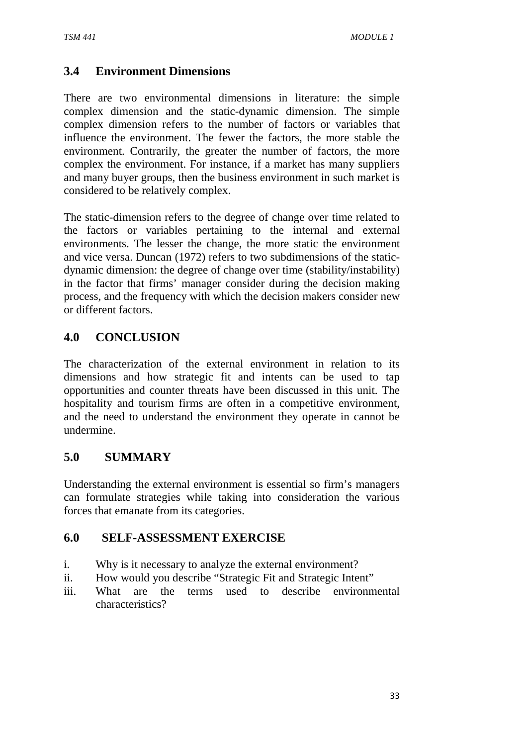## 3.4 Environment Dimensions

There are two environmental dimensions in literature: the simple complex dimension and the static-dynamic dimension. The simple complex dimension refers to the number of factors or variables that influence the environment. The fewer the factors, the more stable the environment. Contrarily, the greater the number of factors, the more complex the environment. For instance, if a market has many suppliers and many buyer groups, then the business environment in such market is considered to be relatively complex.

The static-dimension refers to the degree of change over time related to the factors or variables pertaining to the internal and external environments. The lesser the change, the more static the environment and vice versa. Duncan (1972) refers to two subdimensions of the static-dynamic dimension: the degree of change over time (stability/instability) in the factor that firms' manager consider during the decision making process, and the frequency with which the decision makers consider new or different factors.

## 4.0 CONCLUSION

The characterization of the external environment in relation to its dimensions and how strategic fit and intents can be used to tap opportunities and counter threats have been discussed in this unit. The hospitality and tourism firms are often in a competitive environment, and the need to understand the environment they operate in cannot be undermine.

## 5.0 SUMMARY

Understanding the external environment is essential so firm's managers can formulate strategies while taking into consideration the various forces that emanate from its categories.

## 6.0 SELF-ASSESSMENT EXERCISE

i. Why is it necessary to analyze the external environment?
ii. How would you describe "Strategic Fit and Strategic Intent"
iii. What are the terms used to describe environmental characteristics?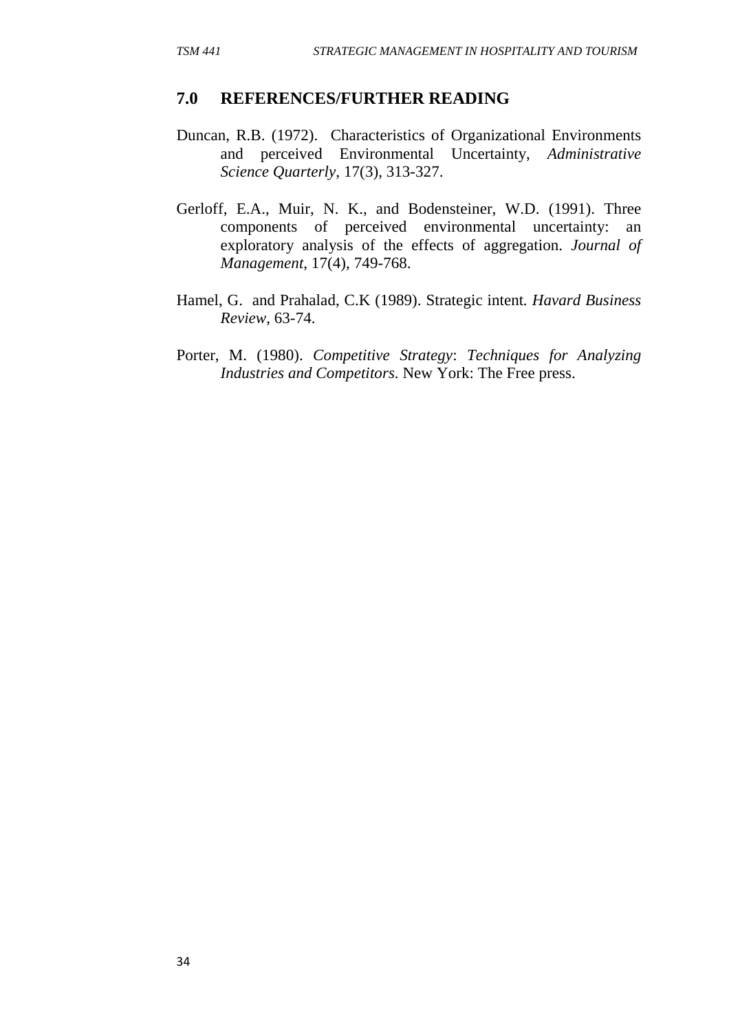## 7.0 REFERENCES/FURTHER READING

Duncan, R.B. (1972). Characteristics of Organizational Environments and perceived Environmental Uncertainty, *Administrative Science Quarterly*, 17(3), 313-327.

Gerloff, E.A., Muir, N. K., and Bodensteiner, W.D. (1991). Three components of perceived environmental uncertainty: an exploratory analysis of the effects of aggregation. *Journal of Management*, 17(4), 749-768.

Hamel, G. and Prahalad, C.K (1989). Strategic intent. *Havard Business Review*, 63-74.

Porter, M. (1980). *Competitive Strategy*: *Techniques for Analyzing Industries and Competitors*. New York: The Free press.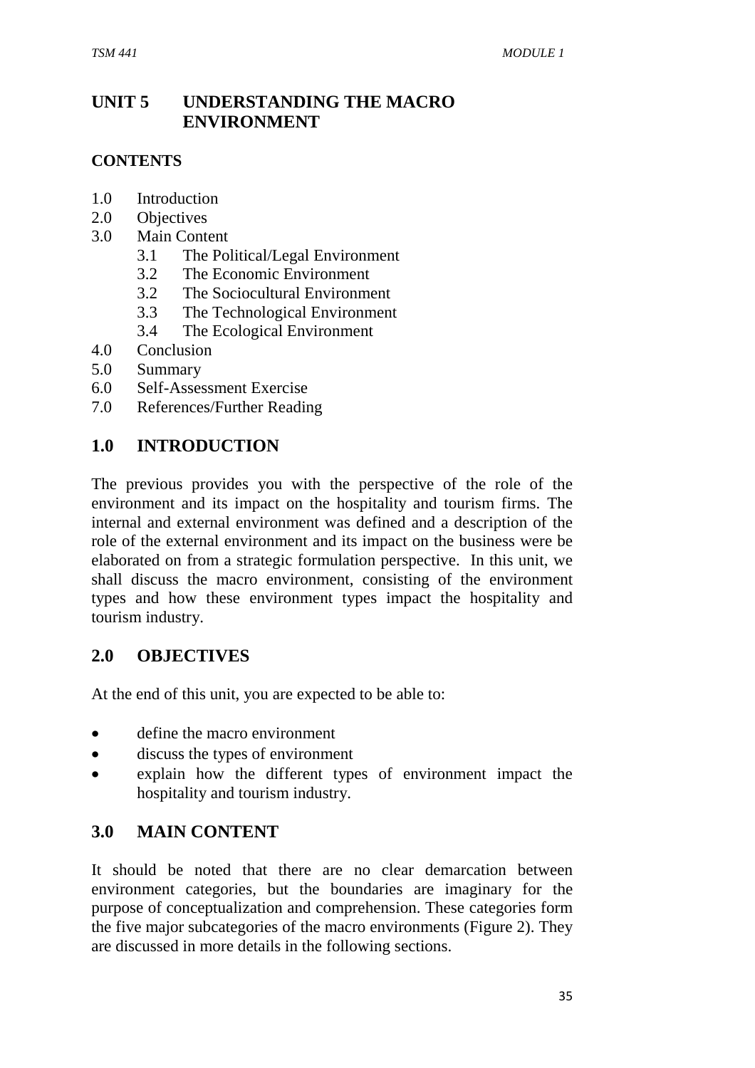# UNIT 5 UNDERSTANDING THE MACRO ENVIRONMENT

## CONTENTS

1.0 Introduction
2.0 Objectives
3.0 Main Content
    3.1 The Political/Legal Environment
    3.2 The Economic Environment
    3.2 The Sociocultural Environment
    3.3 The Technological Environment
    3.4 The Ecological Environment
4.0 Conclusion
5.0 Summary
6.0 Self-Assessment Exercise
7.0 References/Further Reading

## 1.0 INTRODUCTION

The previous provides you with the perspective of the role of the environment and its impact on the hospitality and tourism firms. The internal and external environment was defined and a description of the role of the external environment and its impact on the business were be elaborated on from a strategic formulation perspective. In this unit, we shall discuss the macro environment, consisting of the environment types and how these environment types impact the hospitality and tourism industry.

## 2.0 OBJECTIVES

At the end of this unit, you are expected to be able to:

- define the macro environment
- discuss the types of environment
- explain how the different types of environment impact the hospitality and tourism industry.

## 3.0 MAIN CONTENT

It should be noted that there are no clear demarcation between environment categories, but the boundaries are imaginary for the purpose of conceptualization and comprehension. These categories form the five major subcategories of the macro environments (Figure 2). They are discussed in more details in the following sections.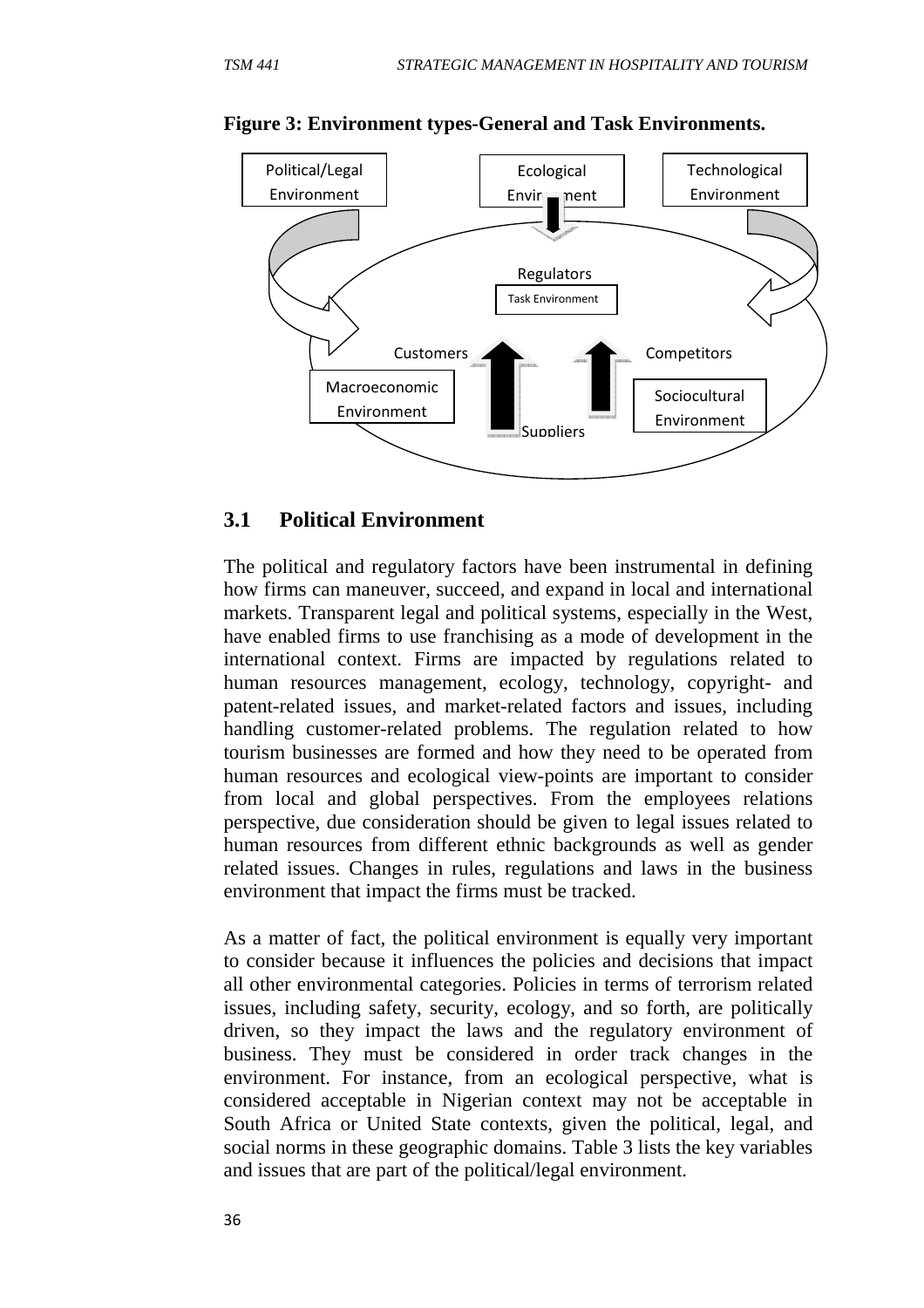**Figure 3: Environment types-General and Task Environments.**

Political/Legal Environment

Ecological Environment

Technological Environment

Regulators

Task Environment

Customers

Competitors

Macroeconomic Environment

Sociocultural Environment

Suppliers

## 3.1 Political Environment

The political and regulatory factors have been instrumental in defining how firms can maneuver, succeed, and expand in local and international markets. Transparent legal and political systems, especially in the West, have enabled firms to use franchising as a mode of development in the international context. Firms are impacted by regulations related to human resources management, ecology, technology, copyright- and patent-related issues, and market-related factors and issues, including handling customer-related problems. The regulation related to how tourism businesses are formed and how they need to be operated from human resources and ecological view-points are important to consider from local and global perspectives. From the employees relations perspective, due consideration should be given to legal issues related to human resources from different ethnic backgrounds as well as gender related issues. Changes in rules, regulations and laws in the business environment that impact the firms must be tracked.

As a matter of fact, the political environment is equally very important to consider because it influences the policies and decisions that impact all other environmental categories. Policies in terms of terrorism related issues, including safety, security, ecology, and so forth, are politically driven, so they impact the laws and the regulatory environment of business. They must be considered in order track changes in the environment. For instance, from an ecological perspective, what is considered acceptable in Nigerian context may not be acceptable in South Africa or United State contexts, given the political, legal, and social norms in these geographic domains. Table 3 lists the key variables and issues that are part of the political/legal environment.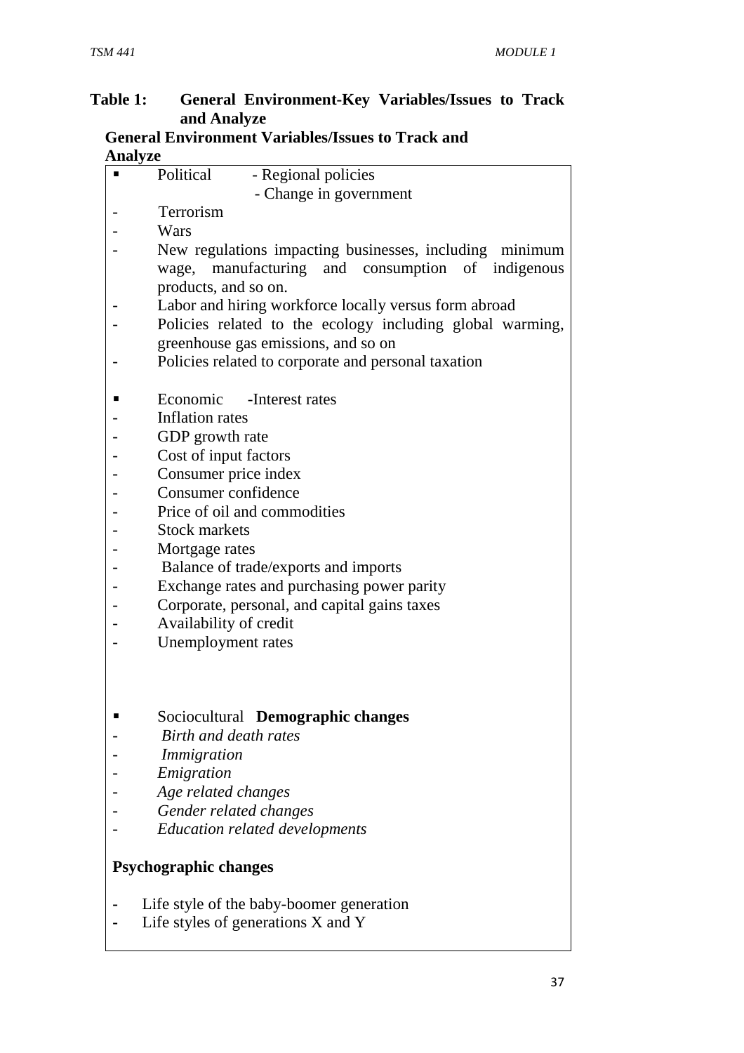**Table 1: General Environment-Key Variables/Issues to Track and Analyze**

**General Environment Variables/Issues to Track and Analyze**

- Political - Regional policies
  - Change in government
  - Terrorism
  - Wars
  - New regulations impacting businesses, including minimum wage, manufacturing and consumption of indigenous products, and so on.
  - Labor and hiring workforce locally versus form abroad
  - Policies related to the ecology including global warming, greenhouse gas emissions, and so on
  - Policies related to corporate and personal taxation

- Economic -Interest rates
  - Inflation rates
  - GDP growth rate
  - Cost of input factors
  - Consumer price index
  - Consumer confidence
  - Price of oil and commodities
  - Stock markets
  - Mortgage rates
  - Balance of trade/exports and imports
  - Exchange rates and purchasing power parity
  - Corporate, personal, and capital gains taxes
  - Availability of credit
  - Unemployment rates

- Sociocultural **Demographic changes**
  - *Birth and death rates*
  - *Immigration*
  - *Emigration*
  - *Age related changes*
  - *Gender related changes*
  - *Education related developments*

**Psychographic changes**

- Life style of the baby-boomer generation
- Life styles of generations X and Y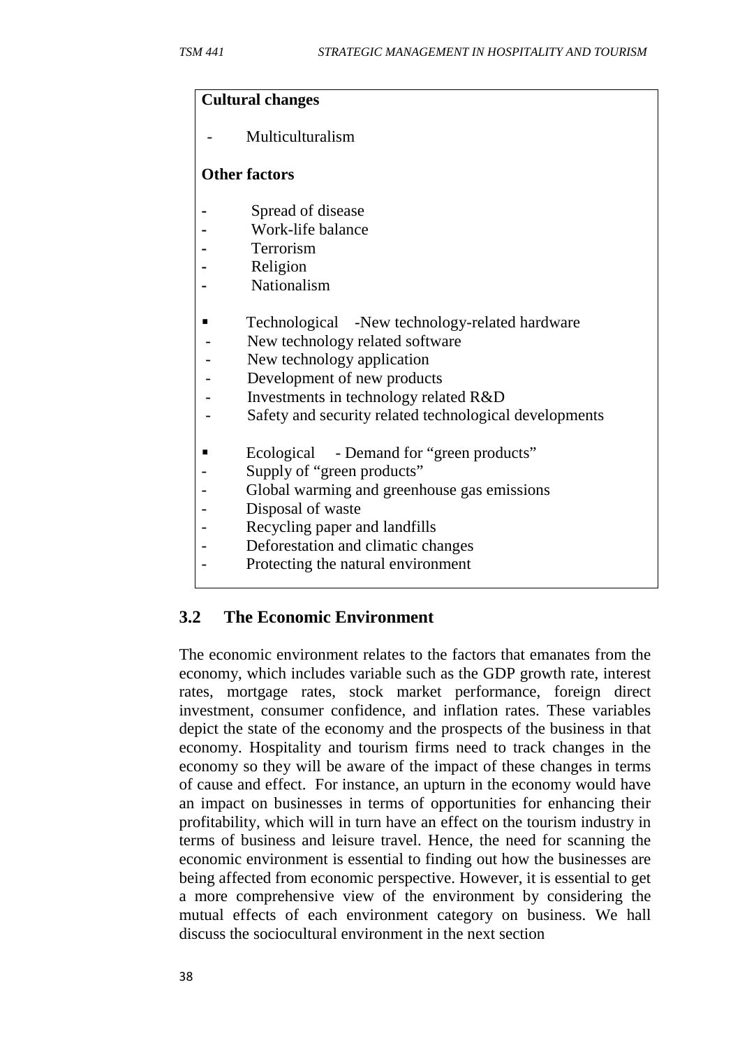**Cultural changes**

- Multiculturalism

**Other factors**

- Spread of disease
- Work-life balance
- Terrorism
- Religion
- Nationalism

▪ Technological -New technology-related hardware
- New technology related software
- New technology application
- Development of new products
- Investments in technology related R&D
- Safety and security related technological developments

▪ Ecological - Demand for "green products"
- Supply of "green products"
- Global warming and greenhouse gas emissions
- Disposal of waste
- Recycling paper and landfills
- Deforestation and climatic changes
- Protecting the natural environment

## 3.2 The Economic Environment

The economic environment relates to the factors that emanates from the economy, which includes variable such as the GDP growth rate, interest rates, mortgage rates, stock market performance, foreign direct investment, consumer confidence, and inflation rates. These variables depict the state of the economy and the prospects of the business in that economy. Hospitality and tourism firms need to track changes in the economy so they will be aware of the impact of these changes in terms of cause and effect. For instance, an upturn in the economy would have an impact on businesses in terms of opportunities for enhancing their profitability, which will in turn have an effect on the tourism industry in terms of business and leisure travel. Hence, the need for scanning the economic environment is essential to finding out how the businesses are being affected from economic perspective. However, it is essential to get a more comprehensive view of the environment by considering the mutual effects of each environment category on business. We hall discuss the sociocultural environment in the next section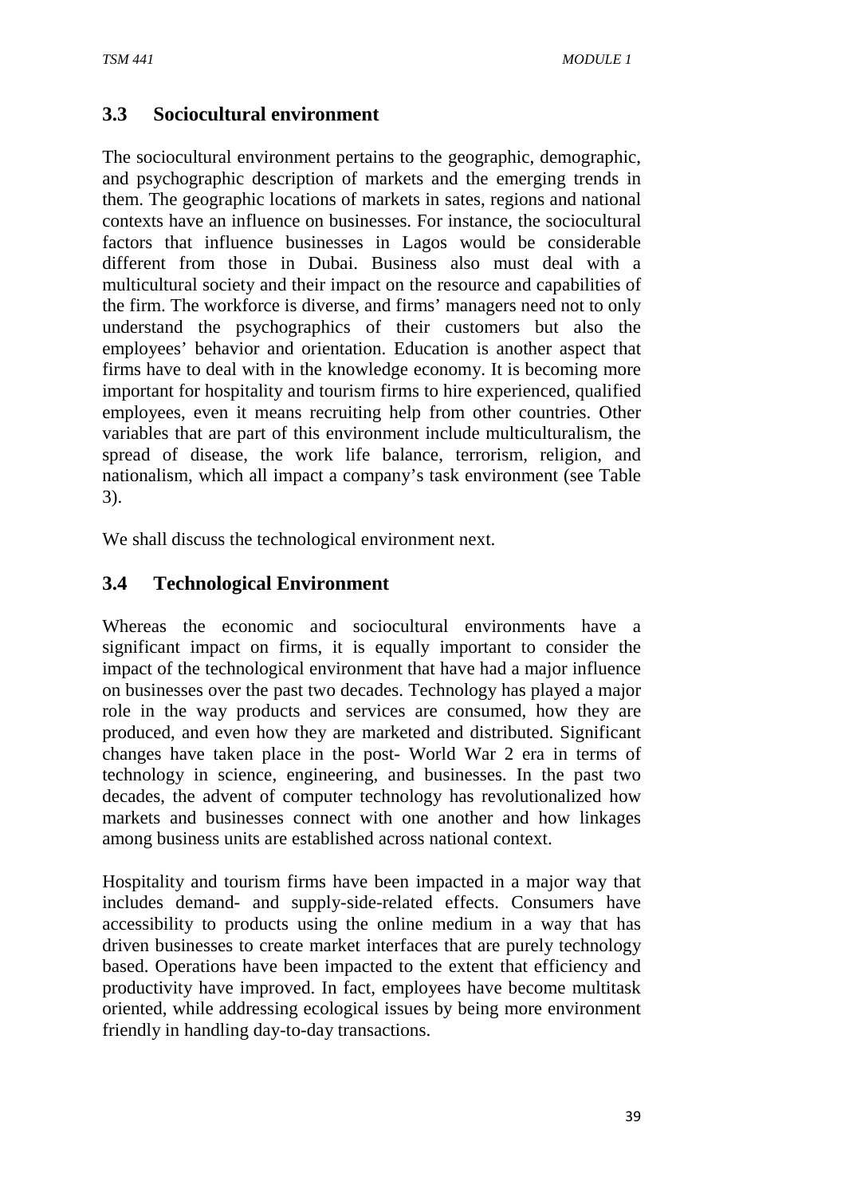### 3.3 Sociocultural environment

The sociocultural environment pertains to the geographic, demographic, and psychographic description of markets and the emerging trends in them. The geographic locations of markets in sates, regions and national contexts have an influence on businesses. For instance, the sociocultural factors that influence businesses in Lagos would be considerable different from those in Dubai. Business also must deal with a multicultural society and their impact on the resource and capabilities of the firm. The workforce is diverse, and firms' managers need not to only understand the psychographics of their customers but also the employees' behavior and orientation. Education is another aspect that firms have to deal with in the knowledge economy. It is becoming more important for hospitality and tourism firms to hire experienced, qualified employees, even it means recruiting help from other countries. Other variables that are part of this environment include multiculturalism, the spread of disease, the work life balance, terrorism, religion, and nationalism, which all impact a company's task environment (see Table 3).

We shall discuss the technological environment next.

### 3.4 Technological Environment

Whereas the economic and sociocultural environments have a significant impact on firms, it is equally important to consider the impact of the technological environment that have had a major influence on businesses over the past two decades. Technology has played a major role in the way products and services are consumed, how they are produced, and even how they are marketed and distributed. Significant changes have taken place in the post- World War 2 era in terms of technology in science, engineering, and businesses. In the past two decades, the advent of computer technology has revolutionalized how markets and businesses connect with one another and how linkages among business units are established across national context.

Hospitality and tourism firms have been impacted in a major way that includes demand- and supply-side-related effects. Consumers have accessibility to products using the online medium in a way that has driven businesses to create market interfaces that are purely technology based. Operations have been impacted to the extent that efficiency and productivity have improved. In fact, employees have become multitask oriented, while addressing ecological issues by being more environment friendly in handling day-to-day transactions.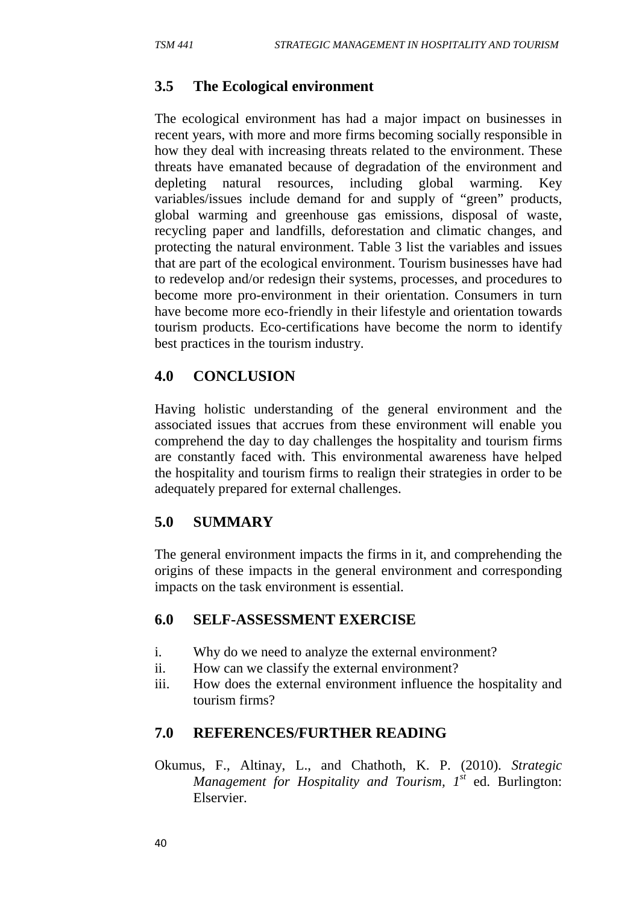## 3.5 The Ecological environment

The ecological environment has had a major impact on businesses in recent years, with more and more firms becoming socially responsible in how they deal with increasing threats related to the environment. These threats have emanated because of degradation of the environment and depleting natural resources, including global warming. Key variables/issues include demand for and supply of "green" products, global warming and greenhouse gas emissions, disposal of waste, recycling paper and landfills, deforestation and climatic changes, and protecting the natural environment. Table 3 list the variables and issues that are part of the ecological environment. Tourism businesses have had to redevelop and/or redesign their systems, processes, and procedures to become more pro-environment in their orientation. Consumers in turn have become more eco-friendly in their lifestyle and orientation towards tourism products. Eco-certifications have become the norm to identify best practices in the tourism industry.

## 4.0 CONCLUSION

Having holistic understanding of the general environment and the associated issues that accrues from these environment will enable you comprehend the day to day challenges the hospitality and tourism firms are constantly faced with. This environmental awareness have helped the hospitality and tourism firms to realign their strategies in order to be adequately prepared for external challenges.

## 5.0 SUMMARY

The general environment impacts the firms in it, and comprehending the origins of these impacts in the general environment and corresponding impacts on the task environment is essential.

## 6.0 SELF-ASSESSMENT EXERCISE

i. Why do we need to analyze the external environment?

ii. How can we classify the external environment?

iii. How does the external environment influence the hospitality and tourism firms?

## 7.0 REFERENCES/FURTHER READING

Okumus, F., Altinay, L., and Chathoth, K. P. (2010). *Strategic Management for Hospitality and Tourism, 1st* ed. Burlington: Elservier.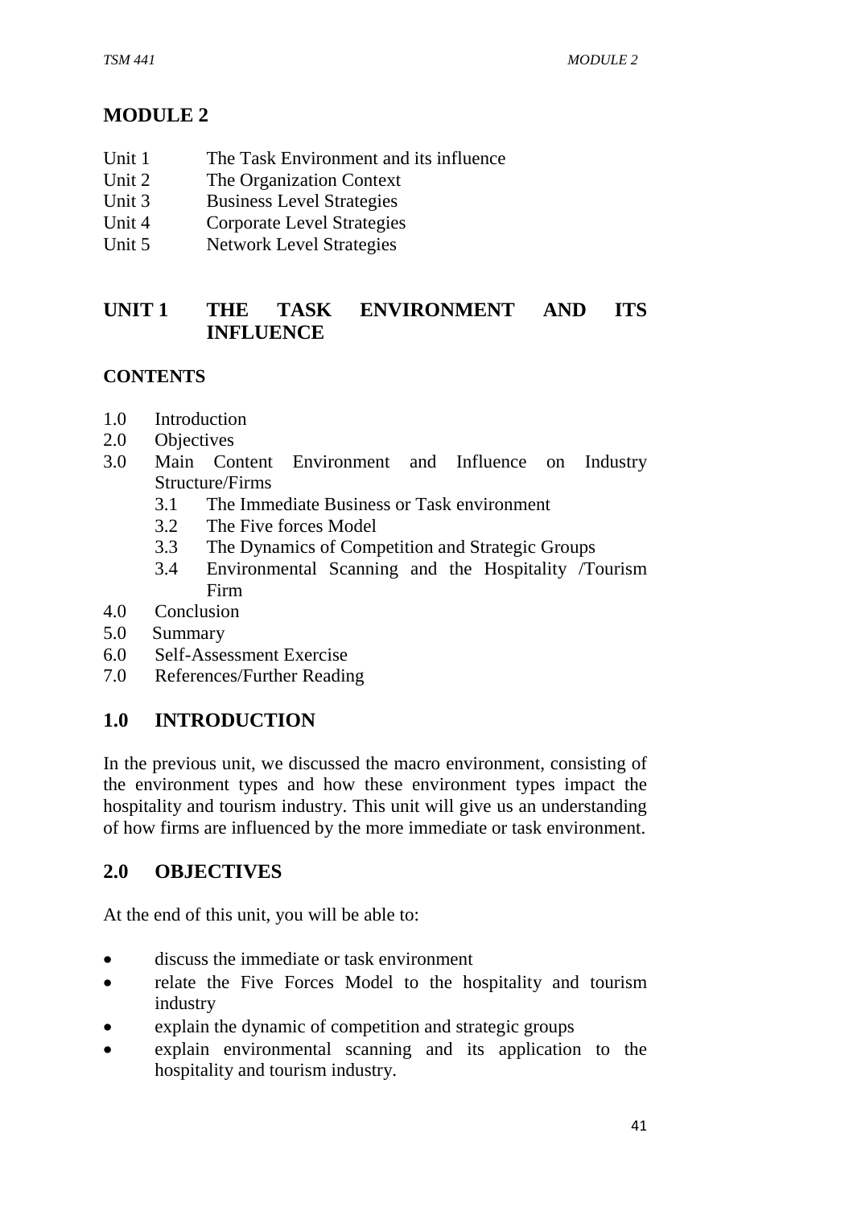# MODULE 2

Unit 1 The Task Environment and its influence
Unit 2 The Organization Context
Unit 3 Business Level Strategies
Unit 4 Corporate Level Strategies
Unit 5 Network Level Strategies

## UNIT 1 THE TASK ENVIRONMENT AND ITS INFLUENCE

### CONTENTS

1.0 Introduction
2.0 Objectives
3.0 Main Content Environment and Influence on Industry Structure/Firms
  3.1 The Immediate Business or Task environment
  3.2 The Five forces Model
  3.3 The Dynamics of Competition and Strategic Groups
  3.4 Environmental Scanning and the Hospitality /Tourism Firm
4.0 Conclusion
5.0 Summary
6.0 Self-Assessment Exercise
7.0 References/Further Reading

## 1.0 INTRODUCTION

In the previous unit, we discussed the macro environment, consisting of the environment types and how these environment types impact the hospitality and tourism industry. This unit will give us an understanding of how firms are influenced by the more immediate or task environment.

## 2.0 OBJECTIVES

At the end of this unit, you will be able to:

- discuss the immediate or task environment
- relate the Five Forces Model to the hospitality and tourism industry
- explain the dynamic of competition and strategic groups
- explain environmental scanning and its application to the hospitality and tourism industry.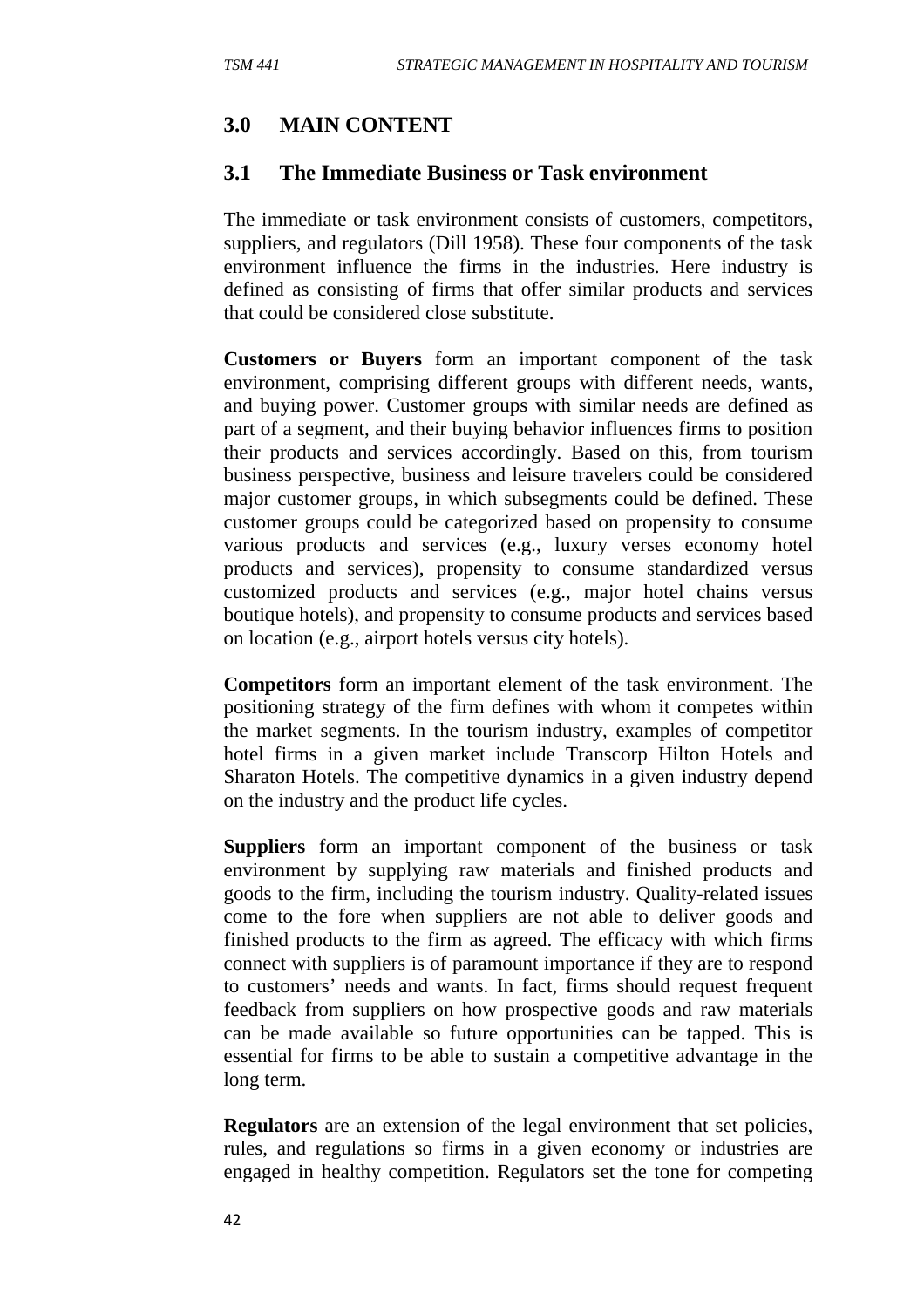## 3.0 MAIN CONTENT

### 3.1 The Immediate Business or Task environment

The immediate or task environment consists of customers, competitors, suppliers, and regulators (Dill 1958). These four components of the task environment influence the firms in the industries. Here industry is defined as consisting of firms that offer similar products and services that could be considered close substitute.

**Customers or Buyers** form an important component of the task environment, comprising different groups with different needs, wants, and buying power. Customer groups with similar needs are defined as part of a segment, and their buying behavior influences firms to position their products and services accordingly. Based on this, from tourism business perspective, business and leisure travelers could be considered major customer groups, in which subsegments could be defined. These customer groups could be categorized based on propensity to consume various products and services (e.g., luxury verses economy hotel products and services), propensity to consume standardized versus customized products and services (e.g., major hotel chains versus boutique hotels), and propensity to consume products and services based on location (e.g., airport hotels versus city hotels).

**Competitors** form an important element of the task environment. The positioning strategy of the firm defines with whom it competes within the market segments. In the tourism industry, examples of competitor hotel firms in a given market include Transcorp Hilton Hotels and Sharaton Hotels. The competitive dynamics in a given industry depend on the industry and the product life cycles.

**Suppliers** form an important component of the business or task environment by supplying raw materials and finished products and goods to the firm, including the tourism industry. Quality-related issues come to the fore when suppliers are not able to deliver goods and finished products to the firm as agreed. The efficacy with which firms connect with suppliers is of paramount importance if they are to respond to customers' needs and wants. In fact, firms should request frequent feedback from suppliers on how prospective goods and raw materials can be made available so future opportunities can be tapped. This is essential for firms to be able to sustain a competitive advantage in the long term.

**Regulators** are an extension of the legal environment that set policies, rules, and regulations so firms in a given economy or industries are engaged in healthy competition. Regulators set the tone for competing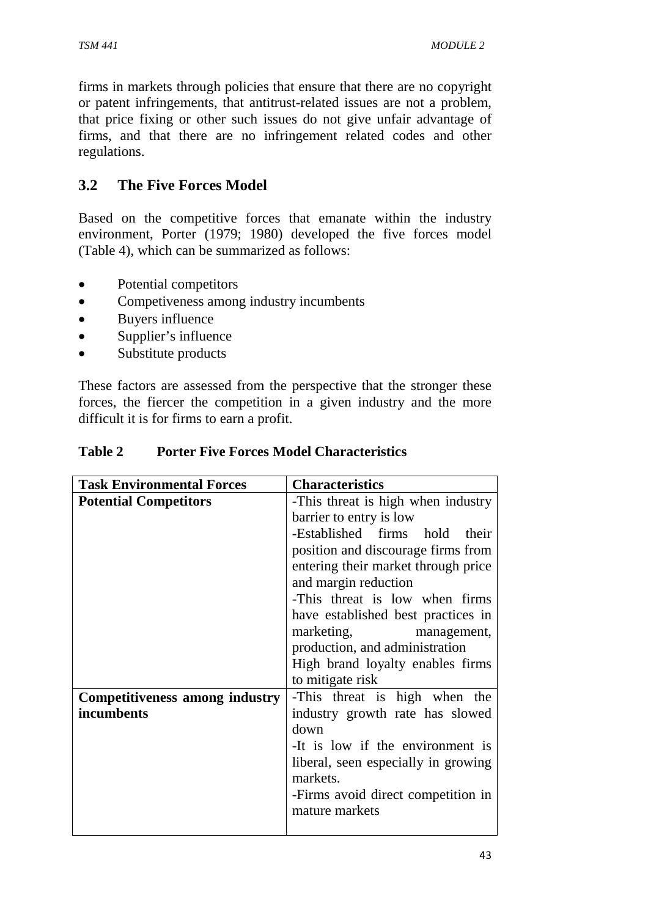firms in markets through policies that ensure that there are no copyright or patent infringements, that antitrust-related issues are not a problem, that price fixing or other such issues do not give unfair advantage of firms, and that there are no infringement related codes and other regulations.

## 3.2 The Five Forces Model

Based on the competitive forces that emanate within the industry environment, Porter (1979; 1980) developed the five forces model (Table 4), which can be summarized as follows:

- Potential competitors
- Competiveness among industry incumbents
- Buyers influence
- Supplier's influence
- Substitute products

These factors are assessed from the perspective that the stronger these forces, the fiercer the competition in a given industry and the more difficult it is for firms to earn a profit.

**Table 2 Porter Five Forces Model Characteristics**

| Task Environmental Forces | Characteristics |
|---|---|
| **Potential Competitors** | -This threat is high when industry barrier to entry is low<br>-Established firms hold their position and discourage firms from entering their market through price and margin reduction<br>-This threat is low when firms have established best practices in marketing, management, production, and administration<br>High brand loyalty enables firms to mitigate risk |
| **Competitiveness among industry incumbents** | -This threat is high when the industry growth rate has slowed down<br>-It is low if the environment is liberal, seen especially in growing markets.<br>-Firms avoid direct competition in mature markets |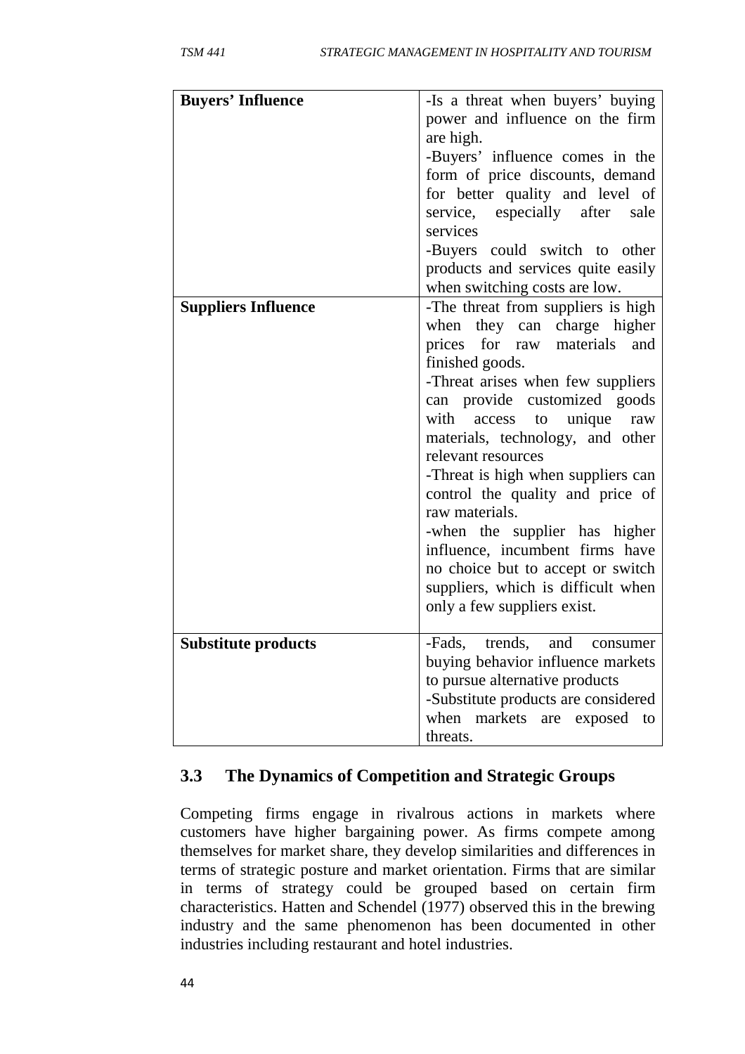| | |
|---|---|
| **Buyers' Influence** | -Is a threat when buyers' buying power and influence on the firm are high.<br>-Buyers' influence comes in the form of price discounts, demand for better quality and level of service, especially after sale services<br>-Buyers could switch to other products and services quite easily when switching costs are low. |
| **Suppliers Influence** | -The threat from suppliers is high when they can charge higher prices for raw materials and finished goods.<br>-Threat arises when few suppliers can provide customized goods with access to unique raw materials, technology, and other relevant resources<br>-Threat is high when suppliers can control the quality and price of raw materials.<br>-when the supplier has higher influence, incumbent firms have no choice but to accept or switch suppliers, which is difficult when only a few suppliers exist. |
| **Substitute products** | -Fads, trends, and consumer buying behavior influence markets to pursue alternative products<br>-Substitute products are considered when markets are exposed to threats. |

## 3.3 The Dynamics of Competition and Strategic Groups

Competing firms engage in rivalrous actions in markets where customers have higher bargaining power. As firms compete among themselves for market share, they develop similarities and differences in terms of strategic posture and market orientation. Firms that are similar in terms of strategy could be grouped based on certain firm characteristics. Hatten and Schendel (1977) observed this in the brewing industry and the same phenomenon has been documented in other industries including restaurant and hotel industries.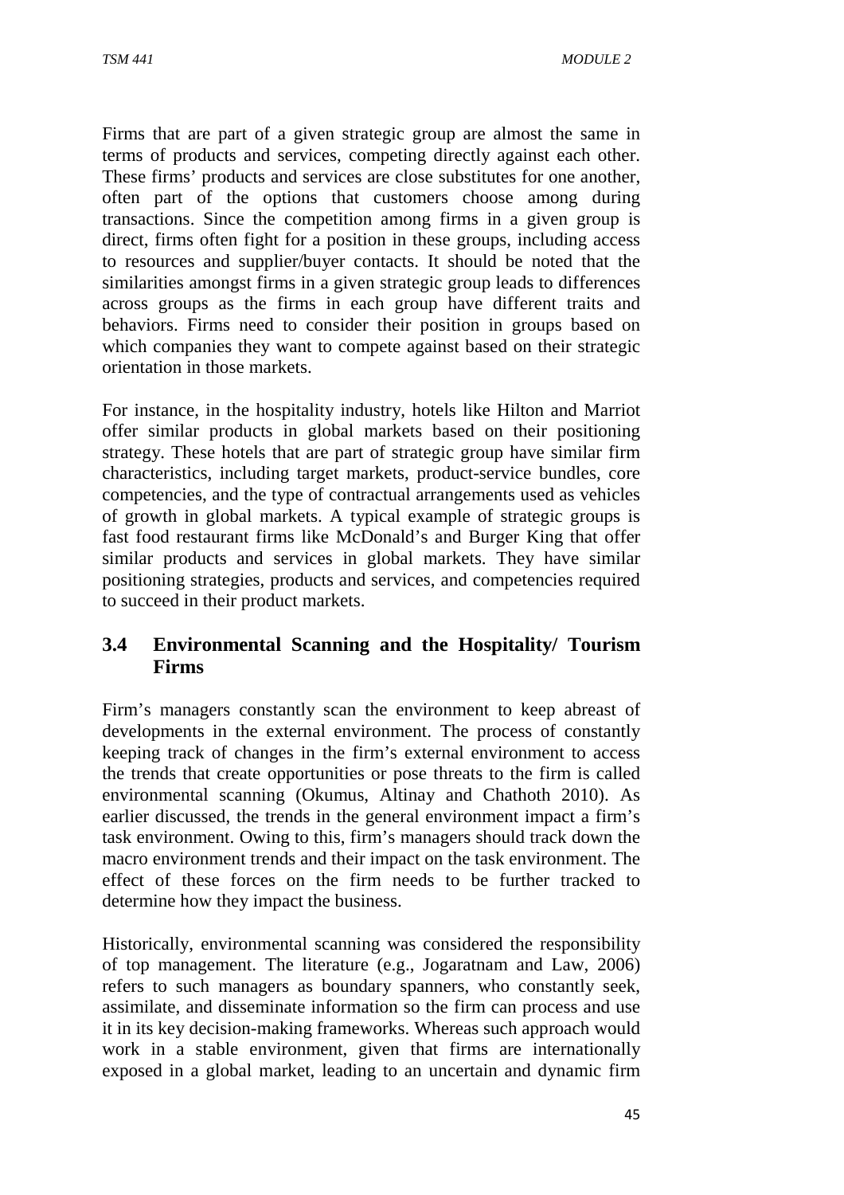Firms that are part of a given strategic group are almost the same in terms of products and services, competing directly against each other. These firms' products and services are close substitutes for one another, often part of the options that customers choose among during transactions. Since the competition among firms in a given group is direct, firms often fight for a position in these groups, including access to resources and supplier/buyer contacts. It should be noted that the similarities amongst firms in a given strategic group leads to differences across groups as the firms in each group have different traits and behaviors. Firms need to consider their position in groups based on which companies they want to compete against based on their strategic orientation in those markets.

For instance, in the hospitality industry, hotels like Hilton and Marriot offer similar products in global markets based on their positioning strategy. These hotels that are part of strategic group have similar firm characteristics, including target markets, product-service bundles, core competencies, and the type of contractual arrangements used as vehicles of growth in global markets. A typical example of strategic groups is fast food restaurant firms like McDonald's and Burger King that offer similar products and services in global markets. They have similar positioning strategies, products and services, and competencies required to succeed in their product markets.

## 3.4 Environmental Scanning and the Hospitality/ Tourism Firms

Firm's managers constantly scan the environment to keep abreast of developments in the external environment. The process of constantly keeping track of changes in the firm's external environment to access the trends that create opportunities or pose threats to the firm is called environmental scanning (Okumus, Altinay and Chathoth 2010). As earlier discussed, the trends in the general environment impact a firm's task environment. Owing to this, firm's managers should track down the macro environment trends and their impact on the task environment. The effect of these forces on the firm needs to be further tracked to determine how they impact the business.

Historically, environmental scanning was considered the responsibility of top management. The literature (e.g., Jogaratnam and Law, 2006) refers to such managers as boundary spanners, who constantly seek, assimilate, and disseminate information so the firm can process and use it in its key decision-making frameworks. Whereas such approach would work in a stable environment, given that firms are internationally exposed in a global market, leading to an uncertain and dynamic firm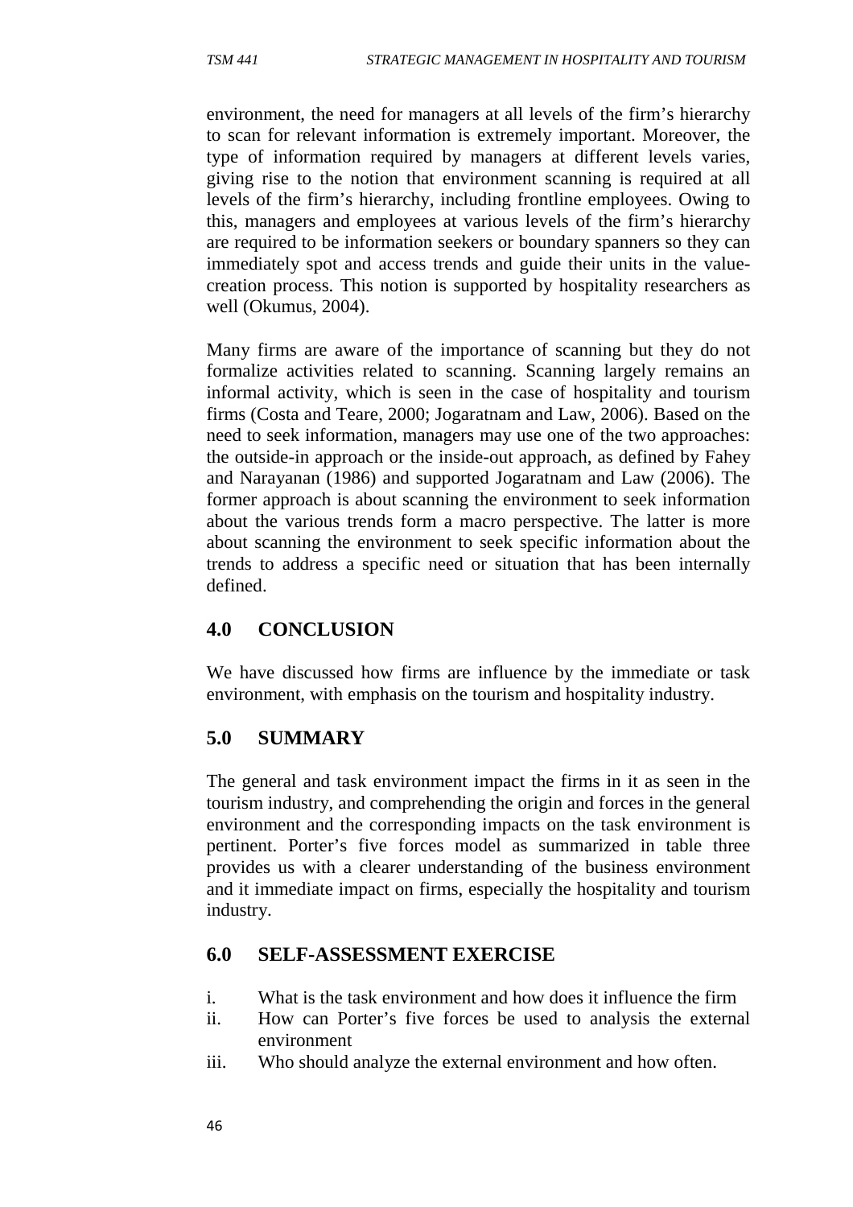environment, the need for managers at all levels of the firm's hierarchy to scan for relevant information is extremely important. Moreover, the type of information required by managers at different levels varies, giving rise to the notion that environment scanning is required at all levels of the firm's hierarchy, including frontline employees. Owing to this, managers and employees at various levels of the firm's hierarchy are required to be information seekers or boundary spanners so they can immediately spot and access trends and guide their units in the value-creation process. This notion is supported by hospitality researchers as well (Okumus, 2004).

Many firms are aware of the importance of scanning but they do not formalize activities related to scanning. Scanning largely remains an informal activity, which is seen in the case of hospitality and tourism firms (Costa and Teare, 2000; Jogaratnam and Law, 2006). Based on the need to seek information, managers may use one of the two approaches: the outside-in approach or the inside-out approach, as defined by Fahey and Narayanan (1986) and supported Jogaratnam and Law (2006). The former approach is about scanning the environment to seek information about the various trends form a macro perspective. The latter is more about scanning the environment to seek specific information about the trends to address a specific need or situation that has been internally defined.

## 4.0 CONCLUSION

We have discussed how firms are influence by the immediate or task environment, with emphasis on the tourism and hospitality industry.

## 5.0 SUMMARY

The general and task environment impact the firms in it as seen in the tourism industry, and comprehending the origin and forces in the general environment and the corresponding impacts on the task environment is pertinent. Porter's five forces model as summarized in table three provides us with a clearer understanding of the business environment and it immediate impact on firms, especially the hospitality and tourism industry.

## 6.0 SELF-ASSESSMENT EXERCISE

i. What is the task environment and how does it influence the firm
ii. How can Porter's five forces be used to analysis the external environment
iii. Who should analyze the external environment and how often.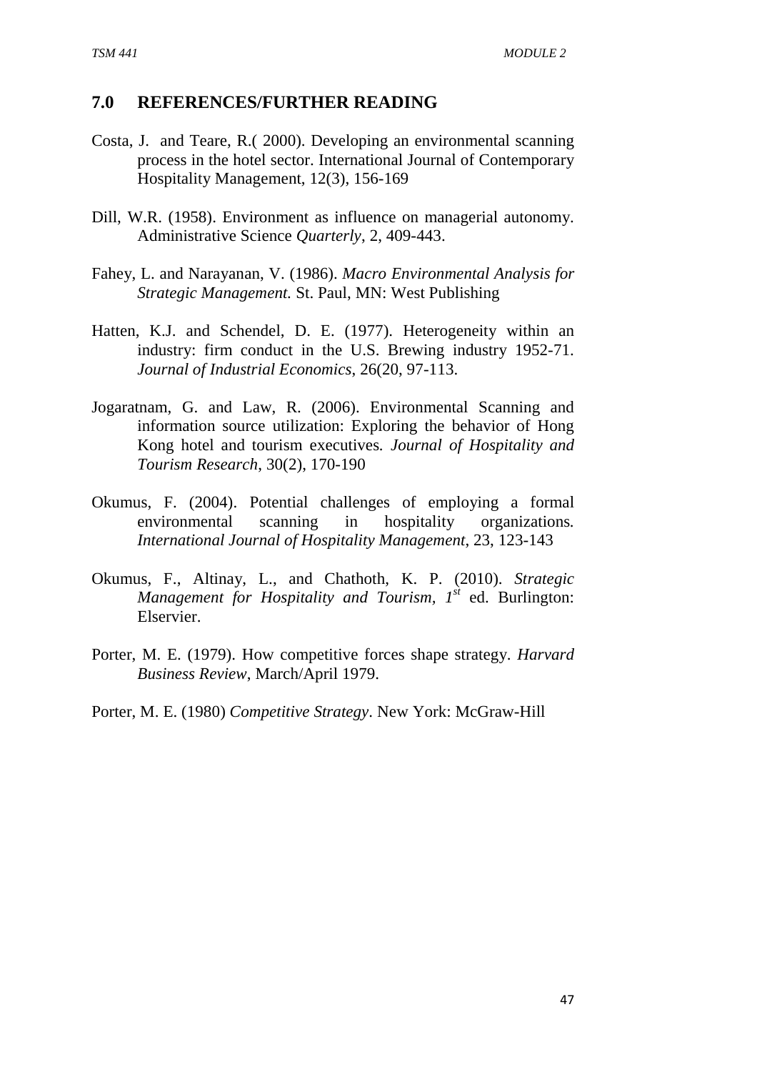## 7.0 REFERENCES/FURTHER READING

Costa, J. and Teare, R.( 2000). Developing an environmental scanning process in the hotel sector. International Journal of Contemporary Hospitality Management, 12(3), 156-169

Dill, W.R. (1958). Environment as influence on managerial autonomy. Administrative Science *Quarterly*, 2, 409-443.

Fahey, L. and Narayanan, V. (1986). *Macro Environmental Analysis for Strategic Management.* St. Paul, MN: West Publishing

Hatten, K.J. and Schendel, D. E. (1977). Heterogeneity within an industry: firm conduct in the U.S. Brewing industry 1952-71. *Journal of Industrial Economics*, 26(20, 97-113.

Jogaratnam, G. and Law, R. (2006). Environmental Scanning and information source utilization: Exploring the behavior of Hong Kong hotel and tourism executives*. Journal of Hospitality and Tourism Research*, 30(2), 170-190

Okumus, F. (2004). Potential challenges of employing a formal environmental scanning in hospitality organizations*. International Journal of Hospitality Management*, 23, 123-143

Okumus, F., Altinay, L., and Chathoth, K. P. (2010). *Strategic Management for Hospitality and Tourism, 1st* ed. Burlington: Elservier.

Porter, M. E. (1979). How competitive forces shape strategy. *Harvard Business Review*, March/April 1979.

Porter, M. E. (1980) *Competitive Strategy*. New York: McGraw-Hill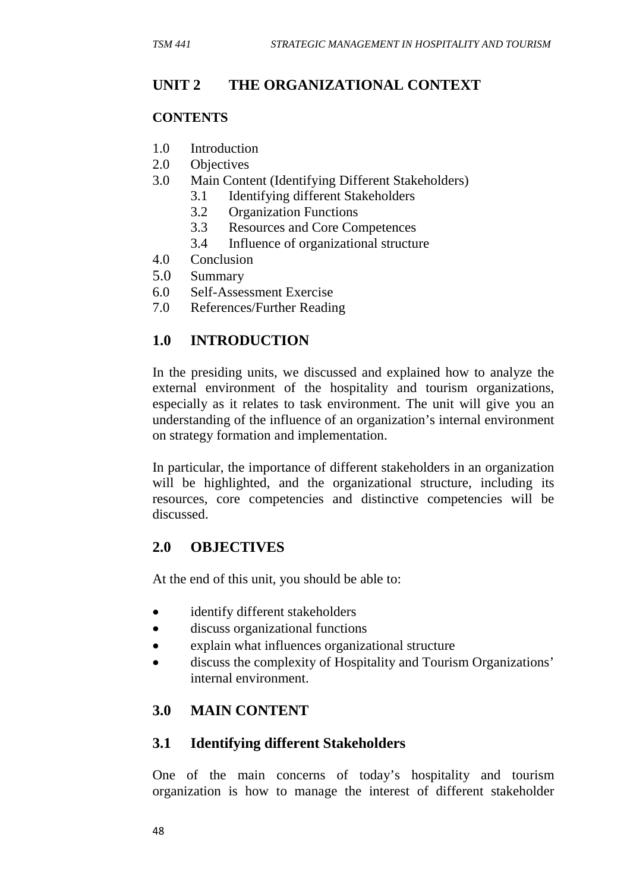# UNIT 2 THE ORGANIZATIONAL CONTEXT

**CONTENTS**

1.0 Introduction
2.0 Objectives
3.0 Main Content (Identifying Different Stakeholders)
    3.1 Identifying different Stakeholders
    3.2 Organization Functions
    3.3 Resources and Core Competences
    3.4 Influence of organizational structure
4.0 Conclusion
5.0 Summary
6.0 Self-Assessment Exercise
7.0 References/Further Reading

## 1.0 INTRODUCTION

In the presiding units, we discussed and explained how to analyze the external environment of the hospitality and tourism organizations, especially as it relates to task environment. The unit will give you an understanding of the influence of an organization's internal environment on strategy formation and implementation.

In particular, the importance of different stakeholders in an organization will be highlighted, and the organizational structure, including its resources, core competencies and distinctive competencies will be discussed.

## 2.0 OBJECTIVES

At the end of this unit, you should be able to:

- identify different stakeholders
- discuss organizational functions
- explain what influences organizational structure
- discuss the complexity of Hospitality and Tourism Organizations' internal environment.

## 3.0 MAIN CONTENT

### 3.1 Identifying different Stakeholders

One of the main concerns of today's hospitality and tourism organization is how to manage the interest of different stakeholder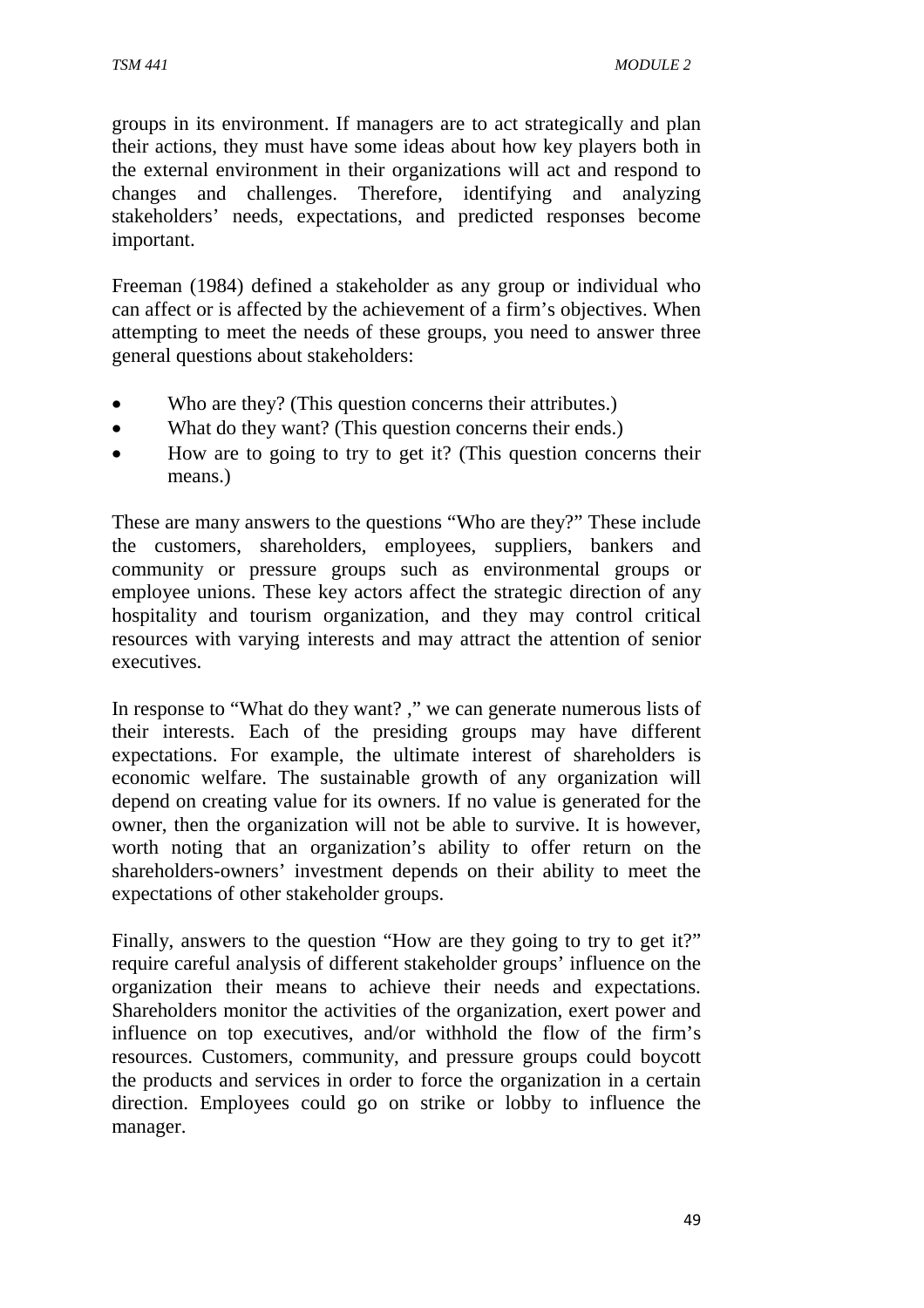groups in its environment. If managers are to act strategically and plan their actions, they must have some ideas about how key players both in the external environment in their organizations will act and respond to changes and challenges. Therefore, identifying and analyzing stakeholders' needs, expectations, and predicted responses become important.

Freeman (1984) defined a stakeholder as any group or individual who can affect or is affected by the achievement of a firm's objectives. When attempting to meet the needs of these groups, you need to answer three general questions about stakeholders:

- Who are they? (This question concerns their attributes.)
- What do they want? (This question concerns their ends.)
- How are to going to try to get it? (This question concerns their means.)

These are many answers to the questions "Who are they?" These include the customers, shareholders, employees, suppliers, bankers and community or pressure groups such as environmental groups or employee unions. These key actors affect the strategic direction of any hospitality and tourism organization, and they may control critical resources with varying interests and may attract the attention of senior executives.

In response to "What do they want? ," we can generate numerous lists of their interests. Each of the presiding groups may have different expectations. For example, the ultimate interest of shareholders is economic welfare. The sustainable growth of any organization will depend on creating value for its owners. If no value is generated for the owner, then the organization will not be able to survive. It is however, worth noting that an organization's ability to offer return on the shareholders-owners' investment depends on their ability to meet the expectations of other stakeholder groups.

Finally, answers to the question "How are they going to try to get it?" require careful analysis of different stakeholder groups' influence on the organization their means to achieve their needs and expectations. Shareholders monitor the activities of the organization, exert power and influence on top executives, and/or withhold the flow of the firm's resources. Customers, community, and pressure groups could boycott the products and services in order to force the organization in a certain direction. Employees could go on strike or lobby to influence the manager.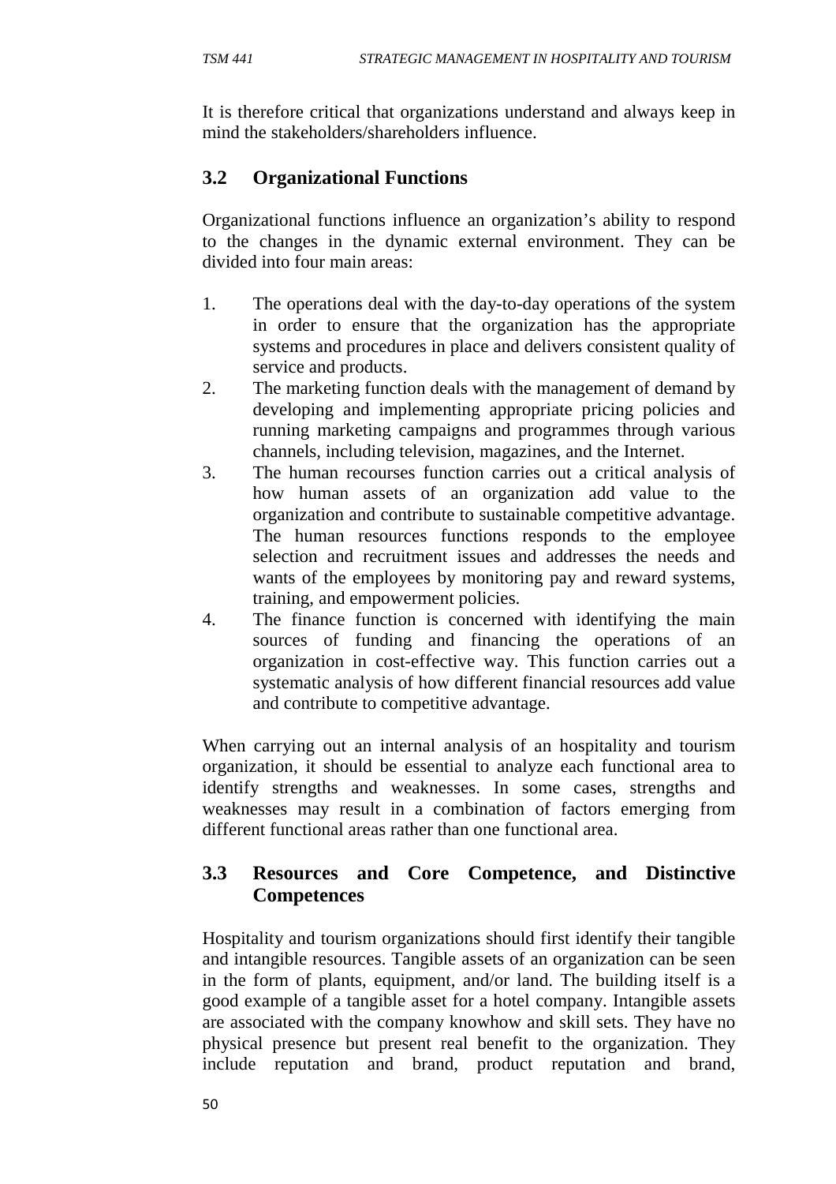It is therefore critical that organizations understand and always keep in mind the stakeholders/shareholders influence.

## 3.2 Organizational Functions

Organizational functions influence an organization's ability to respond to the changes in the dynamic external environment. They can be divided into four main areas:

1. The operations deal with the day-to-day operations of the system in order to ensure that the organization has the appropriate systems and procedures in place and delivers consistent quality of service and products.
2. The marketing function deals with the management of demand by developing and implementing appropriate pricing policies and running marketing campaigns and programmes through various channels, including television, magazines, and the Internet.
3. The human recourses function carries out a critical analysis of how human assets of an organization add value to the organization and contribute to sustainable competitive advantage. The human resources functions responds to the employee selection and recruitment issues and addresses the needs and wants of the employees by monitoring pay and reward systems, training, and empowerment policies.
4. The finance function is concerned with identifying the main sources of funding and financing the operations of an organization in cost-effective way. This function carries out a systematic analysis of how different financial resources add value and contribute to competitive advantage.

When carrying out an internal analysis of an hospitality and tourism organization, it should be essential to analyze each functional area to identify strengths and weaknesses. In some cases, strengths and weaknesses may result in a combination of factors emerging from different functional areas rather than one functional area.

## 3.3 Resources and Core Competence, and Distinctive Competences

Hospitality and tourism organizations should first identify their tangible and intangible resources. Tangible assets of an organization can be seen in the form of plants, equipment, and/or land. The building itself is a good example of a tangible asset for a hotel company. Intangible assets are associated with the company knowhow and skill sets. They have no physical presence but present real benefit to the organization. They include reputation and brand, product reputation and brand,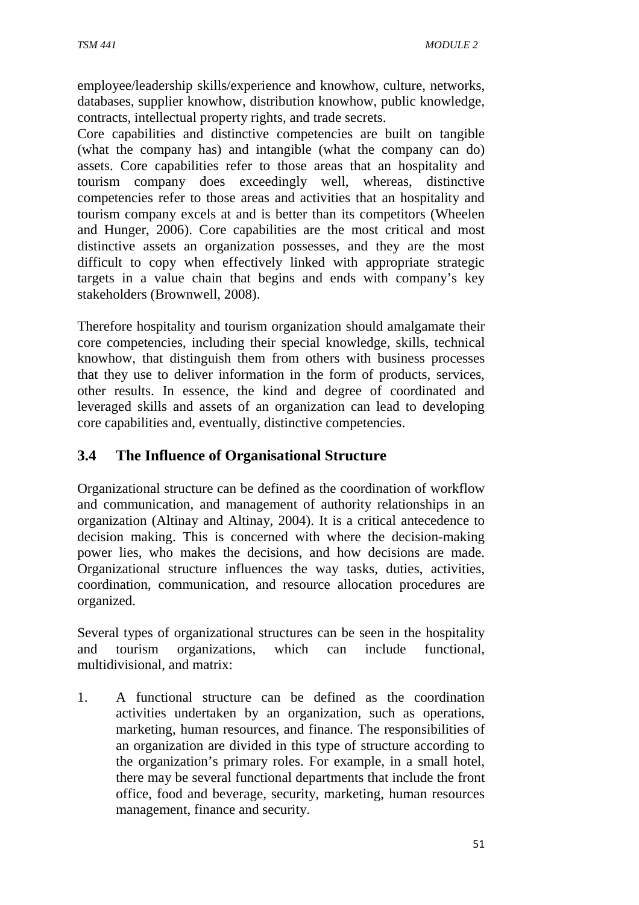employee/leadership skills/experience and knowhow, culture, networks, databases, supplier knowhow, distribution knowhow, public knowledge, contracts, intellectual property rights, and trade secrets.

Core capabilities and distinctive competencies are built on tangible (what the company has) and intangible (what the company can do) assets. Core capabilities refer to those areas that an hospitality and tourism company does exceedingly well, whereas, distinctive competencies refer to those areas and activities that an hospitality and tourism company excels at and is better than its competitors (Wheelen and Hunger, 2006). Core capabilities are the most critical and most distinctive assets an organization possesses, and they are the most difficult to copy when effectively linked with appropriate strategic targets in a value chain that begins and ends with company's key stakeholders (Brownwell, 2008).

Therefore hospitality and tourism organization should amalgamate their core competencies, including their special knowledge, skills, technical knowhow, that distinguish them from others with business processes that they use to deliver information in the form of products, services, other results. In essence, the kind and degree of coordinated and leveraged skills and assets of an organization can lead to developing core capabilities and, eventually, distinctive competencies.

## 3.4 The Influence of Organisational Structure

Organizational structure can be defined as the coordination of workflow and communication, and management of authority relationships in an organization (Altinay and Altinay, 2004). It is a critical antecedence to decision making. This is concerned with where the decision-making power lies, who makes the decisions, and how decisions are made. Organizational structure influences the way tasks, duties, activities, coordination, communication, and resource allocation procedures are organized.

Several types of organizational structures can be seen in the hospitality and tourism organizations, which can include functional, multidivisional, and matrix:

1. A functional structure can be defined as the coordination activities undertaken by an organization, such as operations, marketing, human resources, and finance. The responsibilities of an organization are divided in this type of structure according to the organization's primary roles. For example, in a small hotel, there may be several functional departments that include the front office, food and beverage, security, marketing, human resources management, finance and security.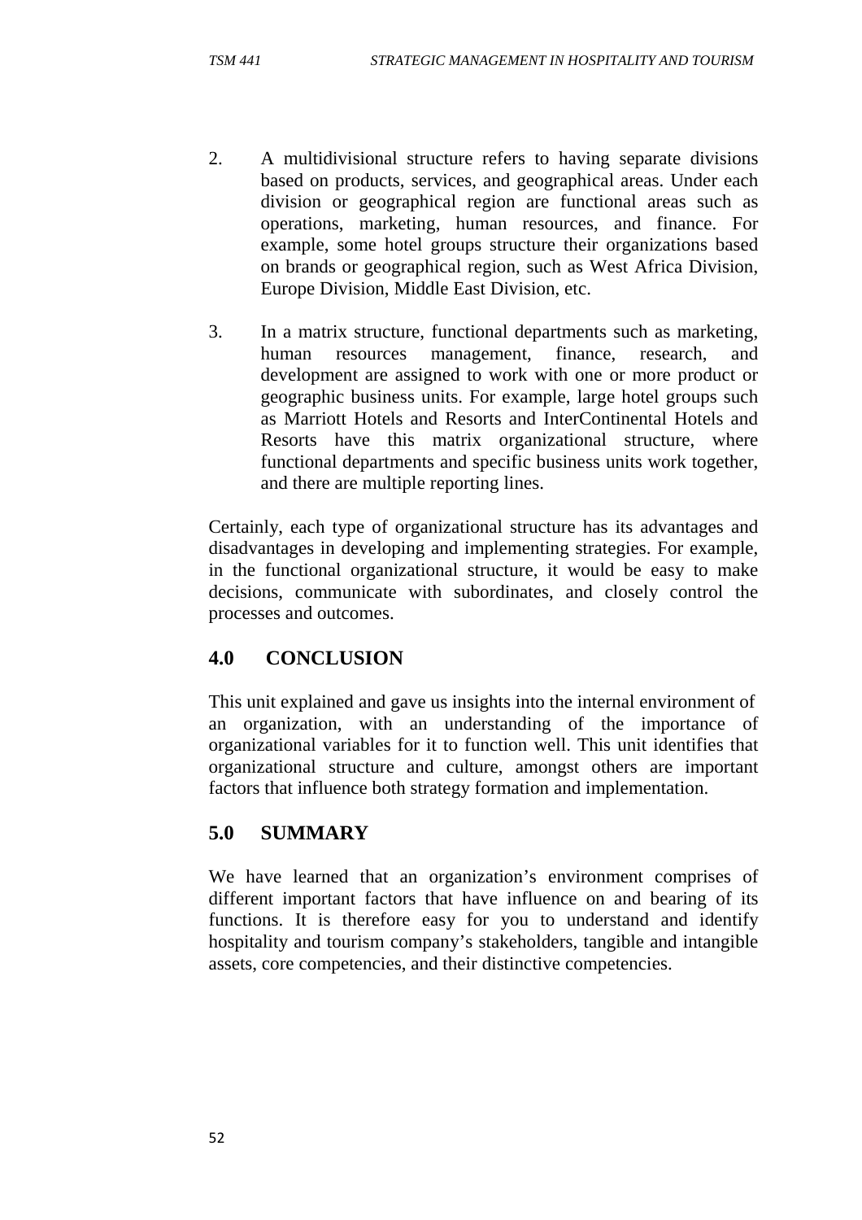2. A multidivisional structure refers to having separate divisions based on products, services, and geographical areas. Under each division or geographical region are functional areas such as operations, marketing, human resources, and finance. For example, some hotel groups structure their organizations based on brands or geographical region, such as West Africa Division, Europe Division, Middle East Division, etc.

3. In a matrix structure, functional departments such as marketing, human resources management, finance, research, and development are assigned to work with one or more product or geographic business units. For example, large hotel groups such as Marriott Hotels and Resorts and InterContinental Hotels and Resorts have this matrix organizational structure, where functional departments and specific business units work together, and there are multiple reporting lines.

Certainly, each type of organizational structure has its advantages and disadvantages in developing and implementing strategies. For example, in the functional organizational structure, it would be easy to make decisions, communicate with subordinates, and closely control the processes and outcomes.

## 4.0 CONCLUSION

This unit explained and gave us insights into the internal environment of an organization, with an understanding of the importance of organizational variables for it to function well. This unit identifies that organizational structure and culture, amongst others are important factors that influence both strategy formation and implementation.

## 5.0 SUMMARY

We have learned that an organization's environment comprises of different important factors that have influence on and bearing of its functions. It is therefore easy for you to understand and identify hospitality and tourism company's stakeholders, tangible and intangible assets, core competencies, and their distinctive competencies.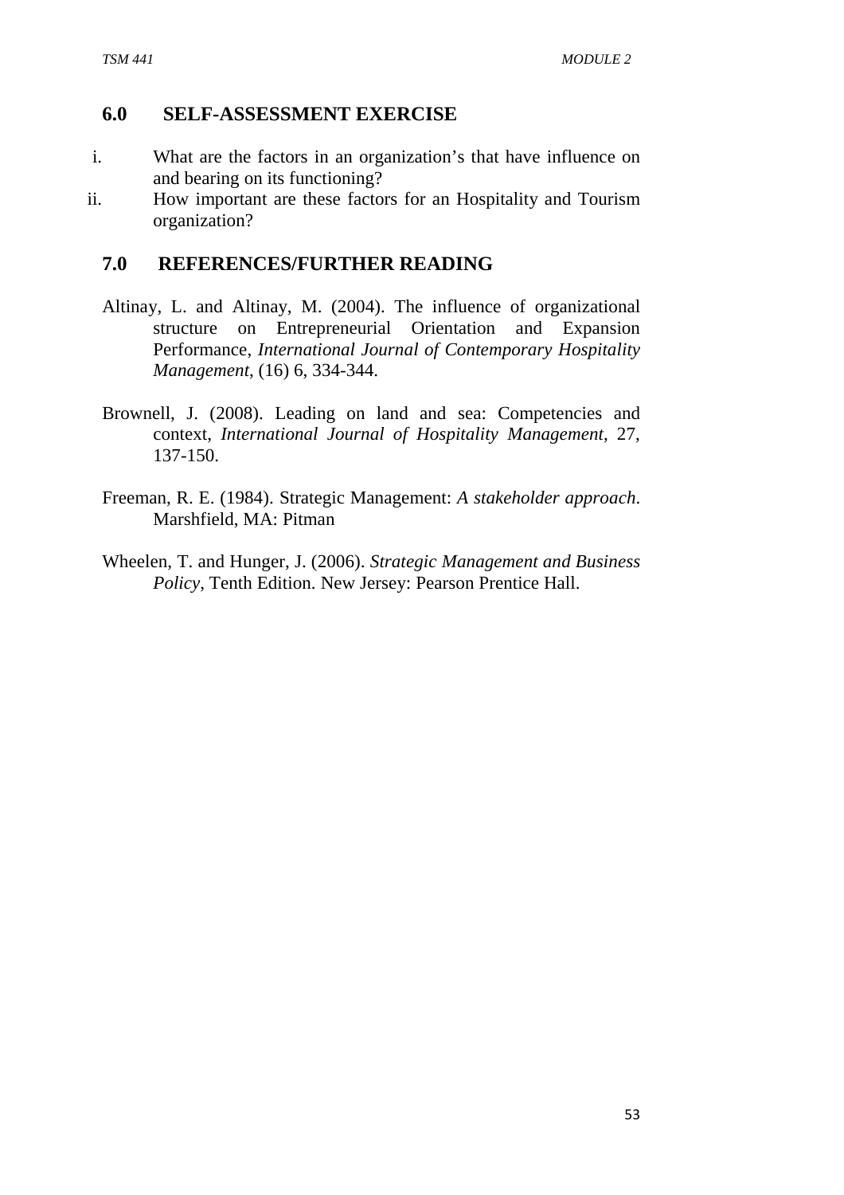## 6.0 SELF-ASSESSMENT EXERCISE

i. What are the factors in an organization's that have influence on and bearing on its functioning?

ii. How important are these factors for an Hospitality and Tourism organization?

## 7.0 REFERENCES/FURTHER READING

Altinay, L. and Altinay, M. (2004). The influence of organizational structure on Entrepreneurial Orientation and Expansion Performance, *International Journal of Contemporary Hospitality Management*, (16) 6, 334-344.

Brownell, J. (2008). Leading on land and sea: Competencies and context, *International Journal of Hospitality Management*, 27, 137-150.

Freeman, R. E. (1984). Strategic Management: *A stakeholder approach*. Marshfield, MA: Pitman

Wheelen, T. and Hunger, J. (2006). *Strategic Management and Business Policy*, Tenth Edition. New Jersey: Pearson Prentice Hall.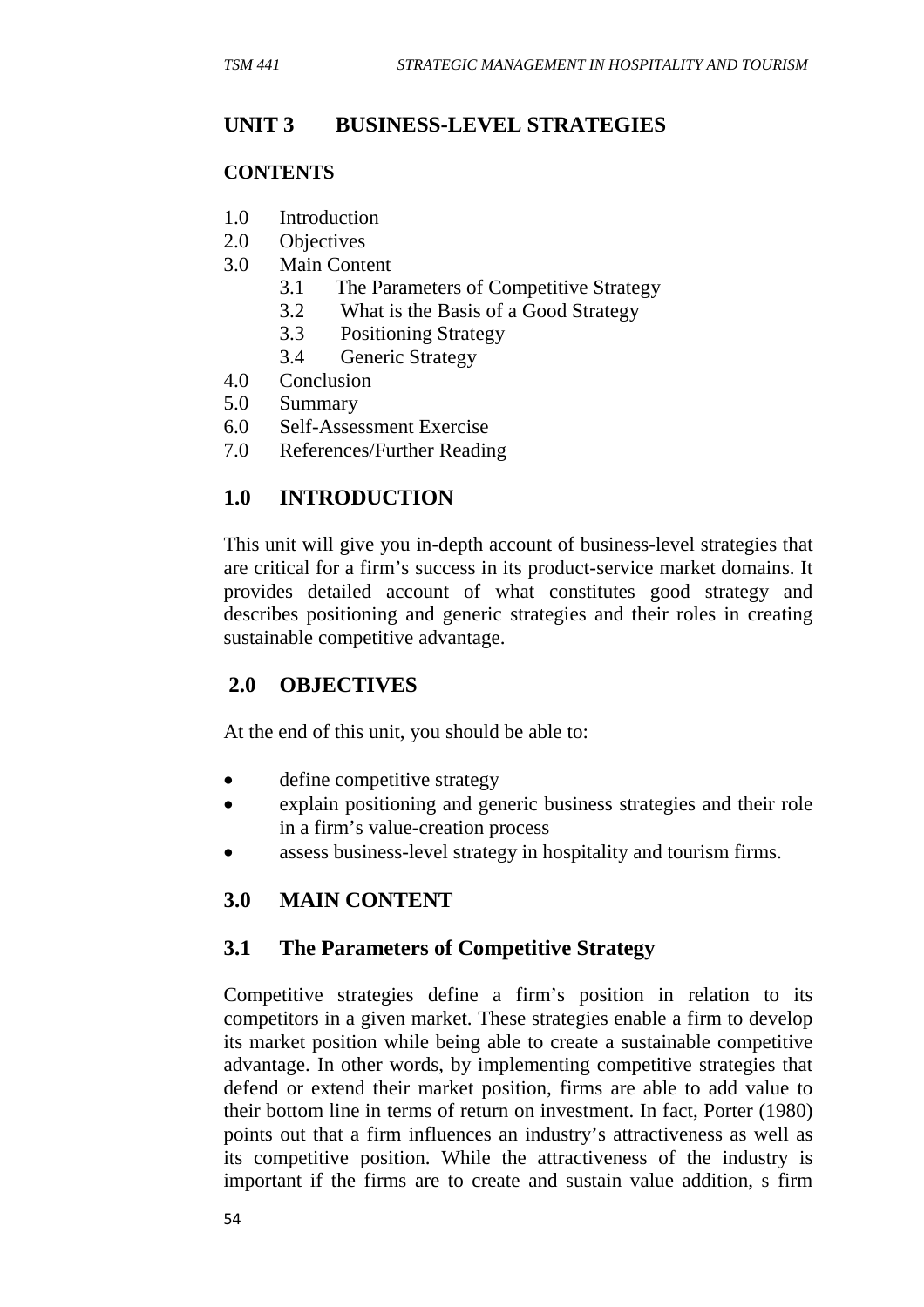## UNIT 3 BUSINESS-LEVEL STRATEGIES

**CONTENTS**

1.0 Introduction
2.0 Objectives
3.0 Main Content
 3.1 The Parameters of Competitive Strategy
 3.2 What is the Basis of a Good Strategy
 3.3 Positioning Strategy
 3.4 Generic Strategy
4.0 Conclusion
5.0 Summary
6.0 Self-Assessment Exercise
7.0 References/Further Reading

## 1.0 INTRODUCTION

This unit will give you in-depth account of business-level strategies that are critical for a firm's success in its product-service market domains. It provides detailed account of what constitutes good strategy and describes positioning and generic strategies and their roles in creating sustainable competitive advantage.

## 2.0 OBJECTIVES

At the end of this unit, you should be able to:

- define competitive strategy
- explain positioning and generic business strategies and their role in a firm's value-creation process
- assess business-level strategy in hospitality and tourism firms.

## 3.0 MAIN CONTENT

### 3.1 The Parameters of Competitive Strategy

Competitive strategies define a firm's position in relation to its competitors in a given market. These strategies enable a firm to develop its market position while being able to create a sustainable competitive advantage. In other words, by implementing competitive strategies that defend or extend their market position, firms are able to add value to their bottom line in terms of return on investment. In fact, Porter (1980) points out that a firm influences an industry's attractiveness as well as its competitive position. While the attractiveness of the industry is important if the firms are to create and sustain value addition, s firm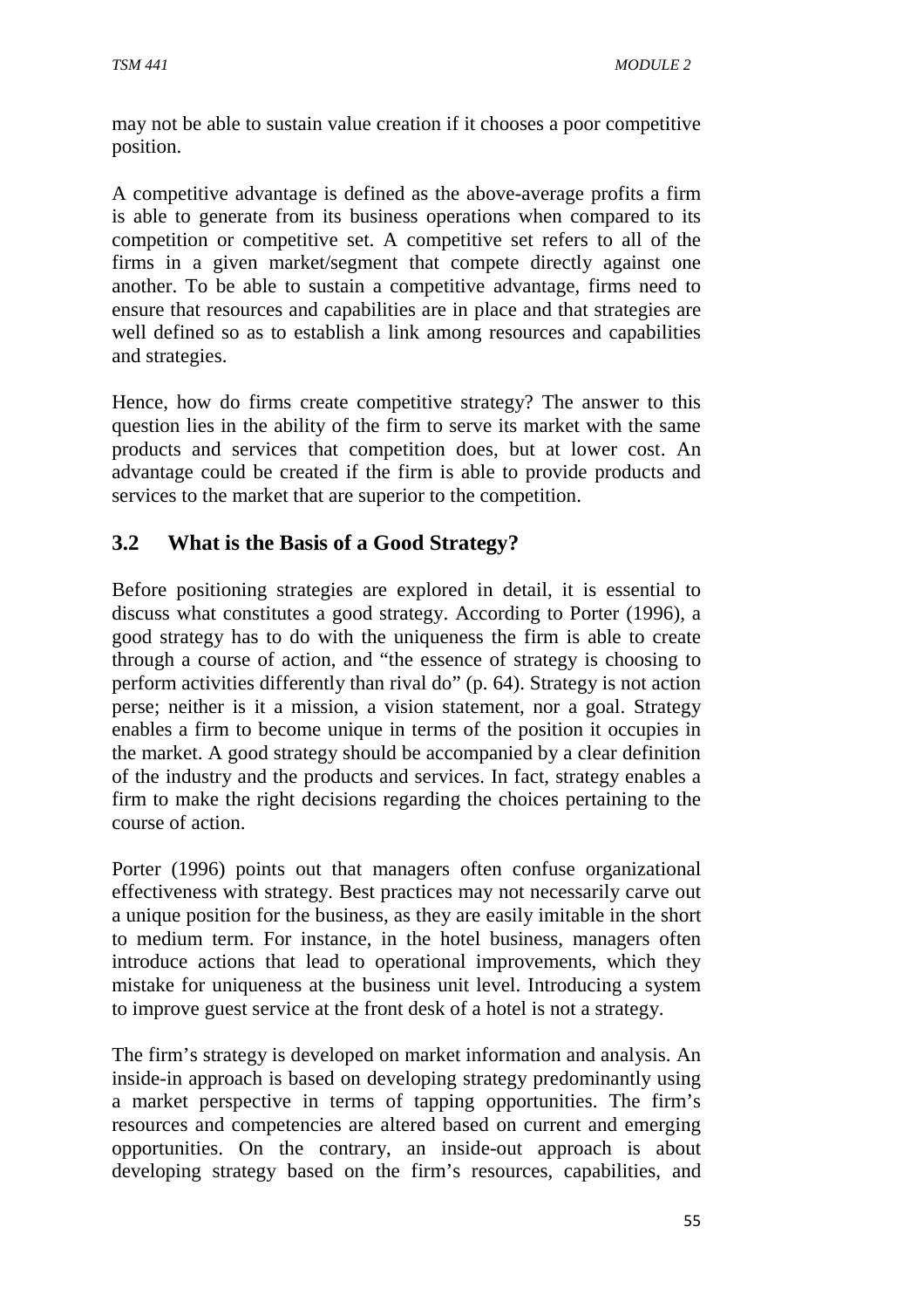may not be able to sustain value creation if it chooses a poor competitive position.

A competitive advantage is defined as the above-average profits a firm is able to generate from its business operations when compared to its competition or competitive set. A competitive set refers to all of the firms in a given market/segment that compete directly against one another. To be able to sustain a competitive advantage, firms need to ensure that resources and capabilities are in place and that strategies are well defined so as to establish a link among resources and capabilities and strategies.

Hence, how do firms create competitive strategy? The answer to this question lies in the ability of the firm to serve its market with the same products and services that competition does, but at lower cost. An advantage could be created if the firm is able to provide products and services to the market that are superior to the competition.

## 3.2 What is the Basis of a Good Strategy?

Before positioning strategies are explored in detail, it is essential to discuss what constitutes a good strategy. According to Porter (1996), a good strategy has to do with the uniqueness the firm is able to create through a course of action, and "the essence of strategy is choosing to perform activities differently than rival do" (p. 64). Strategy is not action perse; neither is it a mission, a vision statement, nor a goal. Strategy enables a firm to become unique in terms of the position it occupies in the market. A good strategy should be accompanied by a clear definition of the industry and the products and services. In fact, strategy enables a firm to make the right decisions regarding the choices pertaining to the course of action.

Porter (1996) points out that managers often confuse organizational effectiveness with strategy. Best practices may not necessarily carve out a unique position for the business, as they are easily imitable in the short to medium term. For instance, in the hotel business, managers often introduce actions that lead to operational improvements, which they mistake for uniqueness at the business unit level. Introducing a system to improve guest service at the front desk of a hotel is not a strategy.

The firm's strategy is developed on market information and analysis. An inside-in approach is based on developing strategy predominantly using a market perspective in terms of tapping opportunities. The firm's resources and competencies are altered based on current and emerging opportunities. On the contrary, an inside-out approach is about developing strategy based on the firm's resources, capabilities, and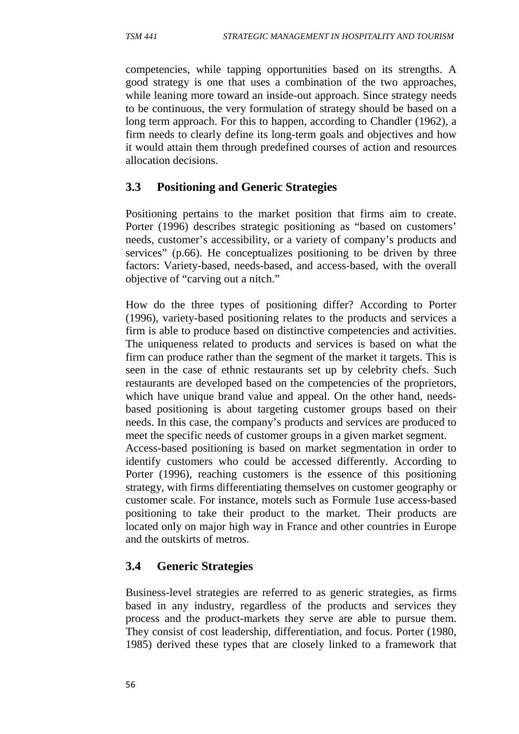competencies, while tapping opportunities based on its strengths. A good strategy is one that uses a combination of the two approaches, while leaning more toward an inside-out approach. Since strategy needs to be continuous, the very formulation of strategy should be based on a long term approach. For this to happen, according to Chandler (1962), a firm needs to clearly define its long-term goals and objectives and how it would attain them through predefined courses of action and resources allocation decisions.

## 3.3 Positioning and Generic Strategies

Positioning pertains to the market position that firms aim to create. Porter (1996) describes strategic positioning as "based on customers' needs, customer's accessibility, or a variety of company's products and services" (p.66). He conceptualizes positioning to be driven by three factors: Variety-based, needs-based, and access-based, with the overall objective of "carving out a nitch."

How do the three types of positioning differ? According to Porter (1996), variety-based positioning relates to the products and services a firm is able to produce based on distinctive competencies and activities. The uniqueness related to products and services is based on what the firm can produce rather than the segment of the market it targets. This is seen in the case of ethnic restaurants set up by celebrity chefs. Such restaurants are developed based on the competencies of the proprietors, which have unique brand value and appeal. On the other hand, needs-based positioning is about targeting customer groups based on their needs. In this case, the company's products and services are produced to meet the specific needs of customer groups in a given market segment.
Access-based positioning is based on market segmentation in order to identify customers who could be accessed differently. According to Porter (1996), reaching customers is the essence of this positioning strategy, with firms differentiating themselves on customer geography or customer scale. For instance, motels such as Formule 1use access-based positioning to take their product to the market. Their products are located only on major high way in France and other countries in Europe and the outskirts of metros.

## 3.4 Generic Strategies

Business-level strategies are referred to as generic strategies, as firms based in any industry, regardless of the products and services they process and the product-markets they serve are able to pursue them. They consist of cost leadership, differentiation, and focus. Porter (1980, 1985) derived these types that are closely linked to a framework that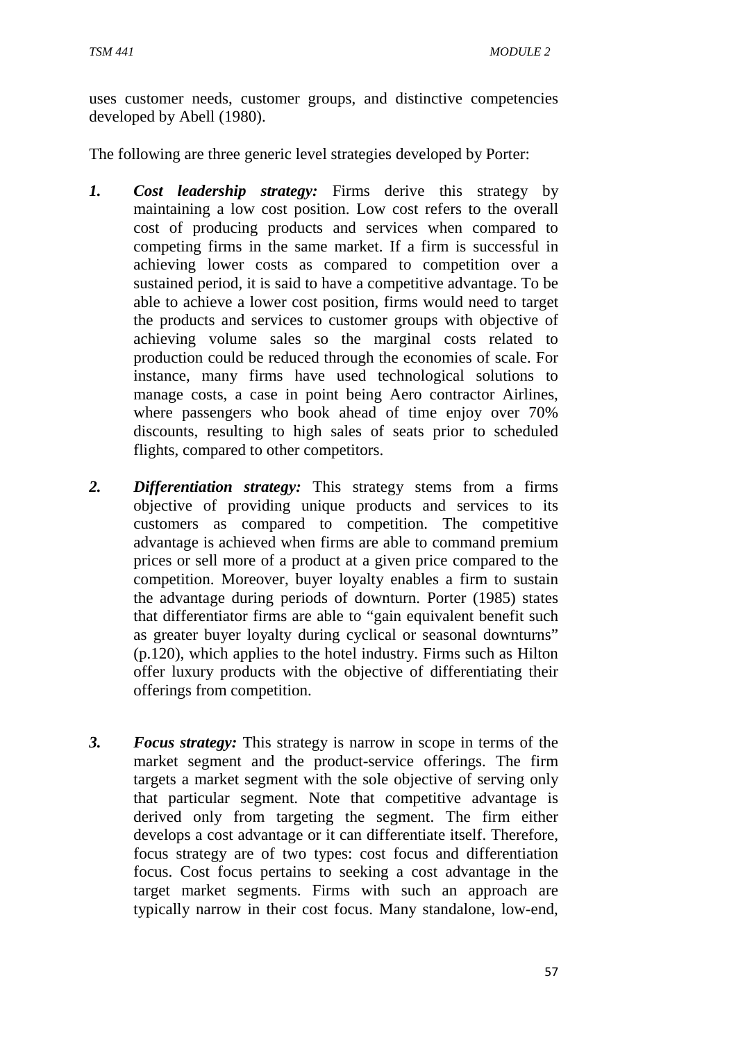uses customer needs, customer groups, and distinctive competencies developed by Abell (1980).

The following are three generic level strategies developed by Porter:

1. ***Cost leadership strategy:*** Firms derive this strategy by maintaining a low cost position. Low cost refers to the overall cost of producing products and services when compared to competing firms in the same market. If a firm is successful in achieving lower costs as compared to competition over a sustained period, it is said to have a competitive advantage. To be able to achieve a lower cost position, firms would need to target the products and services to customer groups with objective of achieving volume sales so the marginal costs related to production could be reduced through the economies of scale. For instance, many firms have used technological solutions to manage costs, a case in point being Aero contractor Airlines, where passengers who book ahead of time enjoy over 70% discounts, resulting to high sales of seats prior to scheduled flights, compared to other competitors.

2. ***Differentiation strategy:*** This strategy stems from a firms objective of providing unique products and services to its customers as compared to competition. The competitive advantage is achieved when firms are able to command premium prices or sell more of a product at a given price compared to the competition. Moreover, buyer loyalty enables a firm to sustain the advantage during periods of downturn. Porter (1985) states that differentiator firms are able to "gain equivalent benefit such as greater buyer loyalty during cyclical or seasonal downturns" (p.120), which applies to the hotel industry. Firms such as Hilton offer luxury products with the objective of differentiating their offerings from competition.

3. ***Focus strategy:*** This strategy is narrow in scope in terms of the market segment and the product-service offerings. The firm targets a market segment with the sole objective of serving only that particular segment. Note that competitive advantage is derived only from targeting the segment. The firm either develops a cost advantage or it can differentiate itself. Therefore, focus strategy are of two types: cost focus and differentiation focus. Cost focus pertains to seeking a cost advantage in the target market segments. Firms with such an approach are typically narrow in their cost focus. Many standalone, low-end,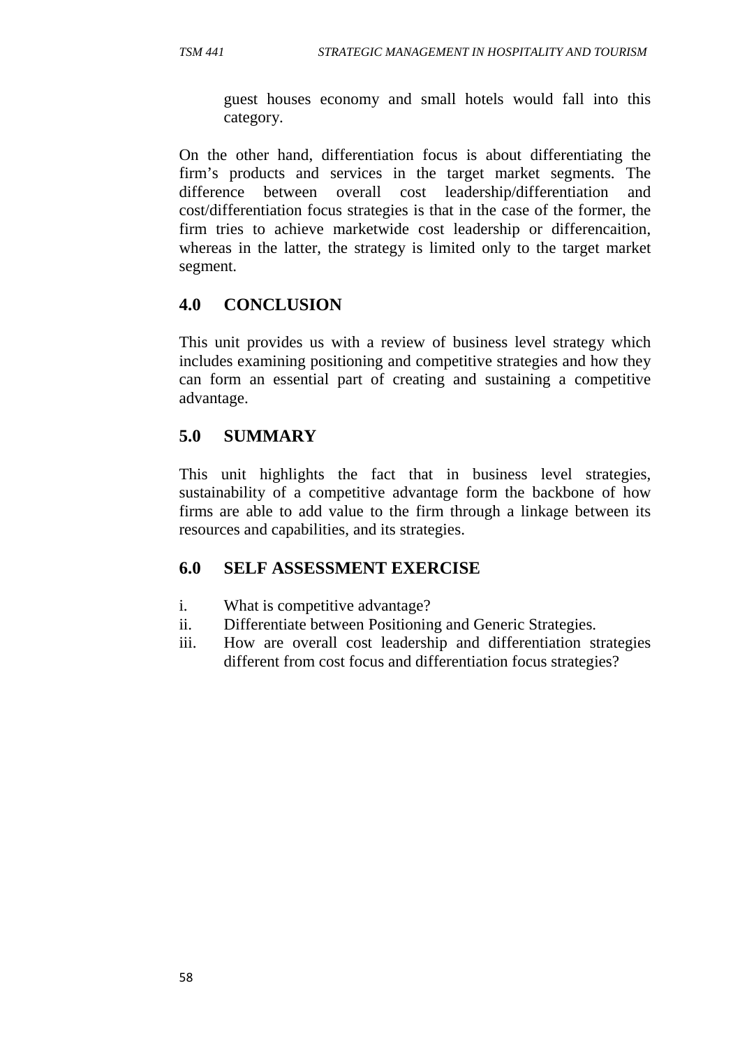guest houses economy and small hotels would fall into this category.

On the other hand, differentiation focus is about differentiating the firm's products and services in the target market segments. The difference between overall cost leadership/differentiation and cost/differentiation focus strategies is that in the case of the former, the firm tries to achieve marketwide cost leadership or differencaition, whereas in the latter, the strategy is limited only to the target market segment.

## 4.0 CONCLUSION

This unit provides us with a review of business level strategy which includes examining positioning and competitive strategies and how they can form an essential part of creating and sustaining a competitive advantage.

## 5.0 SUMMARY

This unit highlights the fact that in business level strategies, sustainability of a competitive advantage form the backbone of how firms are able to add value to the firm through a linkage between its resources and capabilities, and its strategies.

## 6.0 SELF ASSESSMENT EXERCISE

i. What is competitive advantage?
ii. Differentiate between Positioning and Generic Strategies.
iii. How are overall cost leadership and differentiation strategies different from cost focus and differentiation focus strategies?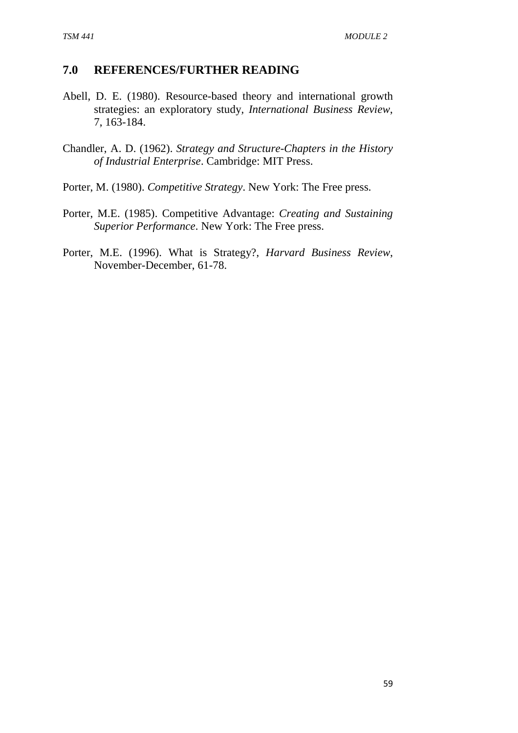## 7.0 REFERENCES/FURTHER READING

Abell, D. E. (1980). Resource-based theory and international growth strategies: an exploratory study, *International Business Review*, 7, 163-184.

Chandler, A. D. (1962). *Strategy and Structure-Chapters in the History of Industrial Enterprise*. Cambridge: MIT Press.

Porter, M. (1980). *Competitive Strategy*. New York: The Free press.

Porter, M.E. (1985). Competitive Advantage: *Creating and Sustaining Superior Performance*. New York: The Free press.

Porter, M.E. (1996). What is Strategy?, *Harvard Business Review*, November-December, 61-78.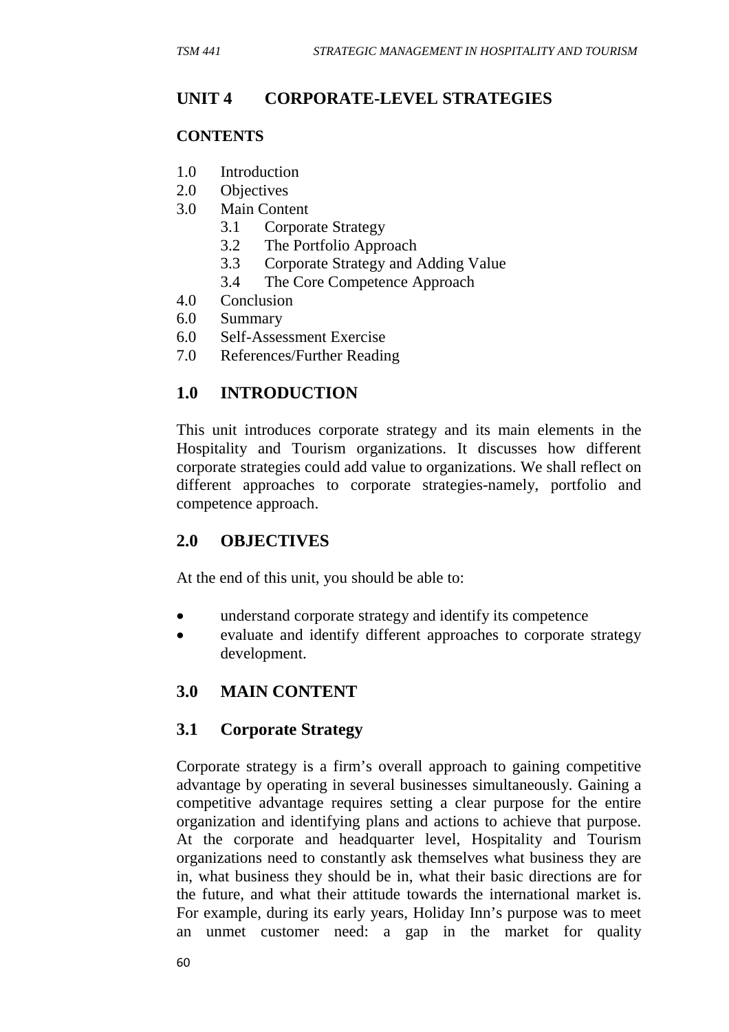## UNIT 4 CORPORATE-LEVEL STRATEGIES

**CONTENTS**

1.0 Introduction
2.0 Objectives
3.0 Main Content
    3.1 Corporate Strategy
    3.2 The Portfolio Approach
    3.3 Corporate Strategy and Adding Value
    3.4 The Core Competence Approach
4.0 Conclusion
6.0 Summary
6.0 Self-Assessment Exercise
7.0 References/Further Reading

## 1.0 INTRODUCTION

This unit introduces corporate strategy and its main elements in the Hospitality and Tourism organizations. It discusses how different corporate strategies could add value to organizations. We shall reflect on different approaches to corporate strategies-namely, portfolio and competence approach.

## 2.0 OBJECTIVES

At the end of this unit, you should be able to:

- understand corporate strategy and identify its competence
- evaluate and identify different approaches to corporate strategy development.

## 3.0 MAIN CONTENT

### 3.1 Corporate Strategy

Corporate strategy is a firm's overall approach to gaining competitive advantage by operating in several businesses simultaneously. Gaining a competitive advantage requires setting a clear purpose for the entire organization and identifying plans and actions to achieve that purpose. At the corporate and headquarter level, Hospitality and Tourism organizations need to constantly ask themselves what business they are in, what business they should be in, what their basic directions are for the future, and what their attitude towards the international market is. For example, during its early years, Holiday Inn's purpose was to meet an unmet customer need: a gap in the market for quality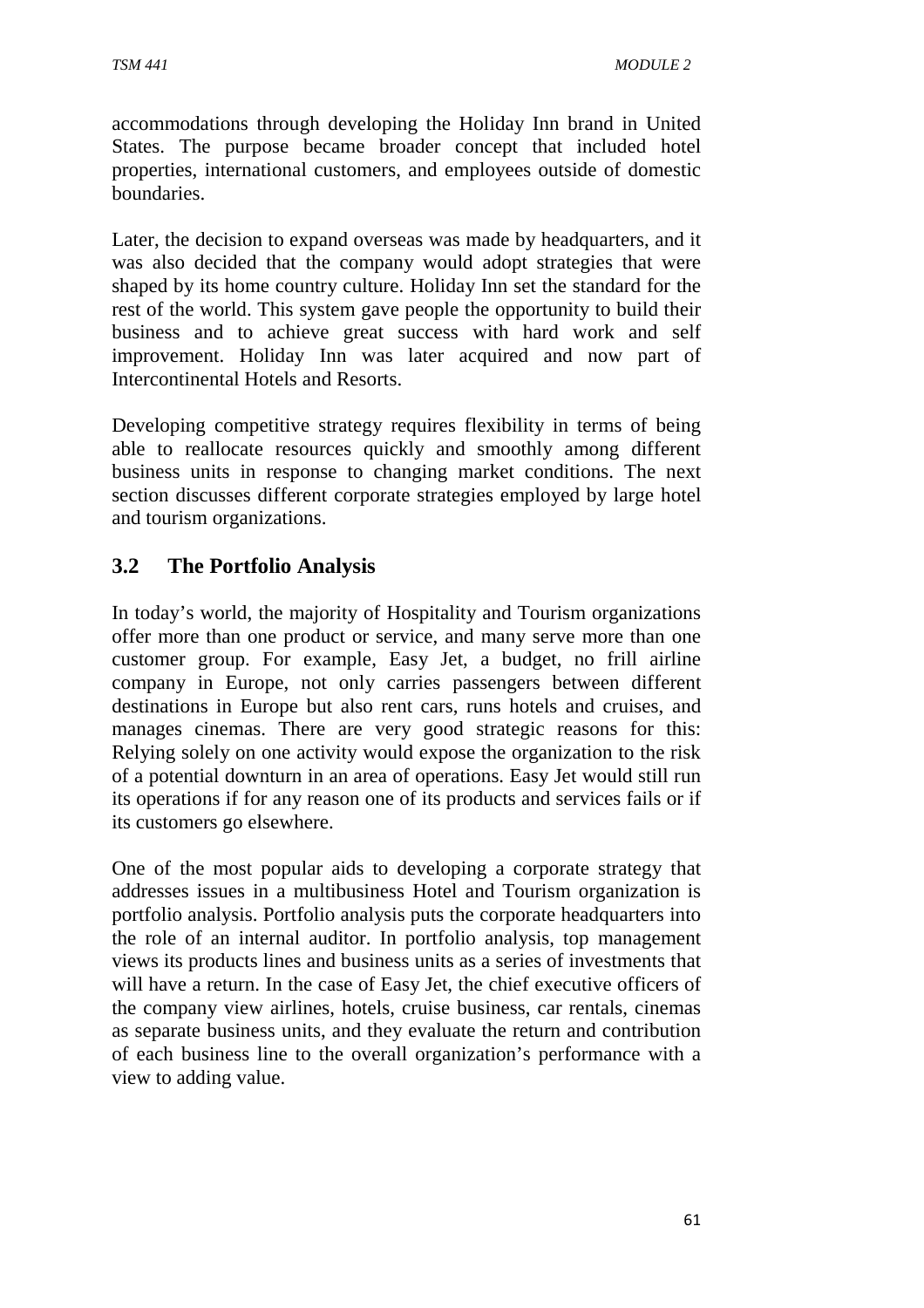accommodations through developing the Holiday Inn brand in United States. The purpose became broader concept that included hotel properties, international customers, and employees outside of domestic boundaries.

Later, the decision to expand overseas was made by headquarters, and it was also decided that the company would adopt strategies that were shaped by its home country culture. Holiday Inn set the standard for the rest of the world. This system gave people the opportunity to build their business and to achieve great success with hard work and self improvement. Holiday Inn was later acquired and now part of Intercontinental Hotels and Resorts.

Developing competitive strategy requires flexibility in terms of being able to reallocate resources quickly and smoothly among different business units in response to changing market conditions. The next section discusses different corporate strategies employed by large hotel and tourism organizations.

## 3.2 The Portfolio Analysis

In today's world, the majority of Hospitality and Tourism organizations offer more than one product or service, and many serve more than one customer group. For example, Easy Jet, a budget, no frill airline company in Europe, not only carries passengers between different destinations in Europe but also rent cars, runs hotels and cruises, and manages cinemas. There are very good strategic reasons for this: Relying solely on one activity would expose the organization to the risk of a potential downturn in an area of operations. Easy Jet would still run its operations if for any reason one of its products and services fails or if its customers go elsewhere.

One of the most popular aids to developing a corporate strategy that addresses issues in a multibusiness Hotel and Tourism organization is portfolio analysis. Portfolio analysis puts the corporate headquarters into the role of an internal auditor. In portfolio analysis, top management views its products lines and business units as a series of investments that will have a return. In the case of Easy Jet, the chief executive officers of the company view airlines, hotels, cruise business, car rentals, cinemas as separate business units, and they evaluate the return and contribution of each business line to the overall organization's performance with a view to adding value.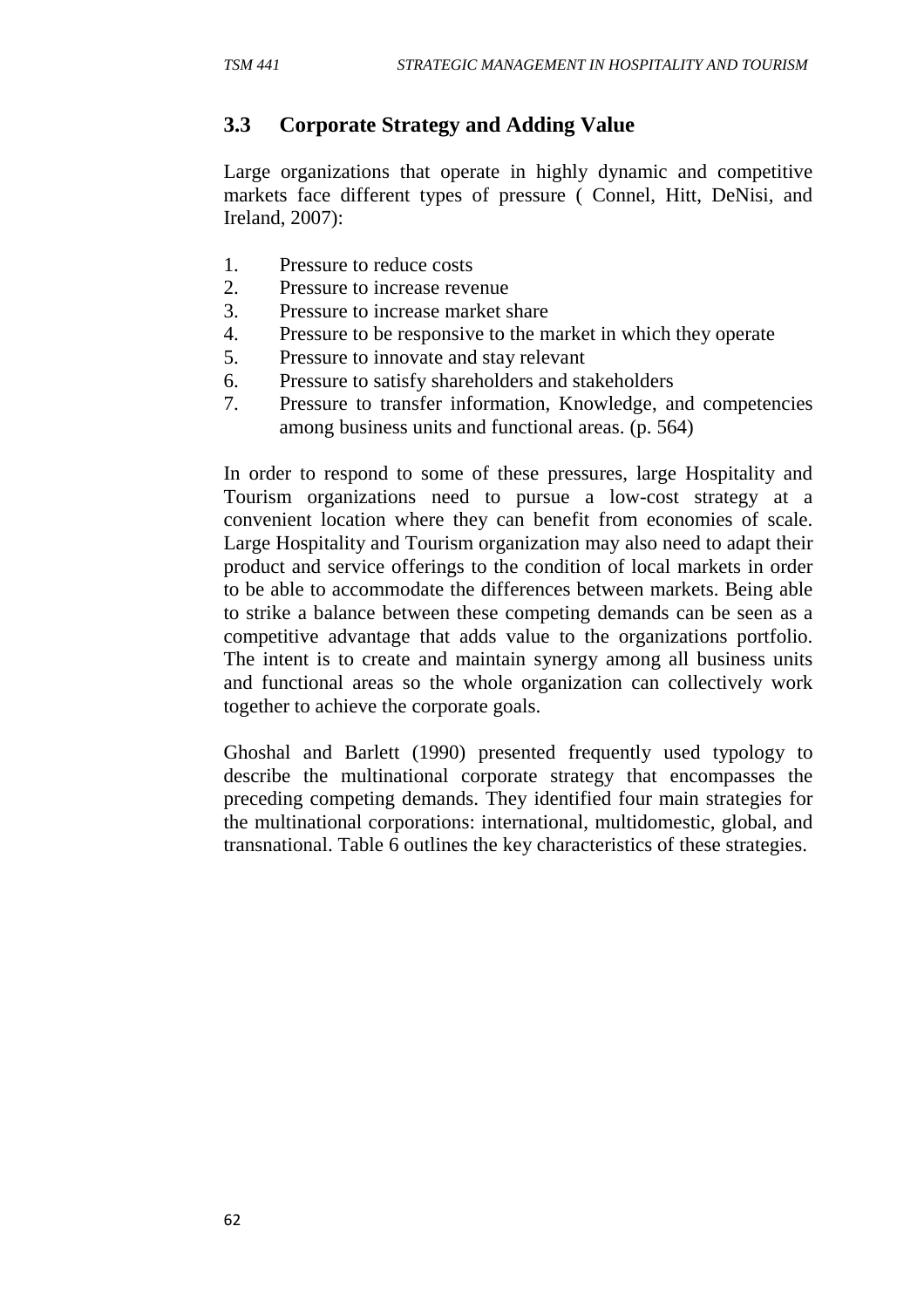### 3.3 Corporate Strategy and Adding Value

Large organizations that operate in highly dynamic and competitive markets face different types of pressure ( Connel, Hitt, DeNisi, and Ireland, 2007):

1. Pressure to reduce costs
2. Pressure to increase revenue
3. Pressure to increase market share
4. Pressure to be responsive to the market in which they operate
5. Pressure to innovate and stay relevant
6. Pressure to satisfy shareholders and stakeholders
7. Pressure to transfer information, Knowledge, and competencies among business units and functional areas. (p. 564)

In order to respond to some of these pressures, large Hospitality and Tourism organizations need to pursue a low-cost strategy at a convenient location where they can benefit from economies of scale. Large Hospitality and Tourism organization may also need to adapt their product and service offerings to the condition of local markets in order to be able to accommodate the differences between markets. Being able to strike a balance between these competing demands can be seen as a competitive advantage that adds value to the organizations portfolio. The intent is to create and maintain synergy among all business units and functional areas so the whole organization can collectively work together to achieve the corporate goals.

Ghoshal and Barlett (1990) presented frequently used typology to describe the multinational corporate strategy that encompasses the preceding competing demands. They identified four main strategies for the multinational corporations: international, multidomestic, global, and transnational. Table 6 outlines the key characteristics of these strategies.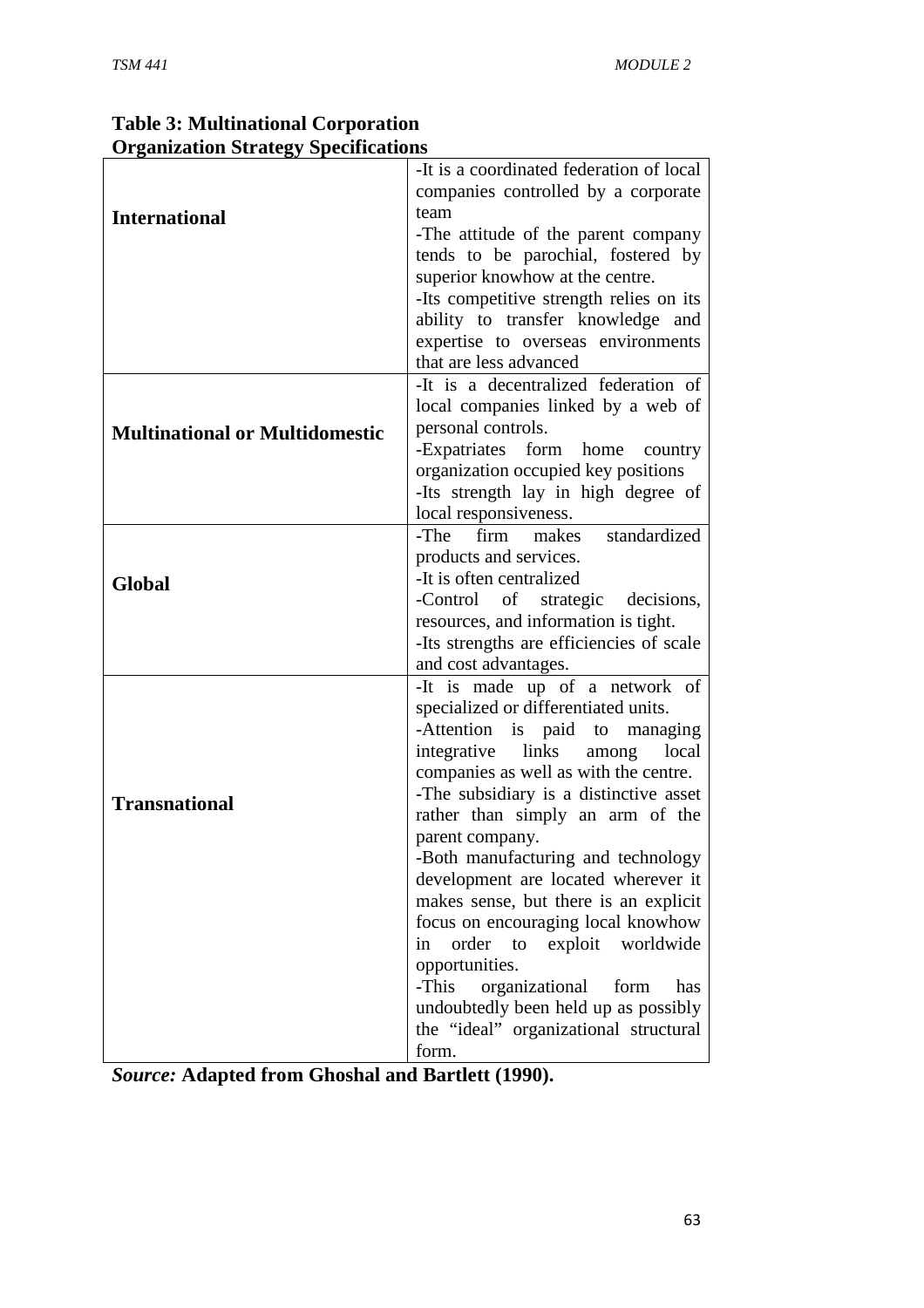**Table 3: Multinational Corporation Organization Strategy Specifications**

| | |
|---|---|
| **International** | -It is a coordinated federation of local companies controlled by a corporate team<br>-The attitude of the parent company tends to be parochial, fostered by superior knowhow at the centre.<br>-Its competitive strength relies on its ability to transfer knowledge and expertise to overseas environments that are less advanced |
| **Multinational or Multidomestic** | -It is a decentralized federation of local companies linked by a web of personal controls.<br>-Expatriates form home country organization occupied key positions<br>-Its strength lay in high degree of local responsiveness. |
| **Global** | -The firm makes standardized products and services.<br>-It is often centralized<br>-Control of strategic decisions, resources, and information is tight.<br>-Its strengths are efficiencies of scale and cost advantages. |
| **Transnational** | -It is made up of a network of specialized or differentiated units.<br>-Attention is paid to managing integrative links among local companies as well as with the centre.<br>-The subsidiary is a distinctive asset rather than simply an arm of the parent company.<br>-Both manufacturing and technology development are located wherever it makes sense, but there is an explicit focus on encouraging local knowhow in order to exploit worldwide opportunities.<br>-This organizational form has undoubtedly been held up as possibly the "ideal" organizational structural form. |

***Source:*** **Adapted from Ghoshal and Bartlett (1990).**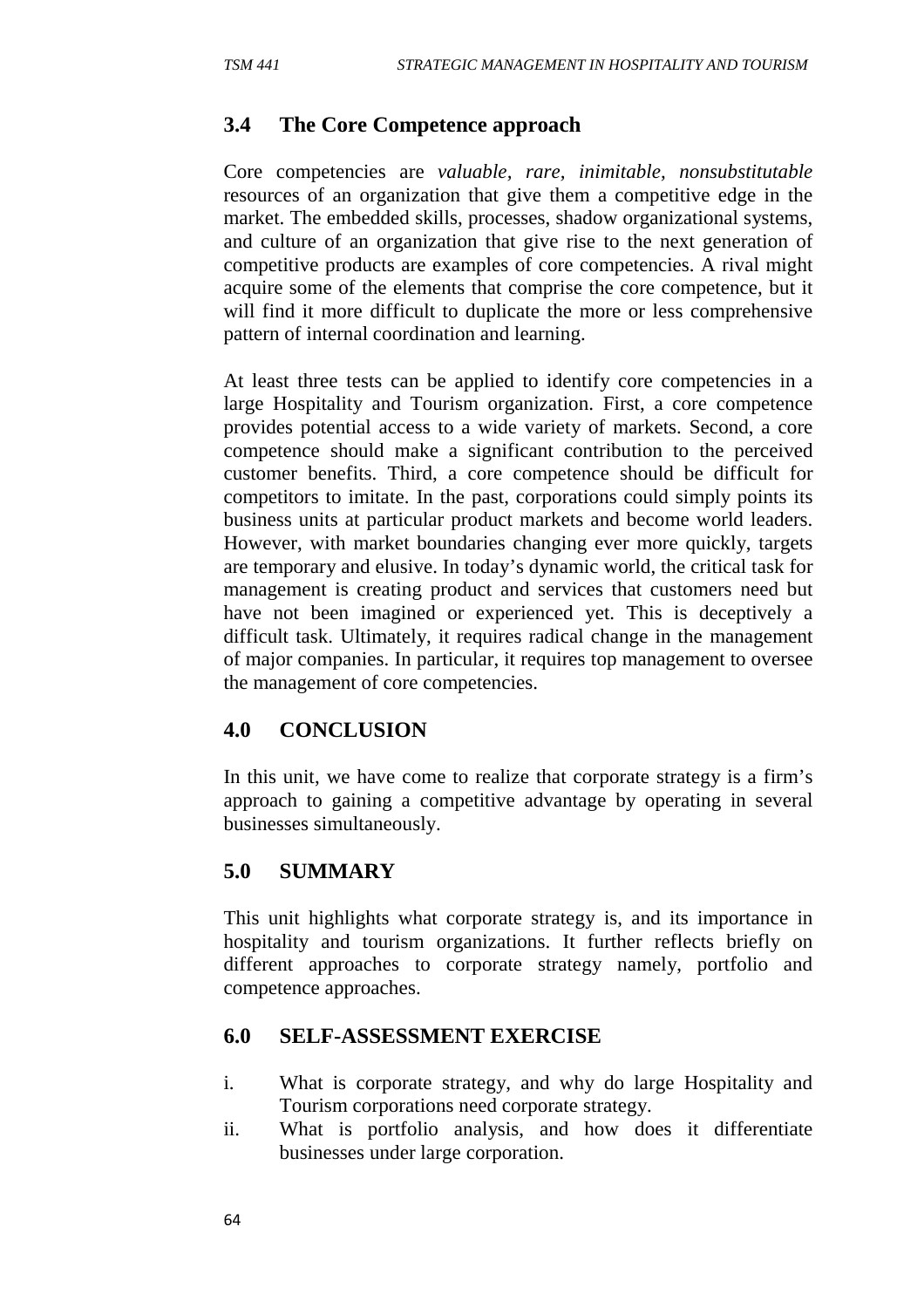## 3.4 The Core Competence approach

Core competencies are *valuable, rare, inimitable, nonsubstitutable* resources of an organization that give them a competitive edge in the market. The embedded skills, processes, shadow organizational systems, and culture of an organization that give rise to the next generation of competitive products are examples of core competencies. A rival might acquire some of the elements that comprise the core competence, but it will find it more difficult to duplicate the more or less comprehensive pattern of internal coordination and learning.

At least three tests can be applied to identify core competencies in a large Hospitality and Tourism organization. First, a core competence provides potential access to a wide variety of markets. Second, a core competence should make a significant contribution to the perceived customer benefits. Third, a core competence should be difficult for competitors to imitate. In the past, corporations could simply points its business units at particular product markets and become world leaders. However, with market boundaries changing ever more quickly, targets are temporary and elusive. In today's dynamic world, the critical task for management is creating product and services that customers need but have not been imagined or experienced yet. This is deceptively a difficult task. Ultimately, it requires radical change in the management of major companies. In particular, it requires top management to oversee the management of core competencies.

## 4.0 CONCLUSION

In this unit, we have come to realize that corporate strategy is a firm's approach to gaining a competitive advantage by operating in several businesses simultaneously.

## 5.0 SUMMARY

This unit highlights what corporate strategy is, and its importance in hospitality and tourism organizations. It further reflects briefly on different approaches to corporate strategy namely, portfolio and competence approaches.

## 6.0 SELF-ASSESSMENT EXERCISE

i. What is corporate strategy, and why do large Hospitality and Tourism corporations need corporate strategy.
ii. What is portfolio analysis, and how does it differentiate businesses under large corporation.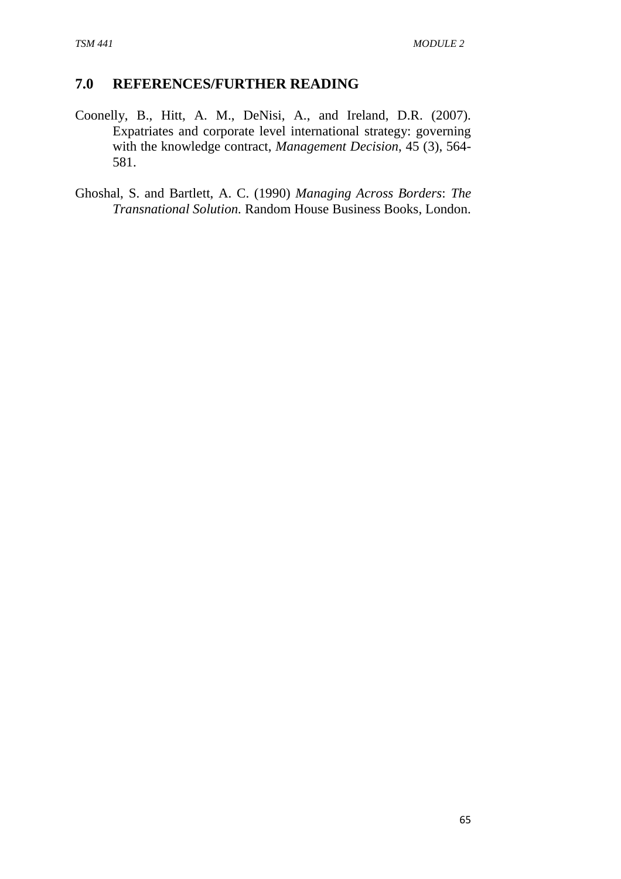## 7.0 REFERENCES/FURTHER READING

Coonelly, B., Hitt, A. M., DeNisi, A., and Ireland, D.R. (2007). Expatriates and corporate level international strategy: governing with the knowledge contract, *Management Decision*, 45 (3), 564-581.

Ghoshal, S. and Bartlett, A. C. (1990) *Managing Across Borders*: *The Transnational Solution.* Random House Business Books, London.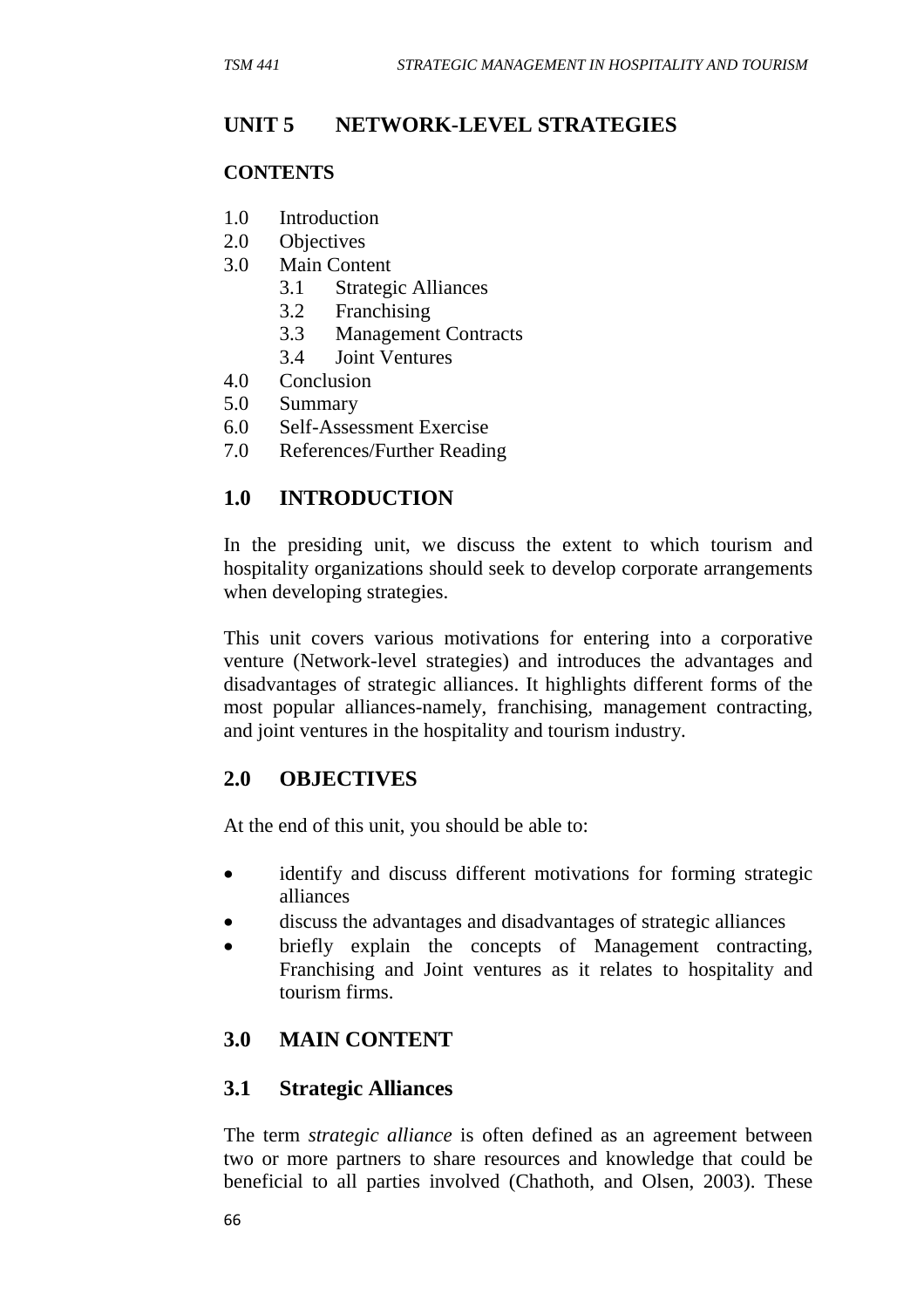## UNIT 5 NETWORK-LEVEL STRATEGIES

### CONTENTS

1.0 Introduction
2.0 Objectives
3.0 Main Content
  3.1 Strategic Alliances
  3.2 Franchising
  3.3 Management Contracts
  3.4 Joint Ventures
4.0 Conclusion
5.0 Summary
6.0 Self-Assessment Exercise
7.0 References/Further Reading

## 1.0 INTRODUCTION

In the presiding unit, we discuss the extent to which tourism and hospitality organizations should seek to develop corporate arrangements when developing strategies.

This unit covers various motivations for entering into a corporative venture (Network-level strategies) and introduces the advantages and disadvantages of strategic alliances. It highlights different forms of the most popular alliances-namely, franchising, management contracting, and joint ventures in the hospitality and tourism industry.

## 2.0 OBJECTIVES

At the end of this unit, you should be able to:

- identify and discuss different motivations for forming strategic alliances
- discuss the advantages and disadvantages of strategic alliances
- briefly explain the concepts of Management contracting, Franchising and Joint ventures as it relates to hospitality and tourism firms.

## 3.0 MAIN CONTENT

### 3.1 Strategic Alliances

The term *strategic alliance* is often defined as an agreement between two or more partners to share resources and knowledge that could be beneficial to all parties involved (Chathoth, and Olsen, 2003). These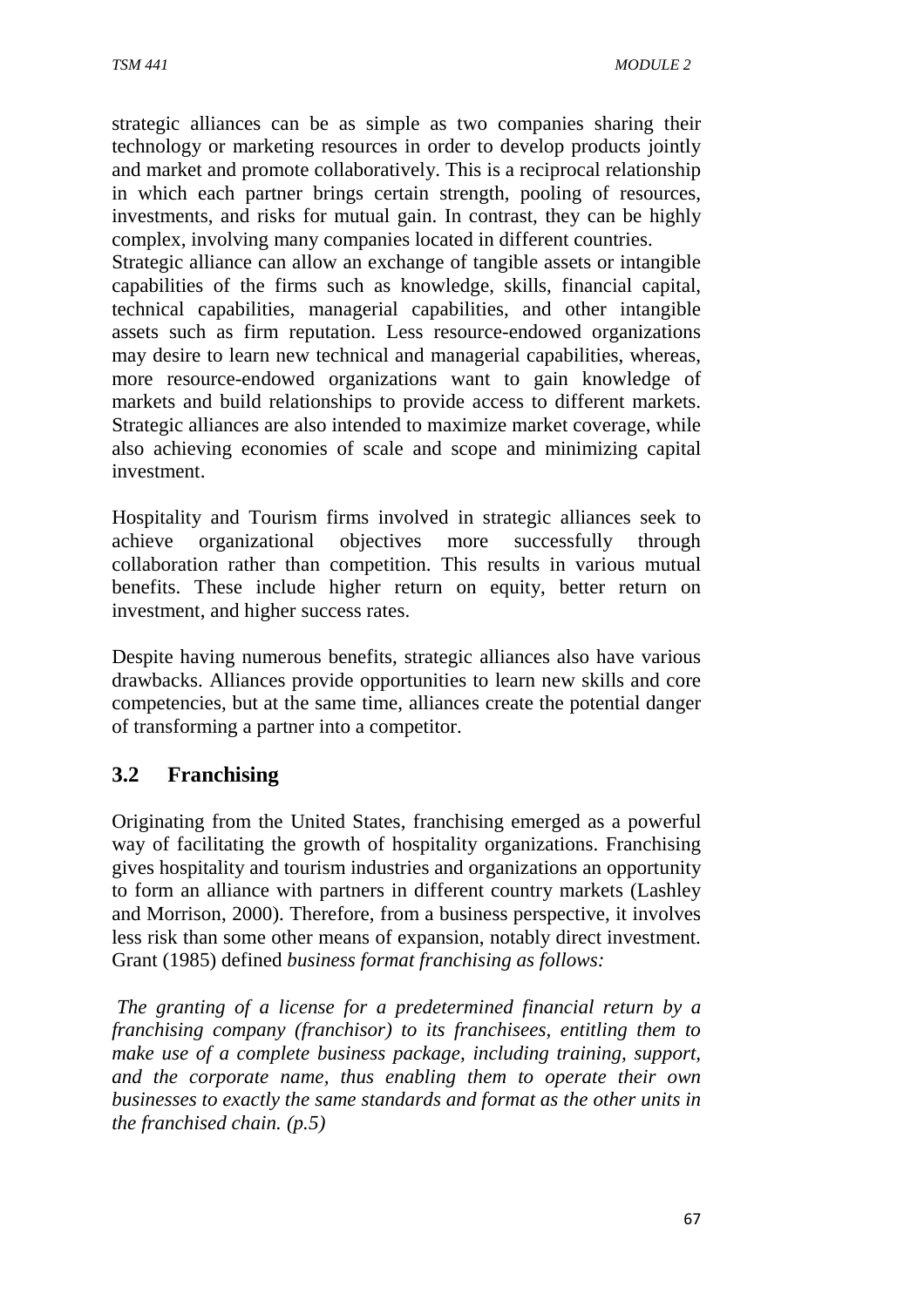strategic alliances can be as simple as two companies sharing their technology or marketing resources in order to develop products jointly and market and promote collaboratively. This is a reciprocal relationship in which each partner brings certain strength, pooling of resources, investments, and risks for mutual gain. In contrast, they can be highly complex, involving many companies located in different countries.
Strategic alliance can allow an exchange of tangible assets or intangible capabilities of the firms such as knowledge, skills, financial capital, technical capabilities, managerial capabilities, and other intangible assets such as firm reputation. Less resource-endowed organizations may desire to learn new technical and managerial capabilities, whereas, more resource-endowed organizations want to gain knowledge of markets and build relationships to provide access to different markets. Strategic alliances are also intended to maximize market coverage, while also achieving economies of scale and scope and minimizing capital investment.

Hospitality and Tourism firms involved in strategic alliances seek to achieve organizational objectives more successfully through collaboration rather than competition. This results in various mutual benefits. These include higher return on equity, better return on investment, and higher success rates.

Despite having numerous benefits, strategic alliances also have various drawbacks. Alliances provide opportunities to learn new skills and core competencies, but at the same time, alliances create the potential danger of transforming a partner into a competitor.

## 3.2 Franchising

Originating from the United States, franchising emerged as a powerful way of facilitating the growth of hospitality organizations. Franchising gives hospitality and tourism industries and organizations an opportunity to form an alliance with partners in different country markets (Lashley and Morrison, 2000). Therefore, from a business perspective, it involves less risk than some other means of expansion, notably direct investment. Grant (1985) defined *business format franchising as follows:*

*The granting of a license for a predetermined financial return by a franchising company (franchisor) to its franchisees, entitling them to make use of a complete business package, including training, support, and the corporate name, thus enabling them to operate their own businesses to exactly the same standards and format as the other units in the franchised chain. (p.5)*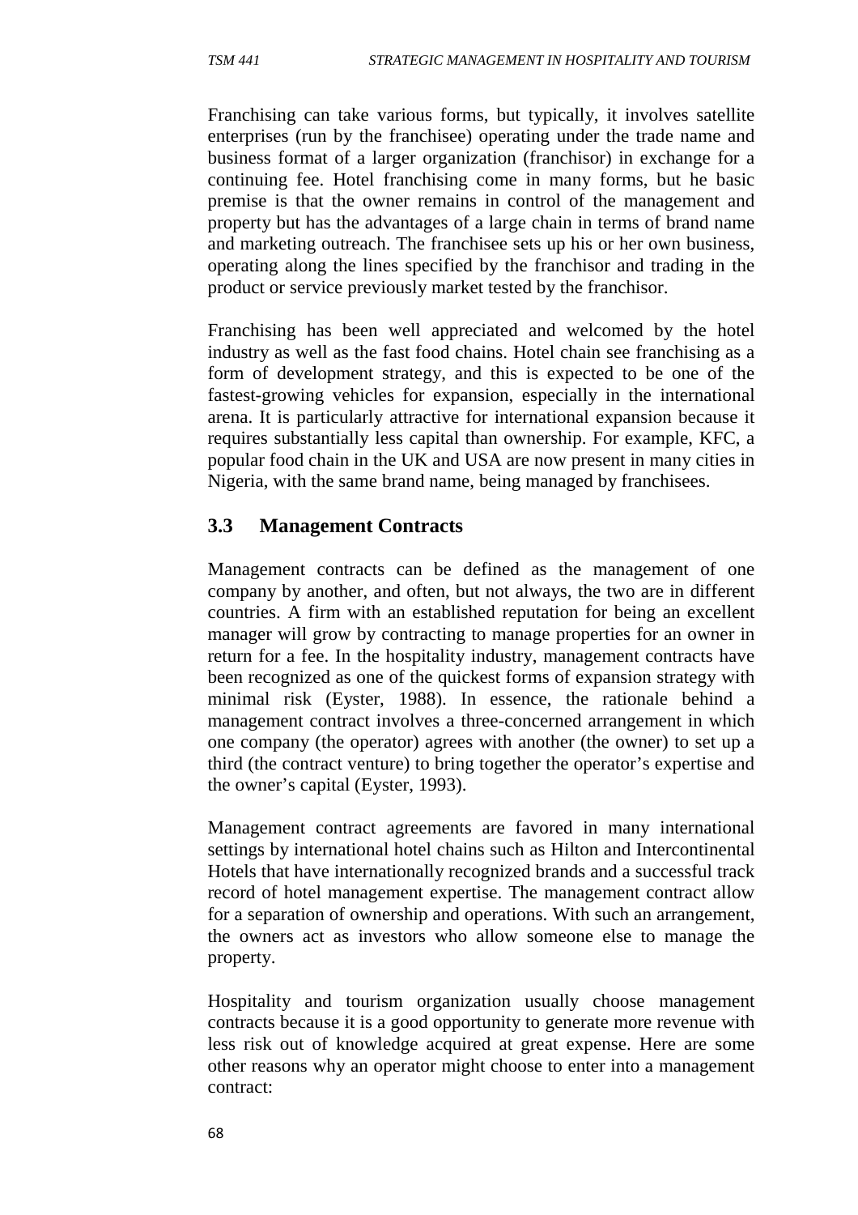Franchising can take various forms, but typically, it involves satellite enterprises (run by the franchisee) operating under the trade name and business format of a larger organization (franchisor) in exchange for a continuing fee. Hotel franchising come in many forms, but he basic premise is that the owner remains in control of the management and property but has the advantages of a large chain in terms of brand name and marketing outreach. The franchisee sets up his or her own business, operating along the lines specified by the franchisor and trading in the product or service previously market tested by the franchisor.

Franchising has been well appreciated and welcomed by the hotel industry as well as the fast food chains. Hotel chain see franchising as a form of development strategy, and this is expected to be one of the fastest-growing vehicles for expansion, especially in the international arena. It is particularly attractive for international expansion because it requires substantially less capital than ownership. For example, KFC, a popular food chain in the UK and USA are now present in many cities in Nigeria, with the same brand name, being managed by franchisees.

## 3.3 Management Contracts

Management contracts can be defined as the management of one company by another, and often, but not always, the two are in different countries. A firm with an established reputation for being an excellent manager will grow by contracting to manage properties for an owner in return for a fee. In the hospitality industry, management contracts have been recognized as one of the quickest forms of expansion strategy with minimal risk (Eyster, 1988). In essence, the rationale behind a management contract involves a three-concerned arrangement in which one company (the operator) agrees with another (the owner) to set up a third (the contract venture) to bring together the operator's expertise and the owner's capital (Eyster, 1993).

Management contract agreements are favored in many international settings by international hotel chains such as Hilton and Intercontinental Hotels that have internationally recognized brands and a successful track record of hotel management expertise. The management contract allow for a separation of ownership and operations. With such an arrangement, the owners act as investors who allow someone else to manage the property.

Hospitality and tourism organization usually choose management contracts because it is a good opportunity to generate more revenue with less risk out of knowledge acquired at great expense. Here are some other reasons why an operator might choose to enter into a management contract: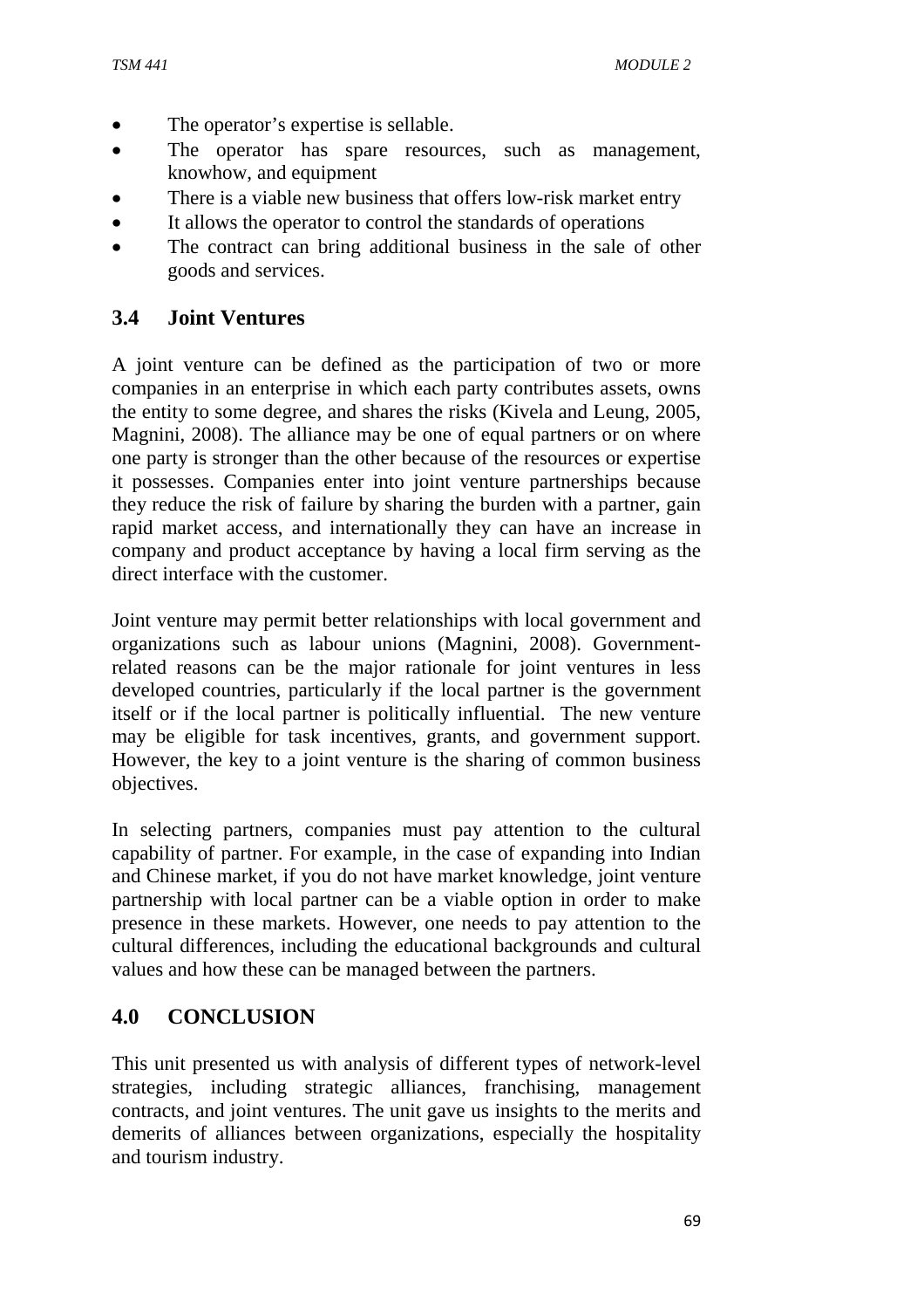- The operator's expertise is sellable.
- The operator has spare resources, such as management, knowhow, and equipment
- There is a viable new business that offers low-risk market entry
- It allows the operator to control the standards of operations
- The contract can bring additional business in the sale of other goods and services.

## 3.4 Joint Ventures

A joint venture can be defined as the participation of two or more companies in an enterprise in which each party contributes assets, owns the entity to some degree, and shares the risks (Kivela and Leung, 2005, Magnini, 2008). The alliance may be one of equal partners or on where one party is stronger than the other because of the resources or expertise it possesses. Companies enter into joint venture partnerships because they reduce the risk of failure by sharing the burden with a partner, gain rapid market access, and internationally they can have an increase in company and product acceptance by having a local firm serving as the direct interface with the customer.

Joint venture may permit better relationships with local government and organizations such as labour unions (Magnini, 2008). Government-related reasons can be the major rationale for joint ventures in less developed countries, particularly if the local partner is the government itself or if the local partner is politically influential. The new venture may be eligible for task incentives, grants, and government support. However, the key to a joint venture is the sharing of common business objectives.

In selecting partners, companies must pay attention to the cultural capability of partner. For example, in the case of expanding into Indian and Chinese market, if you do not have market knowledge, joint venture partnership with local partner can be a viable option in order to make presence in these markets. However, one needs to pay attention to the cultural differences, including the educational backgrounds and cultural values and how these can be managed between the partners.

# 4.0 CONCLUSION

This unit presented us with analysis of different types of network-level strategies, including strategic alliances, franchising, management contracts, and joint ventures. The unit gave us insights to the merits and demerits of alliances between organizations, especially the hospitality and tourism industry.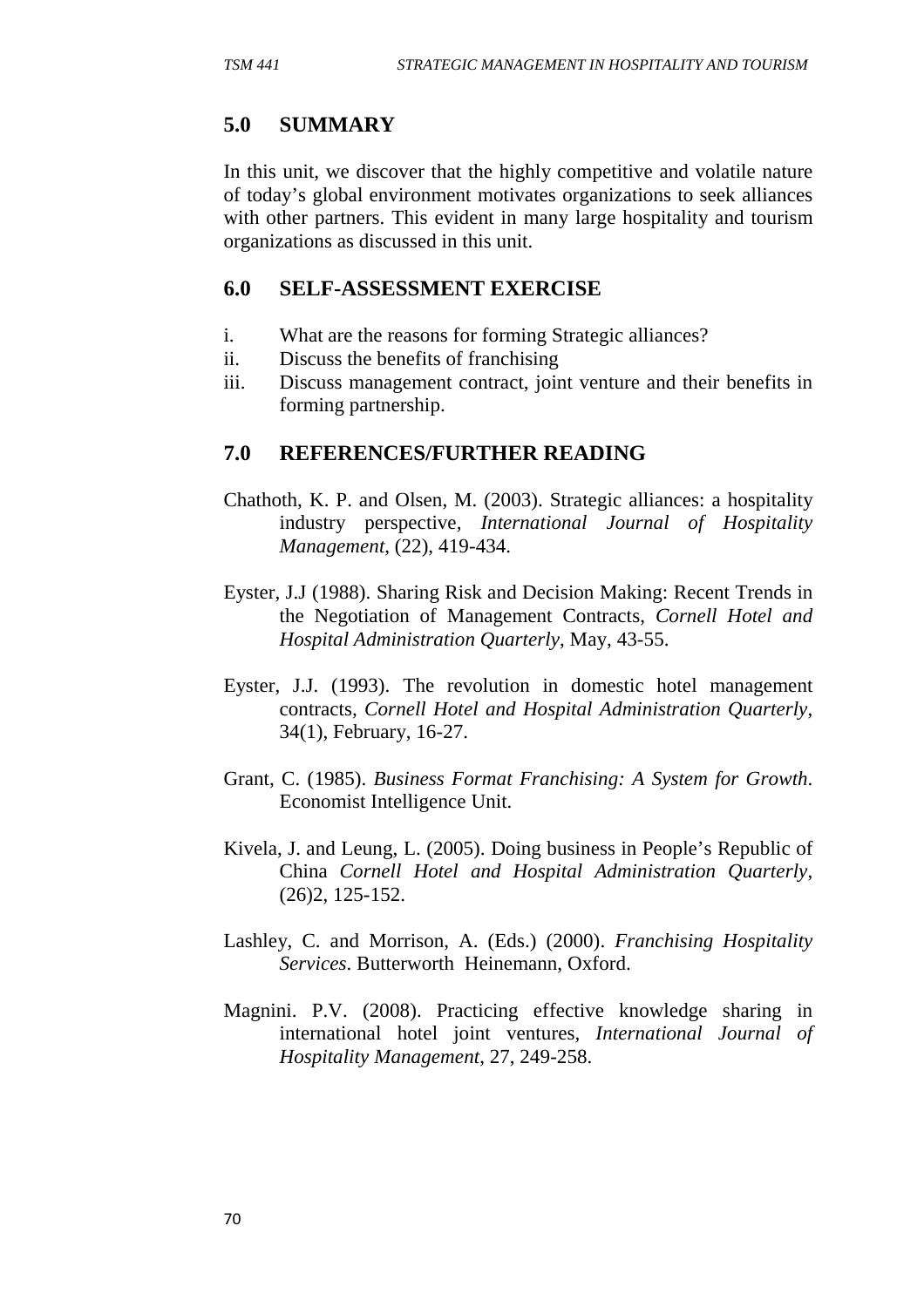## 5.0 SUMMARY

In this unit, we discover that the highly competitive and volatile nature of today's global environment motivates organizations to seek alliances with other partners. This evident in many large hospitality and tourism organizations as discussed in this unit.

## 6.0 SELF-ASSESSMENT EXERCISE

i. What are the reasons for forming Strategic alliances?
ii. Discuss the benefits of franchising
iii. Discuss management contract, joint venture and their benefits in forming partnership.

## 7.0 REFERENCES/FURTHER READING

Chathoth, K. P. and Olsen, M. (2003). Strategic alliances: a hospitality industry perspective, *International Journal of Hospitality Management*, (22), 419-434.

Eyster, J.J (1988). Sharing Risk and Decision Making: Recent Trends in the Negotiation of Management Contracts, *Cornell Hotel and Hospital Administration Quarterly*, May, 43-55.

Eyster, J.J. (1993). The revolution in domestic hotel management contracts, *Cornell Hotel and Hospital Administration Quarterly*, 34(1), February, 16-27.

Grant, C. (1985). *Business Format Franchising: A System for Growth*. Economist Intelligence Unit.

Kivela, J. and Leung, L. (2005). Doing business in People's Republic of China *Cornell Hotel and Hospital Administration Quarterly*, (26)2, 125-152.

Lashley, C. and Morrison, A. (Eds.) (2000). *Franchising Hospitality Services*. Butterworth Heinemann, Oxford.

Magnini. P.V. (2008). Practicing effective knowledge sharing in international hotel joint ventures, *International Journal of Hospitality Management*, 27, 249-258.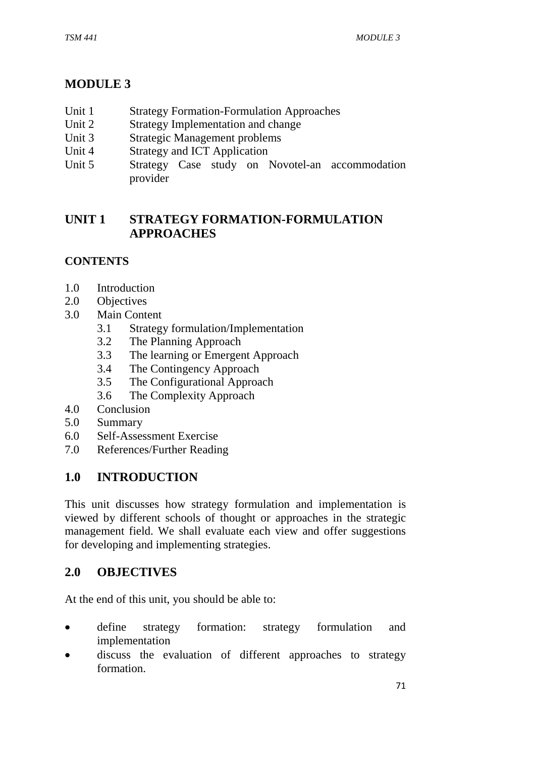# MODULE 3

Unit 1 Strategy Formation-Formulation Approaches
Unit 2 Strategy Implementation and change
Unit 3 Strategic Management problems
Unit 4 Strategy and ICT Application
Unit 5 Strategy Case study on Novotel-an accommodation provider

## UNIT 1 STRATEGY FORMATION-FORMULATION APPROACHES

### CONTENTS

1.0 Introduction
2.0 Objectives
3.0 Main Content
 3.1 Strategy formulation/Implementation
 3.2 The Planning Approach
 3.3 The learning or Emergent Approach
 3.4 The Contingency Approach
 3.5 The Configurational Approach
 3.6 The Complexity Approach
4.0 Conclusion
5.0 Summary
6.0 Self-Assessment Exercise
7.0 References/Further Reading

## 1.0 INTRODUCTION

This unit discusses how strategy formulation and implementation is viewed by different schools of thought or approaches in the strategic management field. We shall evaluate each view and offer suggestions for developing and implementing strategies.

## 2.0 OBJECTIVES

At the end of this unit, you should be able to:

- define strategy formation: strategy formulation and implementation
- discuss the evaluation of different approaches to strategy formation.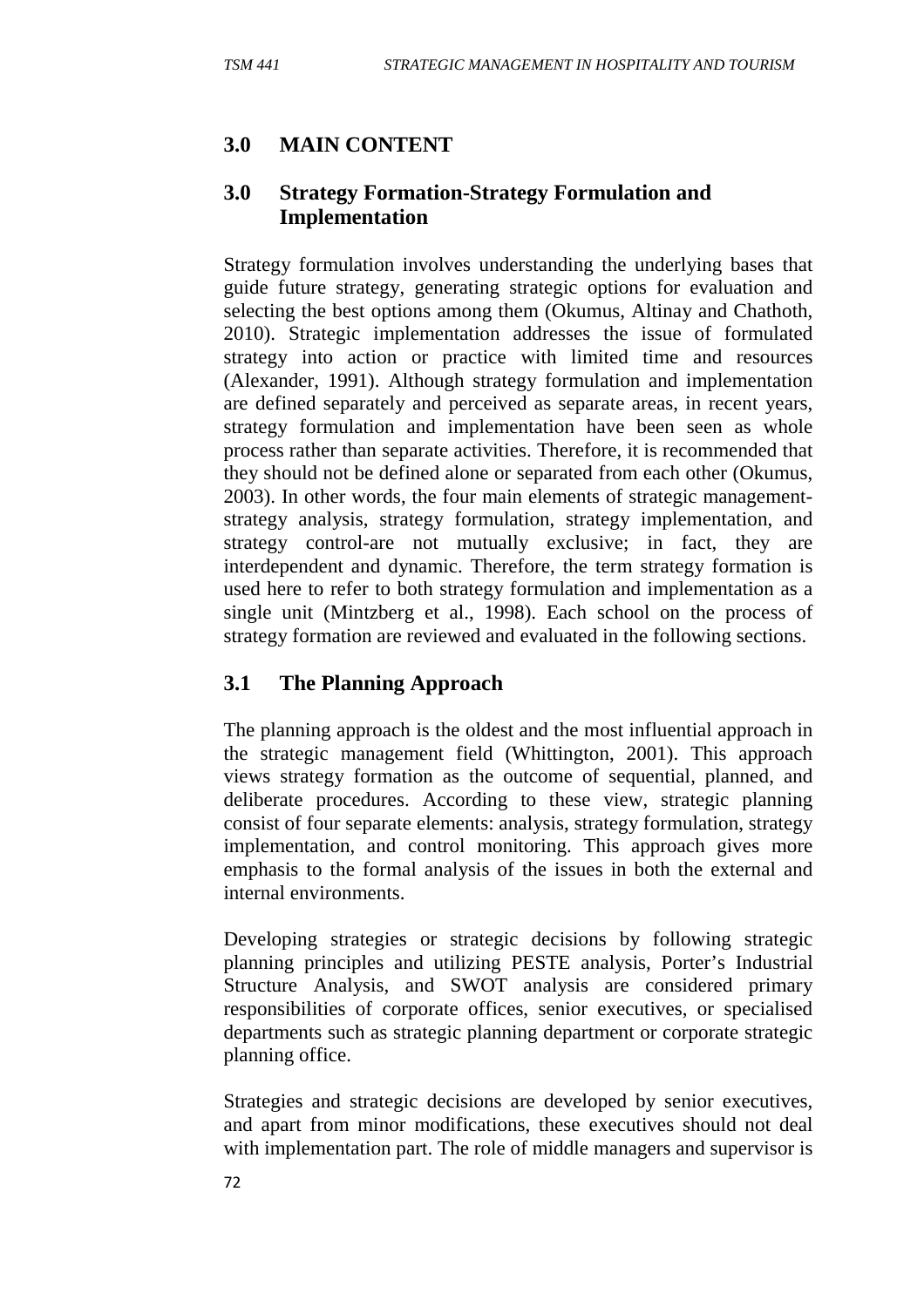## 3.0 MAIN CONTENT

## 3.0 Strategy Formation-Strategy Formulation and Implementation

Strategy formulation involves understanding the underlying bases that guide future strategy, generating strategic options for evaluation and selecting the best options among them (Okumus, Altinay and Chathoth, 2010). Strategic implementation addresses the issue of formulated strategy into action or practice with limited time and resources (Alexander, 1991). Although strategy formulation and implementation are defined separately and perceived as separate areas, in recent years, strategy formulation and implementation have been seen as whole process rather than separate activities. Therefore, it is recommended that they should not be defined alone or separated from each other (Okumus, 2003). In other words, the four main elements of strategic management-strategy analysis, strategy formulation, strategy implementation, and strategy control-are not mutually exclusive; in fact, they are interdependent and dynamic. Therefore, the term strategy formation is used here to refer to both strategy formulation and implementation as a single unit (Mintzberg et al., 1998). Each school on the process of strategy formation are reviewed and evaluated in the following sections.

## 3.1 The Planning Approach

The planning approach is the oldest and the most influential approach in the strategic management field (Whittington, 2001). This approach views strategy formation as the outcome of sequential, planned, and deliberate procedures. According to these view, strategic planning consist of four separate elements: analysis, strategy formulation, strategy implementation, and control monitoring. This approach gives more emphasis to the formal analysis of the issues in both the external and internal environments.

Developing strategies or strategic decisions by following strategic planning principles and utilizing PESTE analysis, Porter's Industrial Structure Analysis, and SWOT analysis are considered primary responsibilities of corporate offices, senior executives, or specialised departments such as strategic planning department or corporate strategic planning office.

Strategies and strategic decisions are developed by senior executives, and apart from minor modifications, these executives should not deal with implementation part. The role of middle managers and supervisor is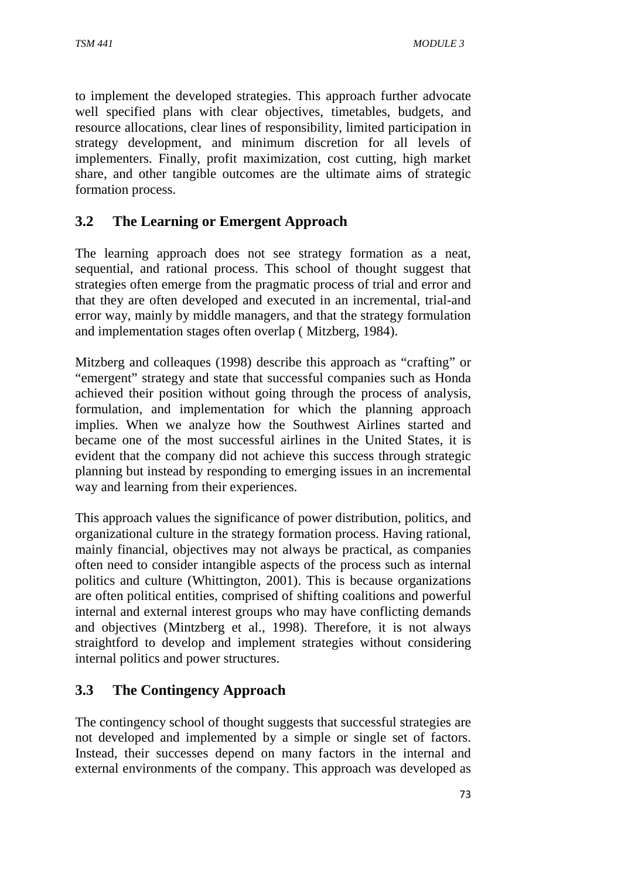to implement the developed strategies. This approach further advocate well specified plans with clear objectives, timetables, budgets, and resource allocations, clear lines of responsibility, limited participation in strategy development, and minimum discretion for all levels of implementers. Finally, profit maximization, cost cutting, high market share, and other tangible outcomes are the ultimate aims of strategic formation process.

## 3.2 The Learning or Emergent Approach

The learning approach does not see strategy formation as a neat, sequential, and rational process. This school of thought suggest that strategies often emerge from the pragmatic process of trial and error and that they are often developed and executed in an incremental, trial-and error way, mainly by middle managers, and that the strategy formulation and implementation stages often overlap ( Mitzberg, 1984).

Mitzberg and colleaques (1998) describe this approach as "crafting" or "emergent" strategy and state that successful companies such as Honda achieved their position without going through the process of analysis, formulation, and implementation for which the planning approach implies. When we analyze how the Southwest Airlines started and became one of the most successful airlines in the United States, it is evident that the company did not achieve this success through strategic planning but instead by responding to emerging issues in an incremental way and learning from their experiences.

This approach values the significance of power distribution, politics, and organizational culture in the strategy formation process. Having rational, mainly financial, objectives may not always be practical, as companies often need to consider intangible aspects of the process such as internal politics and culture (Whittington, 2001). This is because organizations are often political entities, comprised of shifting coalitions and powerful internal and external interest groups who may have conflicting demands and objectives (Mintzberg et al., 1998). Therefore, it is not always straightford to develop and implement strategies without considering internal politics and power structures.

## 3.3 The Contingency Approach

The contingency school of thought suggests that successful strategies are not developed and implemented by a simple or single set of factors. Instead, their successes depend on many factors in the internal and external environments of the company. This approach was developed as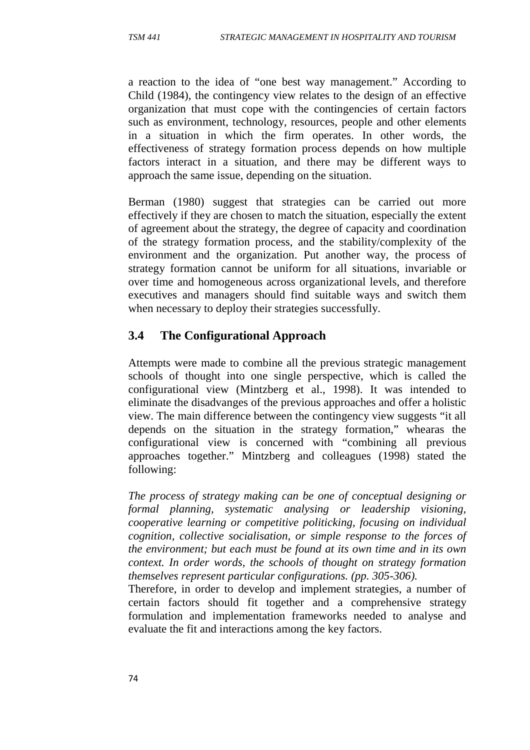a reaction to the idea of "one best way management." According to Child (1984), the contingency view relates to the design of an effective organization that must cope with the contingencies of certain factors such as environment, technology, resources, people and other elements in a situation in which the firm operates. In other words, the effectiveness of strategy formation process depends on how multiple factors interact in a situation, and there may be different ways to approach the same issue, depending on the situation.

Berman (1980) suggest that strategies can be carried out more effectively if they are chosen to match the situation, especially the extent of agreement about the strategy, the degree of capacity and coordination of the strategy formation process, and the stability/complexity of the environment and the organization. Put another way, the process of strategy formation cannot be uniform for all situations, invariable or over time and homogeneous across organizational levels, and therefore executives and managers should find suitable ways and switch them when necessary to deploy their strategies successfully.

## 3.4 The Configurational Approach

Attempts were made to combine all the previous strategic management schools of thought into one single perspective, which is called the configurational view (Mintzberg et al., 1998). It was intended to eliminate the disadvanges of the previous approaches and offer a holistic view. The main difference between the contingency view suggests "it all depends on the situation in the strategy formation," whearas the configurational view is concerned with "combining all previous approaches together." Mintzberg and colleagues (1998) stated the following:

*The process of strategy making can be one of conceptual designing or formal planning, systematic analysing or leadership visioning, cooperative learning or competitive politicking, focusing on individual cognition, collective socialisation, or simple response to the forces of the environment; but each must be found at its own time and in its own context. In order words, the schools of thought on strategy formation themselves represent particular configurations. (pp. 305-306).*

Therefore, in order to develop and implement strategies, a number of certain factors should fit together and a comprehensive strategy formulation and implementation frameworks needed to analyse and evaluate the fit and interactions among the key factors.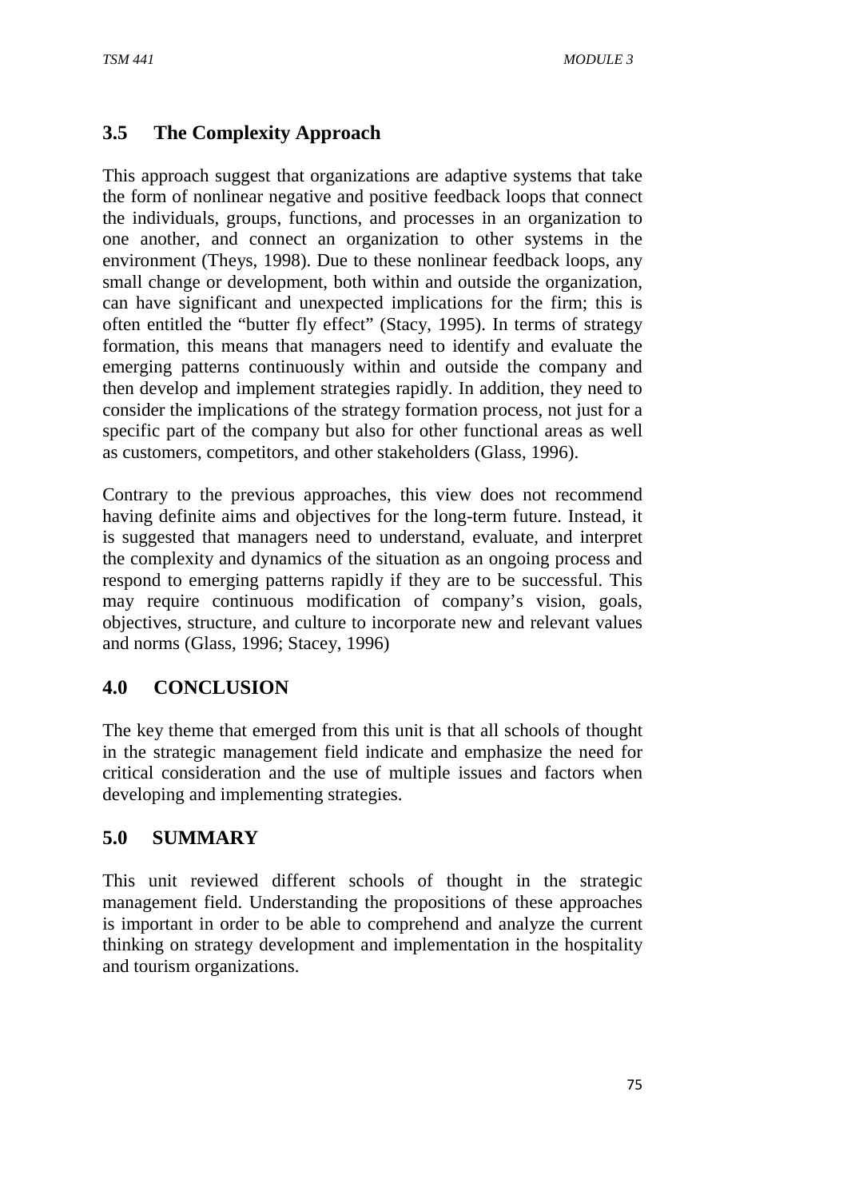## 3.5 The Complexity Approach

This approach suggest that organizations are adaptive systems that take the form of nonlinear negative and positive feedback loops that connect the individuals, groups, functions, and processes in an organization to one another, and connect an organization to other systems in the environment (Theys, 1998). Due to these nonlinear feedback loops, any small change or development, both within and outside the organization, can have significant and unexpected implications for the firm; this is often entitled the "butter fly effect" (Stacy, 1995). In terms of strategy formation, this means that managers need to identify and evaluate the emerging patterns continuously within and outside the company and then develop and implement strategies rapidly. In addition, they need to consider the implications of the strategy formation process, not just for a specific part of the company but also for other functional areas as well as customers, competitors, and other stakeholders (Glass, 1996).

Contrary to the previous approaches, this view does not recommend having definite aims and objectives for the long-term future. Instead, it is suggested that managers need to understand, evaluate, and interpret the complexity and dynamics of the situation as an ongoing process and respond to emerging patterns rapidly if they are to be successful. This may require continuous modification of company's vision, goals, objectives, structure, and culture to incorporate new and relevant values and norms (Glass, 1996; Stacey, 1996)

## 4.0 CONCLUSION

The key theme that emerged from this unit is that all schools of thought in the strategic management field indicate and emphasize the need for critical consideration and the use of multiple issues and factors when developing and implementing strategies.

## 5.0 SUMMARY

This unit reviewed different schools of thought in the strategic management field. Understanding the propositions of these approaches is important in order to be able to comprehend and analyze the current thinking on strategy development and implementation in the hospitality and tourism organizations.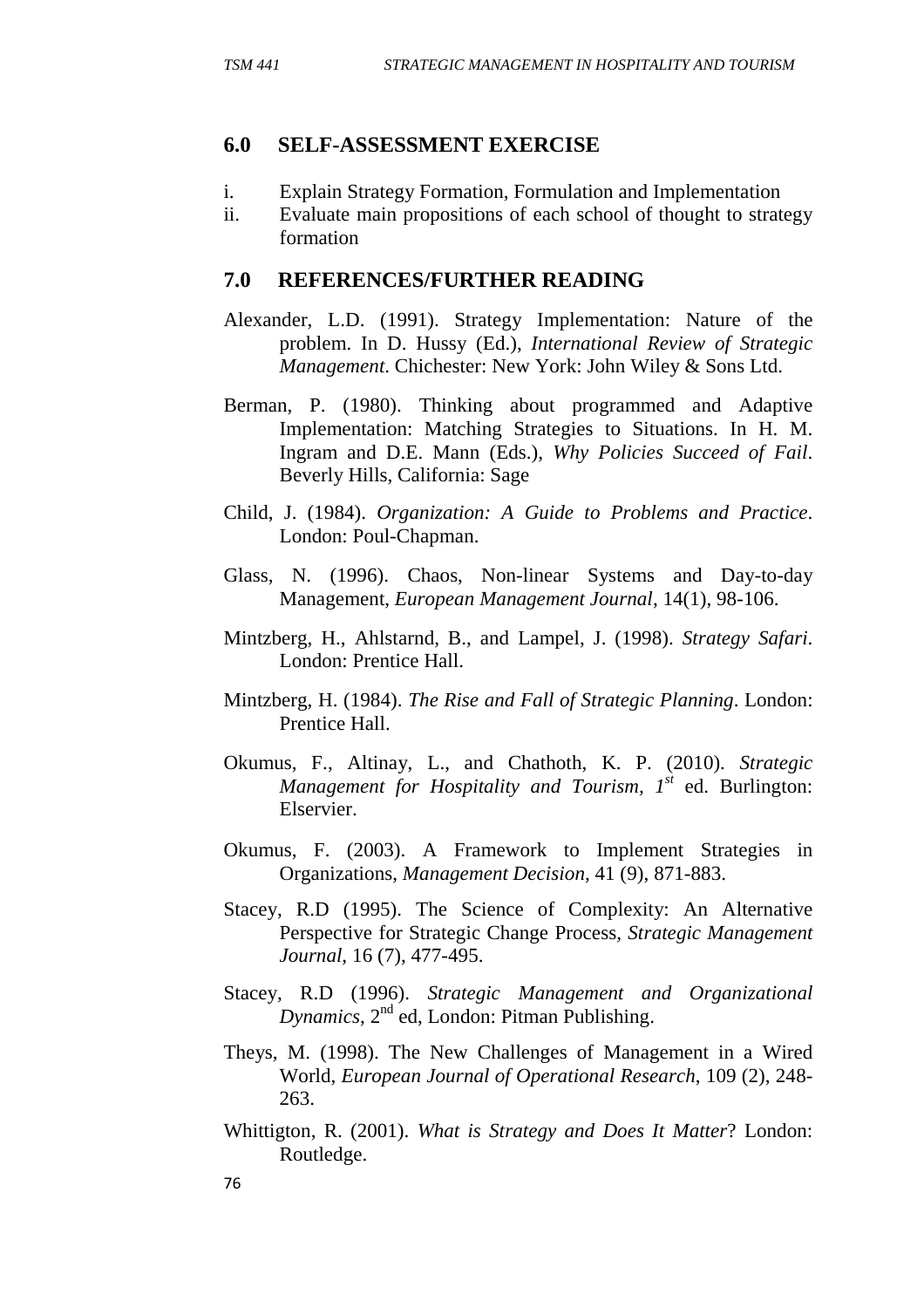## 6.0 SELF-ASSESSMENT EXERCISE

i. Explain Strategy Formation, Formulation and Implementation
ii. Evaluate main propositions of each school of thought to strategy formation

## 7.0 REFERENCES/FURTHER READING

Alexander, L.D. (1991). Strategy Implementation: Nature of the problem. In D. Hussy (Ed.), *International Review of Strategic Management*. Chichester: New York: John Wiley & Sons Ltd.

Berman, P. (1980). Thinking about programmed and Adaptive Implementation: Matching Strategies to Situations. In H. M. Ingram and D.E. Mann (Eds.), *Why Policies Succeed of Fail*. Beverly Hills, California: Sage

Child, J. (1984). *Organization: A Guide to Problems and Practice*. London: Poul-Chapman.

Glass, N. (1996). Chaos, Non-linear Systems and Day-to-day Management, *European Management Journal*, 14(1), 98-106.

Mintzberg, H., Ahlstarnd, B., and Lampel, J. (1998). *Strategy Safari*. London: Prentice Hall.

Mintzberg, H. (1984). *The Rise and Fall of Strategic Planning*. London: Prentice Hall.

Okumus, F., Altinay, L., and Chathoth, K. P. (2010). *Strategic Management for Hospitality and Tourism, 1st* ed. Burlington: Elservier.

Okumus, F. (2003). A Framework to Implement Strategies in Organizations, *Management Decision*, 41 (9), 871-883.

Stacey, R.D (1995). The Science of Complexity: An Alternative Perspective for Strategic Change Process, *Strategic Management Journal*, 16 (7), 477-495.

Stacey, R.D (1996). *Strategic Management and Organizational Dynamics*, 2nd ed, London: Pitman Publishing.

Theys, M. (1998). The New Challenges of Management in a Wired World, *European Journal of Operational Research*, 109 (2), 248-263.

Whittigton, R. (2001). *What is Strategy and Does It Matter*? London: Routledge.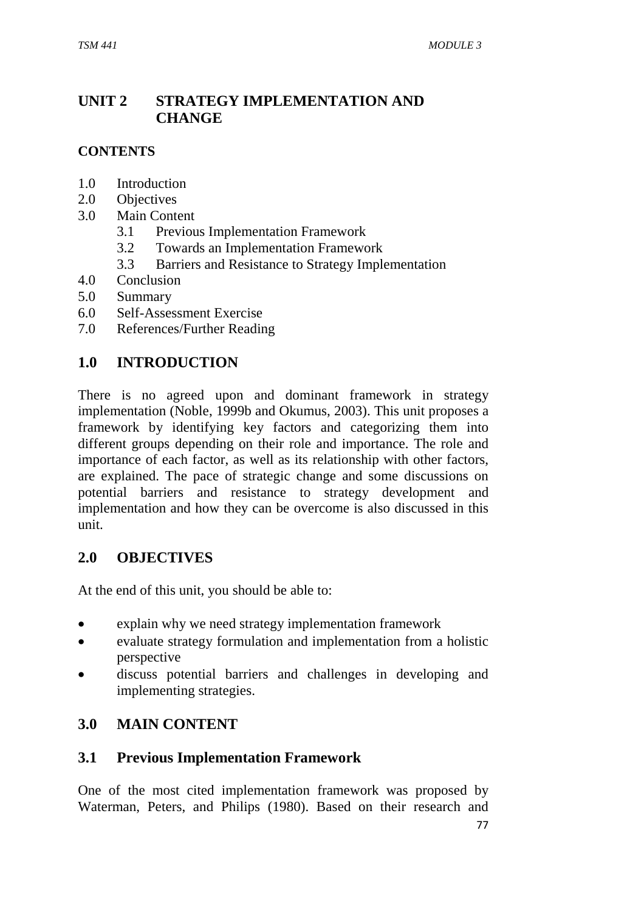# UNIT 2 STRATEGY IMPLEMENTATION AND CHANGE

**CONTENTS**

1.0 Introduction
2.0 Objectives
3.0 Main Content
   3.1 Previous Implementation Framework
   3.2 Towards an Implementation Framework
   3.3 Barriers and Resistance to Strategy Implementation
4.0 Conclusion
5.0 Summary
6.0 Self-Assessment Exercise
7.0 References/Further Reading

## 1.0 INTRODUCTION

There is no agreed upon and dominant framework in strategy implementation (Noble, 1999b and Okumus, 2003). This unit proposes a framework by identifying key factors and categorizing them into different groups depending on their role and importance. The role and importance of each factor, as well as its relationship with other factors, are explained. The pace of strategic change and some discussions on potential barriers and resistance to strategy development and implementation and how they can be overcome is also discussed in this unit.

## 2.0 OBJECTIVES

At the end of this unit, you should be able to:

- explain why we need strategy implementation framework
- evaluate strategy formulation and implementation from a holistic perspective
- discuss potential barriers and challenges in developing and implementing strategies.

## 3.0 MAIN CONTENT

### 3.1 Previous Implementation Framework

One of the most cited implementation framework was proposed by Waterman, Peters, and Philips (1980). Based on their research and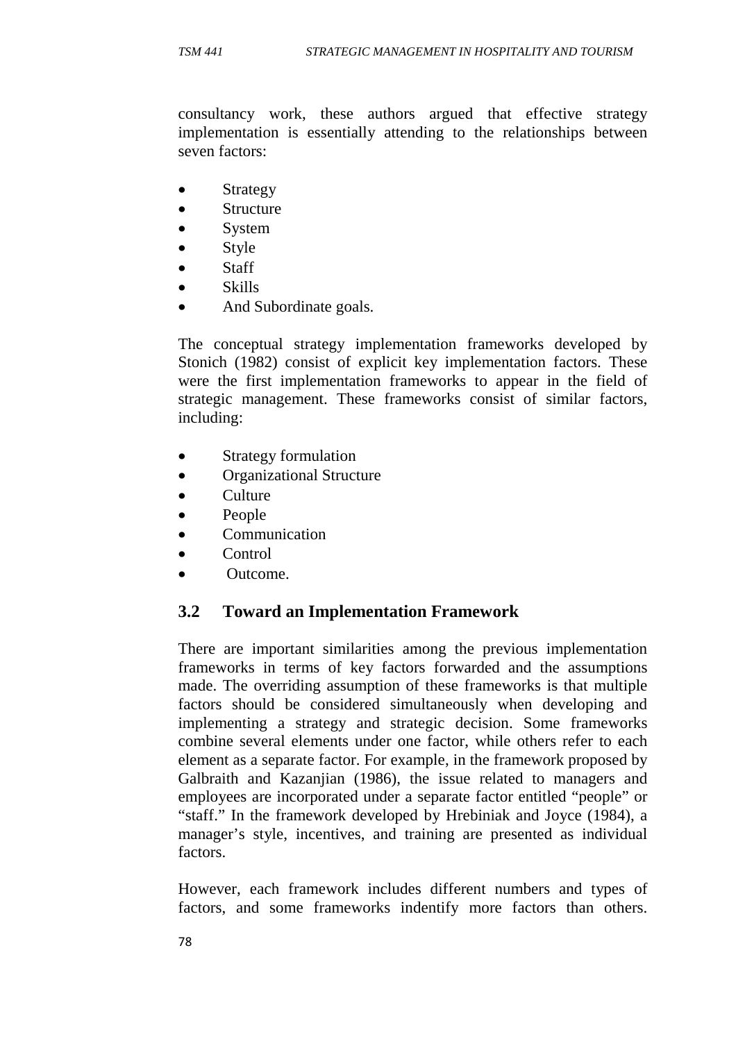consultancy work, these authors argued that effective strategy implementation is essentially attending to the relationships between seven factors:

- Strategy
- Structure
- System
- Style
- Staff
- Skills
- And Subordinate goals.

The conceptual strategy implementation frameworks developed by Stonich (1982) consist of explicit key implementation factors. These were the first implementation frameworks to appear in the field of strategic management. These frameworks consist of similar factors, including:

- Strategy formulation
- Organizational Structure
- Culture
- People
- Communication
- Control
- Outcome.

## 3.2 Toward an Implementation Framework

There are important similarities among the previous implementation frameworks in terms of key factors forwarded and the assumptions made. The overriding assumption of these frameworks is that multiple factors should be considered simultaneously when developing and implementing a strategy and strategic decision. Some frameworks combine several elements under one factor, while others refer to each element as a separate factor. For example, in the framework proposed by Galbraith and Kazanjian (1986), the issue related to managers and employees are incorporated under a separate factor entitled "people" or "staff." In the framework developed by Hrebiniak and Joyce (1984), a manager's style, incentives, and training are presented as individual factors.

However, each framework includes different numbers and types of factors, and some frameworks indentify more factors than others.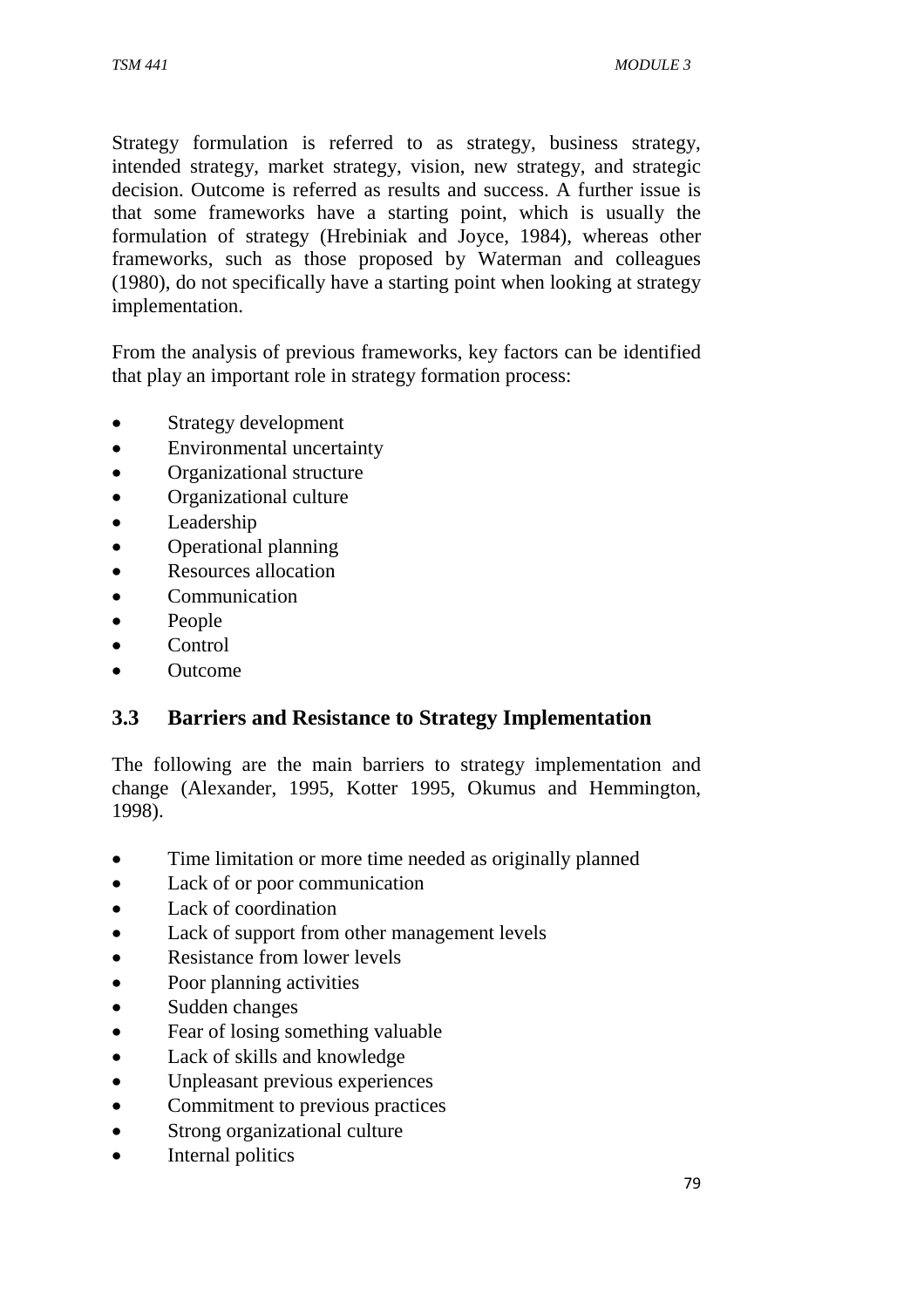Strategy formulation is referred to as strategy, business strategy, intended strategy, market strategy, vision, new strategy, and strategic decision. Outcome is referred as results and success. A further issue is that some frameworks have a starting point, which is usually the formulation of strategy (Hrebiniak and Joyce, 1984), whereas other frameworks, such as those proposed by Waterman and colleagues (1980), do not specifically have a starting point when looking at strategy implementation.

From the analysis of previous frameworks, key factors can be identified that play an important role in strategy formation process:

- Strategy development
- Environmental uncertainty
- Organizational structure
- Organizational culture
- Leadership
- Operational planning
- Resources allocation
- Communication
- People
- Control
- Outcome

## 3.3 Barriers and Resistance to Strategy Implementation

The following are the main barriers to strategy implementation and change (Alexander, 1995, Kotter 1995, Okumus and Hemmington, 1998).

- Time limitation or more time needed as originally planned
- Lack of or poor communication
- Lack of coordination
- Lack of support from other management levels
- Resistance from lower levels
- Poor planning activities
- Sudden changes
- Fear of losing something valuable
- Lack of skills and knowledge
- Unpleasant previous experiences
- Commitment to previous practices
- Strong organizational culture
- Internal politics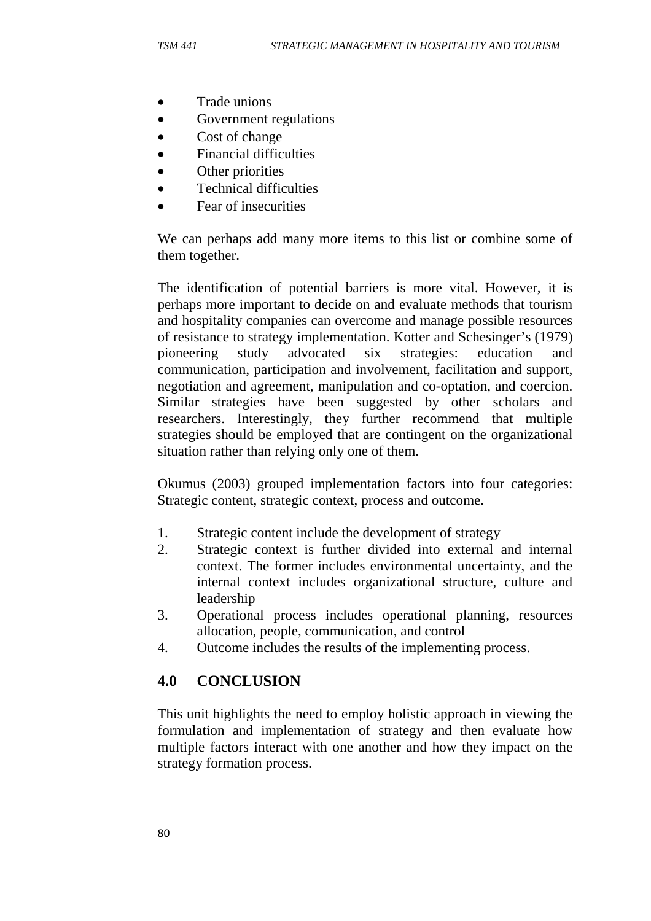- Trade unions
- Government regulations
- Cost of change
- Financial difficulties
- Other priorities
- Technical difficulties
- Fear of insecurities

We can perhaps add many more items to this list or combine some of them together.

The identification of potential barriers is more vital. However, it is perhaps more important to decide on and evaluate methods that tourism and hospitality companies can overcome and manage possible resources of resistance to strategy implementation. Kotter and Schesinger's (1979) pioneering study advocated six strategies: education and communication, participation and involvement, facilitation and support, negotiation and agreement, manipulation and co-optation, and coercion. Similar strategies have been suggested by other scholars and researchers. Interestingly, they further recommend that multiple strategies should be employed that are contingent on the organizational situation rather than relying only one of them.

Okumus (2003) grouped implementation factors into four categories: Strategic content, strategic context, process and outcome.

1. Strategic content include the development of strategy
2. Strategic context is further divided into external and internal context. The former includes environmental uncertainty, and the internal context includes organizational structure, culture and leadership
3. Operational process includes operational planning, resources allocation, people, communication, and control
4. Outcome includes the results of the implementing process.

## 4.0 CONCLUSION

This unit highlights the need to employ holistic approach in viewing the formulation and implementation of strategy and then evaluate how multiple factors interact with one another and how they impact on the strategy formation process.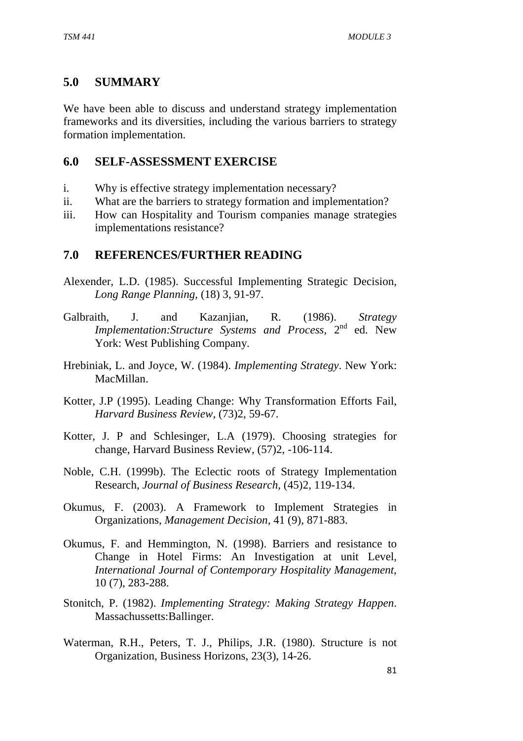## 5.0 SUMMARY

We have been able to discuss and understand strategy implementation frameworks and its diversities, including the various barriers to strategy formation implementation.

## 6.0 SELF-ASSESSMENT EXERCISE

i. Why is effective strategy implementation necessary?
ii. What are the barriers to strategy formation and implementation?
iii. How can Hospitality and Tourism companies manage strategies implementations resistance?

## 7.0 REFERENCES/FURTHER READING

Alexender, L.D. (1985). Successful Implementing Strategic Decision, *Long Range Planning*, (18) 3, 91-97.

Galbraith, J. and Kazanjian, R. (1986). *Strategy Implementation:Structure Systems and Process*, 2nd ed. New York: West Publishing Company.

Hrebiniak, L. and Joyce, W. (1984). *Implementing Strategy*. New York: MacMillan.

Kotter, J.P (1995). Leading Change: Why Transformation Efforts Fail, *Harvard Business Review*, (73)2, 59-67.

Kotter, J. P and Schlesinger, L.A (1979). Choosing strategies for change, Harvard Business Review, (57)2, -106-114.

Noble, C.H. (1999b). The Eclectic roots of Strategy Implementation Research, *Journal of Business Research*, (45)2, 119-134.

Okumus, F. (2003). A Framework to Implement Strategies in Organizations, *Management Decision*, 41 (9), 871-883.

Okumus, F. and Hemmington, N. (1998). Barriers and resistance to Change in Hotel Firms: An Investigation at unit Level, *International Journal of Contemporary Hospitality Management*, 10 (7), 283-288.

Stonitch, P. (1982). *Implementing Strategy: Making Strategy Happen*. Massachussetts:Ballinger.

Waterman, R.H., Peters, T. J., Philips, J.R. (1980). Structure is not Organization, Business Horizons, 23(3), 14-26.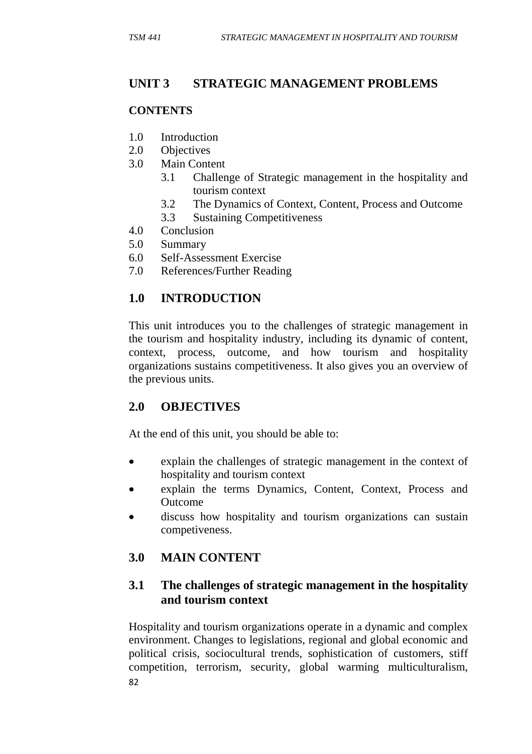## UNIT 3 STRATEGIC MANAGEMENT PROBLEMS

**CONTENTS**

1.0 Introduction
2.0 Objectives
3.0 Main Content
    3.1 Challenge of Strategic management in the hospitality and tourism context
    3.2 The Dynamics of Context, Content, Process and Outcome
    3.3 Sustaining Competitiveness
4.0 Conclusion
5.0 Summary
6.0 Self-Assessment Exercise
7.0 References/Further Reading

## 1.0 INTRODUCTION

This unit introduces you to the challenges of strategic management in the tourism and hospitality industry, including its dynamic of content, context, process, outcome, and how tourism and hospitality organizations sustains competitiveness. It also gives you an overview of the previous units.

## 2.0 OBJECTIVES

At the end of this unit, you should be able to:

- explain the challenges of strategic management in the context of hospitality and tourism context
- explain the terms Dynamics, Content, Context, Process and Outcome
- discuss how hospitality and tourism organizations can sustain competiveness.

## 3.0 MAIN CONTENT

### 3.1 The challenges of strategic management in the hospitality and tourism context

Hospitality and tourism organizations operate in a dynamic and complex environment. Changes to legislations, regional and global economic and political crisis, sociocultural trends, sophistication of customers, stiff competition, terrorism, security, global warming multiculturalism,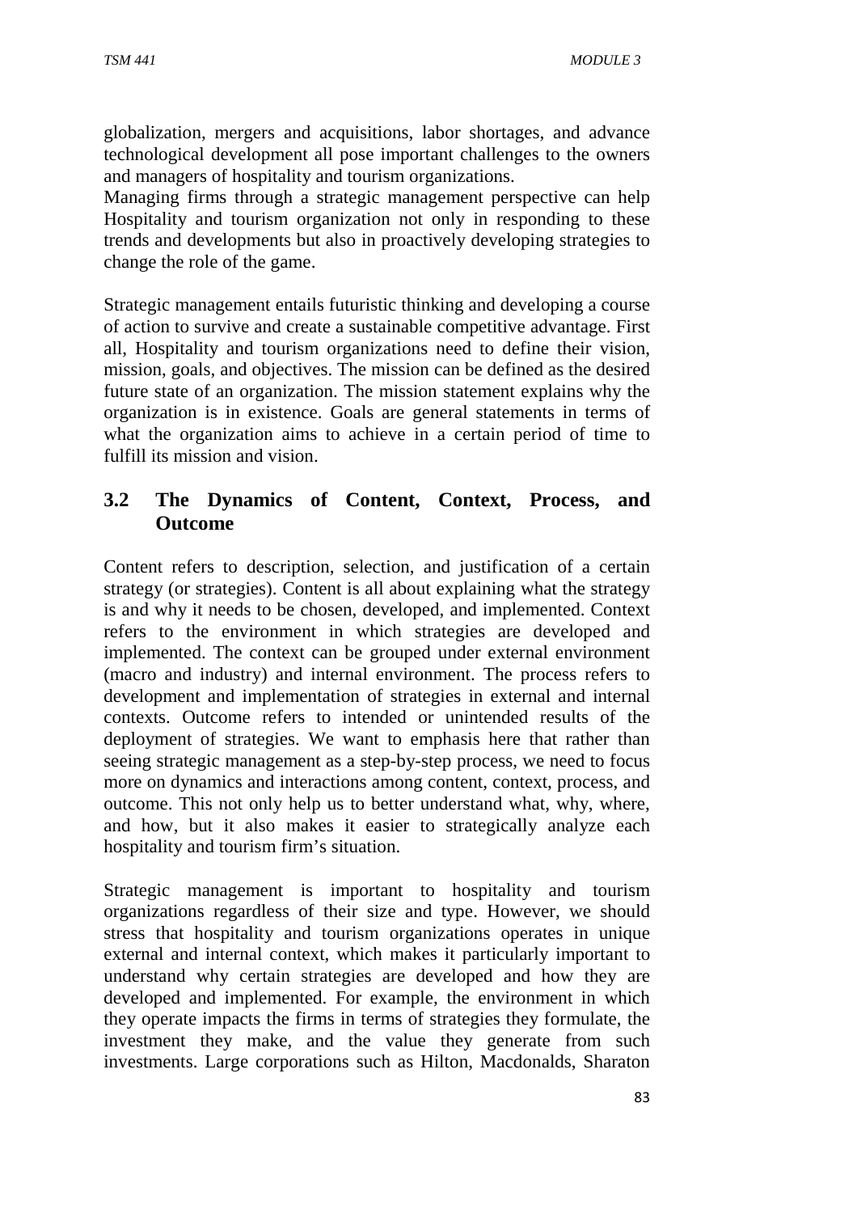globalization, mergers and acquisitions, labor shortages, and advance technological development all pose important challenges to the owners and managers of hospitality and tourism organizations.

Managing firms through a strategic management perspective can help Hospitality and tourism organization not only in responding to these trends and developments but also in proactively developing strategies to change the role of the game.

Strategic management entails futuristic thinking and developing a course of action to survive and create a sustainable competitive advantage. First all, Hospitality and tourism organizations need to define their vision, mission, goals, and objectives. The mission can be defined as the desired future state of an organization. The mission statement explains why the organization is in existence. Goals are general statements in terms of what the organization aims to achieve in a certain period of time to fulfill its mission and vision.

## 3.2 The Dynamics of Content, Context, Process, and Outcome

Content refers to description, selection, and justification of a certain strategy (or strategies). Content is all about explaining what the strategy is and why it needs to be chosen, developed, and implemented. Context refers to the environment in which strategies are developed and implemented. The context can be grouped under external environment (macro and industry) and internal environment. The process refers to development and implementation of strategies in external and internal contexts. Outcome refers to intended or unintended results of the deployment of strategies. We want to emphasis here that rather than seeing strategic management as a step-by-step process, we need to focus more on dynamics and interactions among content, context, process, and outcome. This not only help us to better understand what, why, where, and how, but it also makes it easier to strategically analyze each hospitality and tourism firm's situation.

Strategic management is important to hospitality and tourism organizations regardless of their size and type. However, we should stress that hospitality and tourism organizations operates in unique external and internal context, which makes it particularly important to understand why certain strategies are developed and how they are developed and implemented. For example, the environment in which they operate impacts the firms in terms of strategies they formulate, the investment they make, and the value they generate from such investments. Large corporations such as Hilton, Macdonalds, Sharaton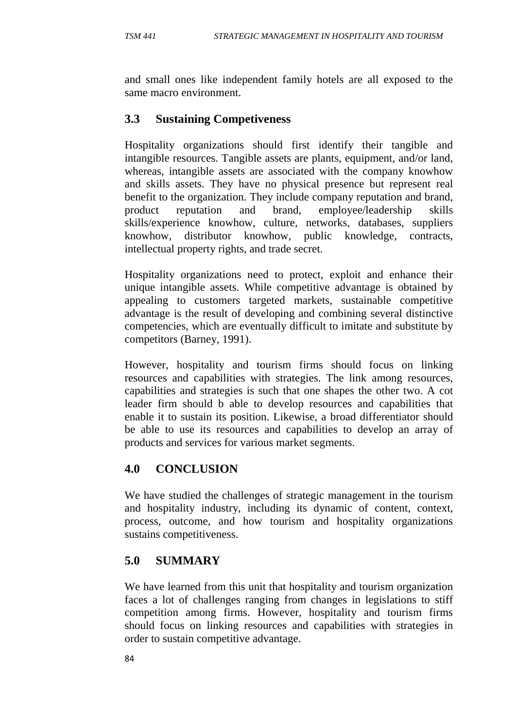and small ones like independent family hotels are all exposed to the same macro environment.

## 3.3 Sustaining Competiveness

Hospitality organizations should first identify their tangible and intangible resources. Tangible assets are plants, equipment, and/or land, whereas, intangible assets are associated with the company knowhow and skills assets. They have no physical presence but represent real benefit to the organization. They include company reputation and brand, product reputation and brand, employee/leadership skills skills/experience knowhow, culture, networks, databases, suppliers knowhow, distributor knowhow, public knowledge, contracts, intellectual property rights, and trade secret.

Hospitality organizations need to protect, exploit and enhance their unique intangible assets. While competitive advantage is obtained by appealing to customers targeted markets, sustainable competitive advantage is the result of developing and combining several distinctive competencies, which are eventually difficult to imitate and substitute by competitors (Barney, 1991).

However, hospitality and tourism firms should focus on linking resources and capabilities with strategies. The link among resources, capabilities and strategies is such that one shapes the other two. A cot leader firm should b able to develop resources and capabilities that enable it to sustain its position. Likewise, a broad differentiator should be able to use its resources and capabilities to develop an array of products and services for various market segments.

# 4.0 CONCLUSION

We have studied the challenges of strategic management in the tourism and hospitality industry, including its dynamic of content, context, process, outcome, and how tourism and hospitality organizations sustains competitiveness.

# 5.0 SUMMARY

We have learned from this unit that hospitality and tourism organization faces a lot of challenges ranging from changes in legislations to stiff competition among firms. However, hospitality and tourism firms should focus on linking resources and capabilities with strategies in order to sustain competitive advantage.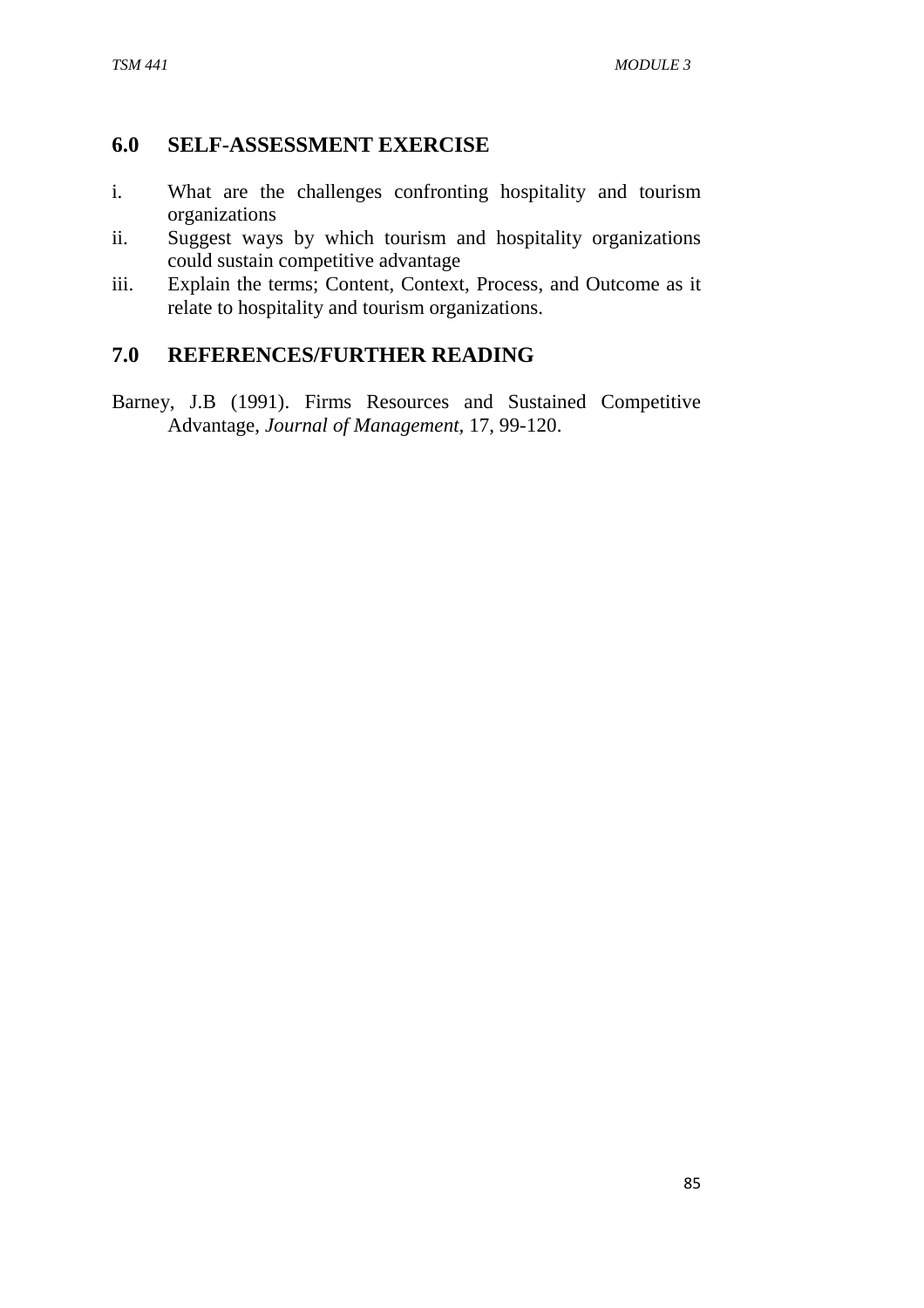## 6.0 SELF-ASSESSMENT EXERCISE

i. What are the challenges confronting hospitality and tourism organizations

ii. Suggest ways by which tourism and hospitality organizations could sustain competitive advantage

iii. Explain the terms; Content, Context, Process, and Outcome as it relate to hospitality and tourism organizations.

## 7.0 REFERENCES/FURTHER READING

Barney, J.B (1991). Firms Resources and Sustained Competitive Advantage, *Journal of Management*, 17, 99-120.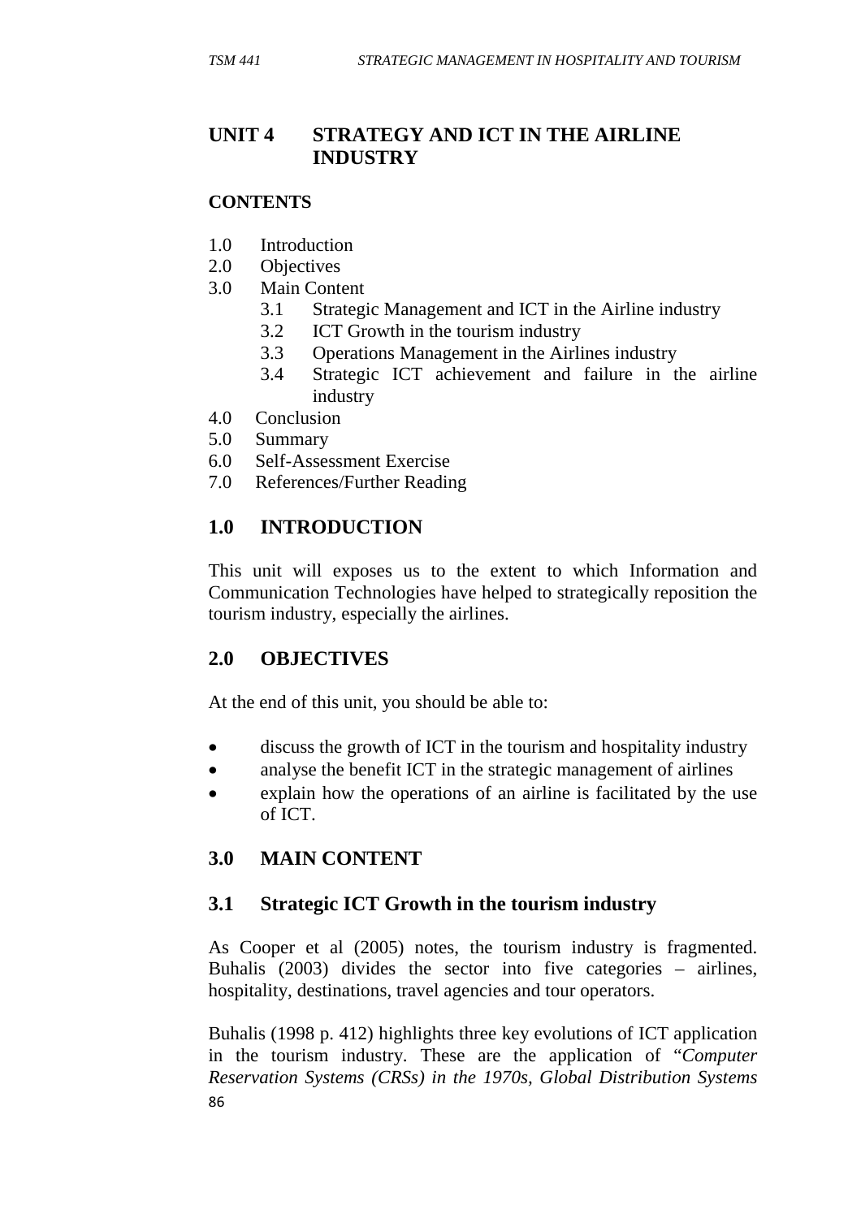## UNIT 4 STRATEGY AND ICT IN THE AIRLINE INDUSTRY

**CONTENTS**

1.0 Introduction
2.0 Objectives
3.0 Main Content
   3.1 Strategic Management and ICT in the Airline industry
   3.2 ICT Growth in the tourism industry
   3.3 Operations Management in the Airlines industry
   3.4 Strategic ICT achievement and failure in the airline industry
4.0 Conclusion
5.0 Summary
6.0 Self-Assessment Exercise
7.0 References/Further Reading

## 1.0 INTRODUCTION

This unit will exposes us to the extent to which Information and Communication Technologies have helped to strategically reposition the tourism industry, especially the airlines.

## 2.0 OBJECTIVES

At the end of this unit, you should be able to:

- discuss the growth of ICT in the tourism and hospitality industry
- analyse the benefit ICT in the strategic management of airlines
- explain how the operations of an airline is facilitated by the use of ICT.

## 3.0 MAIN CONTENT

### 3.1 Strategic ICT Growth in the tourism industry

As Cooper et al (2005) notes, the tourism industry is fragmented. Buhalis (2003) divides the sector into five categories – airlines, hospitality, destinations, travel agencies and tour operators.

Buhalis (1998 p. 412) highlights three key evolutions of ICT application in the tourism industry. These are the application of "*Computer Reservation Systems (CRSs) in the 1970s, Global Distribution Systems*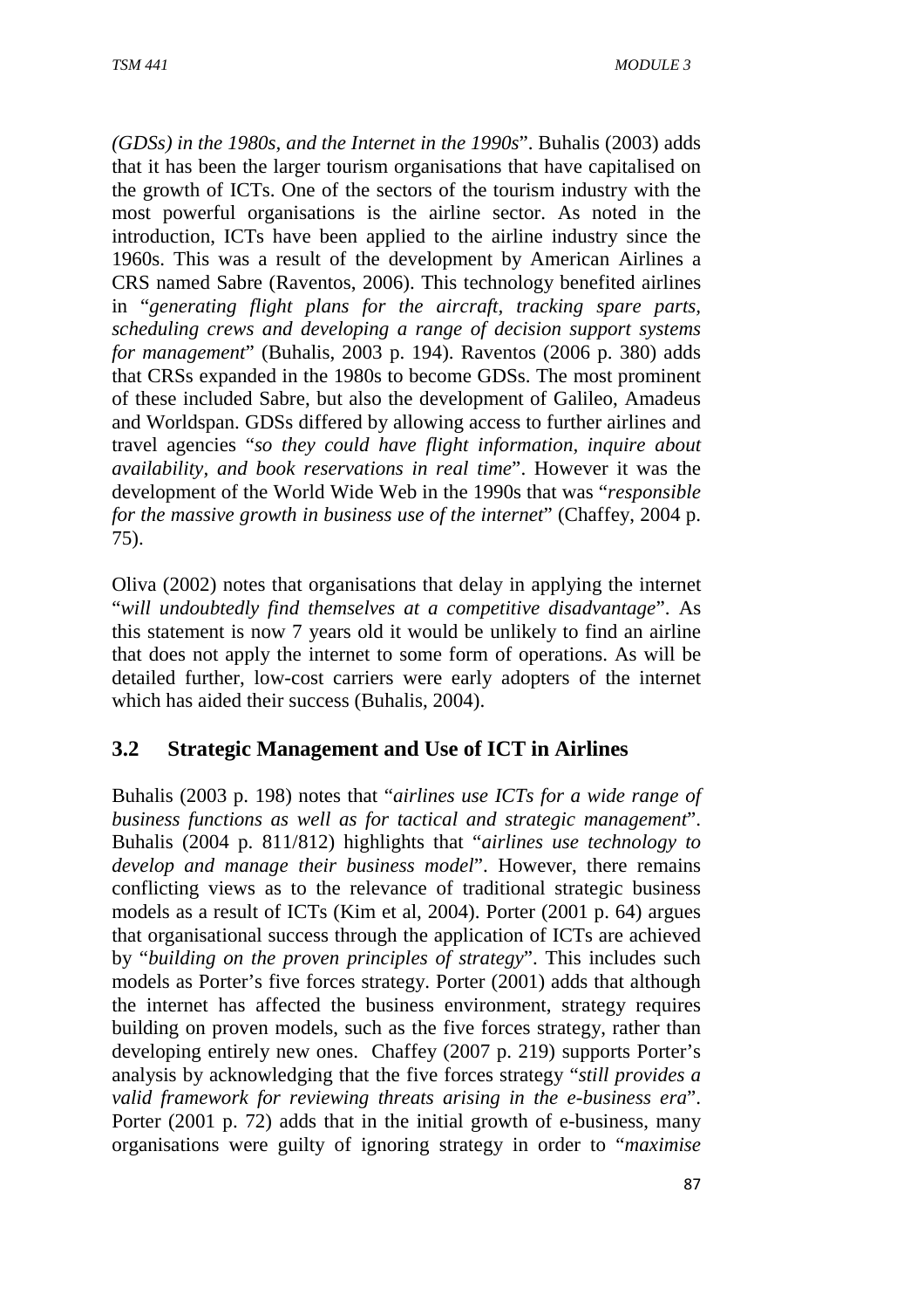*(GDSs) in the 1980s, and the Internet in the 1990s*". Buhalis (2003) adds that it has been the larger tourism organisations that have capitalised on the growth of ICTs. One of the sectors of the tourism industry with the most powerful organisations is the airline sector. As noted in the introduction, ICTs have been applied to the airline industry since the 1960s. This was a result of the development by American Airlines a CRS named Sabre (Raventos, 2006). This technology benefited airlines in "*generating flight plans for the aircraft, tracking spare parts, scheduling crews and developing a range of decision support systems for management*" (Buhalis, 2003 p. 194). Raventos (2006 p. 380) adds that CRSs expanded in the 1980s to become GDSs. The most prominent of these included Sabre, but also the development of Galileo, Amadeus and Worldspan. GDSs differed by allowing access to further airlines and travel agencies "*so they could have flight information, inquire about availability, and book reservations in real time*". However it was the development of the World Wide Web in the 1990s that was "*responsible for the massive growth in business use of the internet*" (Chaffey, 2004 p. 75).

Oliva (2002) notes that organisations that delay in applying the internet "*will undoubtedly find themselves at a competitive disadvantage*". As this statement is now 7 years old it would be unlikely to find an airline that does not apply the internet to some form of operations. As will be detailed further, low-cost carriers were early adopters of the internet which has aided their success (Buhalis, 2004).

## 3.2 Strategic Management and Use of ICT in Airlines

Buhalis (2003 p. 198) notes that "*airlines use ICTs for a wide range of business functions as well as for tactical and strategic management*". Buhalis (2004 p. 811/812) highlights that "*airlines use technology to develop and manage their business model*". However, there remains conflicting views as to the relevance of traditional strategic business models as a result of ICTs (Kim et al, 2004). Porter (2001 p. 64) argues that organisational success through the application of ICTs are achieved by "*building on the proven principles of strategy*". This includes such models as Porter's five forces strategy. Porter (2001) adds that although the internet has affected the business environment, strategy requires building on proven models, such as the five forces strategy, rather than developing entirely new ones. Chaffey (2007 p. 219) supports Porter's analysis by acknowledging that the five forces strategy "*still provides a valid framework for reviewing threats arising in the e-business era*". Porter (2001 p. 72) adds that in the initial growth of e-business, many organisations were guilty of ignoring strategy in order to "*maximise*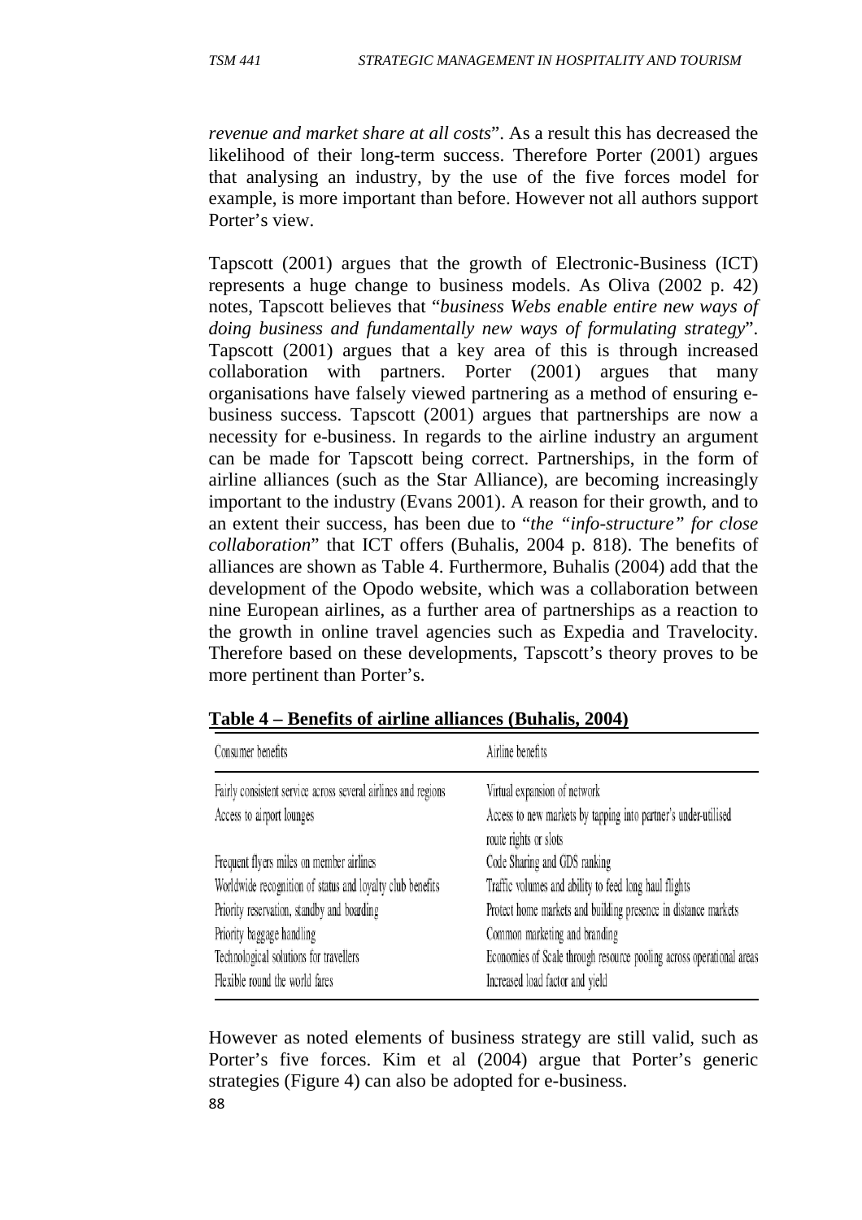*revenue and market share at all costs*". As a result this has decreased the likelihood of their long-term success. Therefore Porter (2001) argues that analysing an industry, by the use of the five forces model for example, is more important than before. However not all authors support Porter's view.

Tapscott (2001) argues that the growth of Electronic-Business (ICT) represents a huge change to business models. As Oliva (2002 p. 42) notes, Tapscott believes that "*business Webs enable entire new ways of doing business and fundamentally new ways of formulating strategy*". Tapscott (2001) argues that a key area of this is through increased collaboration with partners. Porter (2001) argues that many organisations have falsely viewed partnering as a method of ensuring e-business success. Tapscott (2001) argues that partnerships are now a necessity for e-business. In regards to the airline industry an argument can be made for Tapscott being correct. Partnerships, in the form of airline alliances (such as the Star Alliance), are becoming increasingly important to the industry (Evans 2001). A reason for their growth, and to an extent their success, has been due to "*the "info-structure" for close collaboration*" that ICT offers (Buhalis, 2004 p. 818). The benefits of alliances are shown as Table 4. Furthermore, Buhalis (2004) add that the development of the Opodo website, which was a collaboration between nine European airlines, as a further area of partnerships as a reaction to the growth in online travel agencies such as Expedia and Travelocity. Therefore based on these developments, Tapscott's theory proves to be more pertinent than Porter's.

**Table 4 – Benefits of airline alliances (Buhalis, 2004)**

| Consumer benefits | Airline benefits |
|---|---|
| Fairly consistent service across several airlines and regions | Virtual expansion of network |
| Access to airport lounges | Access to new markets by tapping into partner's under-utilised route rights or slots |
| Frequent flyers miles on member airlines | Code Sharing and GDS ranking |
| Worldwide recognition of status and loyalty club benefits | Traffic volumes and ability to feed long haul flights |
| Priority reservation, standby and boarding | Protect home markets and building presence in distance markets |
| Priority baggage handling | Common marketing and branding |
| Technological solutions for travellers | Economies of Scale through resource pooling across operational areas |
| Flexible round the world fares | Increased load factor and yield |

However as noted elements of business strategy are still valid, such as Porter's five forces. Kim et al (2004) argue that Porter's generic strategies (Figure 4) can also be adopted for e-business.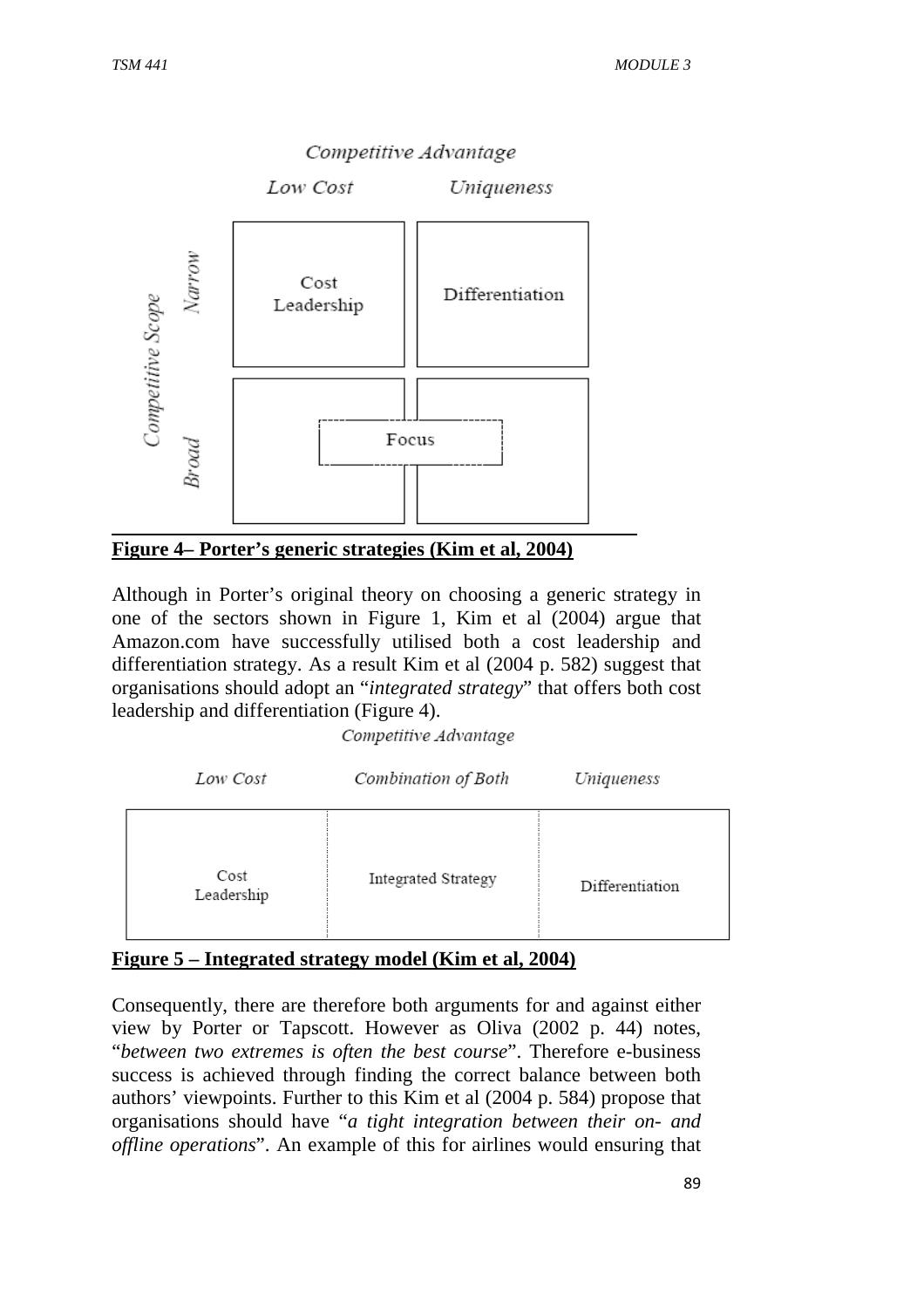Competitive Advantage

| Competitive Scope | Low Cost | Uniqueness |
|---|---|---|
| Narrow | Cost Leadership | Differentiation |
| Broad | Focus | |

**Figure 4– Porter's generic strategies (Kim et al, 2004)**

Although in Porter's original theory on choosing a generic strategy in one of the sectors shown in Figure 1, Kim et al (2004) argue that Amazon.com have successfully utilised both a cost leadership and differentiation strategy. As a result Kim et al (2004 p. 582) suggest that organisations should adopt an "*integrated strategy*" that offers both cost leadership and differentiation (Figure 4).

Competitive Advantage

| Low Cost | Combination of Both | Uniqueness |
|---|---|---|
| Cost Leadership | Integrated Strategy | Differentiation |

**Figure 5 – Integrated strategy model (Kim et al, 2004)**

Consequently, there are therefore both arguments for and against either view by Porter or Tapscott. However as Oliva (2002 p. 44) notes, "*between two extremes is often the best course*". Therefore e-business success is achieved through finding the correct balance between both authors' viewpoints. Further to this Kim et al (2004 p. 584) propose that organisations should have "*a tight integration between their on- and offline operations*". An example of this for airlines would ensuring that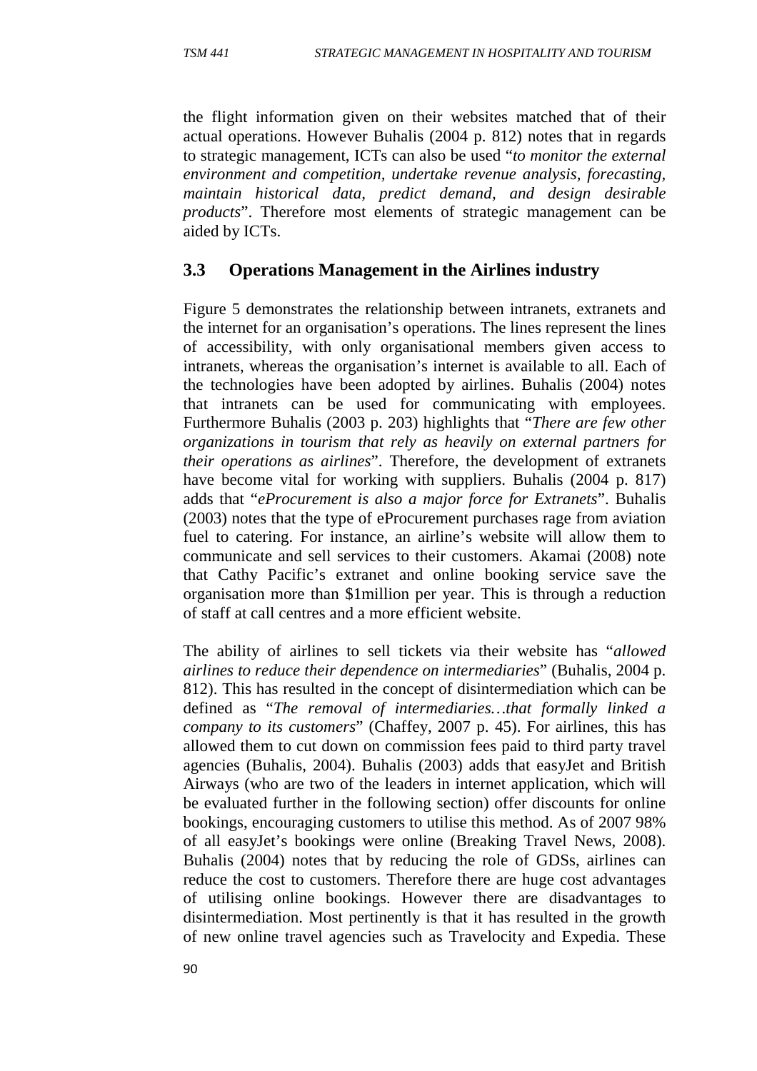the flight information given on their websites matched that of their actual operations. However Buhalis (2004 p. 812) notes that in regards to strategic management, ICTs can also be used "*to monitor the external environment and competition, undertake revenue analysis, forecasting, maintain historical data, predict demand, and design desirable products*". Therefore most elements of strategic management can be aided by ICTs.

## 3.3 Operations Management in the Airlines industry

Figure 5 demonstrates the relationship between intranets, extranets and the internet for an organisation's operations. The lines represent the lines of accessibility, with only organisational members given access to intranets, whereas the organisation's internet is available to all. Each of the technologies have been adopted by airlines. Buhalis (2004) notes that intranets can be used for communicating with employees. Furthermore Buhalis (2003 p. 203) highlights that "*There are few other organizations in tourism that rely as heavily on external partners for their operations as airlines*". Therefore, the development of extranets have become vital for working with suppliers. Buhalis (2004 p. 817) adds that "*eProcurement is also a major force for Extranets*". Buhalis (2003) notes that the type of eProcurement purchases rage from aviation fuel to catering. For instance, an airline's website will allow them to communicate and sell services to their customers. Akamai (2008) note that Cathy Pacific's extranet and online booking service save the organisation more than $1million per year. This is through a reduction of staff at call centres and a more efficient website.

The ability of airlines to sell tickets via their website has "*allowed airlines to reduce their dependence on intermediaries*" (Buhalis, 2004 p. 812). This has resulted in the concept of disintermediation which can be defined as "*The removal of intermediaries…that formally linked a company to its customers*" (Chaffey, 2007 p. 45). For airlines, this has allowed them to cut down on commission fees paid to third party travel agencies (Buhalis, 2004). Buhalis (2003) adds that easyJet and British Airways (who are two of the leaders in internet application, which will be evaluated further in the following section) offer discounts for online bookings, encouraging customers to utilise this method. As of 2007 98% of all easyJet's bookings were online (Breaking Travel News, 2008). Buhalis (2004) notes that by reducing the role of GDSs, airlines can reduce the cost to customers. Therefore there are huge cost advantages of utilising online bookings. However there are disadvantages to disintermediation. Most pertinently is that it has resulted in the growth of new online travel agencies such as Travelocity and Expedia. These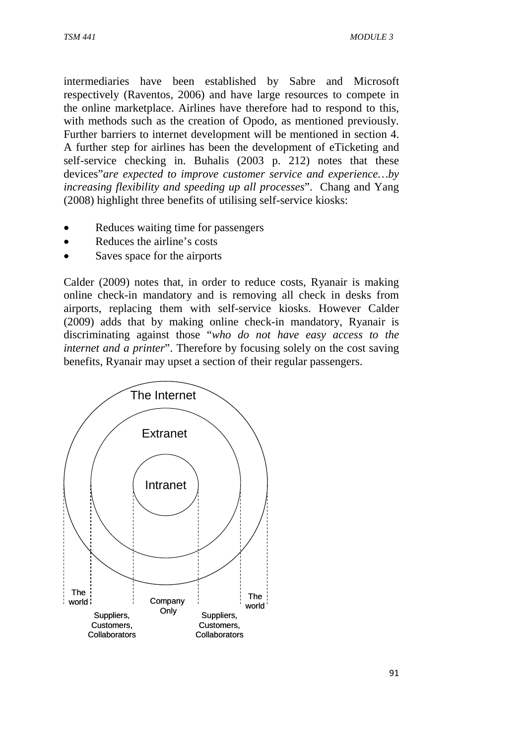intermediaries have been established by Sabre and Microsoft respectively (Raventos, 2006) and have large resources to compete in the online marketplace. Airlines have therefore had to respond to this, with methods such as the creation of Opodo, as mentioned previously. Further barriers to internet development will be mentioned in section 4. A further step for airlines has been the development of eTicketing and self-service checking in. Buhalis (2003 p. 212) notes that these devices"*are expected to improve customer service and experience…by increasing flexibility and speeding up all processes*". Chang and Yang (2008) highlight three benefits of utilising self-service kiosks:

- Reduces waiting time for passengers
- Reduces the airline's costs
- Saves space for the airports

Calder (2009) notes that, in order to reduce costs, Ryanair is making online check-in mandatory and is removing all check in desks from airports, replacing them with self-service kiosks. However Calder (2009) adds that by making online check-in mandatory, Ryanair is discriminating against those "*who do not have easy access to the internet and a printer*". Therefore by focusing solely on the cost saving benefits, Ryanair may upset a section of their regular passengers.

The Internet

Extranet

Intranet

The world | Suppliers, Customers, Collaborators | Company Only | Suppliers, Customers, Collaborators | The world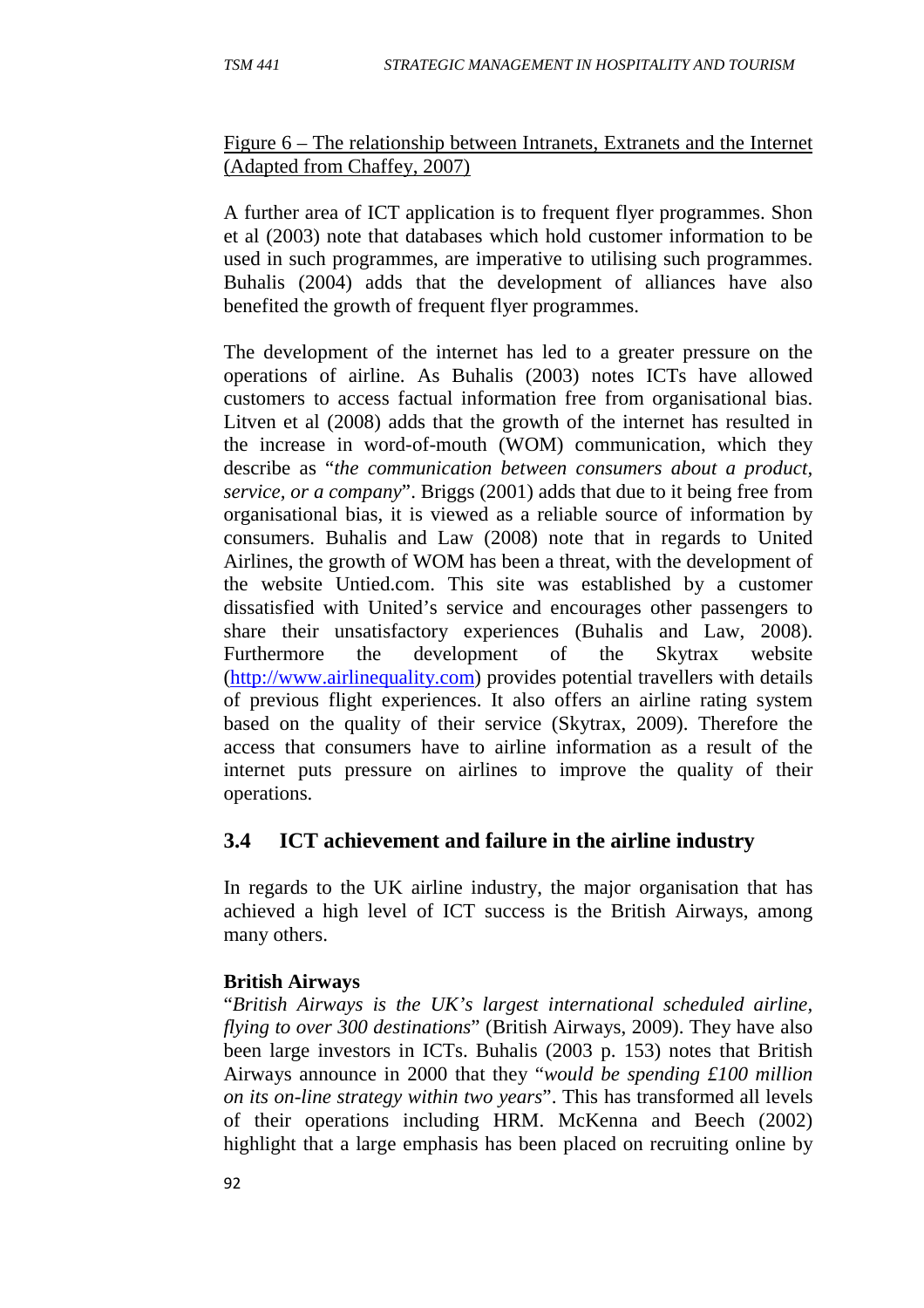Figure 6 – The relationship between Intranets, Extranets and the Internet (Adapted from Chaffey, 2007)

A further area of ICT application is to frequent flyer programmes. Shon et al (2003) note that databases which hold customer information to be used in such programmes, are imperative to utilising such programmes. Buhalis (2004) adds that the development of alliances have also benefited the growth of frequent flyer programmes.

The development of the internet has led to a greater pressure on the operations of airline. As Buhalis (2003) notes ICTs have allowed customers to access factual information free from organisational bias. Litven et al (2008) adds that the growth of the internet has resulted in the increase in word-of-mouth (WOM) communication, which they describe as "*the communication between consumers about a product, service, or a company*". Briggs (2001) adds that due to it being free from organisational bias, it is viewed as a reliable source of information by consumers. Buhalis and Law (2008) note that in regards to United Airlines, the growth of WOM has been a threat, with the development of the website Untied.com. This site was established by a customer dissatisfied with United's service and encourages other passengers to share their unsatisfactory experiences (Buhalis and Law, 2008). Furthermore the development of the Skytrax website (http://www.airlinequality.com) provides potential travellers with details of previous flight experiences. It also offers an airline rating system based on the quality of their service (Skytrax, 2009). Therefore the access that consumers have to airline information as a result of the internet puts pressure on airlines to improve the quality of their operations.

## 3.4 ICT achievement and failure in the airline industry

In regards to the UK airline industry, the major organisation that has achieved a high level of ICT success is the British Airways, among many others.

**British Airways**

"*British Airways is the UK's largest international scheduled airline, flying to over 300 destinations*" (British Airways, 2009). They have also been large investors in ICTs. Buhalis (2003 p. 153) notes that British Airways announce in 2000 that they "*would be spending £100 million on its on-line strategy within two years*". This has transformed all levels of their operations including HRM. McKenna and Beech (2002) highlight that a large emphasis has been placed on recruiting online by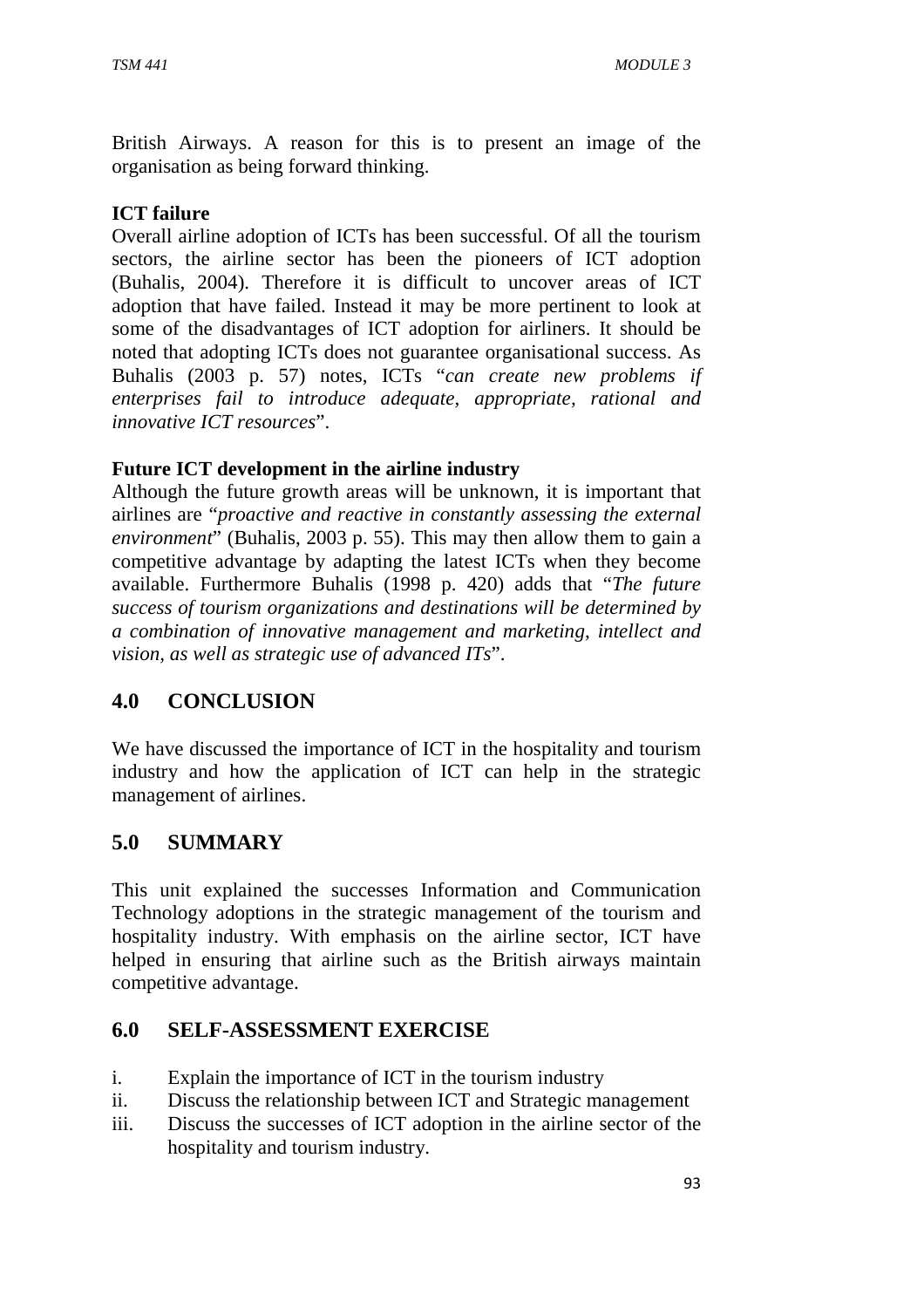British Airways. A reason for this is to present an image of the organisation as being forward thinking.

**ICT failure**

Overall airline adoption of ICTs has been successful. Of all the tourism sectors, the airline sector has been the pioneers of ICT adoption (Buhalis, 2004). Therefore it is difficult to uncover areas of ICT adoption that have failed. Instead it may be more pertinent to look at some of the disadvantages of ICT adoption for airliners. It should be noted that adopting ICTs does not guarantee organisational success. As Buhalis (2003 p. 57) notes, ICTs "*can create new problems if enterprises fail to introduce adequate, appropriate, rational and innovative ICT resources*".

**Future ICT development in the airline industry**

Although the future growth areas will be unknown, it is important that airlines are "*proactive and reactive in constantly assessing the external environment*" (Buhalis, 2003 p. 55). This may then allow them to gain a competitive advantage by adapting the latest ICTs when they become available. Furthermore Buhalis (1998 p. 420) adds that "*The future success of tourism organizations and destinations will be determined by a combination of innovative management and marketing, intellect and vision, as well as strategic use of advanced ITs*".

## 4.0 CONCLUSION

We have discussed the importance of ICT in the hospitality and tourism industry and how the application of ICT can help in the strategic management of airlines.

## 5.0 SUMMARY

This unit explained the successes Information and Communication Technology adoptions in the strategic management of the tourism and hospitality industry. With emphasis on the airline sector, ICT have helped in ensuring that airline such as the British airways maintain competitive advantage.

## 6.0 SELF-ASSESSMENT EXERCISE

i. Explain the importance of ICT in the tourism industry
ii. Discuss the relationship between ICT and Strategic management
iii. Discuss the successes of ICT adoption in the airline sector of the hospitality and tourism industry.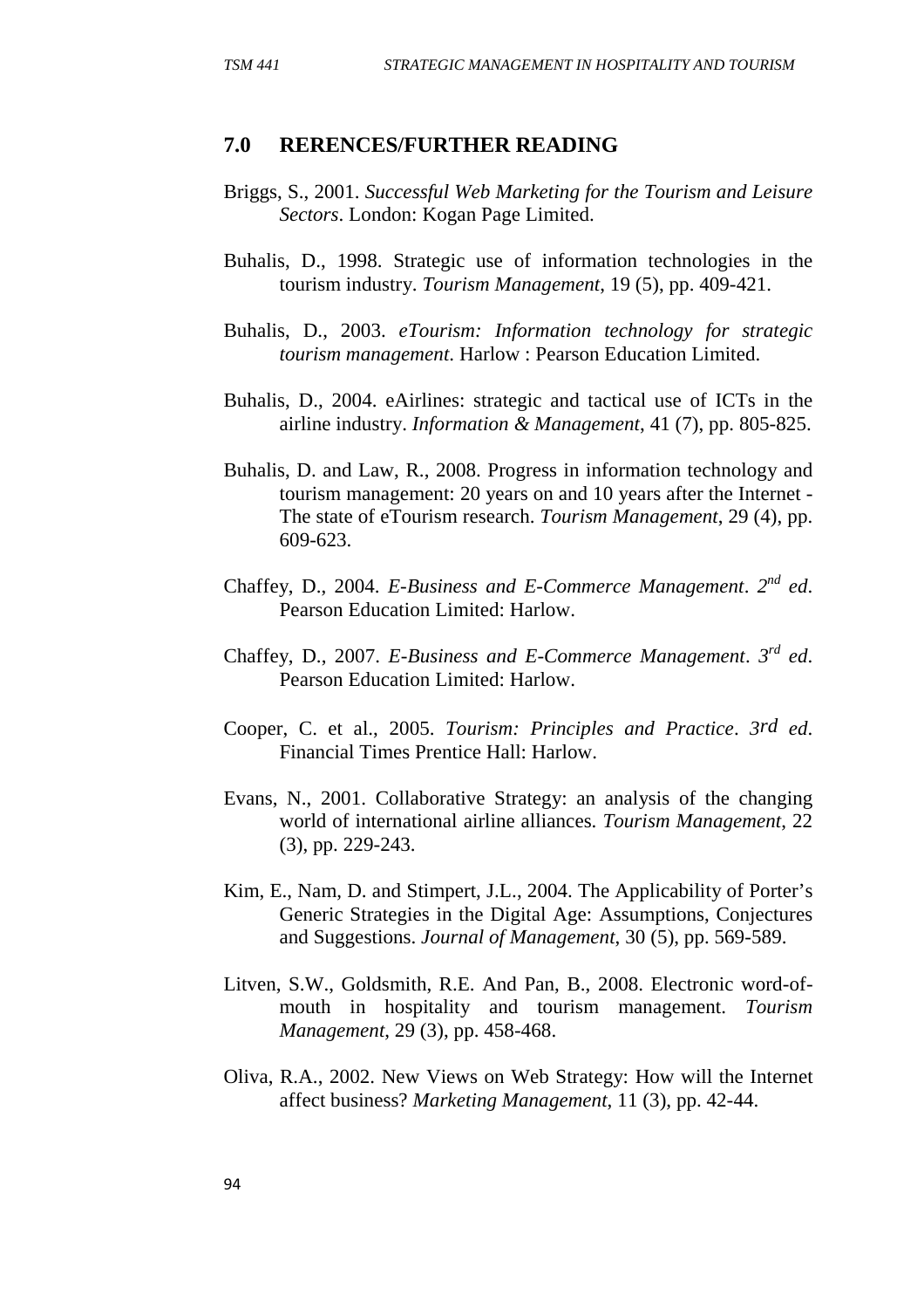## 7.0 RERENCES/FURTHER READING

Briggs, S., 2001. *Successful Web Marketing for the Tourism and Leisure Sectors*. London: Kogan Page Limited.

Buhalis, D., 1998. Strategic use of information technologies in the tourism industry. *Tourism Management*, 19 (5), pp. 409-421.

Buhalis, D., 2003. *eTourism: Information technology for strategic tourism management*. Harlow : Pearson Education Limited.

Buhalis, D., 2004. eAirlines: strategic and tactical use of ICTs in the airline industry. *Information & Management*, 41 (7), pp. 805-825.

Buhalis, D. and Law, R., 2008. Progress in information technology and tourism management: 20 years on and 10 years after the Internet - The state of eTourism research. *Tourism Management*, 29 (4), pp. 609-623.

Chaffey, D., 2004. *E-Business and E-Commerce Management*. *2nd ed*. Pearson Education Limited: Harlow.

Chaffey, D., 2007. *E-Business and E-Commerce Management*. *3rd ed*. Pearson Education Limited: Harlow.

Cooper, C. et al., 2005. *Tourism: Principles and Practice*. *3rd ed*. Financial Times Prentice Hall: Harlow.

Evans, N., 2001. Collaborative Strategy: an analysis of the changing world of international airline alliances. *Tourism Management*, 22 (3), pp. 229-243.

Kim, E., Nam, D. and Stimpert, J.L., 2004. The Applicability of Porter's Generic Strategies in the Digital Age: Assumptions, Conjectures and Suggestions. *Journal of Management*, 30 (5), pp. 569-589.

Litven, S.W., Goldsmith, R.E. And Pan, B., 2008. Electronic word-of-mouth in hospitality and tourism management. *Tourism Management*, 29 (3), pp. 458-468.

Oliva, R.A., 2002. New Views on Web Strategy: How will the Internet affect business? *Marketing Management*, 11 (3), pp. 42-44.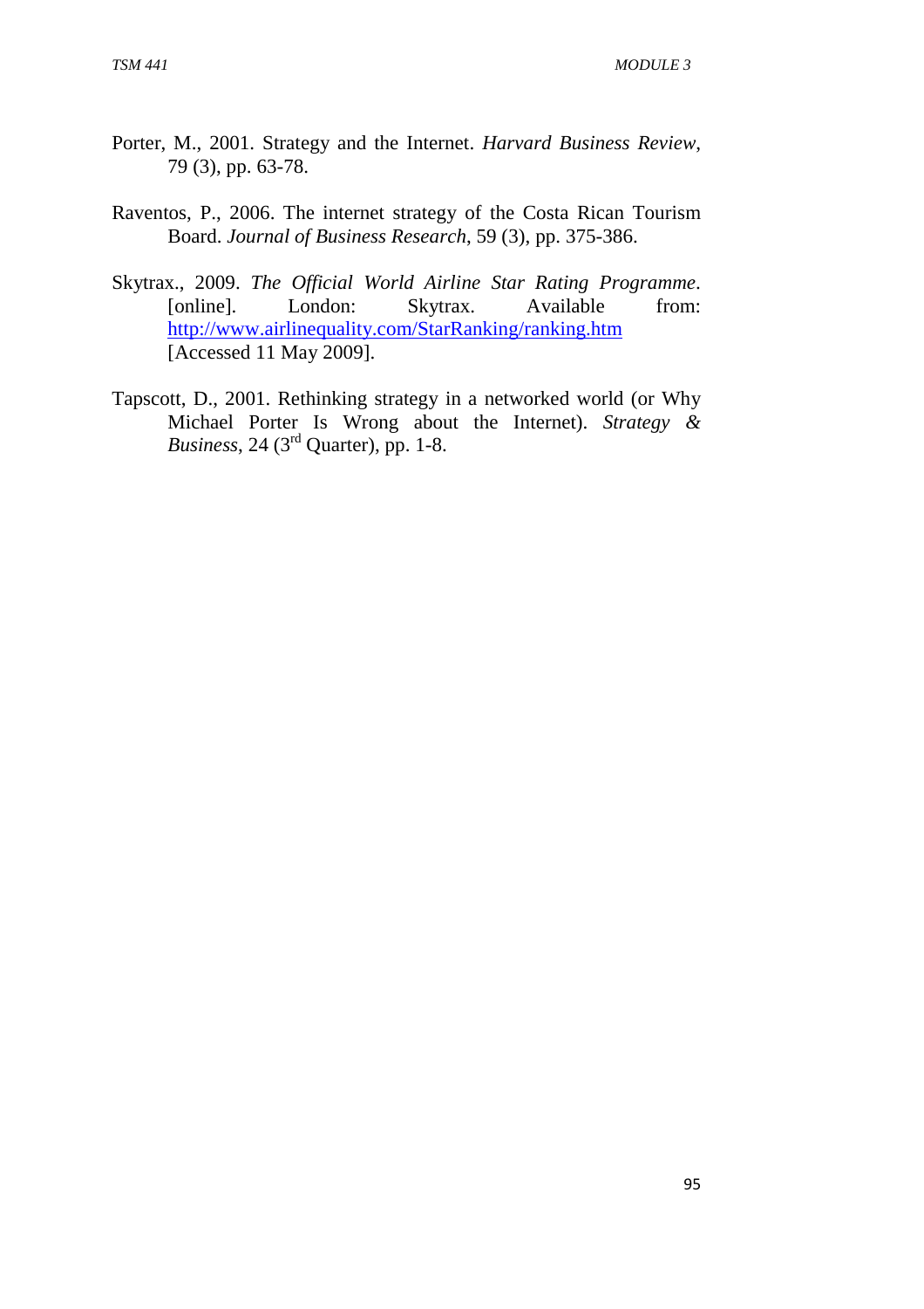Porter, M., 2001. Strategy and the Internet. *Harvard Business Review*, 79 (3), pp. 63-78.

Raventos, P., 2006. The internet strategy of the Costa Rican Tourism Board. *Journal of Business Research*, 59 (3), pp. 375-386.

Skytrax., 2009. *The Official World Airline Star Rating Programme*. [online]. London: Skytrax. Available from: http://www.airlinequality.com/StarRanking/ranking.htm [Accessed 11 May 2009].

Tapscott, D., 2001. Rethinking strategy in a networked world (or Why Michael Porter Is Wrong about the Internet). *Strategy & Business*, 24 (3rd Quarter), pp. 1-8.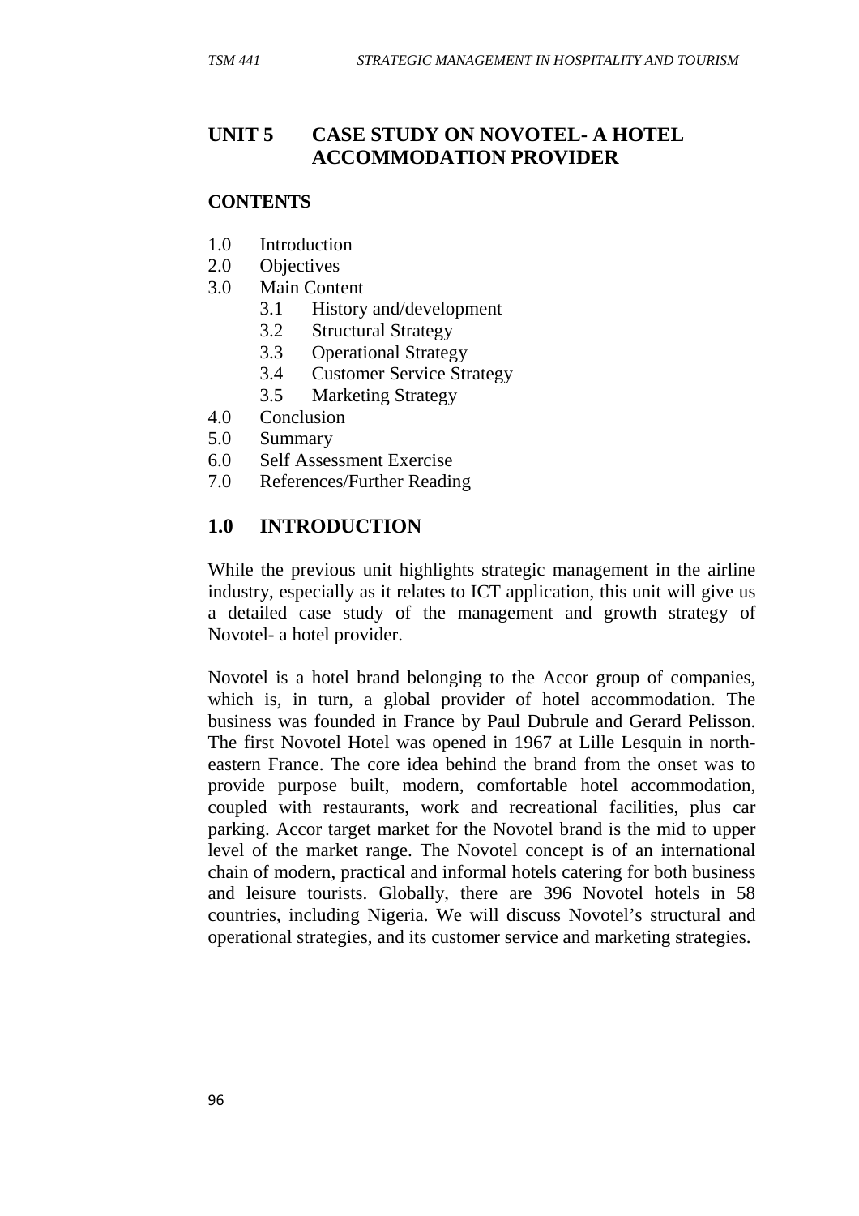## UNIT 5 CASE STUDY ON NOVOTEL- A HOTEL ACCOMMODATION PROVIDER

**CONTENTS**

1.0 Introduction
2.0 Objectives
3.0 Main Content
   3.1 History and/development
   3.2 Structural Strategy
   3.3 Operational Strategy
   3.4 Customer Service Strategy
   3.5 Marketing Strategy
4.0 Conclusion
5.0 Summary
6.0 Self Assessment Exercise
7.0 References/Further Reading

## 1.0 INTRODUCTION

While the previous unit highlights strategic management in the airline industry, especially as it relates to ICT application, this unit will give us a detailed case study of the management and growth strategy of Novotel- a hotel provider.

Novotel is a hotel brand belonging to the Accor group of companies, which is, in turn, a global provider of hotel accommodation. The business was founded in France by Paul Dubrule and Gerard Pelisson. The first Novotel Hotel was opened in 1967 at Lille Lesquin in north-eastern France. The core idea behind the brand from the onset was to provide purpose built, modern, comfortable hotel accommodation, coupled with restaurants, work and recreational facilities, plus car parking. Accor target market for the Novotel brand is the mid to upper level of the market range. The Novotel concept is of an international chain of modern, practical and informal hotels catering for both business and leisure tourists. Globally, there are 396 Novotel hotels in 58 countries, including Nigeria. We will discuss Novotel's structural and operational strategies, and its customer service and marketing strategies.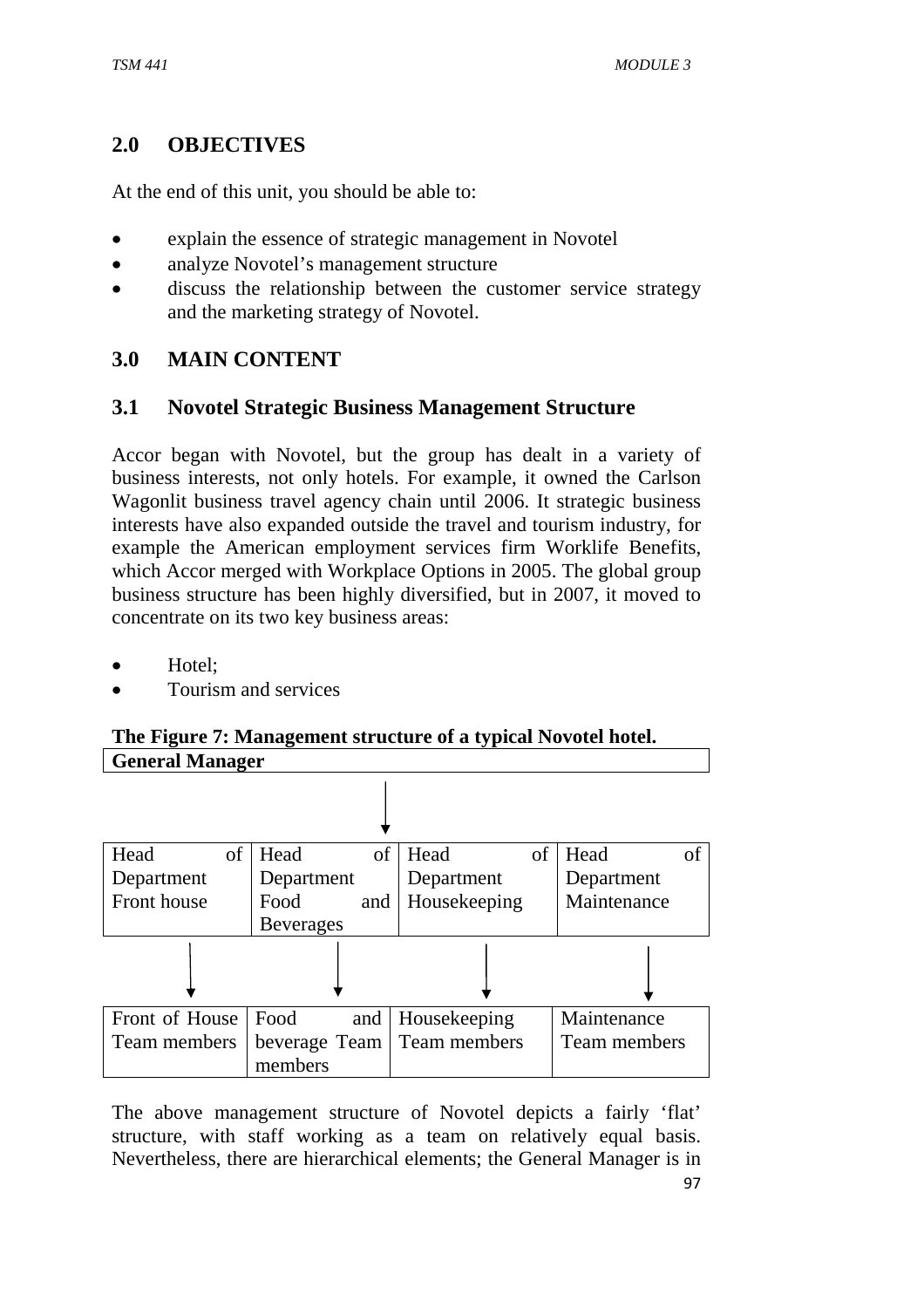## 2.0 OBJECTIVES

At the end of this unit, you should be able to:

- explain the essence of strategic management in Novotel
- analyze Novotel's management structure
- discuss the relationship between the customer service strategy and the marketing strategy of Novotel.

## 3.0 MAIN CONTENT

### 3.1 Novotel Strategic Business Management Structure

Accor began with Novotel, but the group has dealt in a variety of business interests, not only hotels. For example, it owned the Carlson Wagonlit business travel agency chain until 2006. It strategic business interests have also expanded outside the travel and tourism industry, for example the American employment services firm Worklife Benefits, which Accor merged with Workplace Options in 2005. The global group business structure has been highly diversified, but in 2007, it moved to concentrate on its two key business areas:

- Hotel;
- Tourism and services

**The Figure 7: Management structure of a typical Novotel hotel.**

| **General Manager** | | | |
|---|---|---|---|
| ↓ | | | |
| Head of Department Front house | Head of Department Food and Beverages | Head of Department Housekeeping | Head of Department Maintenance |
| ↓ | ↓ | ↓ | ↓ |
| Front of House Team members | Food and beverage Team members | Housekeeping Team members | Maintenance Team members |

The above management structure of Novotel depicts a fairly 'flat' structure, with staff working as a team on relatively equal basis. Nevertheless, there are hierarchical elements; the General Manager is in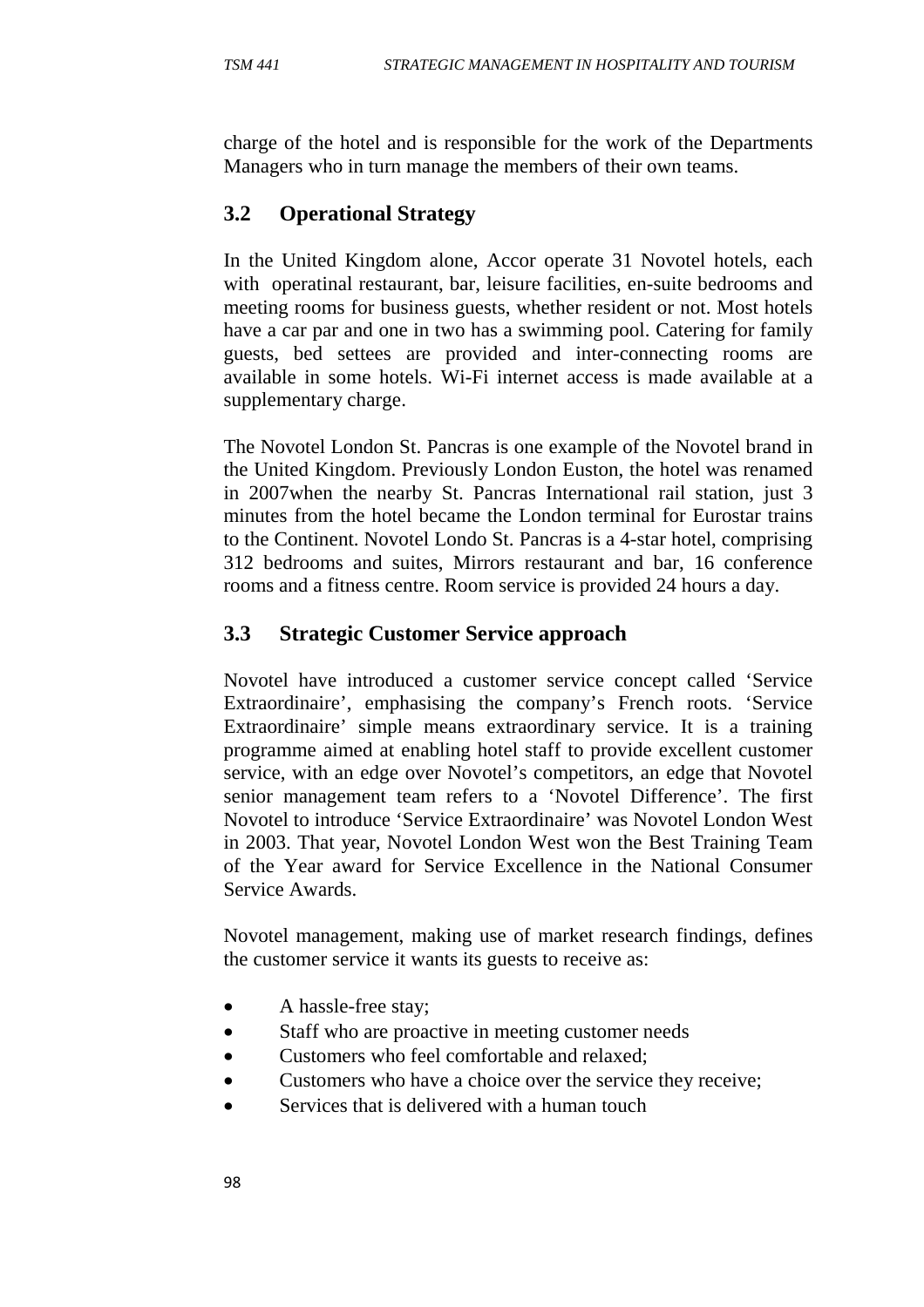charge of the hotel and is responsible for the work of the Departments Managers who in turn manage the members of their own teams.

## 3.2 Operational Strategy

In the United Kingdom alone, Accor operate 31 Novotel hotels, each with operatinal restaurant, bar, leisure facilities, en-suite bedrooms and meeting rooms for business guests, whether resident or not. Most hotels have a car par and one in two has a swimming pool. Catering for family guests, bed settees are provided and inter-connecting rooms are available in some hotels. Wi-Fi internet access is made available at a supplementary charge.

The Novotel London St. Pancras is one example of the Novotel brand in the United Kingdom. Previously London Euston, the hotel was renamed in 2007when the nearby St. Pancras International rail station, just 3 minutes from the hotel became the London terminal for Eurostar trains to the Continent. Novotel Londo St. Pancras is a 4-star hotel, comprising 312 bedrooms and suites, Mirrors restaurant and bar, 16 conference rooms and a fitness centre. Room service is provided 24 hours a day.

## 3.3 Strategic Customer Service approach

Novotel have introduced a customer service concept called 'Service Extraordinaire', emphasising the company's French roots. 'Service Extraordinaire' simple means extraordinary service. It is a training programme aimed at enabling hotel staff to provide excellent customer service, with an edge over Novotel's competitors, an edge that Novotel senior management team refers to a 'Novotel Difference'. The first Novotel to introduce 'Service Extraordinaire' was Novotel London West in 2003. That year, Novotel London West won the Best Training Team of the Year award for Service Excellence in the National Consumer Service Awards.

Novotel management, making use of market research findings, defines the customer service it wants its guests to receive as:

- A hassle-free stay;
- Staff who are proactive in meeting customer needs
- Customers who feel comfortable and relaxed;
- Customers who have a choice over the service they receive;
- Services that is delivered with a human touch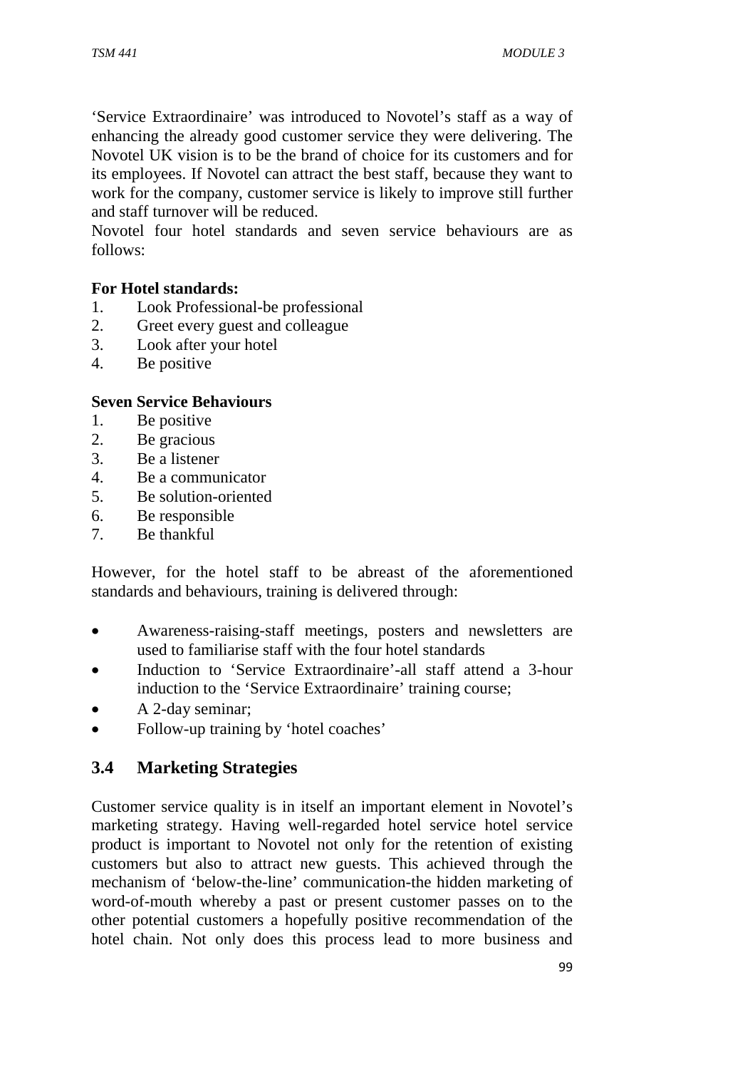'Service Extraordinaire' was introduced to Novotel's staff as a way of enhancing the already good customer service they were delivering. The Novotel UK vision is to be the brand of choice for its customers and for its employees. If Novotel can attract the best staff, because they want to work for the company, customer service is likely to improve still further and staff turnover will be reduced.

Novotel four hotel standards and seven service behaviours are as follows:

**For Hotel standards:**

1. Look Professional-be professional
2. Greet every guest and colleague
3. Look after your hotel
4. Be positive

**Seven Service Behaviours**

1. Be positive
2. Be gracious
3. Be a listener
4. Be a communicator
5. Be solution-oriented
6. Be responsible
7. Be thankful

However, for the hotel staff to be abreast of the aforementioned standards and behaviours, training is delivered through:

- Awareness-raising-staff meetings, posters and newsletters are used to familiarise staff with the four hotel standards
- Induction to 'Service Extraordinaire'-all staff attend a 3-hour induction to the 'Service Extraordinaire' training course;
- A 2-day seminar;
- Follow-up training by 'hotel coaches'

## 3.4 Marketing Strategies

Customer service quality is in itself an important element in Novotel's marketing strategy. Having well-regarded hotel service hotel service product is important to Novotel not only for the retention of existing customers but also to attract new guests. This achieved through the mechanism of 'below-the-line' communication-the hidden marketing of word-of-mouth whereby a past or present customer passes on to the other potential customers a hopefully positive recommendation of the hotel chain. Not only does this process lead to more business and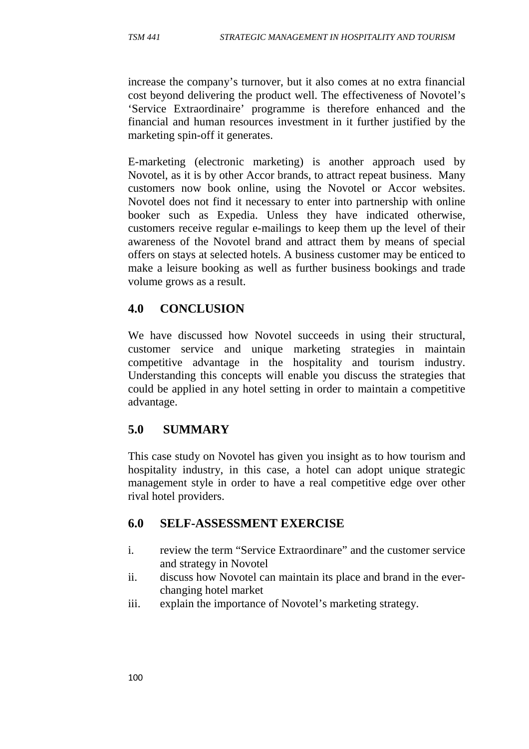increase the company's turnover, but it also comes at no extra financial cost beyond delivering the product well. The effectiveness of Novotel's 'Service Extraordinaire' programme is therefore enhanced and the financial and human resources investment in it further justified by the marketing spin-off it generates.

E-marketing (electronic marketing) is another approach used by Novotel, as it is by other Accor brands, to attract repeat business. Many customers now book online, using the Novotel or Accor websites. Novotel does not find it necessary to enter into partnership with online booker such as Expedia. Unless they have indicated otherwise, customers receive regular e-mailings to keep them up the level of their awareness of the Novotel brand and attract them by means of special offers on stays at selected hotels. A business customer may be enticed to make a leisure booking as well as further business bookings and trade volume grows as a result.

## 4.0 CONCLUSION

We have discussed how Novotel succeeds in using their structural, customer service and unique marketing strategies in maintain competitive advantage in the hospitality and tourism industry. Understanding this concepts will enable you discuss the strategies that could be applied in any hotel setting in order to maintain a competitive advantage.

## 5.0 SUMMARY

This case study on Novotel has given you insight as to how tourism and hospitality industry, in this case, a hotel can adopt unique strategic management style in order to have a real competitive edge over other rival hotel providers.

## 6.0 SELF-ASSESSMENT EXERCISE

i. review the term "Service Extraordinare" and the customer service and strategy in Novotel
ii. discuss how Novotel can maintain its place and brand in the ever-changing hotel market
iii. explain the importance of Novotel's marketing strategy.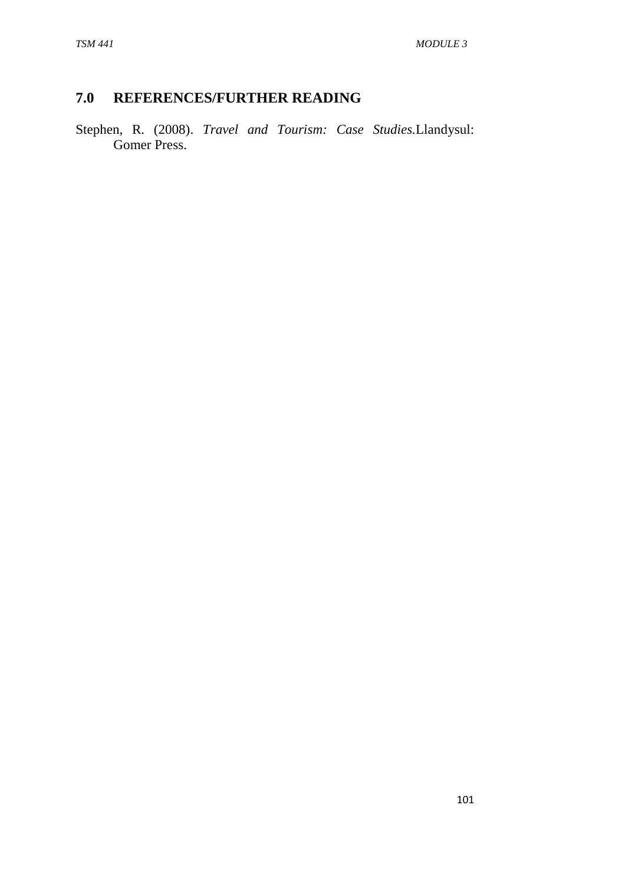## 7.0 REFERENCES/FURTHER READING

Stephen, R. (2008). *Travel and Tourism: Case Studies*.Llandysul: Gomer Press.